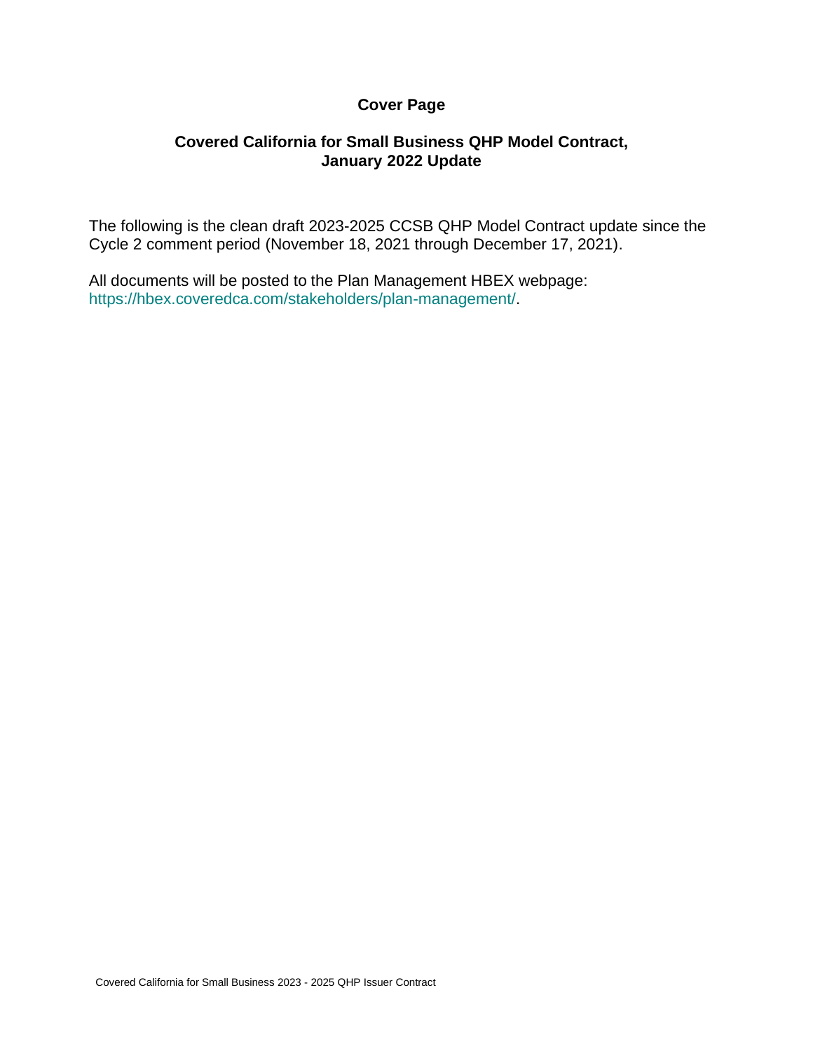# Cover Page

## Covered California for Small Business QHP Model Contract, January 2022 Update

The following is the clean draft 2023-2025 CCSB QHP Model Contract update since the Cycle 2 comment period (November 18, 2021 through December 17, 2021).

All documents will be posted to the Plan Management HBEX webpage: https://hbex.coveredca.com/stakeholders/plan-management/.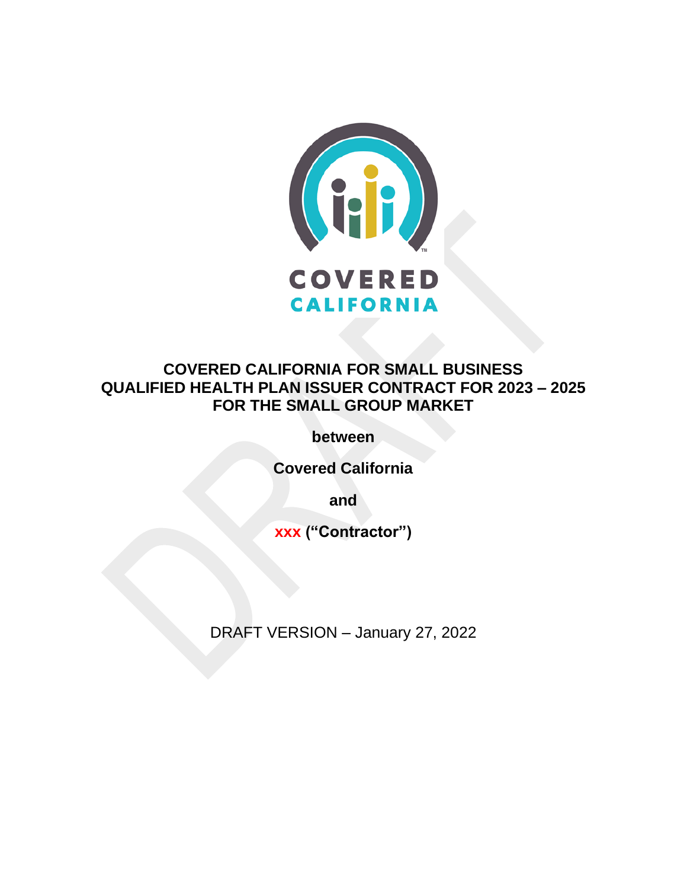**COVERED CALIFORNIA FOR SMALL BUSINESS QUALIFIED HEALTH PLAN ISSUER CONTRACT FOR 2023 – 2025 FOR THE SMALL GROUP MARKET**

**between**

**Covered California**

**and**

**xxx ("Contractor")**

DRAFT VERSION – January 27, 2022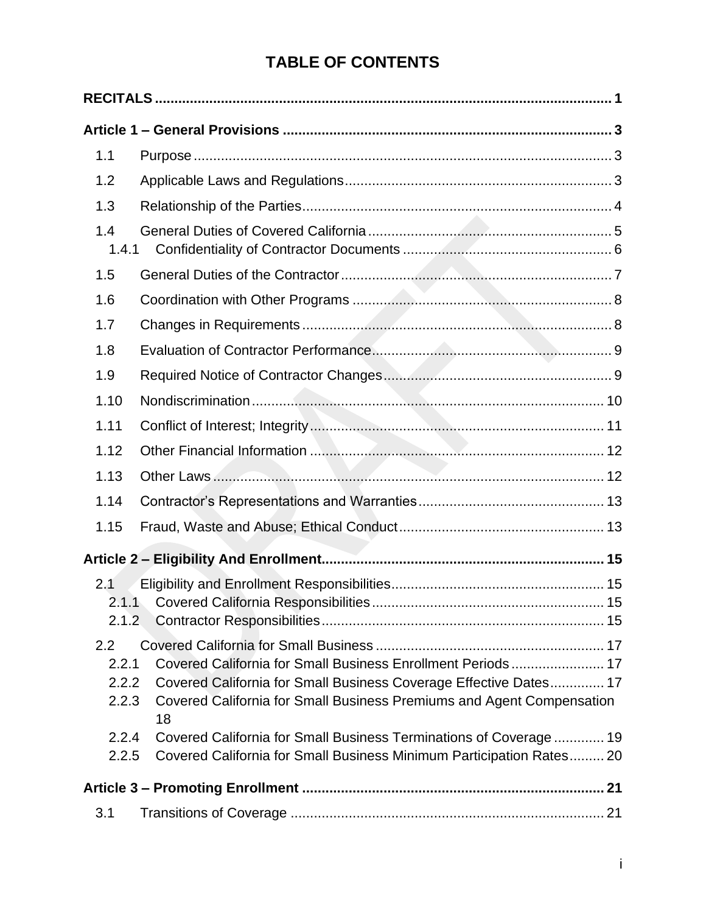# TABLE OF CONTENTS

**RECITALS** ........ **1**

**Article 1 – General Provisions** ........ **3**

- 1.1 Purpose ........ 3
- 1.2 Applicable Laws and Regulations ........ 3
- 1.3 Relationship of the Parties ........ 4
- 1.4 General Duties of Covered California ........ 5
  - 1.4.1 Confidentiality of Contractor Documents ........ 6
- 1.5 General Duties of the Contractor ........ 7
- 1.6 Coordination with Other Programs ........ 8
- 1.7 Changes in Requirements ........ 8
- 1.8 Evaluation of Contractor Performance ........ 9
- 1.9 Required Notice of Contractor Changes ........ 9
- 1.10 Nondiscrimination ........ 10
- 1.11 Conflict of Interest; Integrity ........ 11
- 1.12 Other Financial Information ........ 12
- 1.13 Other Laws ........ 12
- 1.14 Contractor's Representations and Warranties ........ 13
- 1.15 Fraud, Waste and Abuse; Ethical Conduct ........ 13

**Article 2 – Eligibility And Enrollment** ........ **15**

- 2.1 Eligibility and Enrollment Responsibilities ........ 15
  - 2.1.1 Covered California Responsibilities ........ 15
  - 2.1.2 Contractor Responsibilities ........ 15
- 2.2 Covered California for Small Business ........ 17
  - 2.2.1 Covered California for Small Business Enrollment Periods ........ 17
  - 2.2.2 Covered California for Small Business Coverage Effective Dates ........ 17
  - 2.2.3 Covered California for Small Business Premiums and Agent Compensation 18
  - 2.2.4 Covered California for Small Business Terminations of Coverage ........ 19
  - 2.2.5 Covered California for Small Business Minimum Participation Rates ........ 20

**Article 3 – Promoting Enrollment** ........ **21**

- 3.1 Transitions of Coverage ........ 21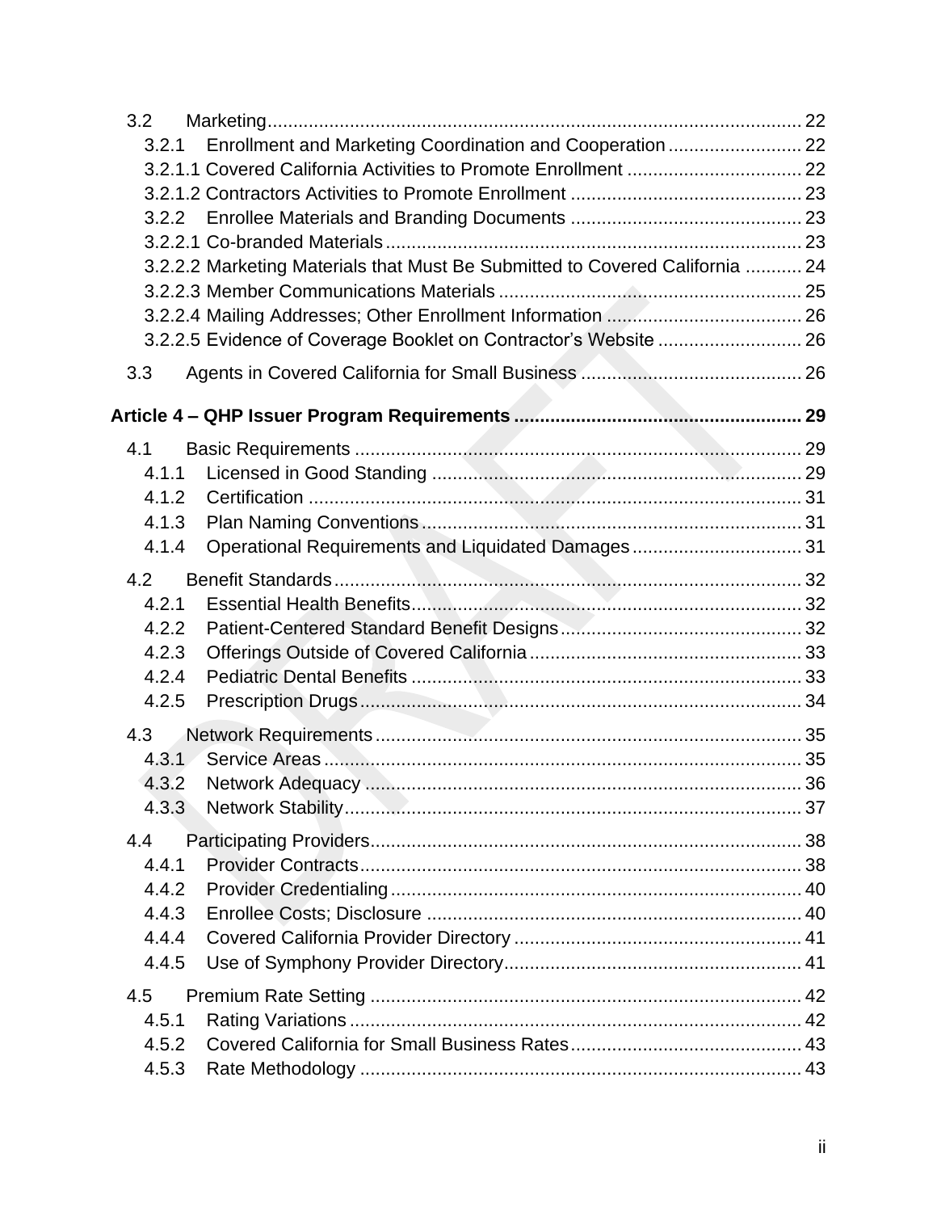3.2 Marketing ..... 22

3.2.1 Enrollment and Marketing Coordination and Cooperation ..... 22

3.2.1.1 Covered California Activities to Promote Enrollment ..... 22

3.2.1.2 Contractors Activities to Promote Enrollment ..... 23

3.2.2 Enrollee Materials and Branding Documents ..... 23

3.2.2.1 Co-branded Materials ..... 23

3.2.2.2 Marketing Materials that Must Be Submitted to Covered California ..... 24

3.2.2.3 Member Communications Materials ..... 25

3.2.2.4 Mailing Addresses; Other Enrollment Information ..... 26

3.2.2.5 Evidence of Coverage Booklet on Contractor's Website ..... 26

3.3 Agents in Covered California for Small Business ..... 26

**Article 4 – QHP Issuer Program Requirements ..... 29**

4.1 Basic Requirements ..... 29

4.1.1 Licensed in Good Standing ..... 29

4.1.2 Certification ..... 31

4.1.3 Plan Naming Conventions ..... 31

4.1.4 Operational Requirements and Liquidated Damages ..... 31

4.2 Benefit Standards ..... 32

4.2.1 Essential Health Benefits ..... 32

4.2.2 Patient-Centered Standard Benefit Designs ..... 32

4.2.3 Offerings Outside of Covered California ..... 33

4.2.4 Pediatric Dental Benefits ..... 33

4.2.5 Prescription Drugs ..... 34

4.3 Network Requirements ..... 35

4.3.1 Service Areas ..... 35

4.3.2 Network Adequacy ..... 36

4.3.3 Network Stability ..... 37

4.4 Participating Providers ..... 38

4.4.1 Provider Contracts ..... 38

4.4.2 Provider Credentialing ..... 40

4.4.3 Enrollee Costs; Disclosure ..... 40

4.4.4 Covered California Provider Directory ..... 41

4.4.5 Use of Symphony Provider Directory ..... 41

4.5 Premium Rate Setting ..... 42

4.5.1 Rating Variations ..... 42

4.5.2 Covered California for Small Business Rates ..... 43

4.5.3 Rate Methodology ..... 43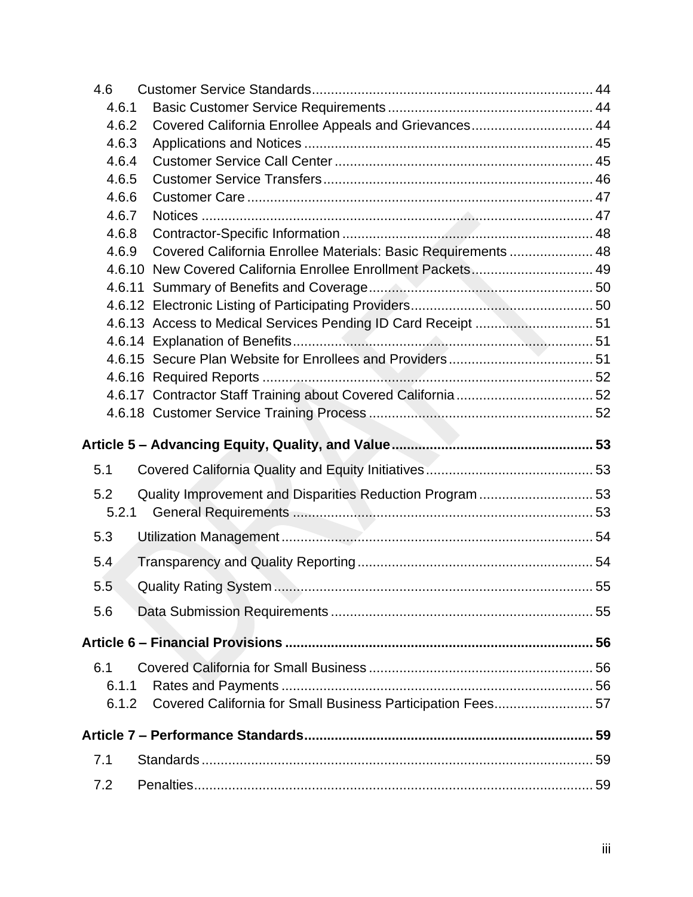- 4.6 Customer Service Standards ... 44
  - 4.6.1 Basic Customer Service Requirements ... 44
  - 4.6.2 Covered California Enrollee Appeals and Grievances ... 44
  - 4.6.3 Applications and Notices ... 45
  - 4.6.4 Customer Service Call Center ... 45
  - 4.6.5 Customer Service Transfers ... 46
  - 4.6.6 Customer Care ... 47
  - 4.6.7 Notices ... 47
  - 4.6.8 Contractor-Specific Information ... 48
  - 4.6.9 Covered California Enrollee Materials: Basic Requirements ... 48
  - 4.6.10 New Covered California Enrollee Enrollment Packets ... 49
  - 4.6.11 Summary of Benefits and Coverage ... 50
  - 4.6.12 Electronic Listing of Participating Providers ... 50
  - 4.6.13 Access to Medical Services Pending ID Card Receipt ... 51
  - 4.6.14 Explanation of Benefits ... 51
  - 4.6.15 Secure Plan Website for Enrollees and Providers ... 51
  - 4.6.16 Required Reports ... 52
  - 4.6.17 Contractor Staff Training about Covered California ... 52
  - 4.6.18 Customer Service Training Process ... 52

**Article 5 – Advancing Equity, Quality, and Value ... 53**

- 5.1 Covered California Quality and Equity Initiatives ... 53
- 5.2 Quality Improvement and Disparities Reduction Program ... 53
  - 5.2.1 General Requirements ... 53
- 5.3 Utilization Management ... 54
- 5.4 Transparency and Quality Reporting ... 54
- 5.5 Quality Rating System ... 55
- 5.6 Data Submission Requirements ... 55

**Article 6 – Financial Provisions ... 56**

- 6.1 Covered California for Small Business ... 56
  - 6.1.1 Rates and Payments ... 56
  - 6.1.2 Covered California for Small Business Participation Fees ... 57

**Article 7 – Performance Standards ... 59**

- 7.1 Standards ... 59
- 7.2 Penalties ... 59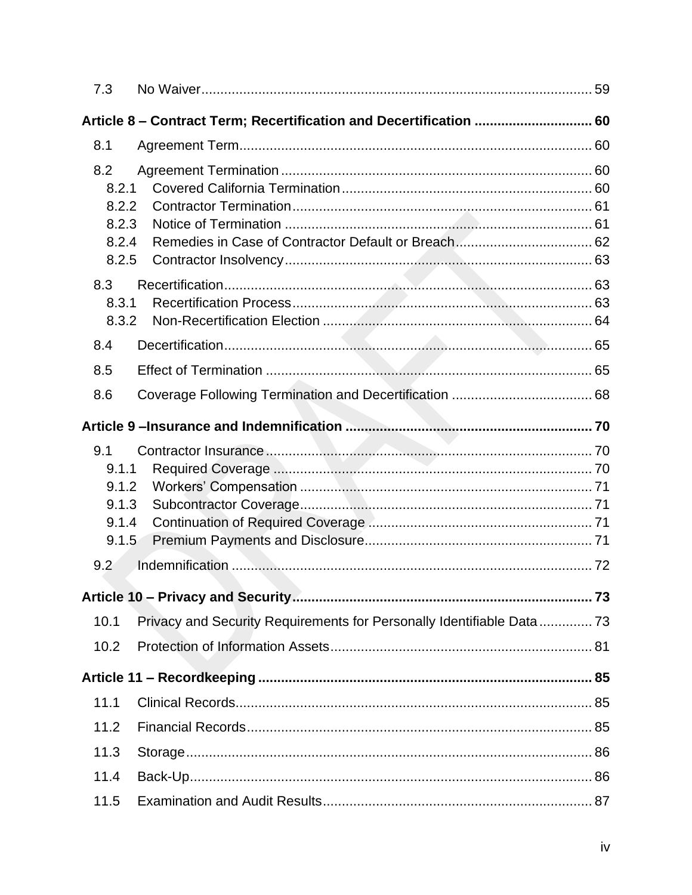7.3 No Waiver ..... 59

**Article 8 – Contract Term; Recertification and Decertification ..... 60**

8.1 Agreement Term ..... 60

8.2 Agreement Termination ..... 60
- 8.2.1 Covered California Termination ..... 60
- 8.2.2 Contractor Termination ..... 61
- 8.2.3 Notice of Termination ..... 61
- 8.2.4 Remedies in Case of Contractor Default or Breach ..... 62
- 8.2.5 Contractor Insolvency ..... 63

8.3 Recertification ..... 63
- 8.3.1 Recertification Process ..... 63
- 8.3.2 Non-Recertification Election ..... 64

8.4 Decertification ..... 65

8.5 Effect of Termination ..... 65

8.6 Coverage Following Termination and Decertification ..... 68

**Article 9 –Insurance and Indemnification ..... 70**

9.1 Contractor Insurance ..... 70
- 9.1.1 Required Coverage ..... 70
- 9.1.2 Workers' Compensation ..... 71
- 9.1.3 Subcontractor Coverage ..... 71
- 9.1.4 Continuation of Required Coverage ..... 71
- 9.1.5 Premium Payments and Disclosure ..... 71

9.2 Indemnification ..... 72

**Article 10 – Privacy and Security ..... 73**

10.1 Privacy and Security Requirements for Personally Identifiable Data ..... 73

10.2 Protection of Information Assets ..... 81

**Article 11 – Recordkeeping ..... 85**

11.1 Clinical Records ..... 85

11.2 Financial Records ..... 85

11.3 Storage ..... 86

11.4 Back-Up ..... 86

11.5 Examination and Audit Results ..... 87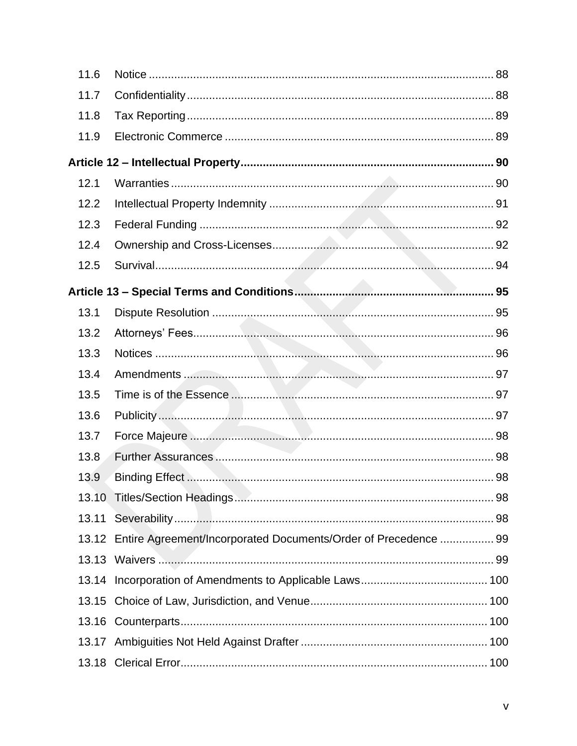| | | |
|---|---|---|
| 11.6 | Notice | 88 |
| 11.7 | Confidentiality | 88 |
| 11.8 | Tax Reporting | 89 |
| 11.9 | Electronic Commerce | 89 |
| **Article 12 – Intellectual Property** | | **90** |
| 12.1 | Warranties | 90 |
| 12.2 | Intellectual Property Indemnity | 91 |
| 12.3 | Federal Funding | 92 |
| 12.4 | Ownership and Cross-Licenses | 92 |
| 12.5 | Survival | 94 |
| **Article 13 – Special Terms and Conditions** | | **95** |
| 13.1 | Dispute Resolution | 95 |
| 13.2 | Attorneys' Fees | 96 |
| 13.3 | Notices | 96 |
| 13.4 | Amendments | 97 |
| 13.5 | Time is of the Essence | 97 |
| 13.6 | Publicity | 97 |
| 13.7 | Force Majeure | 98 |
| 13.8 | Further Assurances | 98 |
| 13.9 | Binding Effect | 98 |
| 13.10 | Titles/Section Headings | 98 |
| 13.11 | Severability | 98 |
| 13.12 | Entire Agreement/Incorporated Documents/Order of Precedence | 99 |
| 13.13 | Waivers | 99 |
| 13.14 | Incorporation of Amendments to Applicable Laws | 100 |
| 13.15 | Choice of Law, Jurisdiction, and Venue | 100 |
| 13.16 | Counterparts | 100 |
| 13.17 | Ambiguities Not Held Against Drafter | 100 |
| 13.18 | Clerical Error | 100 |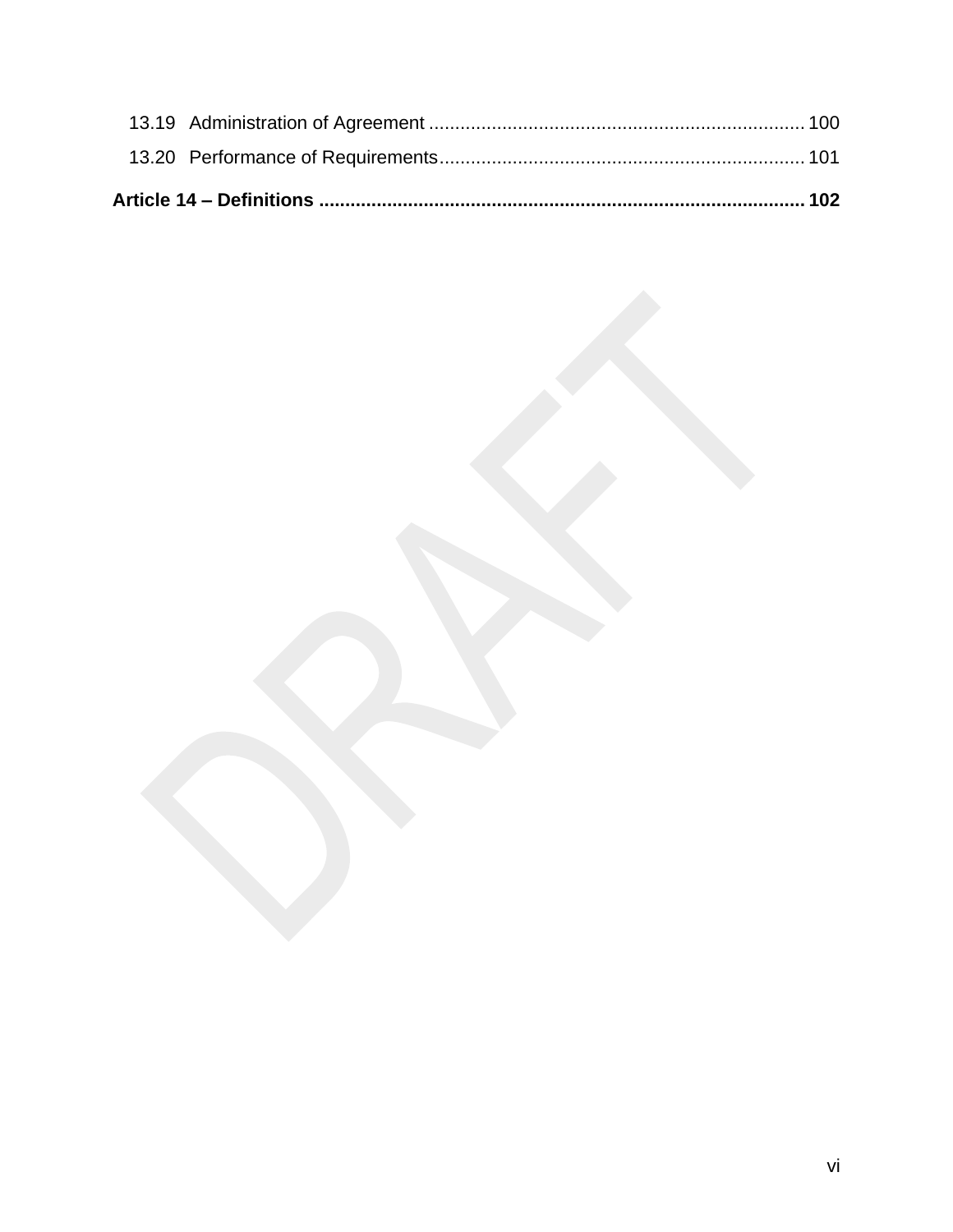13.19 Administration of Agreement ........................................................................ 100

13.20 Performance of Requirements ...................................................................... 101

**Article 14 – Definitions ........................................................................................... 102**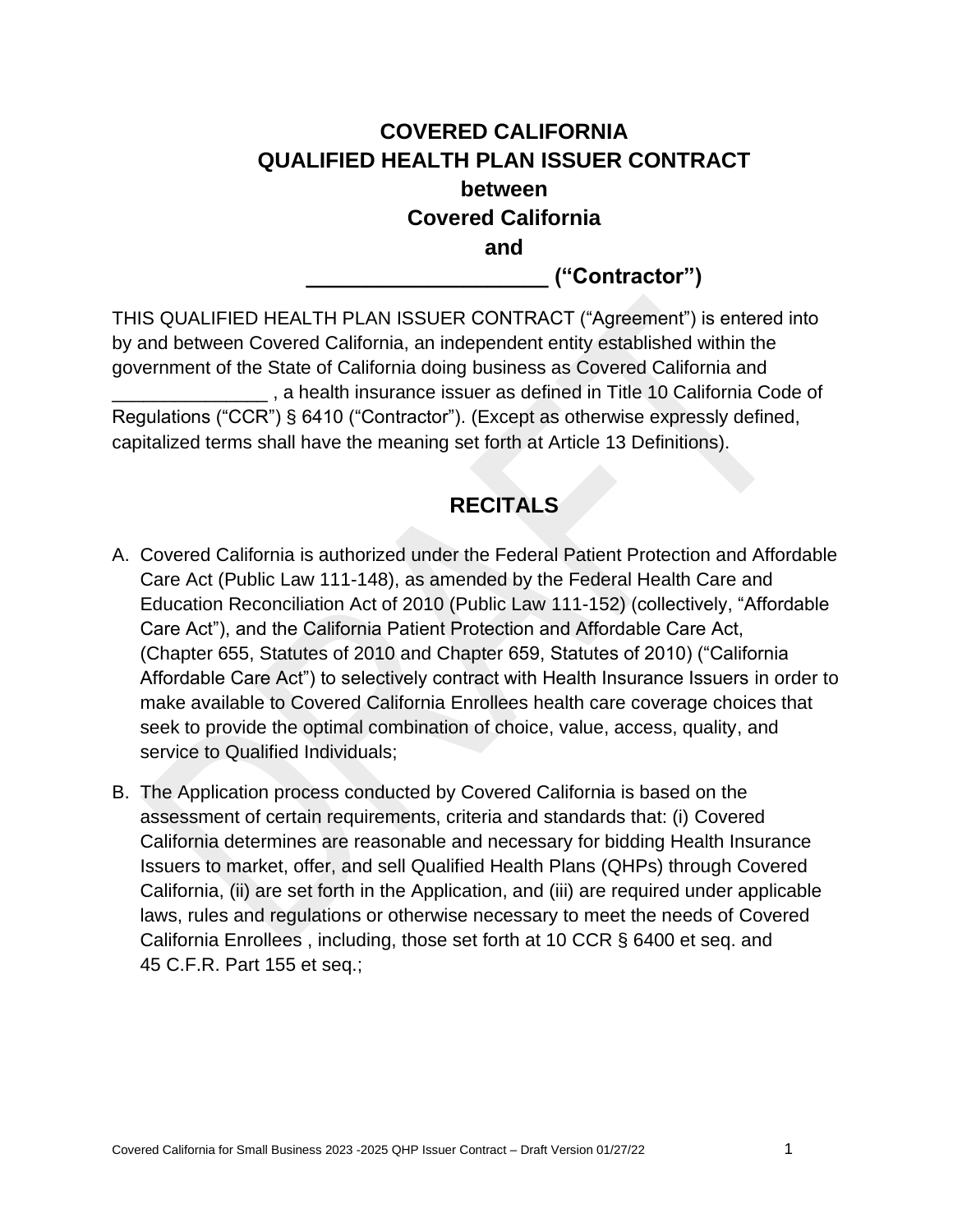# COVERED CALIFORNIA
# QUALIFIED HEALTH PLAN ISSUER CONTRACT
# between
# Covered California
# and
# ____________________ ("Contractor")

THIS QUALIFIED HEALTH PLAN ISSUER CONTRACT ("Agreement") is entered into by and between Covered California, an independent entity established within the government of the State of California doing business as Covered California and _______________ , a health insurance issuer as defined in Title 10 California Code of Regulations ("CCR") § 6410 ("Contractor"). (Except as otherwise expressly defined, capitalized terms shall have the meaning set forth at Article 13 Definitions).

## RECITALS

A. Covered California is authorized under the Federal Patient Protection and Affordable Care Act (Public Law 111-148), as amended by the Federal Health Care and Education Reconciliation Act of 2010 (Public Law 111-152) (collectively, "Affordable Care Act"), and the California Patient Protection and Affordable Care Act, (Chapter 655, Statutes of 2010 and Chapter 659, Statutes of 2010) ("California Affordable Care Act") to selectively contract with Health Insurance Issuers in order to make available to Covered California Enrollees health care coverage choices that seek to provide the optimal combination of choice, value, access, quality, and service to Qualified Individuals;

B. The Application process conducted by Covered California is based on the assessment of certain requirements, criteria and standards that: (i) Covered California determines are reasonable and necessary for bidding Health Insurance Issuers to market, offer, and sell Qualified Health Plans (QHPs) through Covered California, (ii) are set forth in the Application, and (iii) are required under applicable laws, rules and regulations or otherwise necessary to meet the needs of Covered California Enrollees , including, those set forth at 10 CCR § 6400 et seq. and 45 C.F.R. Part 155 et seq.;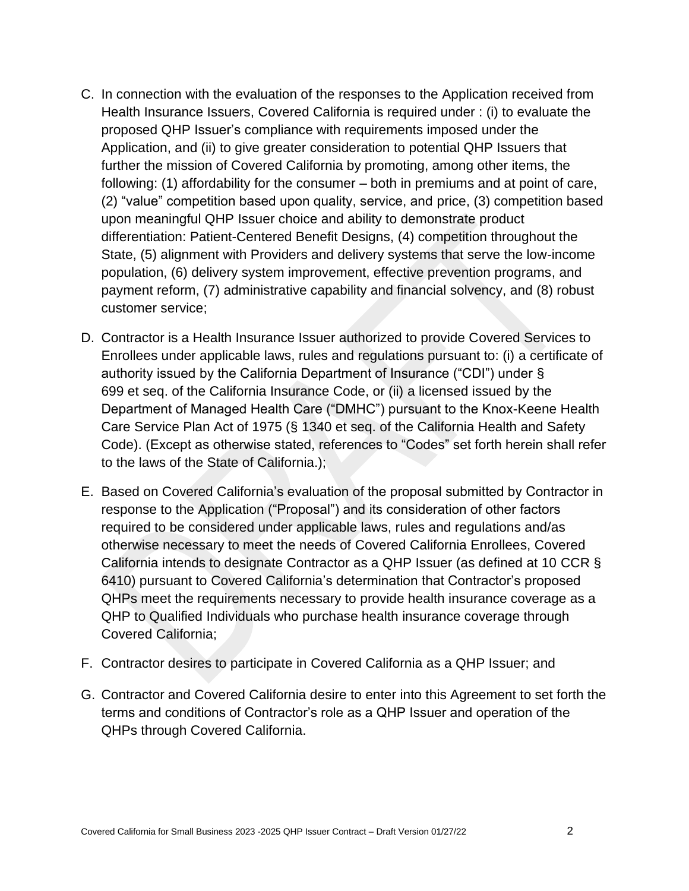C. In connection with the evaluation of the responses to the Application received from Health Insurance Issuers, Covered California is required under : (i) to evaluate the proposed QHP Issuer's compliance with requirements imposed under the Application, and (ii) to give greater consideration to potential QHP Issuers that further the mission of Covered California by promoting, among other items, the following: (1) affordability for the consumer – both in premiums and at point of care, (2) "value" competition based upon quality, service, and price, (3) competition based upon meaningful QHP Issuer choice and ability to demonstrate product differentiation: Patient-Centered Benefit Designs, (4) competition throughout the State, (5) alignment with Providers and delivery systems that serve the low-income population, (6) delivery system improvement, effective prevention programs, and payment reform, (7) administrative capability and financial solvency, and (8) robust customer service;

D. Contractor is a Health Insurance Issuer authorized to provide Covered Services to Enrollees under applicable laws, rules and regulations pursuant to: (i) a certificate of authority issued by the California Department of Insurance ("CDI") under § 699 et seq. of the California Insurance Code, or (ii) a licensed issued by the Department of Managed Health Care ("DMHC") pursuant to the Knox-Keene Health Care Service Plan Act of 1975 (§ 1340 et seq. of the California Health and Safety Code). (Except as otherwise stated, references to "Codes" set forth herein shall refer to the laws of the State of California.);

E. Based on Covered California's evaluation of the proposal submitted by Contractor in response to the Application ("Proposal") and its consideration of other factors required to be considered under applicable laws, rules and regulations and/as otherwise necessary to meet the needs of Covered California Enrollees, Covered California intends to designate Contractor as a QHP Issuer (as defined at 10 CCR § 6410) pursuant to Covered California's determination that Contractor's proposed QHPs meet the requirements necessary to provide health insurance coverage as a QHP to Qualified Individuals who purchase health insurance coverage through Covered California;

F. Contractor desires to participate in Covered California as a QHP Issuer; and

G. Contractor and Covered California desire to enter into this Agreement to set forth the terms and conditions of Contractor's role as a QHP Issuer and operation of the QHPs through Covered California.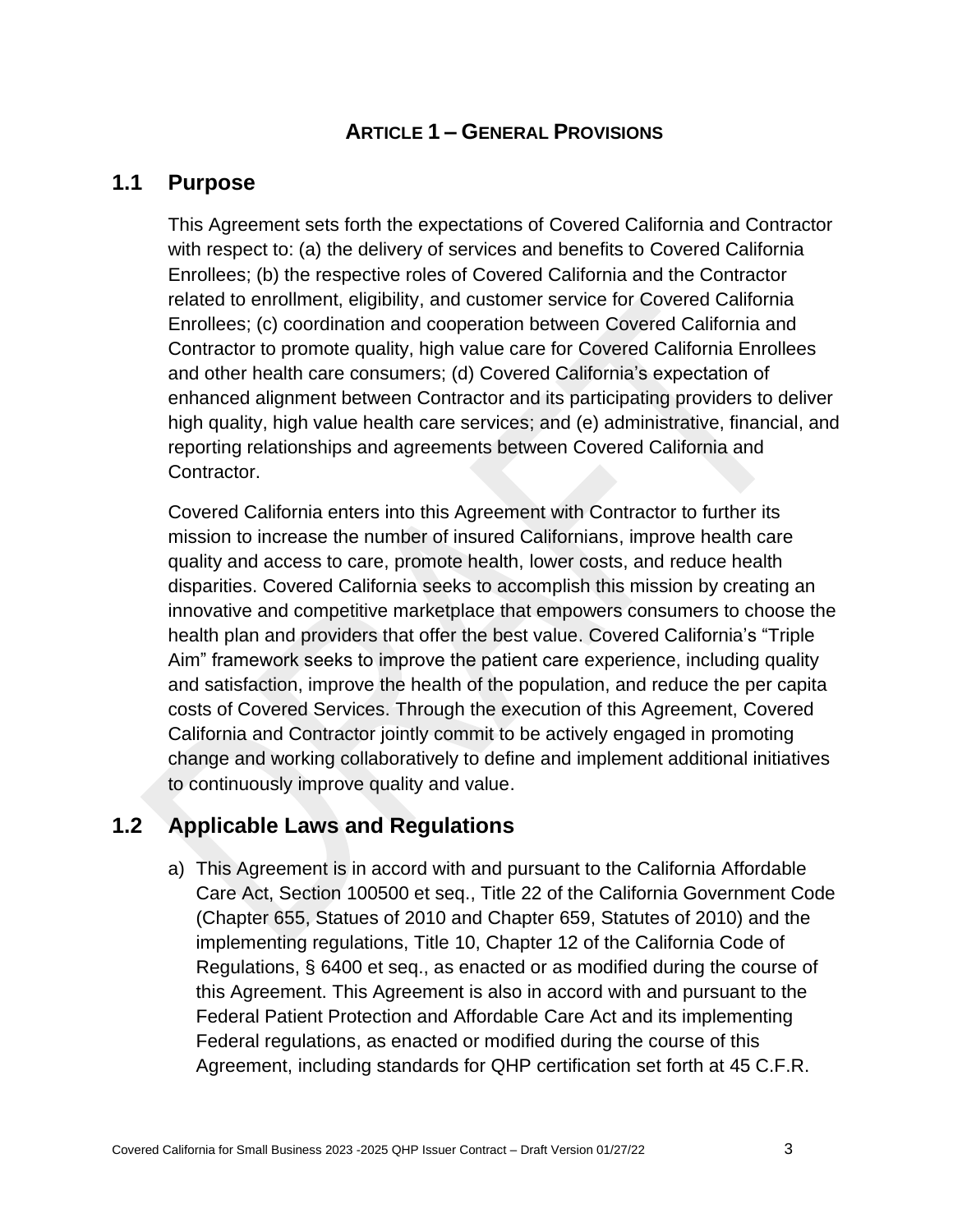# ARTICLE 1 – GENERAL PROVISIONS

## 1.1 Purpose

This Agreement sets forth the expectations of Covered California and Contractor with respect to: (a) the delivery of services and benefits to Covered California Enrollees; (b) the respective roles of Covered California and the Contractor related to enrollment, eligibility, and customer service for Covered California Enrollees; (c) coordination and cooperation between Covered California and Contractor to promote quality, high value care for Covered California Enrollees and other health care consumers; (d) Covered California's expectation of enhanced alignment between Contractor and its participating providers to deliver high quality, high value health care services; and (e) administrative, financial, and reporting relationships and agreements between Covered California and Contractor.

Covered California enters into this Agreement with Contractor to further its mission to increase the number of insured Californians, improve health care quality and access to care, promote health, lower costs, and reduce health disparities. Covered California seeks to accomplish this mission by creating an innovative and competitive marketplace that empowers consumers to choose the health plan and providers that offer the best value. Covered California's "Triple Aim" framework seeks to improve the patient care experience, including quality and satisfaction, improve the health of the population, and reduce the per capita costs of Covered Services. Through the execution of this Agreement, Covered California and Contractor jointly commit to be actively engaged in promoting change and working collaboratively to define and implement additional initiatives to continuously improve quality and value.

## 1.2 Applicable Laws and Regulations

a) This Agreement is in accord with and pursuant to the California Affordable Care Act, Section 100500 et seq., Title 22 of the California Government Code (Chapter 655, Statues of 2010 and Chapter 659, Statutes of 2010) and the implementing regulations, Title 10, Chapter 12 of the California Code of Regulations, § 6400 et seq., as enacted or as modified during the course of this Agreement. This Agreement is also in accord with and pursuant to the Federal Patient Protection and Affordable Care Act and its implementing Federal regulations, as enacted or modified during the course of this Agreement, including standards for QHP certification set forth at 45 C.F.R.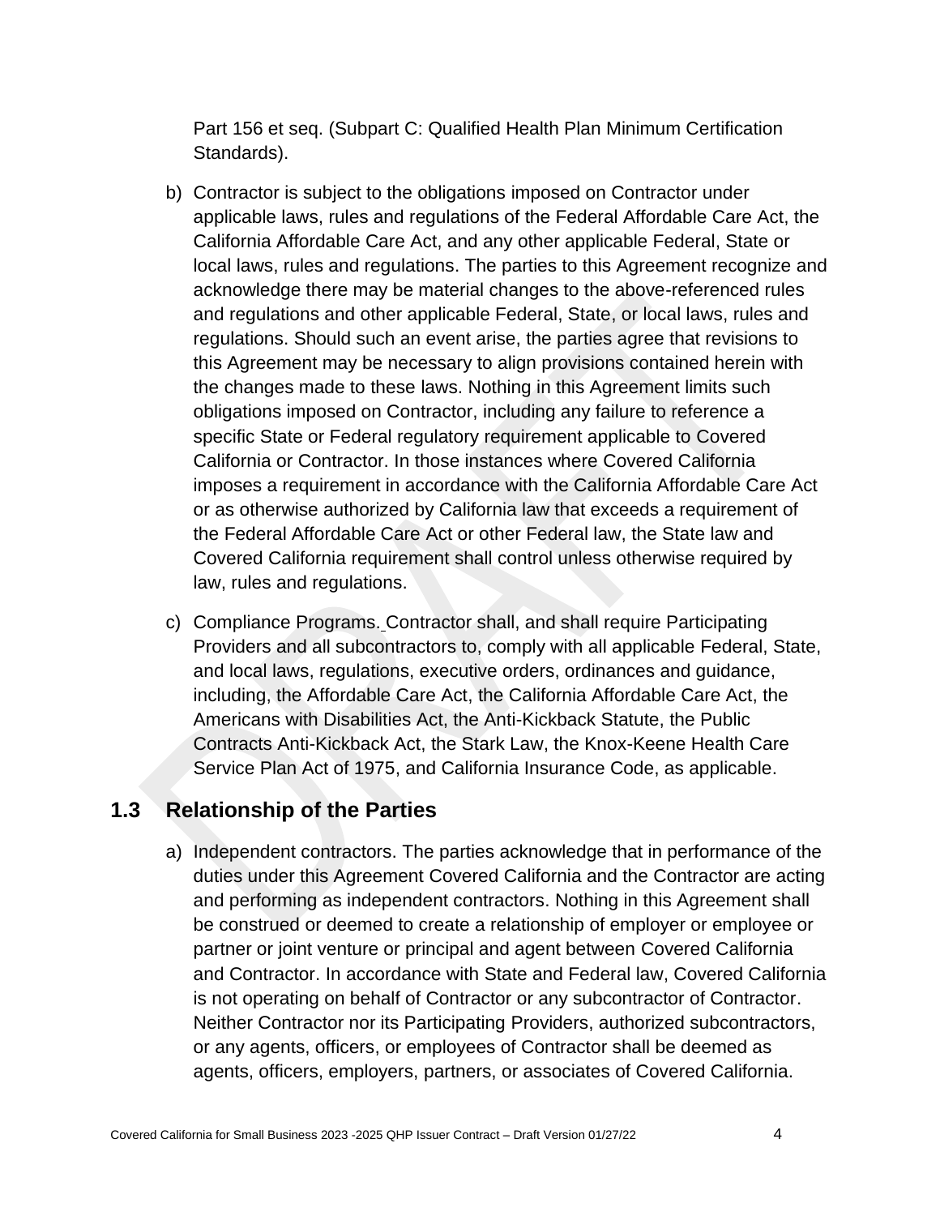Part 156 et seq. (Subpart C: Qualified Health Plan Minimum Certification Standards).

b) Contractor is subject to the obligations imposed on Contractor under applicable laws, rules and regulations of the Federal Affordable Care Act, the California Affordable Care Act, and any other applicable Federal, State or local laws, rules and regulations. The parties to this Agreement recognize and acknowledge there may be material changes to the above-referenced rules and regulations and other applicable Federal, State, or local laws, rules and regulations. Should such an event arise, the parties agree that revisions to this Agreement may be necessary to align provisions contained herein with the changes made to these laws. Nothing in this Agreement limits such obligations imposed on Contractor, including any failure to reference a specific State or Federal regulatory requirement applicable to Covered California or Contractor. In those instances where Covered California imposes a requirement in accordance with the California Affordable Care Act or as otherwise authorized by California law that exceeds a requirement of the Federal Affordable Care Act or other Federal law, the State law and Covered California requirement shall control unless otherwise required by law, rules and regulations.

c) Compliance Programs. Contractor shall, and shall require Participating Providers and all subcontractors to, comply with all applicable Federal, State, and local laws, regulations, executive orders, ordinances and guidance, including, the Affordable Care Act, the California Affordable Care Act, the Americans with Disabilities Act, the Anti-Kickback Statute, the Public Contracts Anti-Kickback Act, the Stark Law, the Knox-Keene Health Care Service Plan Act of 1975, and California Insurance Code, as applicable.

## 1.3 Relationship of the Parties

a) Independent contractors. The parties acknowledge that in performance of the duties under this Agreement Covered California and the Contractor are acting and performing as independent contractors. Nothing in this Agreement shall be construed or deemed to create a relationship of employer or employee or partner or joint venture or principal and agent between Covered California and Contractor. In accordance with State and Federal law, Covered California is not operating on behalf of Contractor or any subcontractor of Contractor. Neither Contractor nor its Participating Providers, authorized subcontractors, or any agents, officers, or employees of Contractor shall be deemed as agents, officers, employers, partners, or associates of Covered California.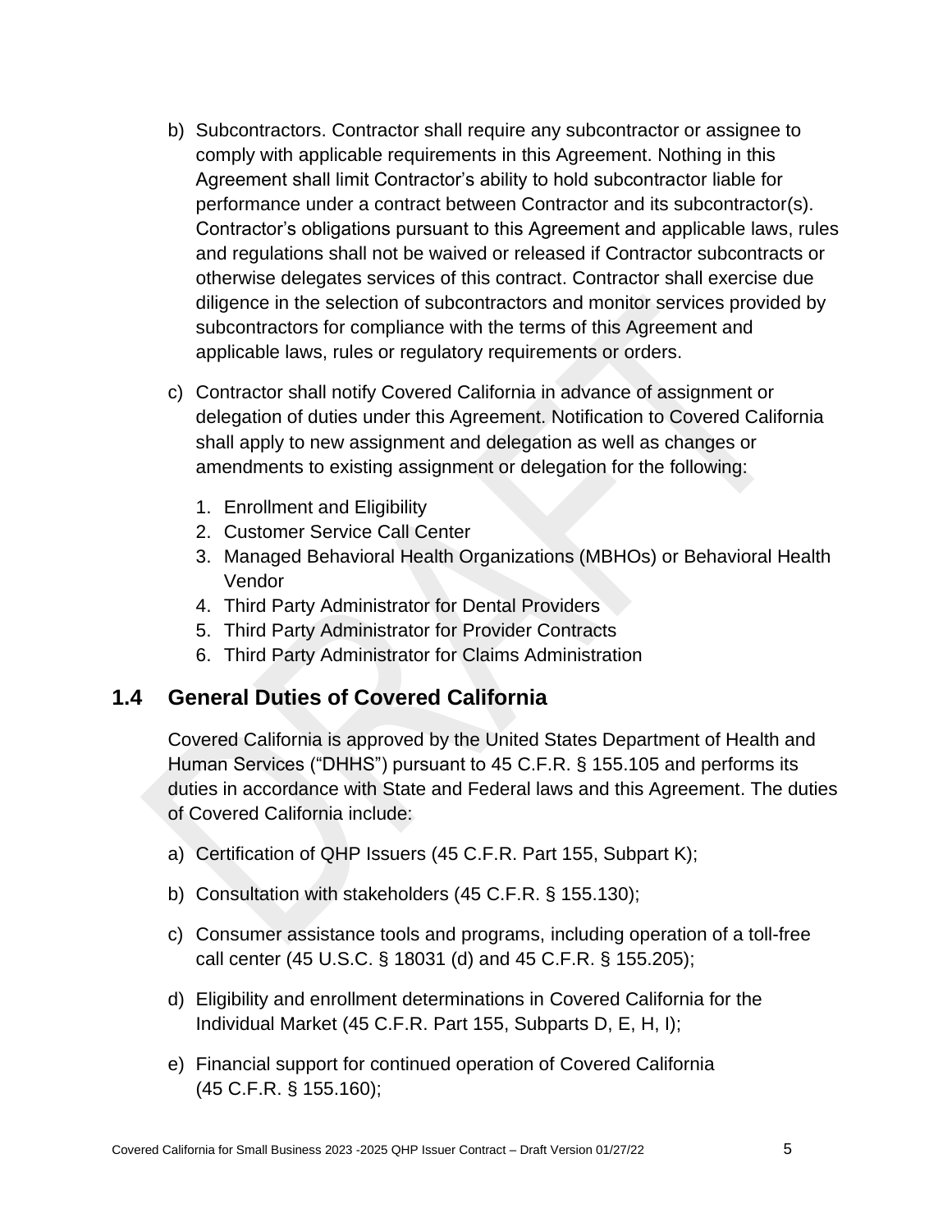b) Subcontractors. Contractor shall require any subcontractor or assignee to comply with applicable requirements in this Agreement. Nothing in this Agreement shall limit Contractor's ability to hold subcontractor liable for performance under a contract between Contractor and its subcontractor(s). Contractor's obligations pursuant to this Agreement and applicable laws, rules and regulations shall not be waived or released if Contractor subcontracts or otherwise delegates services of this contract. Contractor shall exercise due diligence in the selection of subcontractors and monitor services provided by subcontractors for compliance with the terms of this Agreement and applicable laws, rules or regulatory requirements or orders.

c) Contractor shall notify Covered California in advance of assignment or delegation of duties under this Agreement. Notification to Covered California shall apply to new assignment and delegation as well as changes or amendments to existing assignment or delegation for the following:

1. Enrollment and Eligibility
2. Customer Service Call Center
3. Managed Behavioral Health Organizations (MBHOs) or Behavioral Health Vendor
4. Third Party Administrator for Dental Providers
5. Third Party Administrator for Provider Contracts
6. Third Party Administrator for Claims Administration

## 1.4 General Duties of Covered California

Covered California is approved by the United States Department of Health and Human Services ("DHHS") pursuant to 45 C.F.R. § 155.105 and performs its duties in accordance with State and Federal laws and this Agreement. The duties of Covered California include:

a) Certification of QHP Issuers (45 C.F.R. Part 155, Subpart K);

b) Consultation with stakeholders (45 C.F.R. § 155.130);

c) Consumer assistance tools and programs, including operation of a toll-free call center (45 U.S.C. § 18031 (d) and 45 C.F.R. § 155.205);

d) Eligibility and enrollment determinations in Covered California for the Individual Market (45 C.F.R. Part 155, Subparts D, E, H, I);

e) Financial support for continued operation of Covered California (45 C.F.R. § 155.160);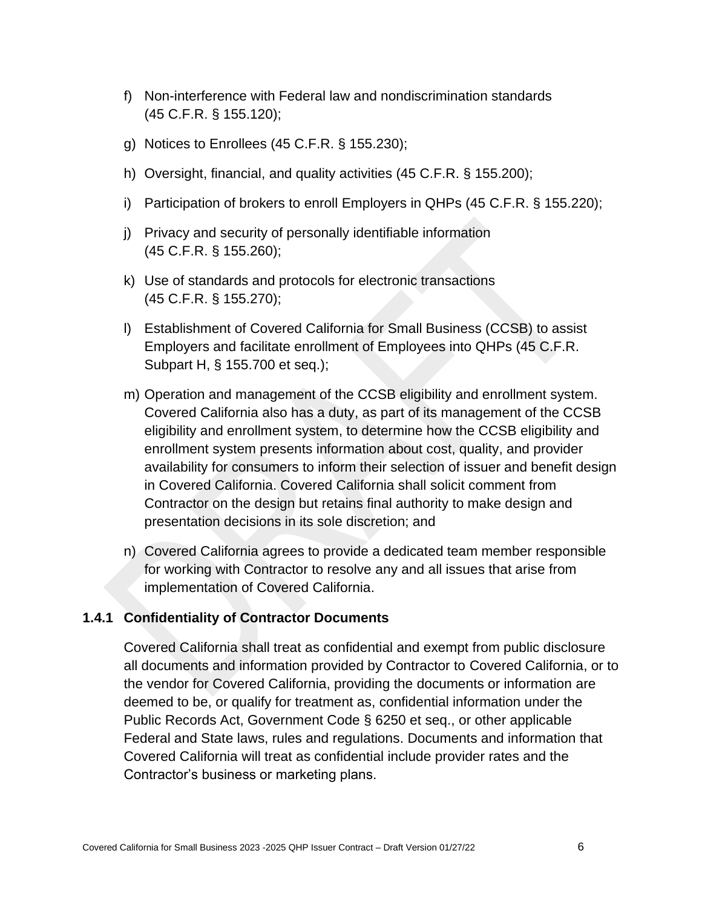f) Non-interference with Federal law and nondiscrimination standards (45 C.F.R. § 155.120);

g) Notices to Enrollees (45 C.F.R. § 155.230);

h) Oversight, financial, and quality activities (45 C.F.R. § 155.200);

i) Participation of brokers to enroll Employers in QHPs (45 C.F.R. § 155.220);

j) Privacy and security of personally identifiable information (45 C.F.R. § 155.260);

k) Use of standards and protocols for electronic transactions (45 C.F.R. § 155.270);

l) Establishment of Covered California for Small Business (CCSB) to assist Employers and facilitate enrollment of Employees into QHPs (45 C.F.R. Subpart H, § 155.700 et seq.);

m) Operation and management of the CCSB eligibility and enrollment system. Covered California also has a duty, as part of its management of the CCSB eligibility and enrollment system, to determine how the CCSB eligibility and enrollment system presents information about cost, quality, and provider availability for consumers to inform their selection of issuer and benefit design in Covered California. Covered California shall solicit comment from Contractor on the design but retains final authority to make design and presentation decisions in its sole discretion; and

n) Covered California agrees to provide a dedicated team member responsible for working with Contractor to resolve any and all issues that arise from implementation of Covered California.

### 1.4.1 Confidentiality of Contractor Documents

Covered California shall treat as confidential and exempt from public disclosure all documents and information provided by Contractor to Covered California, or to the vendor for Covered California, providing the documents or information are deemed to be, or qualify for treatment as, confidential information under the Public Records Act, Government Code § 6250 et seq., or other applicable Federal and State laws, rules and regulations. Documents and information that Covered California will treat as confidential include provider rates and the Contractor's business or marketing plans.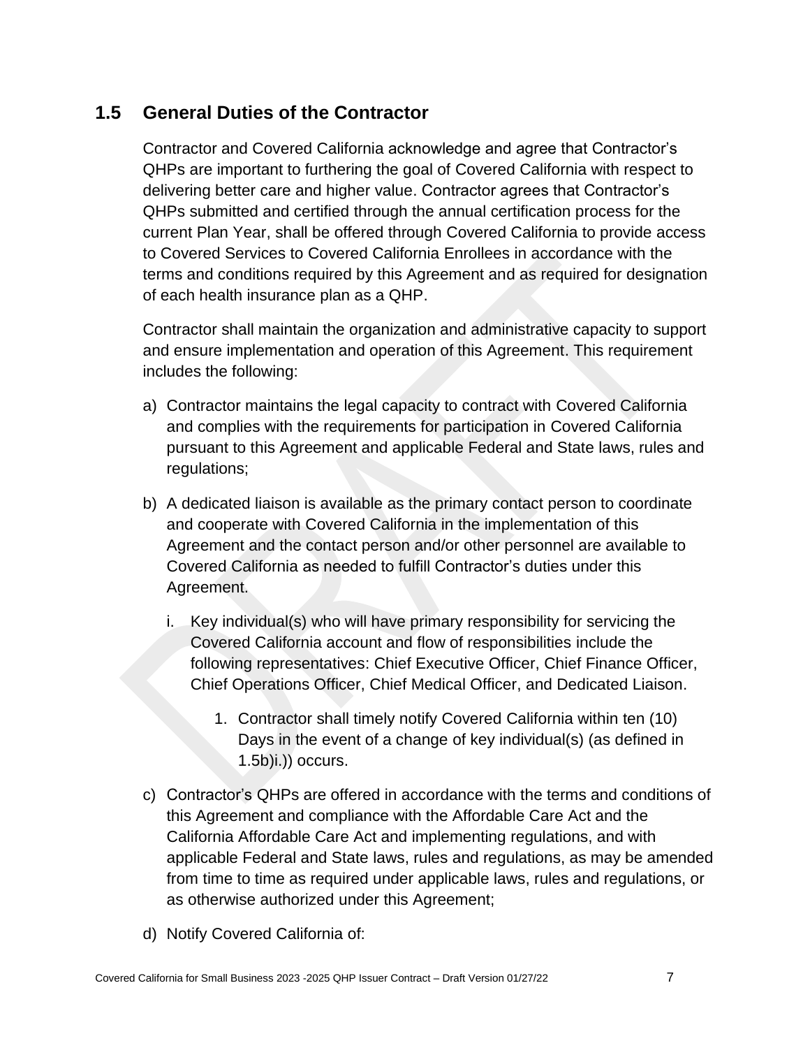## 1.5 General Duties of the Contractor

Contractor and Covered California acknowledge and agree that Contractor's QHPs are important to furthering the goal of Covered California with respect to delivering better care and higher value. Contractor agrees that Contractor's QHPs submitted and certified through the annual certification process for the current Plan Year, shall be offered through Covered California to provide access to Covered Services to Covered California Enrollees in accordance with the terms and conditions required by this Agreement and as required for designation of each health insurance plan as a QHP.

Contractor shall maintain the organization and administrative capacity to support and ensure implementation and operation of this Agreement. This requirement includes the following:

a) Contractor maintains the legal capacity to contract with Covered California and complies with the requirements for participation in Covered California pursuant to this Agreement and applicable Federal and State laws, rules and regulations;

b) A dedicated liaison is available as the primary contact person to coordinate and cooperate with Covered California in the implementation of this Agreement and the contact person and/or other personnel are available to Covered California as needed to fulfill Contractor's duties under this Agreement.

   i. Key individual(s) who will have primary responsibility for servicing the Covered California account and flow of responsibilities include the following representatives: Chief Executive Officer, Chief Finance Officer, Chief Operations Officer, Chief Medical Officer, and Dedicated Liaison.

      1. Contractor shall timely notify Covered California within ten (10) Days in the event of a change of key individual(s) (as defined in 1.5b)i.)) occurs.

c) Contractor's QHPs are offered in accordance with the terms and conditions of this Agreement and compliance with the Affordable Care Act and the California Affordable Care Act and implementing regulations, and with applicable Federal and State laws, rules and regulations, as may be amended from time to time as required under applicable laws, rules and regulations, or as otherwise authorized under this Agreement;

d) Notify Covered California of: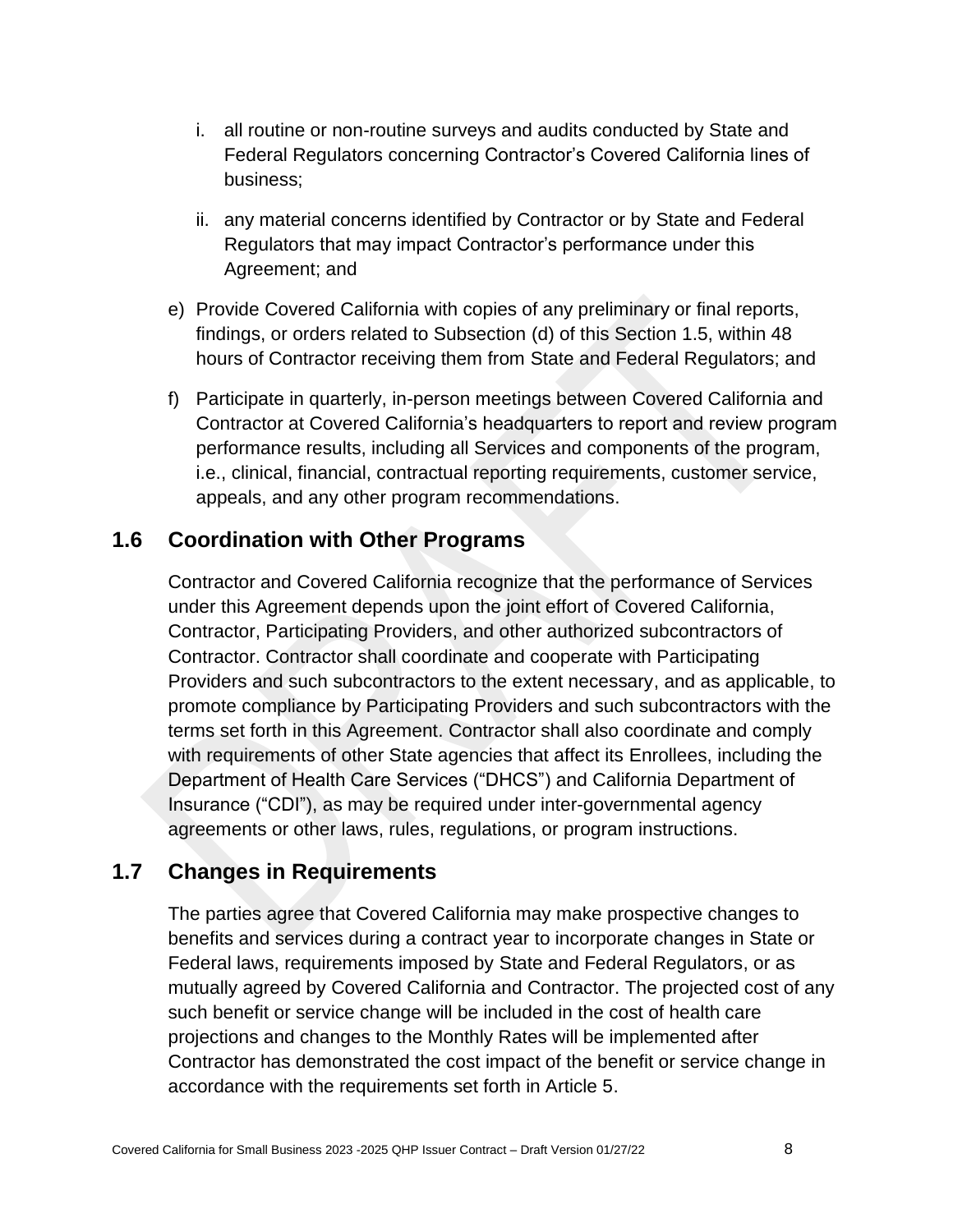i. all routine or non-routine surveys and audits conducted by State and Federal Regulators concerning Contractor's Covered California lines of business;

   ii. any material concerns identified by Contractor or by State and Federal Regulators that may impact Contractor's performance under this Agreement; and

e) Provide Covered California with copies of any preliminary or final reports, findings, or orders related to Subsection (d) of this Section 1.5, within 48 hours of Contractor receiving them from State and Federal Regulators; and

f) Participate in quarterly, in-person meetings between Covered California and Contractor at Covered California's headquarters to report and review program performance results, including all Services and components of the program, i.e., clinical, financial, contractual reporting requirements, customer service, appeals, and any other program recommendations.

## 1.6 Coordination with Other Programs

Contractor and Covered California recognize that the performance of Services under this Agreement depends upon the joint effort of Covered California, Contractor, Participating Providers, and other authorized subcontractors of Contractor. Contractor shall coordinate and cooperate with Participating Providers and such subcontractors to the extent necessary, and as applicable, to promote compliance by Participating Providers and such subcontractors with the terms set forth in this Agreement. Contractor shall also coordinate and comply with requirements of other State agencies that affect its Enrollees, including the Department of Health Care Services ("DHCS") and California Department of Insurance ("CDI"), as may be required under inter-governmental agency agreements or other laws, rules, regulations, or program instructions.

## 1.7 Changes in Requirements

The parties agree that Covered California may make prospective changes to benefits and services during a contract year to incorporate changes in State or Federal laws, requirements imposed by State and Federal Regulators, or as mutually agreed by Covered California and Contractor. The projected cost of any such benefit or service change will be included in the cost of health care projections and changes to the Monthly Rates will be implemented after Contractor has demonstrated the cost impact of the benefit or service change in accordance with the requirements set forth in Article 5.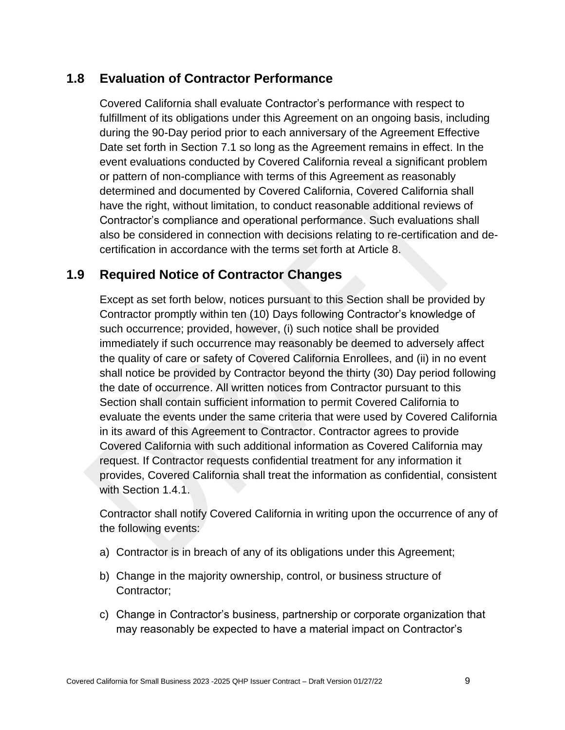## 1.8 Evaluation of Contractor Performance

Covered California shall evaluate Contractor's performance with respect to fulfillment of its obligations under this Agreement on an ongoing basis, including during the 90-Day period prior to each anniversary of the Agreement Effective Date set forth in Section 7.1 so long as the Agreement remains in effect. In the event evaluations conducted by Covered California reveal a significant problem or pattern of non-compliance with terms of this Agreement as reasonably determined and documented by Covered California, Covered California shall have the right, without limitation, to conduct reasonable additional reviews of Contractor's compliance and operational performance. Such evaluations shall also be considered in connection with decisions relating to re-certification and de-certification in accordance with the terms set forth at Article 8.

## 1.9 Required Notice of Contractor Changes

Except as set forth below, notices pursuant to this Section shall be provided by Contractor promptly within ten (10) Days following Contractor's knowledge of such occurrence; provided, however, (i) such notice shall be provided immediately if such occurrence may reasonably be deemed to adversely affect the quality of care or safety of Covered California Enrollees, and (ii) in no event shall notice be provided by Contractor beyond the thirty (30) Day period following the date of occurrence. All written notices from Contractor pursuant to this Section shall contain sufficient information to permit Covered California to evaluate the events under the same criteria that were used by Covered California in its award of this Agreement to Contractor. Contractor agrees to provide Covered California with such additional information as Covered California may request. If Contractor requests confidential treatment for any information it provides, Covered California shall treat the information as confidential, consistent with Section 1.4.1.

Contractor shall notify Covered California in writing upon the occurrence of any of the following events:

a) Contractor is in breach of any of its obligations under this Agreement;

b) Change in the majority ownership, control, or business structure of Contractor;

c) Change in Contractor's business, partnership or corporate organization that may reasonably be expected to have a material impact on Contractor's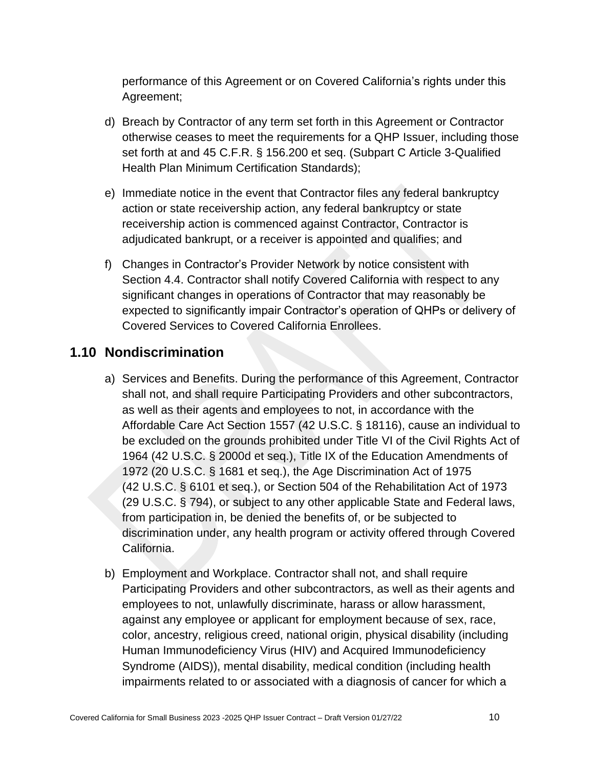performance of this Agreement or on Covered California's rights under this Agreement;

d) Breach by Contractor of any term set forth in this Agreement or Contractor otherwise ceases to meet the requirements for a QHP Issuer, including those set forth at and 45 C.F.R. § 156.200 et seq. (Subpart C Article 3-Qualified Health Plan Minimum Certification Standards);

e) Immediate notice in the event that Contractor files any federal bankruptcy action or state receivership action, any federal bankruptcy or state receivership action is commenced against Contractor, Contractor is adjudicated bankrupt, or a receiver is appointed and qualifies; and

f) Changes in Contractor's Provider Network by notice consistent with Section 4.4. Contractor shall notify Covered California with respect to any significant changes in operations of Contractor that may reasonably be expected to significantly impair Contractor's operation of QHPs or delivery of Covered Services to Covered California Enrollees.

## 1.10 Nondiscrimination

a) Services and Benefits. During the performance of this Agreement, Contractor shall not, and shall require Participating Providers and other subcontractors, as well as their agents and employees to not, in accordance with the Affordable Care Act Section 1557 (42 U.S.C. § 18116), cause an individual to be excluded on the grounds prohibited under Title VI of the Civil Rights Act of 1964 (42 U.S.C. § 2000d et seq.), Title IX of the Education Amendments of 1972 (20 U.S.C. § 1681 et seq.), the Age Discrimination Act of 1975 (42 U.S.C. § 6101 et seq.), or Section 504 of the Rehabilitation Act of 1973 (29 U.S.C. § 794), or subject to any other applicable State and Federal laws, from participation in, be denied the benefits of, or be subjected to discrimination under, any health program or activity offered through Covered California.

b) Employment and Workplace. Contractor shall not, and shall require Participating Providers and other subcontractors, as well as their agents and employees to not, unlawfully discriminate, harass or allow harassment, against any employee or applicant for employment because of sex, race, color, ancestry, religious creed, national origin, physical disability (including Human Immunodeficiency Virus (HIV) and Acquired Immunodeficiency Syndrome (AIDS)), mental disability, medical condition (including health impairments related to or associated with a diagnosis of cancer for which a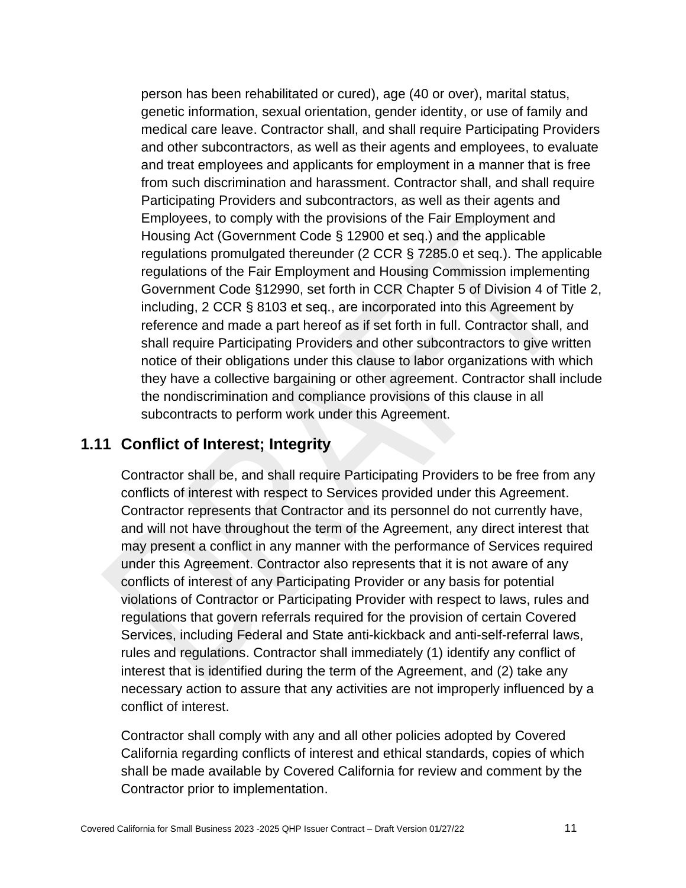person has been rehabilitated or cured), age (40 or over), marital status, genetic information, sexual orientation, gender identity, or use of family and medical care leave. Contractor shall, and shall require Participating Providers and other subcontractors, as well as their agents and employees, to evaluate and treat employees and applicants for employment in a manner that is free from such discrimination and harassment. Contractor shall, and shall require Participating Providers and subcontractors, as well as their agents and Employees, to comply with the provisions of the Fair Employment and Housing Act (Government Code § 12900 et seq.) and the applicable regulations promulgated thereunder (2 CCR § 7285.0 et seq.). The applicable regulations of the Fair Employment and Housing Commission implementing Government Code §12990, set forth in CCR Chapter 5 of Division 4 of Title 2, including, 2 CCR § 8103 et seq., are incorporated into this Agreement by reference and made a part hereof as if set forth in full. Contractor shall, and shall require Participating Providers and other subcontractors to give written notice of their obligations under this clause to labor organizations with which they have a collective bargaining or other agreement. Contractor shall include the nondiscrimination and compliance provisions of this clause in all subcontracts to perform work under this Agreement.

## 1.11 Conflict of Interest; Integrity

Contractor shall be, and shall require Participating Providers to be free from any conflicts of interest with respect to Services provided under this Agreement. Contractor represents that Contractor and its personnel do not currently have, and will not have throughout the term of the Agreement, any direct interest that may present a conflict in any manner with the performance of Services required under this Agreement. Contractor also represents that it is not aware of any conflicts of interest of any Participating Provider or any basis for potential violations of Contractor or Participating Provider with respect to laws, rules and regulations that govern referrals required for the provision of certain Covered Services, including Federal and State anti-kickback and anti-self-referral laws, rules and regulations. Contractor shall immediately (1) identify any conflict of interest that is identified during the term of the Agreement, and (2) take any necessary action to assure that any activities are not improperly influenced by a conflict of interest.

Contractor shall comply with any and all other policies adopted by Covered California regarding conflicts of interest and ethical standards, copies of which shall be made available by Covered California for review and comment by the Contractor prior to implementation.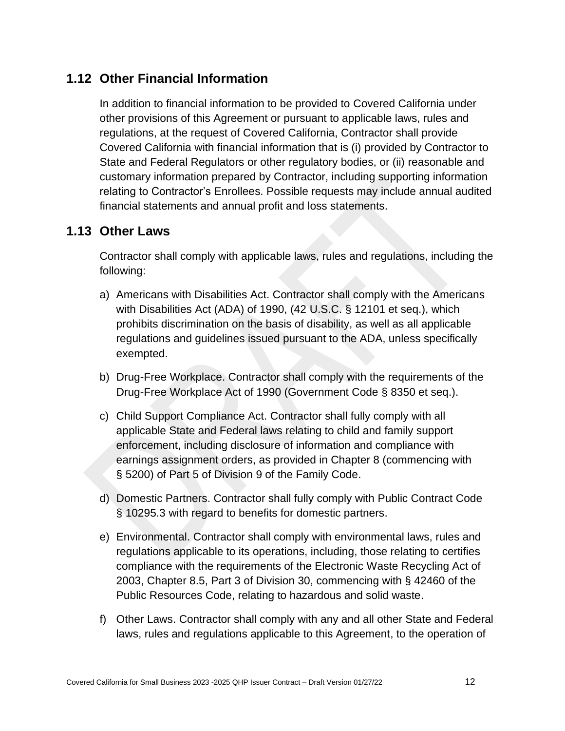## 1.12 Other Financial Information

In addition to financial information to be provided to Covered California under other provisions of this Agreement or pursuant to applicable laws, rules and regulations, at the request of Covered California, Contractor shall provide Covered California with financial information that is (i) provided by Contractor to State and Federal Regulators or other regulatory bodies, or (ii) reasonable and customary information prepared by Contractor, including supporting information relating to Contractor's Enrollees. Possible requests may include annual audited financial statements and annual profit and loss statements.

## 1.13 Other Laws

Contractor shall comply with applicable laws, rules and regulations, including the following:

a) Americans with Disabilities Act. Contractor shall comply with the Americans with Disabilities Act (ADA) of 1990, (42 U.S.C. § 12101 et seq.), which prohibits discrimination on the basis of disability, as well as all applicable regulations and guidelines issued pursuant to the ADA, unless specifically exempted.

b) Drug-Free Workplace. Contractor shall comply with the requirements of the Drug-Free Workplace Act of 1990 (Government Code § 8350 et seq.).

c) Child Support Compliance Act. Contractor shall fully comply with all applicable State and Federal laws relating to child and family support enforcement, including disclosure of information and compliance with earnings assignment orders, as provided in Chapter 8 (commencing with § 5200) of Part 5 of Division 9 of the Family Code.

d) Domestic Partners. Contractor shall fully comply with Public Contract Code § 10295.3 with regard to benefits for domestic partners.

e) Environmental. Contractor shall comply with environmental laws, rules and regulations applicable to its operations, including, those relating to certifies compliance with the requirements of the Electronic Waste Recycling Act of 2003, Chapter 8.5, Part 3 of Division 30, commencing with § 42460 of the Public Resources Code, relating to hazardous and solid waste.

f) Other Laws. Contractor shall comply with any and all other State and Federal laws, rules and regulations applicable to this Agreement, to the operation of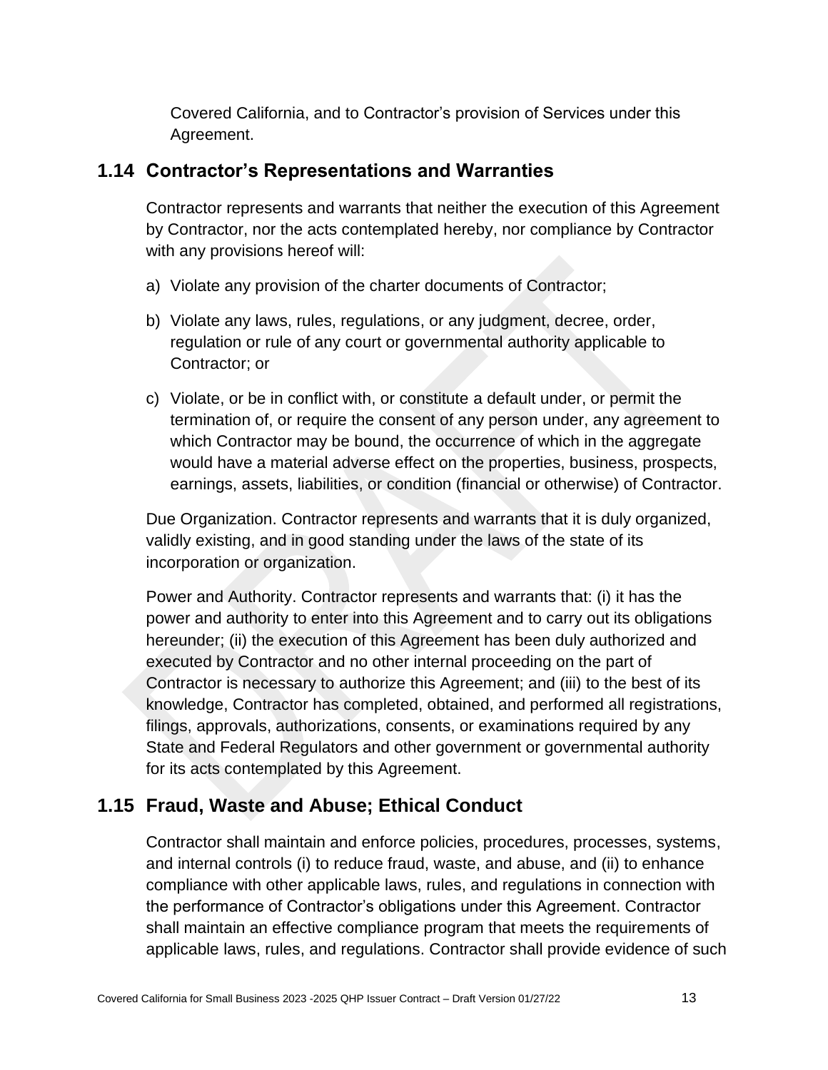Covered California, and to Contractor's provision of Services under this Agreement.

## 1.14 Contractor's Representations and Warranties

Contractor represents and warrants that neither the execution of this Agreement by Contractor, nor the acts contemplated hereby, nor compliance by Contractor with any provisions hereof will:

a) Violate any provision of the charter documents of Contractor;

b) Violate any laws, rules, regulations, or any judgment, decree, order, regulation or rule of any court or governmental authority applicable to Contractor; or

c) Violate, or be in conflict with, or constitute a default under, or permit the termination of, or require the consent of any person under, any agreement to which Contractor may be bound, the occurrence of which in the aggregate would have a material adverse effect on the properties, business, prospects, earnings, assets, liabilities, or condition (financial or otherwise) of Contractor.

Due Organization. Contractor represents and warrants that it is duly organized, validly existing, and in good standing under the laws of the state of its incorporation or organization.

Power and Authority. Contractor represents and warrants that: (i) it has the power and authority to enter into this Agreement and to carry out its obligations hereunder; (ii) the execution of this Agreement has been duly authorized and executed by Contractor and no other internal proceeding on the part of Contractor is necessary to authorize this Agreement; and (iii) to the best of its knowledge, Contractor has completed, obtained, and performed all registrations, filings, approvals, authorizations, consents, or examinations required by any State and Federal Regulators and other government or governmental authority for its acts contemplated by this Agreement.

## 1.15 Fraud, Waste and Abuse; Ethical Conduct

Contractor shall maintain and enforce policies, procedures, processes, systems, and internal controls (i) to reduce fraud, waste, and abuse, and (ii) to enhance compliance with other applicable laws, rules, and regulations in connection with the performance of Contractor's obligations under this Agreement. Contractor shall maintain an effective compliance program that meets the requirements of applicable laws, rules, and regulations. Contractor shall provide evidence of such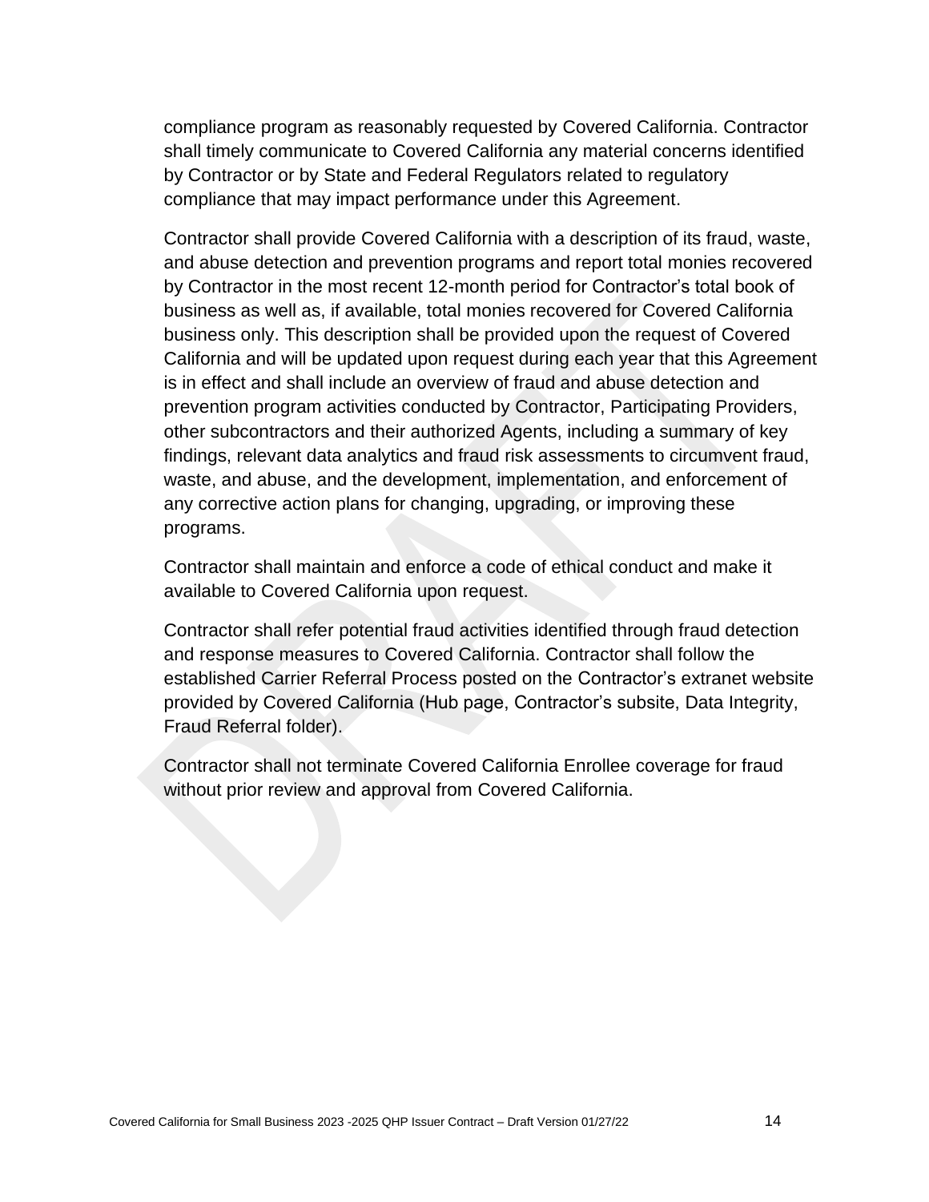compliance program as reasonably requested by Covered California. Contractor shall timely communicate to Covered California any material concerns identified by Contractor or by State and Federal Regulators related to regulatory compliance that may impact performance under this Agreement.

Contractor shall provide Covered California with a description of its fraud, waste, and abuse detection and prevention programs and report total monies recovered by Contractor in the most recent 12-month period for Contractor's total book of business as well as, if available, total monies recovered for Covered California business only. This description shall be provided upon the request of Covered California and will be updated upon request during each year that this Agreement is in effect and shall include an overview of fraud and abuse detection and prevention program activities conducted by Contractor, Participating Providers, other subcontractors and their authorized Agents, including a summary of key findings, relevant data analytics and fraud risk assessments to circumvent fraud, waste, and abuse, and the development, implementation, and enforcement of any corrective action plans for changing, upgrading, or improving these programs.

Contractor shall maintain and enforce a code of ethical conduct and make it available to Covered California upon request.

Contractor shall refer potential fraud activities identified through fraud detection and response measures to Covered California. Contractor shall follow the established Carrier Referral Process posted on the Contractor's extranet website provided by Covered California (Hub page, Contractor's subsite, Data Integrity, Fraud Referral folder).

Contractor shall not terminate Covered California Enrollee coverage for fraud without prior review and approval from Covered California.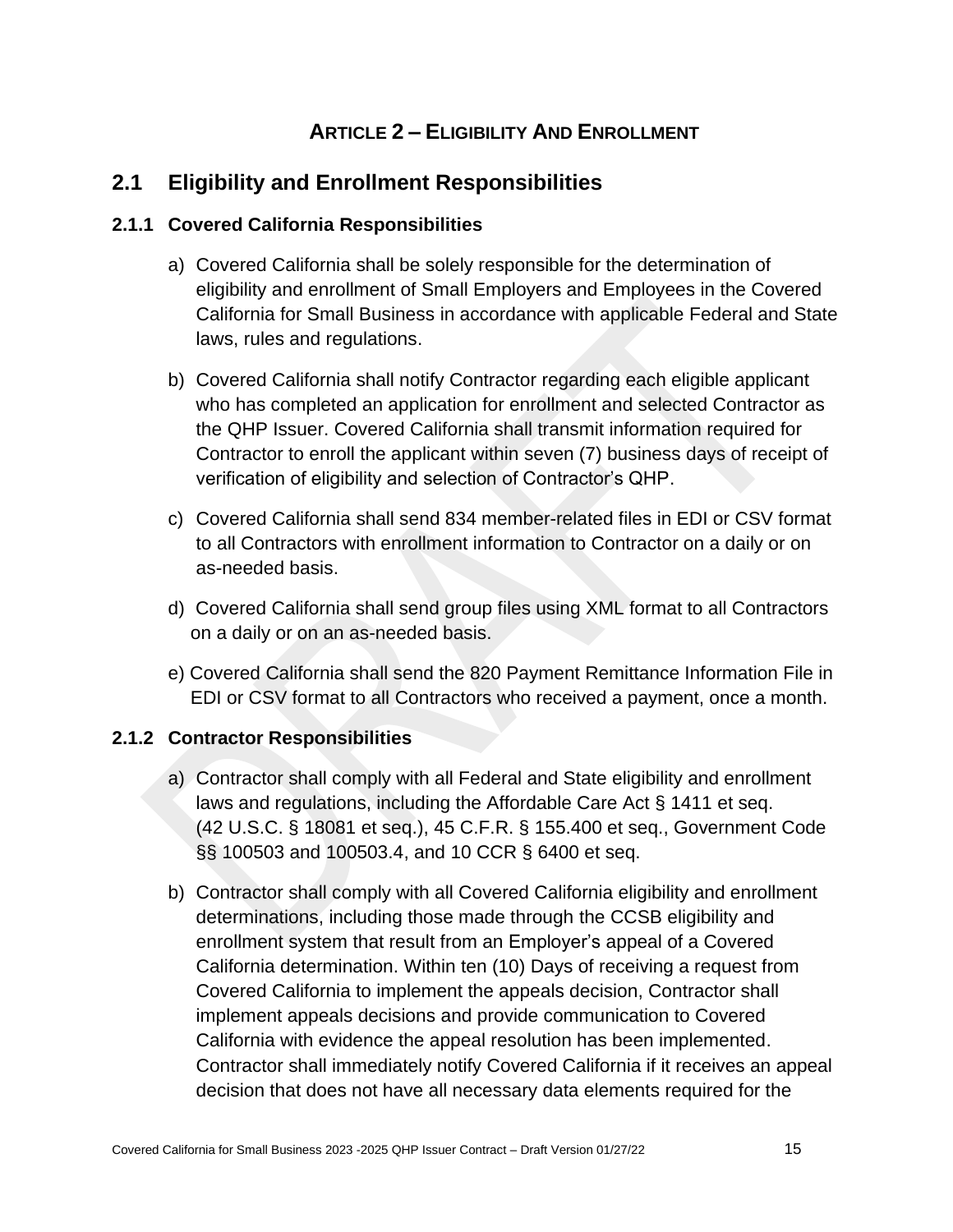# Article 2 – Eligibility And Enrollment

## 2.1 Eligibility and Enrollment Responsibilities

### 2.1.1 Covered California Responsibilities

a) Covered California shall be solely responsible for the determination of eligibility and enrollment of Small Employers and Employees in the Covered California for Small Business in accordance with applicable Federal and State laws, rules and regulations.

b) Covered California shall notify Contractor regarding each eligible applicant who has completed an application for enrollment and selected Contractor as the QHP Issuer. Covered California shall transmit information required for Contractor to enroll the applicant within seven (7) business days of receipt of verification of eligibility and selection of Contractor's QHP.

c) Covered California shall send 834 member-related files in EDI or CSV format to all Contractors with enrollment information to Contractor on a daily or on as-needed basis.

d) Covered California shall send group files using XML format to all Contractors on a daily or on an as-needed basis.

e) Covered California shall send the 820 Payment Remittance Information File in EDI or CSV format to all Contractors who received a payment, once a month.

### 2.1.2 Contractor Responsibilities

a) Contractor shall comply with all Federal and State eligibility and enrollment laws and regulations, including the Affordable Care Act § 1411 et seq. (42 U.S.C. § 18081 et seq.), 45 C.F.R. § 155.400 et seq., Government Code §§ 100503 and 100503.4, and 10 CCR § 6400 et seq.

b) Contractor shall comply with all Covered California eligibility and enrollment determinations, including those made through the CCSB eligibility and enrollment system that result from an Employer's appeal of a Covered California determination. Within ten (10) Days of receiving a request from Covered California to implement the appeals decision, Contractor shall implement appeals decisions and provide communication to Covered California with evidence the appeal resolution has been implemented. Contractor shall immediately notify Covered California if it receives an appeal decision that does not have all necessary data elements required for the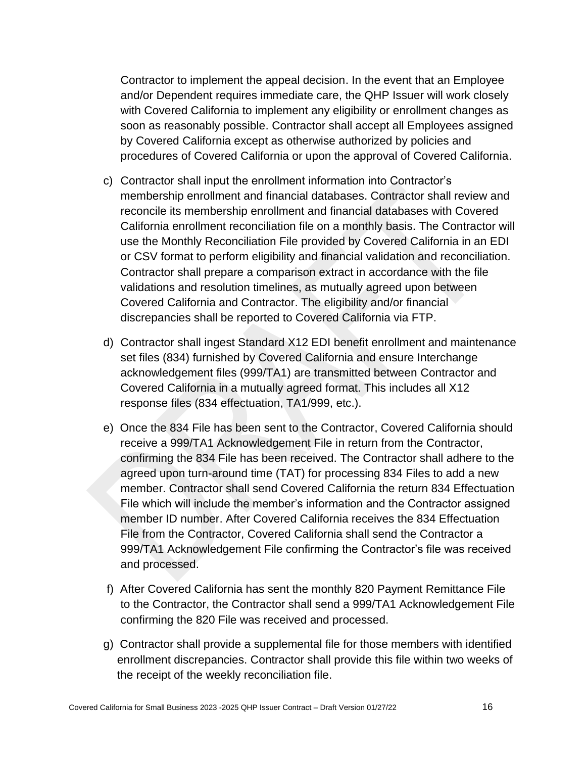Contractor to implement the appeal decision. In the event that an Employee and/or Dependent requires immediate care, the QHP Issuer will work closely with Covered California to implement any eligibility or enrollment changes as soon as reasonably possible. Contractor shall accept all Employees assigned by Covered California except as otherwise authorized by policies and procedures of Covered California or upon the approval of Covered California.

c) Contractor shall input the enrollment information into Contractor's membership enrollment and financial databases. Contractor shall review and reconcile its membership enrollment and financial databases with Covered California enrollment reconciliation file on a monthly basis. The Contractor will use the Monthly Reconciliation File provided by Covered California in an EDI or CSV format to perform eligibility and financial validation and reconciliation. Contractor shall prepare a comparison extract in accordance with the file validations and resolution timelines, as mutually agreed upon between Covered California and Contractor. The eligibility and/or financial discrepancies shall be reported to Covered California via FTP.

d) Contractor shall ingest Standard X12 EDI benefit enrollment and maintenance set files (834) furnished by Covered California and ensure Interchange acknowledgement files (999/TA1) are transmitted between Contractor and Covered California in a mutually agreed format. This includes all X12 response files (834 effectuation, TA1/999, etc.).

e) Once the 834 File has been sent to the Contractor, Covered California should receive a 999/TA1 Acknowledgement File in return from the Contractor, confirming the 834 File has been received. The Contractor shall adhere to the agreed upon turn-around time (TAT) for processing 834 Files to add a new member. Contractor shall send Covered California the return 834 Effectuation File which will include the member's information and the Contractor assigned member ID number. After Covered California receives the 834 Effectuation File from the Contractor, Covered California shall send the Contractor a 999/TA1 Acknowledgement File confirming the Contractor's file was received and processed.

f) After Covered California has sent the monthly 820 Payment Remittance File to the Contractor, the Contractor shall send a 999/TA1 Acknowledgement File confirming the 820 File was received and processed.

g) Contractor shall provide a supplemental file for those members with identified enrollment discrepancies. Contractor shall provide this file within two weeks of the receipt of the weekly reconciliation file.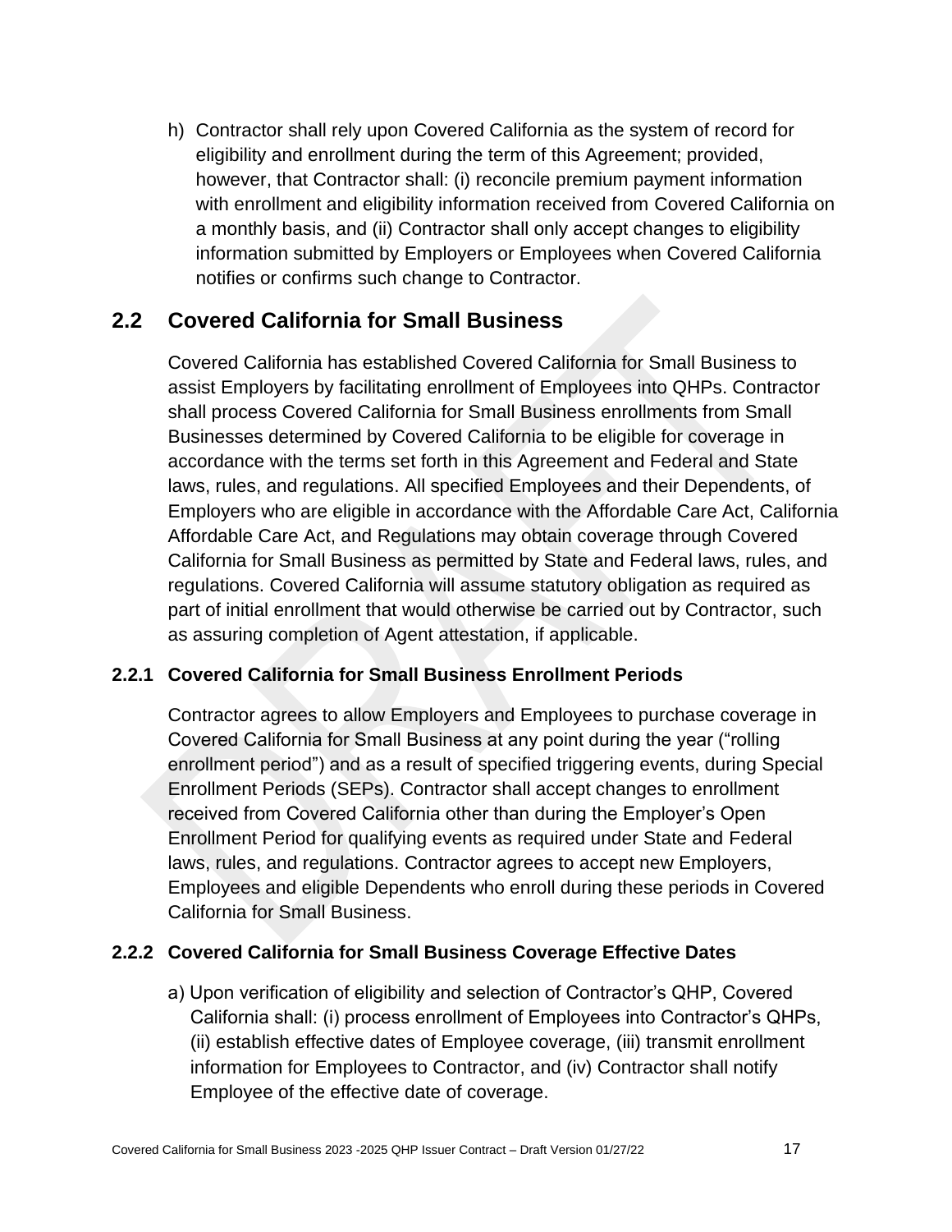h) Contractor shall rely upon Covered California as the system of record for eligibility and enrollment during the term of this Agreement; provided, however, that Contractor shall: (i) reconcile premium payment information with enrollment and eligibility information received from Covered California on a monthly basis, and (ii) Contractor shall only accept changes to eligibility information submitted by Employers or Employees when Covered California notifies or confirms such change to Contractor.

## 2.2 Covered California for Small Business

Covered California has established Covered California for Small Business to assist Employers by facilitating enrollment of Employees into QHPs. Contractor shall process Covered California for Small Business enrollments from Small Businesses determined by Covered California to be eligible for coverage in accordance with the terms set forth in this Agreement and Federal and State laws, rules, and regulations. All specified Employees and their Dependents, of Employers who are eligible in accordance with the Affordable Care Act, California Affordable Care Act, and Regulations may obtain coverage through Covered California for Small Business as permitted by State and Federal laws, rules, and regulations. Covered California will assume statutory obligation as required as part of initial enrollment that would otherwise be carried out by Contractor, such as assuring completion of Agent attestation, if applicable.

### 2.2.1 Covered California for Small Business Enrollment Periods

Contractor agrees to allow Employers and Employees to purchase coverage in Covered California for Small Business at any point during the year ("rolling enrollment period") and as a result of specified triggering events, during Special Enrollment Periods (SEPs). Contractor shall accept changes to enrollment received from Covered California other than during the Employer's Open Enrollment Period for qualifying events as required under State and Federal laws, rules, and regulations. Contractor agrees to accept new Employers, Employees and eligible Dependents who enroll during these periods in Covered California for Small Business.

### 2.2.2 Covered California for Small Business Coverage Effective Dates

a) Upon verification of eligibility and selection of Contractor's QHP, Covered California shall: (i) process enrollment of Employees into Contractor's QHPs, (ii) establish effective dates of Employee coverage, (iii) transmit enrollment information for Employees to Contractor, and (iv) Contractor shall notify Employee of the effective date of coverage.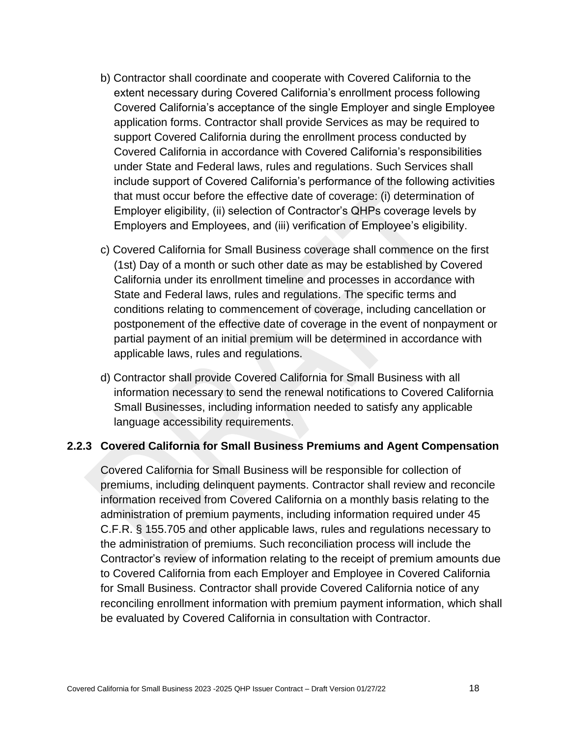b) Contractor shall coordinate and cooperate with Covered California to the extent necessary during Covered California's enrollment process following Covered California's acceptance of the single Employer and single Employee application forms. Contractor shall provide Services as may be required to support Covered California during the enrollment process conducted by Covered California in accordance with Covered California's responsibilities under State and Federal laws, rules and regulations. Such Services shall include support of Covered California's performance of the following activities that must occur before the effective date of coverage: (i) determination of Employer eligibility, (ii) selection of Contractor's QHPs coverage levels by Employers and Employees, and (iii) verification of Employee's eligibility.

c) Covered California for Small Business coverage shall commence on the first (1st) Day of a month or such other date as may be established by Covered California under its enrollment timeline and processes in accordance with State and Federal laws, rules and regulations. The specific terms and conditions relating to commencement of coverage, including cancellation or postponement of the effective date of coverage in the event of nonpayment or partial payment of an initial premium will be determined in accordance with applicable laws, rules and regulations.

d) Contractor shall provide Covered California for Small Business with all information necessary to send the renewal notifications to Covered California Small Businesses, including information needed to satisfy any applicable language accessibility requirements.

### 2.2.3 Covered California for Small Business Premiums and Agent Compensation

Covered California for Small Business will be responsible for collection of premiums, including delinquent payments. Contractor shall review and reconcile information received from Covered California on a monthly basis relating to the administration of premium payments, including information required under 45 C.F.R. § 155.705 and other applicable laws, rules and regulations necessary to the administration of premiums. Such reconciliation process will include the Contractor's review of information relating to the receipt of premium amounts due to Covered California from each Employer and Employee in Covered California for Small Business. Contractor shall provide Covered California notice of any reconciling enrollment information with premium payment information, which shall be evaluated by Covered California in consultation with Contractor.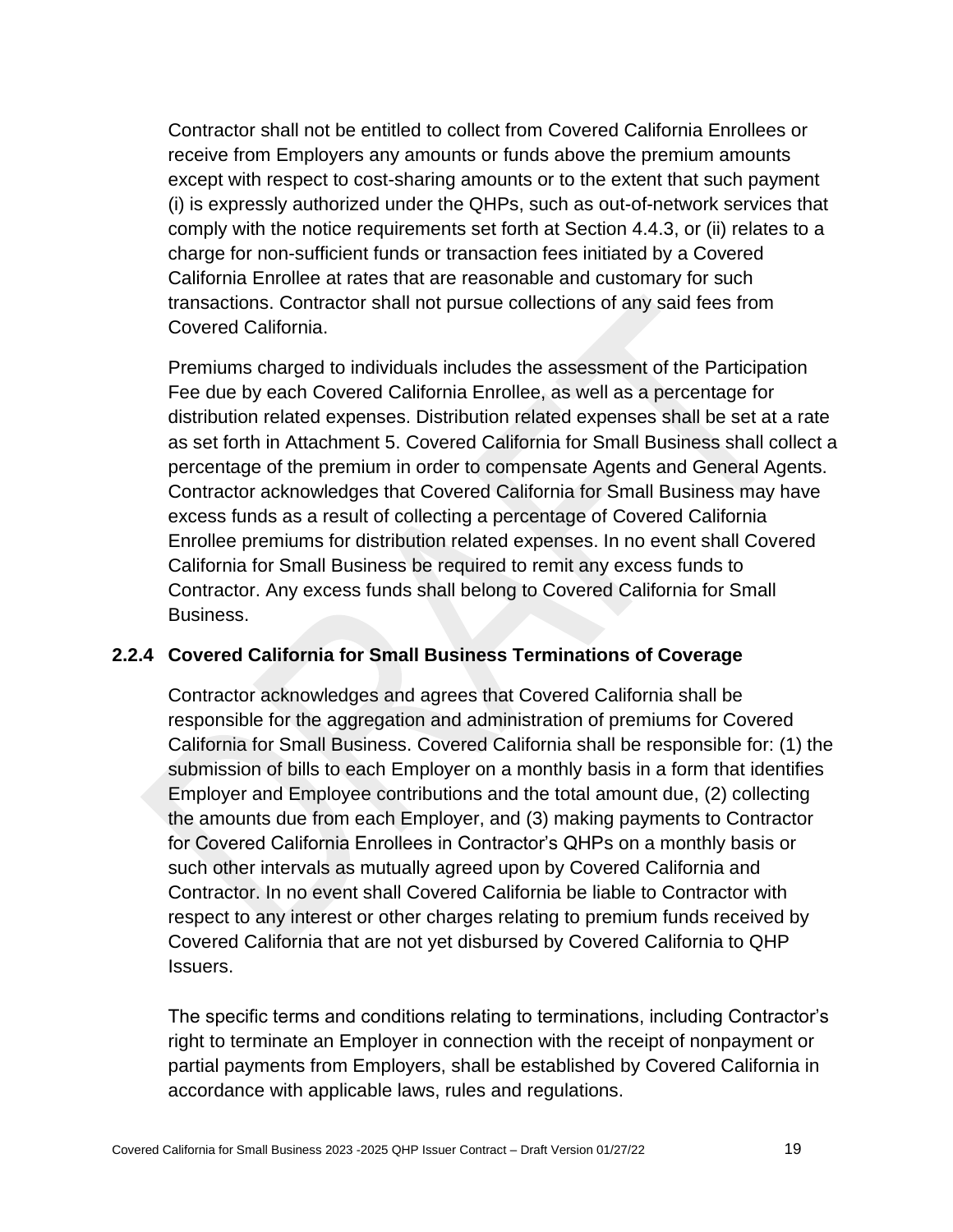Contractor shall not be entitled to collect from Covered California Enrollees or receive from Employers any amounts or funds above the premium amounts except with respect to cost-sharing amounts or to the extent that such payment (i) is expressly authorized under the QHPs, such as out-of-network services that comply with the notice requirements set forth at Section 4.4.3, or (ii) relates to a charge for non-sufficient funds or transaction fees initiated by a Covered California Enrollee at rates that are reasonable and customary for such transactions. Contractor shall not pursue collections of any said fees from Covered California.

Premiums charged to individuals includes the assessment of the Participation Fee due by each Covered California Enrollee, as well as a percentage for distribution related expenses. Distribution related expenses shall be set at a rate as set forth in Attachment 5. Covered California for Small Business shall collect a percentage of the premium in order to compensate Agents and General Agents. Contractor acknowledges that Covered California for Small Business may have excess funds as a result of collecting a percentage of Covered California Enrollee premiums for distribution related expenses. In no event shall Covered California for Small Business be required to remit any excess funds to Contractor. Any excess funds shall belong to Covered California for Small Business.

### 2.2.4 Covered California for Small Business Terminations of Coverage

Contractor acknowledges and agrees that Covered California shall be responsible for the aggregation and administration of premiums for Covered California for Small Business. Covered California shall be responsible for: (1) the submission of bills to each Employer on a monthly basis in a form that identifies Employer and Employee contributions and the total amount due, (2) collecting the amounts due from each Employer, and (3) making payments to Contractor for Covered California Enrollees in Contractor's QHPs on a monthly basis or such other intervals as mutually agreed upon by Covered California and Contractor. In no event shall Covered California be liable to Contractor with respect to any interest or other charges relating to premium funds received by Covered California that are not yet disbursed by Covered California to QHP Issuers.

The specific terms and conditions relating to terminations, including Contractor's right to terminate an Employer in connection with the receipt of nonpayment or partial payments from Employers, shall be established by Covered California in accordance with applicable laws, rules and regulations.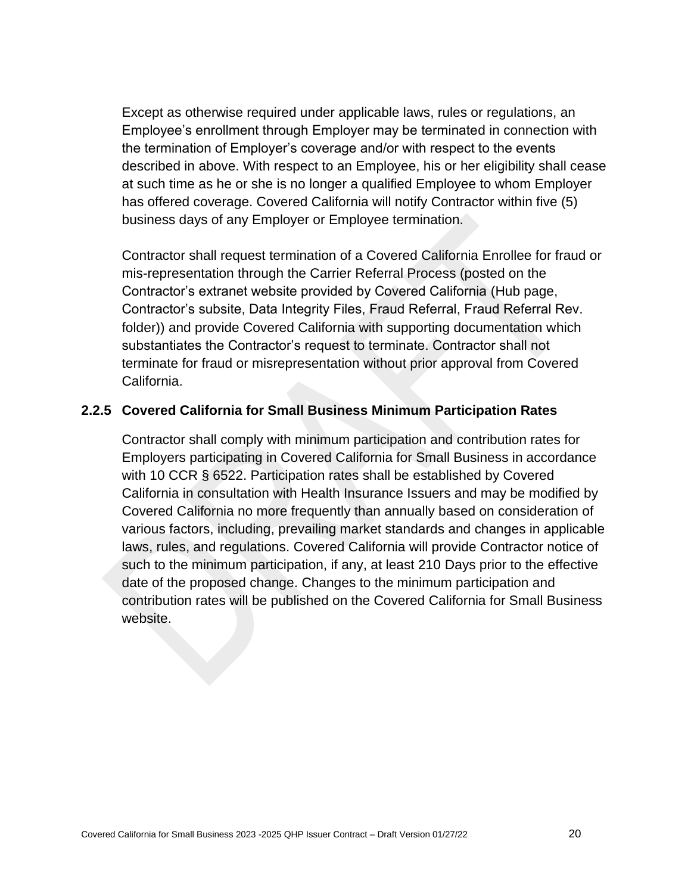Except as otherwise required under applicable laws, rules or regulations, an Employee's enrollment through Employer may be terminated in connection with the termination of Employer's coverage and/or with respect to the events described in above. With respect to an Employee, his or her eligibility shall cease at such time as he or she is no longer a qualified Employee to whom Employer has offered coverage. Covered California will notify Contractor within five (5) business days of any Employer or Employee termination.

Contractor shall request termination of a Covered California Enrollee for fraud or mis-representation through the Carrier Referral Process (posted on the Contractor's extranet website provided by Covered California (Hub page, Contractor's subsite, Data Integrity Files, Fraud Referral, Fraud Referral Rev. folder)) and provide Covered California with supporting documentation which substantiates the Contractor's request to terminate. Contractor shall not terminate for fraud or misrepresentation without prior approval from Covered California.

### 2.2.5 Covered California for Small Business Minimum Participation Rates

Contractor shall comply with minimum participation and contribution rates for Employers participating in Covered California for Small Business in accordance with 10 CCR § 6522. Participation rates shall be established by Covered California in consultation with Health Insurance Issuers and may be modified by Covered California no more frequently than annually based on consideration of various factors, including, prevailing market standards and changes in applicable laws, rules, and regulations. Covered California will provide Contractor notice of such to the minimum participation, if any, at least 210 Days prior to the effective date of the proposed change. Changes to the minimum participation and contribution rates will be published on the Covered California for Small Business website.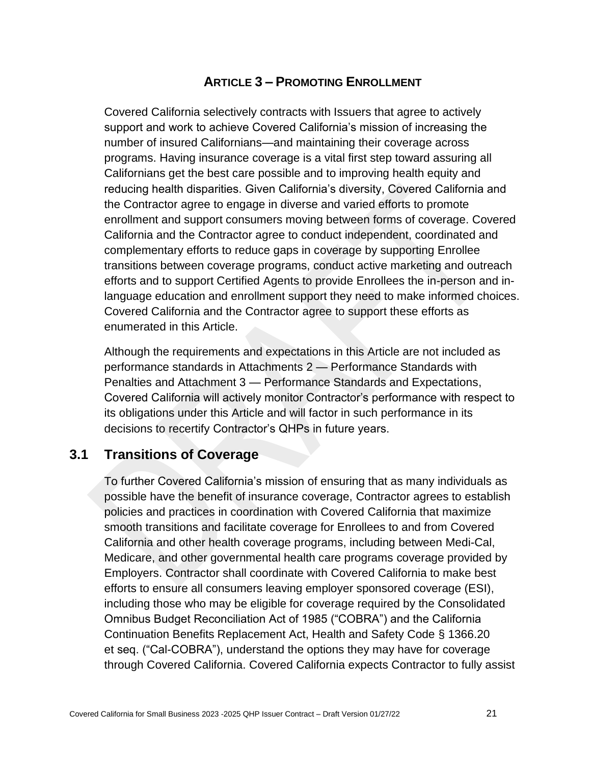# ARTICLE 3 – PROMOTING ENROLLMENT

Covered California selectively contracts with Issuers that agree to actively support and work to achieve Covered California's mission of increasing the number of insured Californians—and maintaining their coverage across programs. Having insurance coverage is a vital first step toward assuring all Californians get the best care possible and to improving health equity and reducing health disparities. Given California's diversity, Covered California and the Contractor agree to engage in diverse and varied efforts to promote enrollment and support consumers moving between forms of coverage. Covered California and the Contractor agree to conduct independent, coordinated and complementary efforts to reduce gaps in coverage by supporting Enrollee transitions between coverage programs, conduct active marketing and outreach efforts and to support Certified Agents to provide Enrollees the in-person and in-language education and enrollment support they need to make informed choices. Covered California and the Contractor agree to support these efforts as enumerated in this Article.

Although the requirements and expectations in this Article are not included as performance standards in Attachments 2 — Performance Standards with Penalties and Attachment 3 — Performance Standards and Expectations, Covered California will actively monitor Contractor's performance with respect to its obligations under this Article and will factor in such performance in its decisions to recertify Contractor's QHPs in future years.

## 3.1 Transitions of Coverage

To further Covered California's mission of ensuring that as many individuals as possible have the benefit of insurance coverage, Contractor agrees to establish policies and practices in coordination with Covered California that maximize smooth transitions and facilitate coverage for Enrollees to and from Covered California and other health coverage programs, including between Medi-Cal, Medicare, and other governmental health care programs coverage provided by Employers. Contractor shall coordinate with Covered California to make best efforts to ensure all consumers leaving employer sponsored coverage (ESI), including those who may be eligible for coverage required by the Consolidated Omnibus Budget Reconciliation Act of 1985 ("COBRA") and the California Continuation Benefits Replacement Act, Health and Safety Code § 1366.20 et seq. ("Cal-COBRA"), understand the options they may have for coverage through Covered California. Covered California expects Contractor to fully assist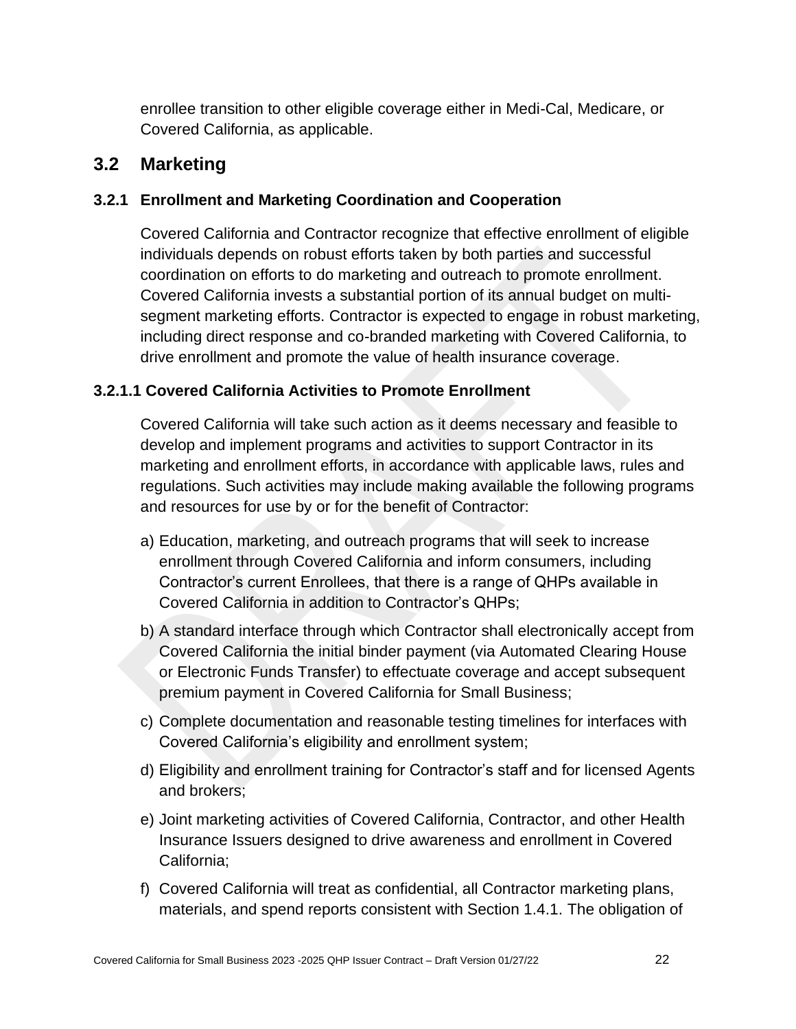enrollee transition to other eligible coverage either in Medi-Cal, Medicare, or Covered California, as applicable.

## 3.2 Marketing

### 3.2.1 Enrollment and Marketing Coordination and Cooperation

Covered California and Contractor recognize that effective enrollment of eligible individuals depends on robust efforts taken by both parties and successful coordination on efforts to do marketing and outreach to promote enrollment. Covered California invests a substantial portion of its annual budget on multi-segment marketing efforts. Contractor is expected to engage in robust marketing, including direct response and co-branded marketing with Covered California, to drive enrollment and promote the value of health insurance coverage.

#### 3.2.1.1 Covered California Activities to Promote Enrollment

Covered California will take such action as it deems necessary and feasible to develop and implement programs and activities to support Contractor in its marketing and enrollment efforts, in accordance with applicable laws, rules and regulations. Such activities may include making available the following programs and resources for use by or for the benefit of Contractor:

a) Education, marketing, and outreach programs that will seek to increase enrollment through Covered California and inform consumers, including Contractor's current Enrollees, that there is a range of QHPs available in Covered California in addition to Contractor's QHPs;

b) A standard interface through which Contractor shall electronically accept from Covered California the initial binder payment (via Automated Clearing House or Electronic Funds Transfer) to effectuate coverage and accept subsequent premium payment in Covered California for Small Business;

c) Complete documentation and reasonable testing timelines for interfaces with Covered California's eligibility and enrollment system;

d) Eligibility and enrollment training for Contractor's staff and for licensed Agents and brokers;

e) Joint marketing activities of Covered California, Contractor, and other Health Insurance Issuers designed to drive awareness and enrollment in Covered California;

f) Covered California will treat as confidential, all Contractor marketing plans, materials, and spend reports consistent with Section 1.4.1. The obligation of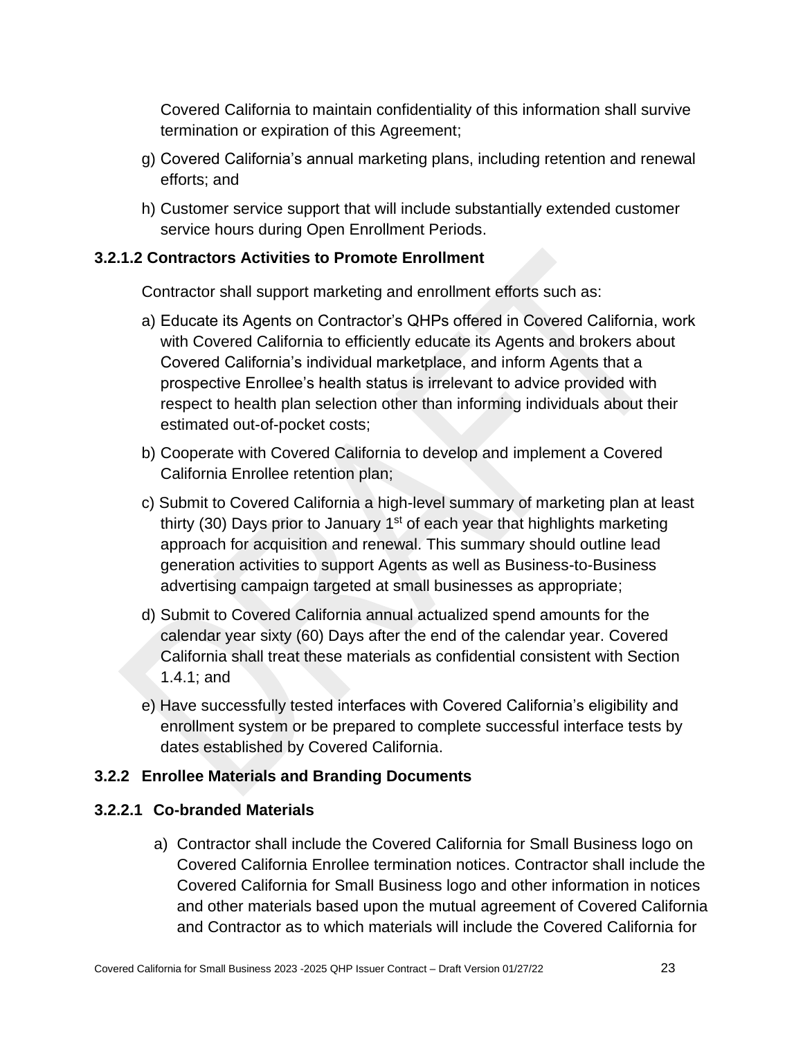Covered California to maintain confidentiality of this information shall survive termination or expiration of this Agreement;

g) Covered California's annual marketing plans, including retention and renewal efforts; and

h) Customer service support that will include substantially extended customer service hours during Open Enrollment Periods.

### 3.2.1.2 Contractors Activities to Promote Enrollment

Contractor shall support marketing and enrollment efforts such as:

a) Educate its Agents on Contractor's QHPs offered in Covered California, work with Covered California to efficiently educate its Agents and brokers about Covered California's individual marketplace, and inform Agents that a prospective Enrollee's health status is irrelevant to advice provided with respect to health plan selection other than informing individuals about their estimated out-of-pocket costs;

b) Cooperate with Covered California to develop and implement a Covered California Enrollee retention plan;

c) Submit to Covered California a high-level summary of marketing plan at least thirty (30) Days prior to January 1st of each year that highlights marketing approach for acquisition and renewal. This summary should outline lead generation activities to support Agents as well as Business-to-Business advertising campaign targeted at small businesses as appropriate;

d) Submit to Covered California annual actualized spend amounts for the calendar year sixty (60) Days after the end of the calendar year. Covered California shall treat these materials as confidential consistent with Section 1.4.1; and

e) Have successfully tested interfaces with Covered California's eligibility and enrollment system or be prepared to complete successful interface tests by dates established by Covered California.

### 3.2.2 Enrollee Materials and Branding Documents

### 3.2.2.1 Co-branded Materials

a) Contractor shall include the Covered California for Small Business logo on Covered California Enrollee termination notices. Contractor shall include the Covered California for Small Business logo and other information in notices and other materials based upon the mutual agreement of Covered California and Contractor as to which materials will include the Covered California for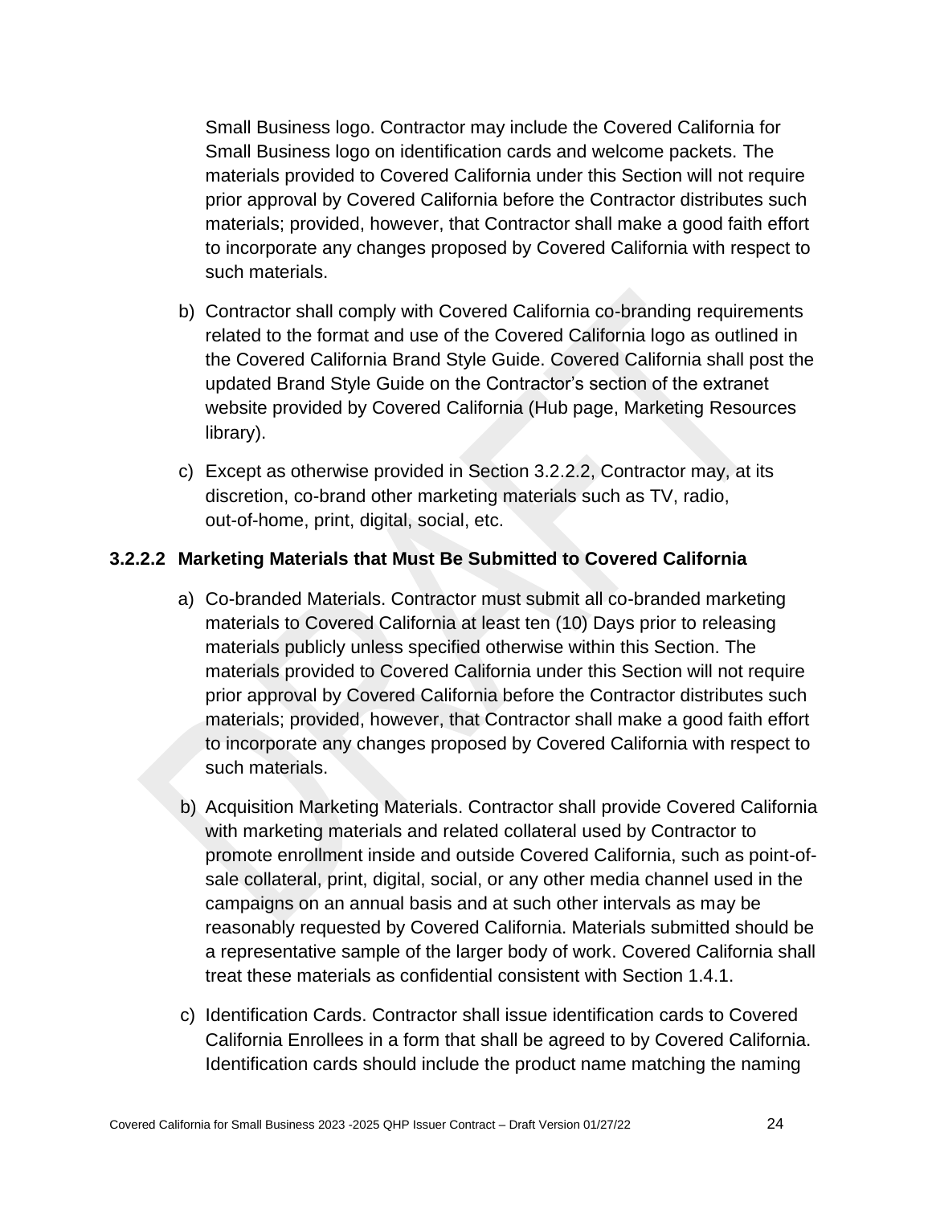Small Business logo. Contractor may include the Covered California for Small Business logo on identification cards and welcome packets. The materials provided to Covered California under this Section will not require prior approval by Covered California before the Contractor distributes such materials; provided, however, that Contractor shall make a good faith effort to incorporate any changes proposed by Covered California with respect to such materials.

b) Contractor shall comply with Covered California co-branding requirements related to the format and use of the Covered California logo as outlined in the Covered California Brand Style Guide. Covered California shall post the updated Brand Style Guide on the Contractor's section of the extranet website provided by Covered California (Hub page, Marketing Resources library).

c) Except as otherwise provided in Section 3.2.2.2, Contractor may, at its discretion, co-brand other marketing materials such as TV, radio, out-of-home, print, digital, social, etc.

**3.2.2.2 Marketing Materials that Must Be Submitted to Covered California**

a) Co-branded Materials. Contractor must submit all co-branded marketing materials to Covered California at least ten (10) Days prior to releasing materials publicly unless specified otherwise within this Section. The materials provided to Covered California under this Section will not require prior approval by Covered California before the Contractor distributes such materials; provided, however, that Contractor shall make a good faith effort to incorporate any changes proposed by Covered California with respect to such materials.

b) Acquisition Marketing Materials. Contractor shall provide Covered California with marketing materials and related collateral used by Contractor to promote enrollment inside and outside Covered California, such as point-of-sale collateral, print, digital, social, or any other media channel used in the campaigns on an annual basis and at such other intervals as may be reasonably requested by Covered California. Materials submitted should be a representative sample of the larger body of work. Covered California shall treat these materials as confidential consistent with Section 1.4.1.

c) Identification Cards. Contractor shall issue identification cards to Covered California Enrollees in a form that shall be agreed to by Covered California. Identification cards should include the product name matching the naming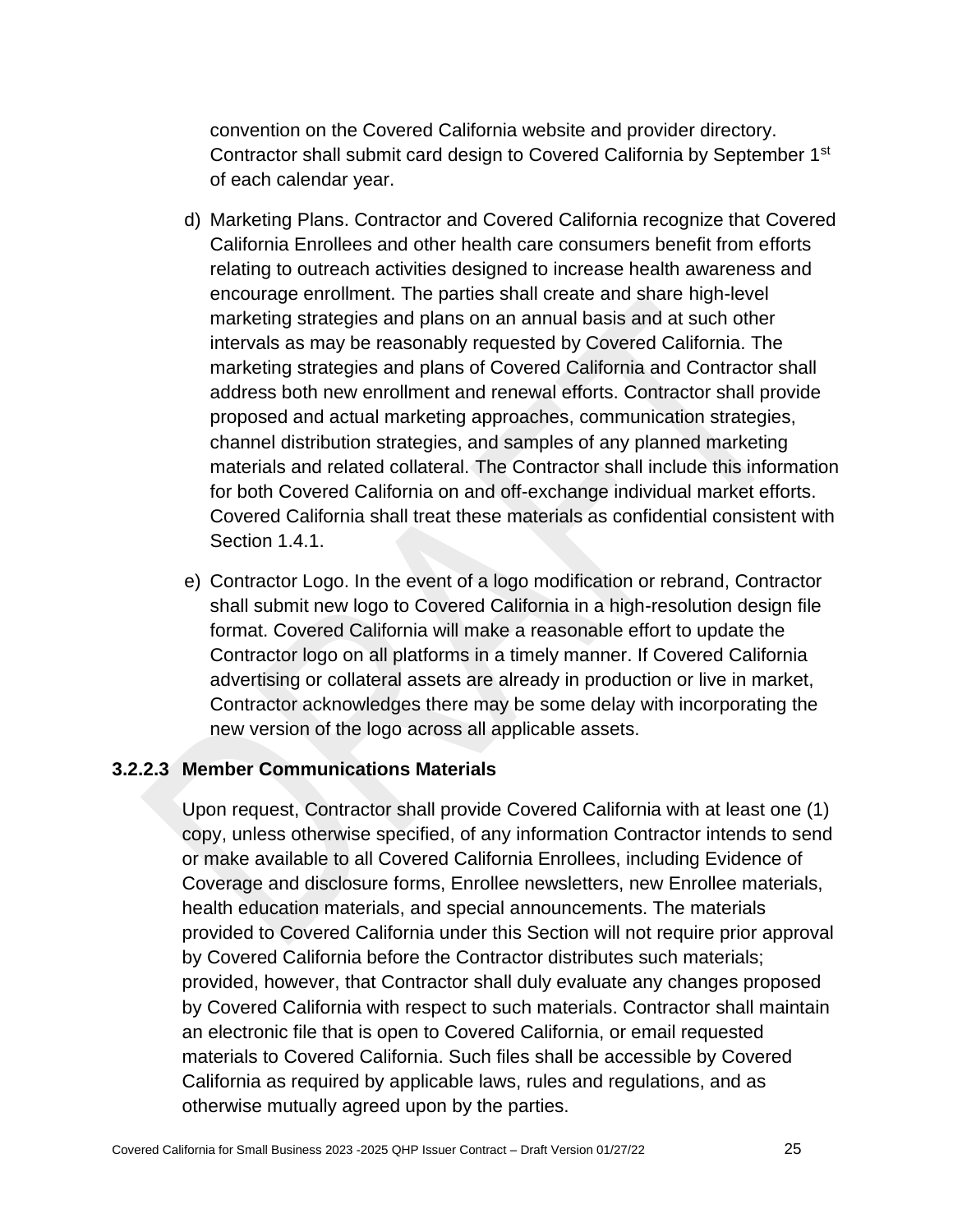convention on the Covered California website and provider directory. Contractor shall submit card design to Covered California by September 1st of each calendar year.

d) Marketing Plans. Contractor and Covered California recognize that Covered California Enrollees and other health care consumers benefit from efforts relating to outreach activities designed to increase health awareness and encourage enrollment. The parties shall create and share high-level marketing strategies and plans on an annual basis and at such other intervals as may be reasonably requested by Covered California. The marketing strategies and plans of Covered California and Contractor shall address both new enrollment and renewal efforts. Contractor shall provide proposed and actual marketing approaches, communication strategies, channel distribution strategies, and samples of any planned marketing materials and related collateral. The Contractor shall include this information for both Covered California on and off-exchange individual market efforts. Covered California shall treat these materials as confidential consistent with Section 1.4.1.

e) Contractor Logo. In the event of a logo modification or rebrand, Contractor shall submit new logo to Covered California in a high-resolution design file format. Covered California will make a reasonable effort to update the Contractor logo on all platforms in a timely manner. If Covered California advertising or collateral assets are already in production or live in market, Contractor acknowledges there may be some delay with incorporating the new version of the logo across all applicable assets.

#### 3.2.2.3 Member Communications Materials

Upon request, Contractor shall provide Covered California with at least one (1) copy, unless otherwise specified, of any information Contractor intends to send or make available to all Covered California Enrollees, including Evidence of Coverage and disclosure forms, Enrollee newsletters, new Enrollee materials, health education materials, and special announcements. The materials provided to Covered California under this Section will not require prior approval by Covered California before the Contractor distributes such materials; provided, however, that Contractor shall duly evaluate any changes proposed by Covered California with respect to such materials. Contractor shall maintain an electronic file that is open to Covered California, or email requested materials to Covered California. Such files shall be accessible by Covered California as required by applicable laws, rules and regulations, and as otherwise mutually agreed upon by the parties.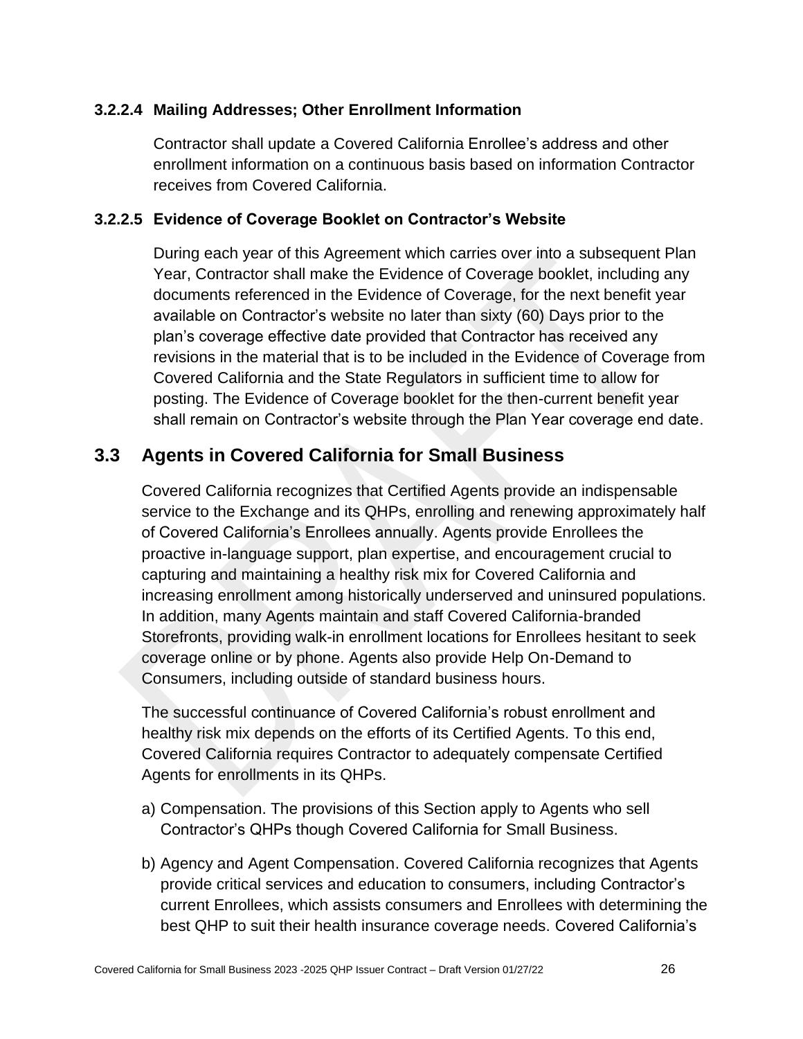#### 3.2.2.4 Mailing Addresses; Other Enrollment Information

Contractor shall update a Covered California Enrollee's address and other enrollment information on a continuous basis based on information Contractor receives from Covered California.

#### 3.2.2.5 Evidence of Coverage Booklet on Contractor's Website

During each year of this Agreement which carries over into a subsequent Plan Year, Contractor shall make the Evidence of Coverage booklet, including any documents referenced in the Evidence of Coverage, for the next benefit year available on Contractor's website no later than sixty (60) Days prior to the plan's coverage effective date provided that Contractor has received any revisions in the material that is to be included in the Evidence of Coverage from Covered California and the State Regulators in sufficient time to allow for posting. The Evidence of Coverage booklet for the then-current benefit year shall remain on Contractor's website through the Plan Year coverage end date.

## 3.3 Agents in Covered California for Small Business

Covered California recognizes that Certified Agents provide an indispensable service to the Exchange and its QHPs, enrolling and renewing approximately half of Covered California's Enrollees annually. Agents provide Enrollees the proactive in-language support, plan expertise, and encouragement crucial to capturing and maintaining a healthy risk mix for Covered California and increasing enrollment among historically underserved and uninsured populations. In addition, many Agents maintain and staff Covered California-branded Storefronts, providing walk-in enrollment locations for Enrollees hesitant to seek coverage online or by phone. Agents also provide Help On-Demand to Consumers, including outside of standard business hours.

The successful continuance of Covered California's robust enrollment and healthy risk mix depends on the efforts of its Certified Agents. To this end, Covered California requires Contractor to adequately compensate Certified Agents for enrollments in its QHPs.

a) Compensation. The provisions of this Section apply to Agents who sell Contractor's QHPs though Covered California for Small Business.

b) Agency and Agent Compensation. Covered California recognizes that Agents provide critical services and education to consumers, including Contractor's current Enrollees, which assists consumers and Enrollees with determining the best QHP to suit their health insurance coverage needs. Covered California's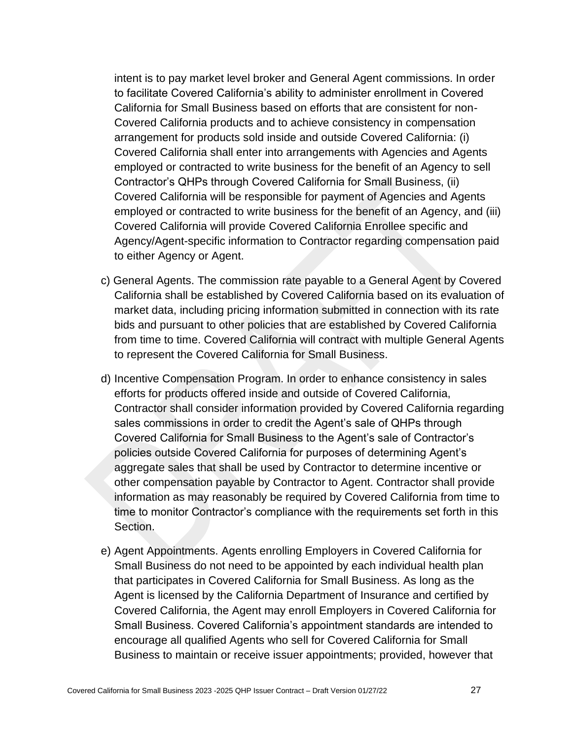intent is to pay market level broker and General Agent commissions. In order to facilitate Covered California's ability to administer enrollment in Covered California for Small Business based on efforts that are consistent for non-Covered California products and to achieve consistency in compensation arrangement for products sold inside and outside Covered California: (i) Covered California shall enter into arrangements with Agencies and Agents employed or contracted to write business for the benefit of an Agency to sell Contractor's QHPs through Covered California for Small Business, (ii) Covered California will be responsible for payment of Agencies and Agents employed or contracted to write business for the benefit of an Agency, and (iii) Covered California will provide Covered California Enrollee specific and Agency/Agent-specific information to Contractor regarding compensation paid to either Agency or Agent.

c) General Agents. The commission rate payable to a General Agent by Covered California shall be established by Covered California based on its evaluation of market data, including pricing information submitted in connection with its rate bids and pursuant to other policies that are established by Covered California from time to time. Covered California will contract with multiple General Agents to represent the Covered California for Small Business.

d) Incentive Compensation Program. In order to enhance consistency in sales efforts for products offered inside and outside of Covered California, Contractor shall consider information provided by Covered California regarding sales commissions in order to credit the Agent's sale of QHPs through Covered California for Small Business to the Agent's sale of Contractor's policies outside Covered California for purposes of determining Agent's aggregate sales that shall be used by Contractor to determine incentive or other compensation payable by Contractor to Agent. Contractor shall provide information as may reasonably be required by Covered California from time to time to monitor Contractor's compliance with the requirements set forth in this Section.

e) Agent Appointments. Agents enrolling Employers in Covered California for Small Business do not need to be appointed by each individual health plan that participates in Covered California for Small Business. As long as the Agent is licensed by the California Department of Insurance and certified by Covered California, the Agent may enroll Employers in Covered California for Small Business. Covered California's appointment standards are intended to encourage all qualified Agents who sell for Covered California for Small Business to maintain or receive issuer appointments; provided, however that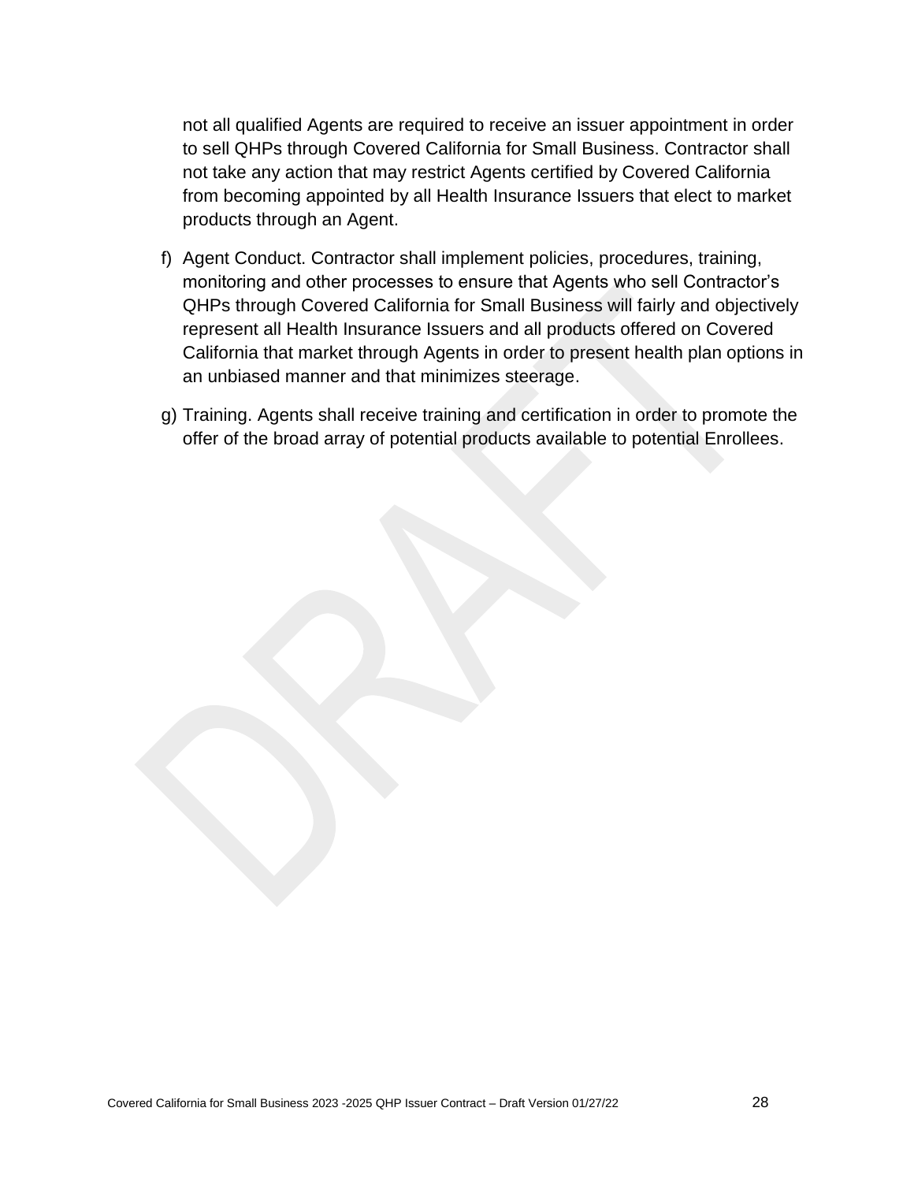not all qualified Agents are required to receive an issuer appointment in order to sell QHPs through Covered California for Small Business. Contractor shall not take any action that may restrict Agents certified by Covered California from becoming appointed by all Health Insurance Issuers that elect to market products through an Agent.

f) Agent Conduct. Contractor shall implement policies, procedures, training, monitoring and other processes to ensure that Agents who sell Contractor's QHPs through Covered California for Small Business will fairly and objectively represent all Health Insurance Issuers and all products offered on Covered California that market through Agents in order to present health plan options in an unbiased manner and that minimizes steerage.

g) Training. Agents shall receive training and certification in order to promote the offer of the broad array of potential products available to potential Enrollees.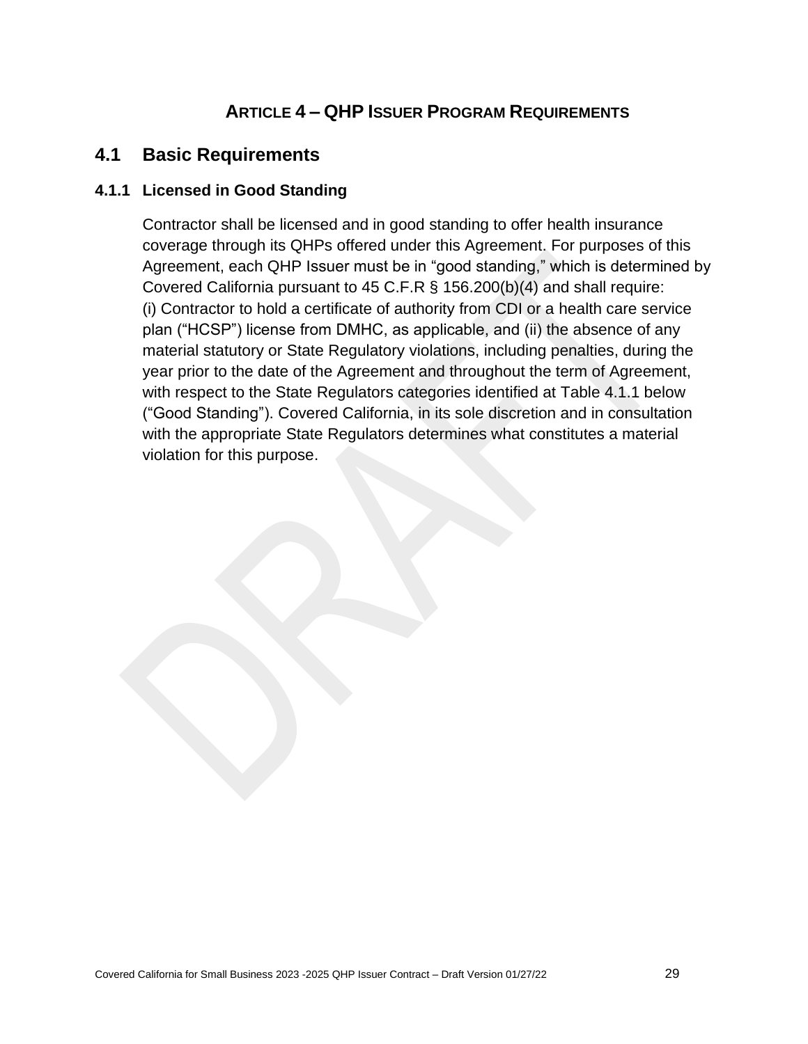# ARTICLE 4 – QHP ISSUER PROGRAM REQUIREMENTS

## 4.1 Basic Requirements

### 4.1.1 Licensed in Good Standing

Contractor shall be licensed and in good standing to offer health insurance coverage through its QHPs offered under this Agreement. For purposes of this Agreement, each QHP Issuer must be in "good standing," which is determined by Covered California pursuant to 45 C.F.R § 156.200(b)(4) and shall require: (i) Contractor to hold a certificate of authority from CDI or a health care service plan ("HCSP") license from DMHC, as applicable, and (ii) the absence of any material statutory or State Regulatory violations, including penalties, during the year prior to the date of the Agreement and throughout the term of Agreement, with respect to the State Regulators categories identified at Table 4.1.1 below ("Good Standing"). Covered California, in its sole discretion and in consultation with the appropriate State Regulators determines what constitutes a material violation for this purpose.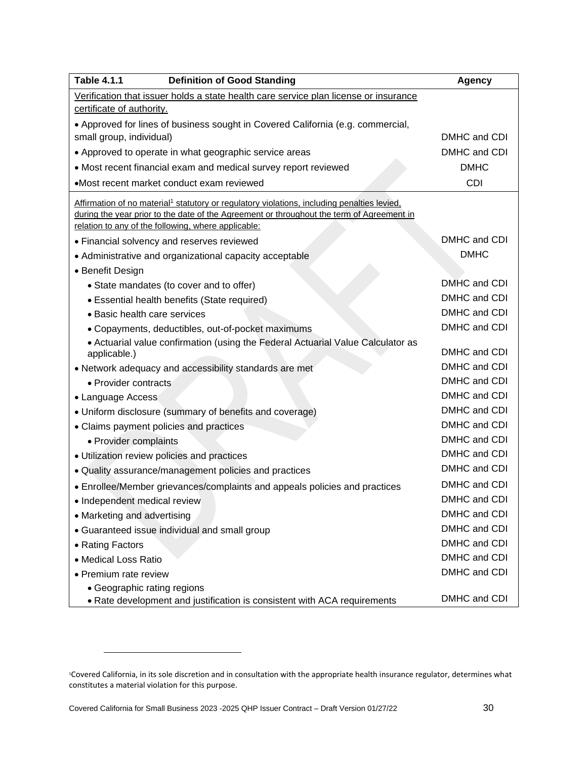| Table 4.1.1 Definition of Good Standing | Agency |
|---|---|
| Verification that issuer holds a state health care service plan license or insurance certificate of authority. | |
| • Approved for lines of business sought in Covered California (e.g. commercial, small group, individual) | DMHC and CDI |
| • Approved to operate in what geographic service areas | DMHC and CDI |
| • Most recent financial exam and medical survey report reviewed | DMHC |
| •Most recent market conduct exam reviewed | CDI |
| Affirmation of no material[1] statutory or regulatory violations, including penalties levied, during the year prior to the date of the Agreement or throughout the term of Agreement in relation to any of the following, where applicable: | |
| • Financial solvency and reserves reviewed | DMHC and CDI |
| • Administrative and organizational capacity acceptable | DMHC |
| • Benefit Design | |
| • State mandates (to cover and to offer) | DMHC and CDI |
| • Essential health benefits (State required) | DMHC and CDI |
| • Basic health care services | DMHC and CDI |
| • Copayments, deductibles, out-of-pocket maximums | DMHC and CDI |
| • Actuarial value confirmation (using the Federal Actuarial Value Calculator as applicable.) | DMHC and CDI |
| • Network adequacy and accessibility standards are met | DMHC and CDI |
| • Provider contracts | DMHC and CDI |
| • Language Access | DMHC and CDI |
| • Uniform disclosure (summary of benefits and coverage) | DMHC and CDI |
| • Claims payment policies and practices | DMHC and CDI |
| • Provider complaints | DMHC and CDI |
| • Utilization review policies and practices | DMHC and CDI |
| • Quality assurance/management policies and practices | DMHC and CDI |
| • Enrollee/Member grievances/complaints and appeals policies and practices | DMHC and CDI |
| • Independent medical review | DMHC and CDI |
| • Marketing and advertising | DMHC and CDI |
| • Guaranteed issue individual and small group | DMHC and CDI |
| • Rating Factors | DMHC and CDI |
| • Medical Loss Ratio | DMHC and CDI |
| • Premium rate review | DMHC and CDI |
| • Geographic rating regions<br>• Rate development and justification is consistent with ACA requirements | DMHC and CDI |

[1]Covered California, in its sole discretion and in consultation with the appropriate health insurance regulator, determines what constitutes a material violation for this purpose.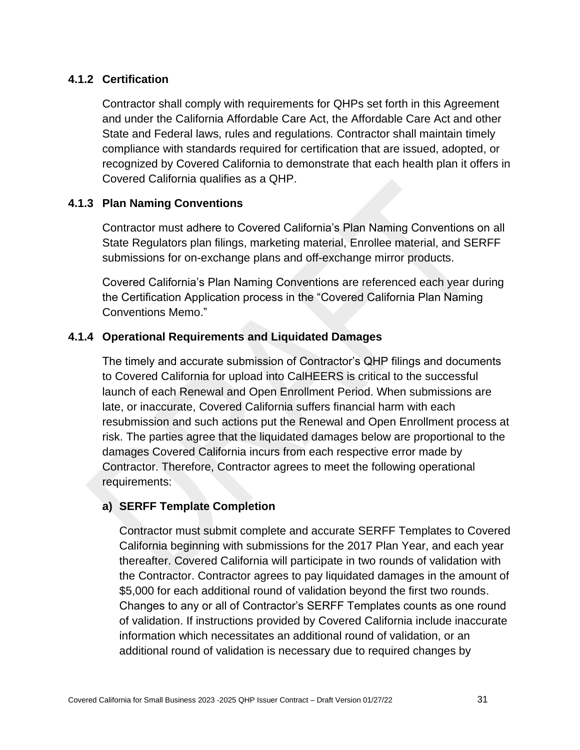### 4.1.2 Certification

Contractor shall comply with requirements for QHPs set forth in this Agreement and under the California Affordable Care Act, the Affordable Care Act and other State and Federal laws, rules and regulations. Contractor shall maintain timely compliance with standards required for certification that are issued, adopted, or recognized by Covered California to demonstrate that each health plan it offers in Covered California qualifies as a QHP.

### 4.1.3 Plan Naming Conventions

Contractor must adhere to Covered California's Plan Naming Conventions on all State Regulators plan filings, marketing material, Enrollee material, and SERFF submissions for on-exchange plans and off-exchange mirror products.

Covered California's Plan Naming Conventions are referenced each year during the Certification Application process in the "Covered California Plan Naming Conventions Memo."

### 4.1.4 Operational Requirements and Liquidated Damages

The timely and accurate submission of Contractor's QHP filings and documents to Covered California for upload into CalHEERS is critical to the successful launch of each Renewal and Open Enrollment Period. When submissions are late, or inaccurate, Covered California suffers financial harm with each resubmission and such actions put the Renewal and Open Enrollment process at risk. The parties agree that the liquidated damages below are proportional to the damages Covered California incurs from each respective error made by Contractor. Therefore, Contractor agrees to meet the following operational requirements:

#### a) SERFF Template Completion

Contractor must submit complete and accurate SERFF Templates to Covered California beginning with submissions for the 2017 Plan Year, and each year thereafter. Covered California will participate in two rounds of validation with the Contractor. Contractor agrees to pay liquidated damages in the amount of $5,000 for each additional round of validation beyond the first two rounds. Changes to any or all of Contractor's SERFF Templates counts as one round of validation. If instructions provided by Covered California include inaccurate information which necessitates an additional round of validation, or an additional round of validation is necessary due to required changes by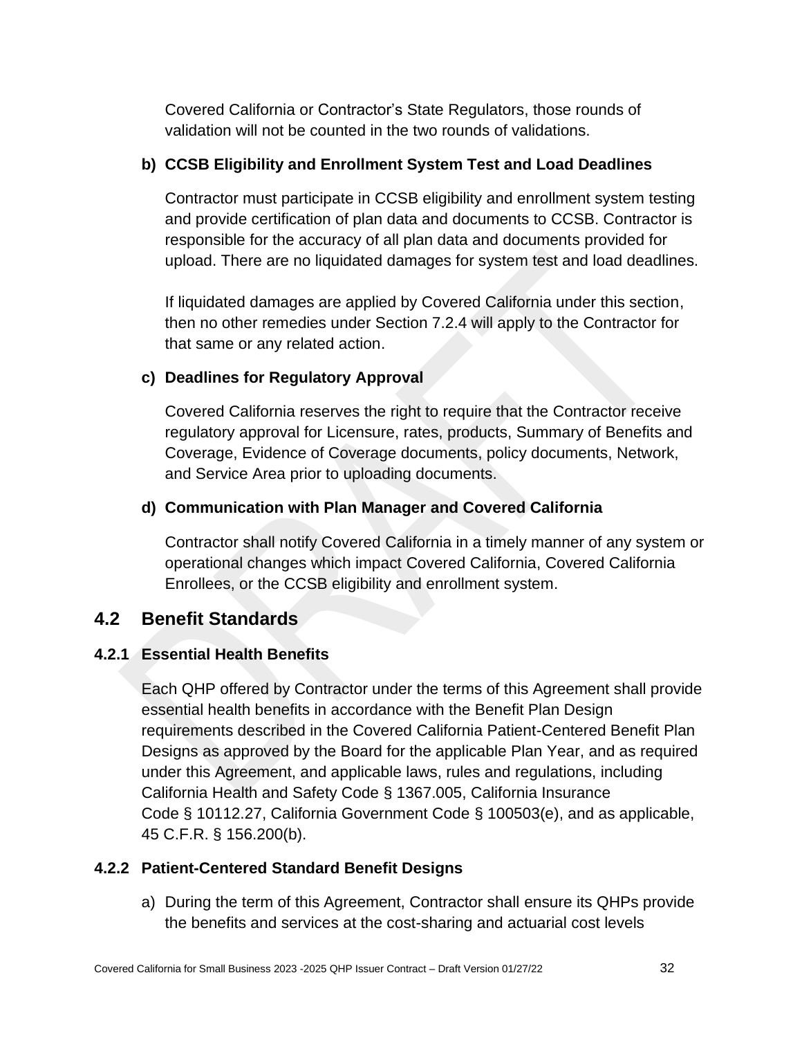Covered California or Contractor's State Regulators, those rounds of validation will not be counted in the two rounds of validations.

**b) CCSB Eligibility and Enrollment System Test and Load Deadlines**

Contractor must participate in CCSB eligibility and enrollment system testing and provide certification of plan data and documents to CCSB. Contractor is responsible for the accuracy of all plan data and documents provided for upload. There are no liquidated damages for system test and load deadlines.

If liquidated damages are applied by Covered California under this section, then no other remedies under Section 7.2.4 will apply to the Contractor for that same or any related action.

**c) Deadlines for Regulatory Approval**

Covered California reserves the right to require that the Contractor receive regulatory approval for Licensure, rates, products, Summary of Benefits and Coverage, Evidence of Coverage documents, policy documents, Network, and Service Area prior to uploading documents.

**d) Communication with Plan Manager and Covered California**

Contractor shall notify Covered California in a timely manner of any system or operational changes which impact Covered California, Covered California Enrollees, or the CCSB eligibility and enrollment system.

## 4.2 Benefit Standards

### 4.2.1 Essential Health Benefits

Each QHP offered by Contractor under the terms of this Agreement shall provide essential health benefits in accordance with the Benefit Plan Design requirements described in the Covered California Patient-Centered Benefit Plan Designs as approved by the Board for the applicable Plan Year, and as required under this Agreement, and applicable laws, rules and regulations, including California Health and Safety Code § 1367.005, California Insurance Code § 10112.27, California Government Code § 100503(e), and as applicable, 45 C.F.R. § 156.200(b).

### 4.2.2 Patient-Centered Standard Benefit Designs

a) During the term of this Agreement, Contractor shall ensure its QHPs provide the benefits and services at the cost-sharing and actuarial cost levels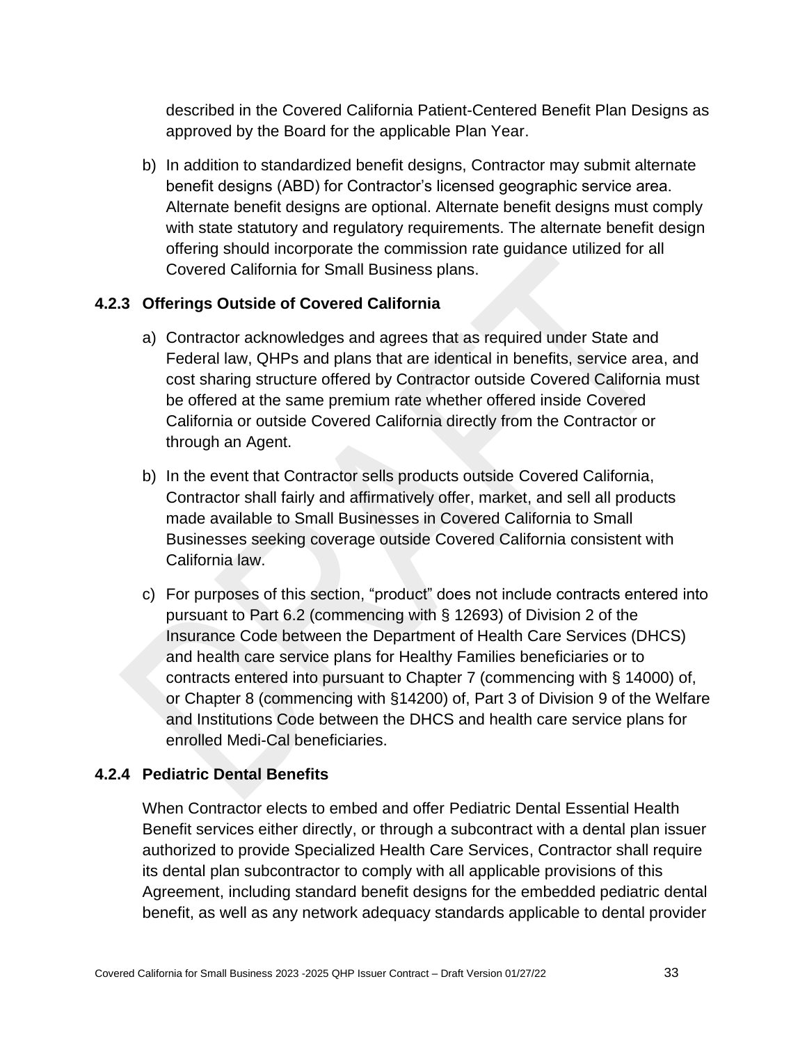described in the Covered California Patient-Centered Benefit Plan Designs as approved by the Board for the applicable Plan Year.

b) In addition to standardized benefit designs, Contractor may submit alternate benefit designs (ABD) for Contractor's licensed geographic service area. Alternate benefit designs are optional. Alternate benefit designs must comply with state statutory and regulatory requirements. The alternate benefit design offering should incorporate the commission rate guidance utilized for all Covered California for Small Business plans.

### 4.2.3 Offerings Outside of Covered California

a) Contractor acknowledges and agrees that as required under State and Federal law, QHPs and plans that are identical in benefits, service area, and cost sharing structure offered by Contractor outside Covered California must be offered at the same premium rate whether offered inside Covered California or outside Covered California directly from the Contractor or through an Agent.

b) In the event that Contractor sells products outside Covered California, Contractor shall fairly and affirmatively offer, market, and sell all products made available to Small Businesses in Covered California to Small Businesses seeking coverage outside Covered California consistent with California law.

c) For purposes of this section, "product" does not include contracts entered into pursuant to Part 6.2 (commencing with § 12693) of Division 2 of the Insurance Code between the Department of Health Care Services (DHCS) and health care service plans for Healthy Families beneficiaries or to contracts entered into pursuant to Chapter 7 (commencing with § 14000) of, or Chapter 8 (commencing with §14200) of, Part 3 of Division 9 of the Welfare and Institutions Code between the DHCS and health care service plans for enrolled Medi-Cal beneficiaries.

### 4.2.4 Pediatric Dental Benefits

When Contractor elects to embed and offer Pediatric Dental Essential Health Benefit services either directly, or through a subcontract with a dental plan issuer authorized to provide Specialized Health Care Services, Contractor shall require its dental plan subcontractor to comply with all applicable provisions of this Agreement, including standard benefit designs for the embedded pediatric dental benefit, as well as any network adequacy standards applicable to dental provider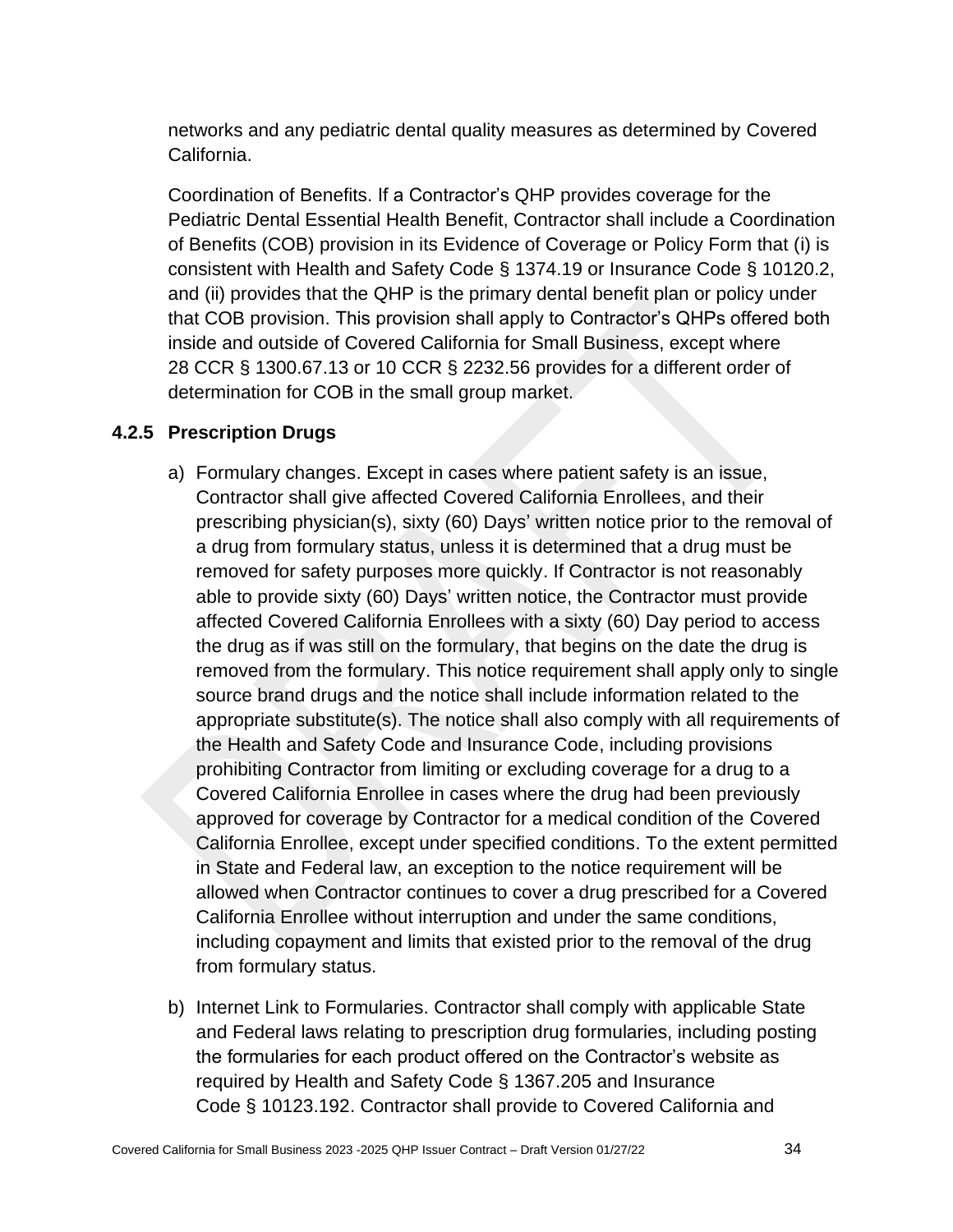networks and any pediatric dental quality measures as determined by Covered California.

Coordination of Benefits. If a Contractor's QHP provides coverage for the Pediatric Dental Essential Health Benefit, Contractor shall include a Coordination of Benefits (COB) provision in its Evidence of Coverage or Policy Form that (i) is consistent with Health and Safety Code § 1374.19 or Insurance Code § 10120.2, and (ii) provides that the QHP is the primary dental benefit plan or policy under that COB provision. This provision shall apply to Contractor's QHPs offered both inside and outside of Covered California for Small Business, except where 28 CCR § 1300.67.13 or 10 CCR § 2232.56 provides for a different order of determination for COB in the small group market.

### 4.2.5 Prescription Drugs

a) Formulary changes. Except in cases where patient safety is an issue, Contractor shall give affected Covered California Enrollees, and their prescribing physician(s), sixty (60) Days' written notice prior to the removal of a drug from formulary status, unless it is determined that a drug must be removed for safety purposes more quickly. If Contractor is not reasonably able to provide sixty (60) Days' written notice, the Contractor must provide affected Covered California Enrollees with a sixty (60) Day period to access the drug as if was still on the formulary, that begins on the date the drug is removed from the formulary. This notice requirement shall apply only to single source brand drugs and the notice shall include information related to the appropriate substitute(s). The notice shall also comply with all requirements of the Health and Safety Code and Insurance Code, including provisions prohibiting Contractor from limiting or excluding coverage for a drug to a Covered California Enrollee in cases where the drug had been previously approved for coverage by Contractor for a medical condition of the Covered California Enrollee, except under specified conditions. To the extent permitted in State and Federal law, an exception to the notice requirement will be allowed when Contractor continues to cover a drug prescribed for a Covered California Enrollee without interruption and under the same conditions, including copayment and limits that existed prior to the removal of the drug from formulary status.

b) Internet Link to Formularies. Contractor shall comply with applicable State and Federal laws relating to prescription drug formularies, including posting the formularies for each product offered on the Contractor's website as required by Health and Safety Code § 1367.205 and Insurance Code § 10123.192. Contractor shall provide to Covered California and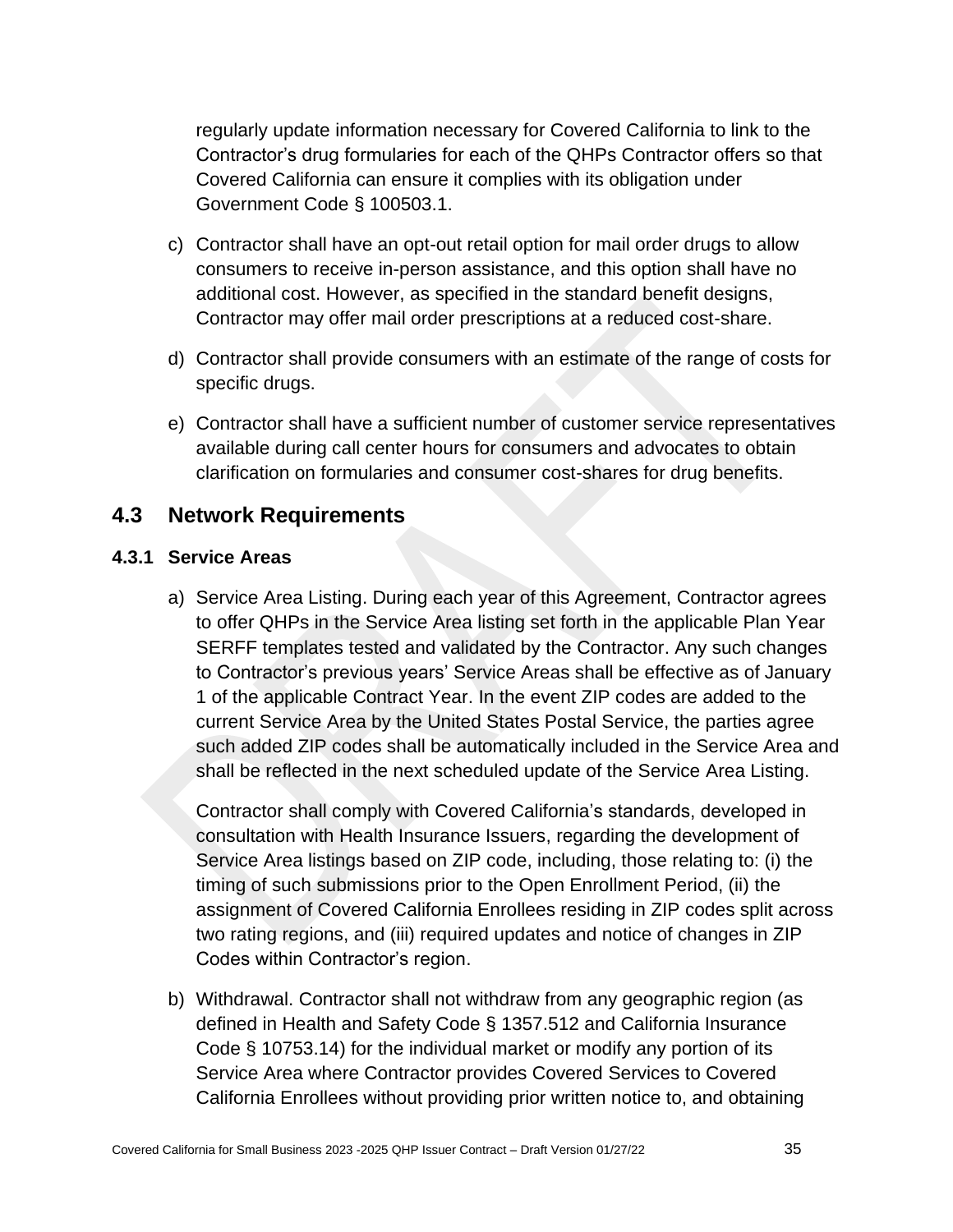regularly update information necessary for Covered California to link to the Contractor's drug formularies for each of the QHPs Contractor offers so that Covered California can ensure it complies with its obligation under Government Code § 100503.1.

c) Contractor shall have an opt-out retail option for mail order drugs to allow consumers to receive in-person assistance, and this option shall have no additional cost. However, as specified in the standard benefit designs, Contractor may offer mail order prescriptions at a reduced cost-share.

d) Contractor shall provide consumers with an estimate of the range of costs for specific drugs.

e) Contractor shall have a sufficient number of customer service representatives available during call center hours for consumers and advocates to obtain clarification on formularies and consumer cost-shares for drug benefits.

## 4.3 Network Requirements

### 4.3.1 Service Areas

a) Service Area Listing. During each year of this Agreement, Contractor agrees to offer QHPs in the Service Area listing set forth in the applicable Plan Year SERFF templates tested and validated by the Contractor. Any such changes to Contractor's previous years' Service Areas shall be effective as of January 1 of the applicable Contract Year. In the event ZIP codes are added to the current Service Area by the United States Postal Service, the parties agree such added ZIP codes shall be automatically included in the Service Area and shall be reflected in the next scheduled update of the Service Area Listing.

   Contractor shall comply with Covered California's standards, developed in consultation with Health Insurance Issuers, regarding the development of Service Area listings based on ZIP code, including, those relating to: (i) the timing of such submissions prior to the Open Enrollment Period, (ii) the assignment of Covered California Enrollees residing in ZIP codes split across two rating regions, and (iii) required updates and notice of changes in ZIP Codes within Contractor's region.

b) Withdrawal. Contractor shall not withdraw from any geographic region (as defined in Health and Safety Code § 1357.512 and California Insurance Code § 10753.14) for the individual market or modify any portion of its Service Area where Contractor provides Covered Services to Covered California Enrollees without providing prior written notice to, and obtaining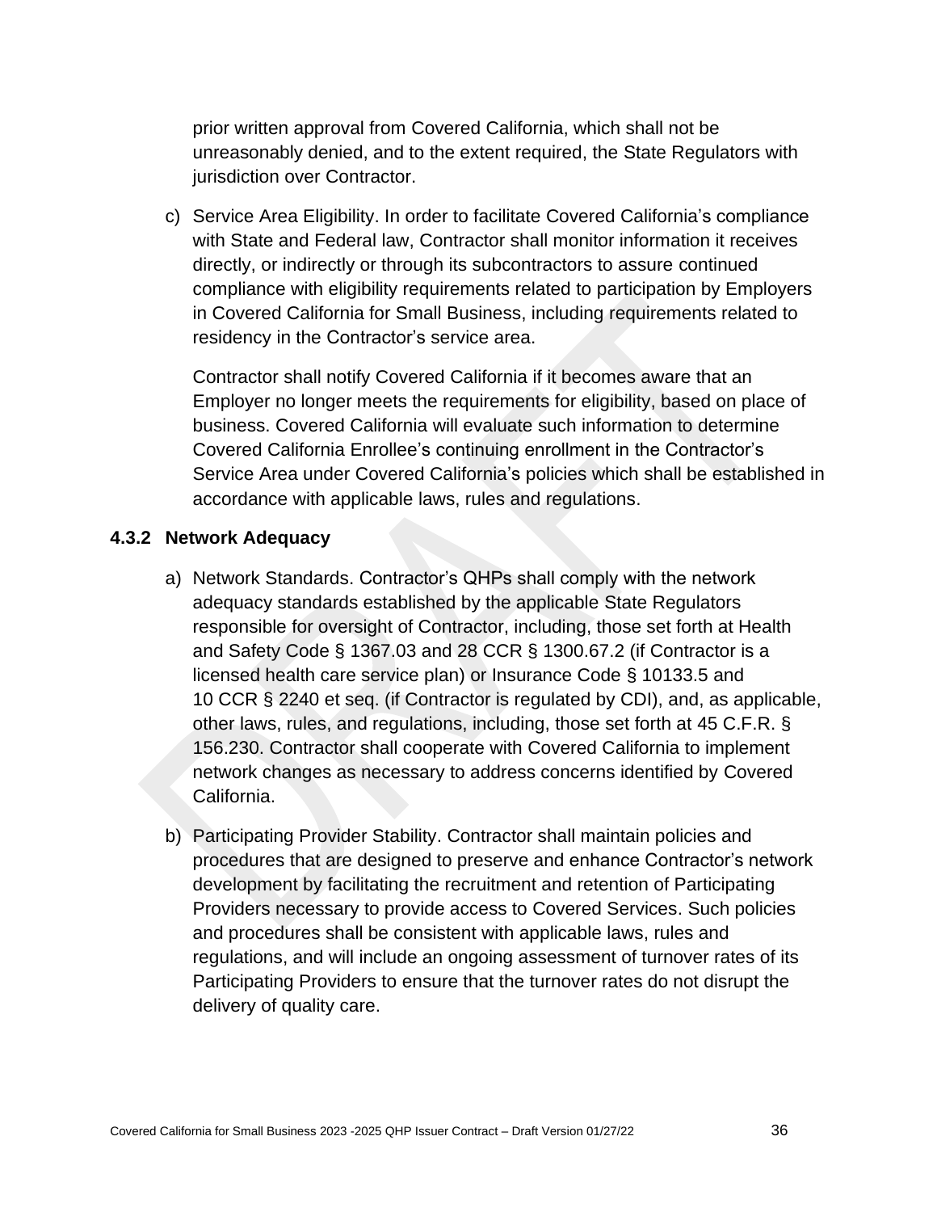prior written approval from Covered California, which shall not be unreasonably denied, and to the extent required, the State Regulators with jurisdiction over Contractor.

c) Service Area Eligibility. In order to facilitate Covered California's compliance with State and Federal law, Contractor shall monitor information it receives directly, or indirectly or through its subcontractors to assure continued compliance with eligibility requirements related to participation by Employers in Covered California for Small Business, including requirements related to residency in the Contractor's service area.

   Contractor shall notify Covered California if it becomes aware that an Employer no longer meets the requirements for eligibility, based on place of business. Covered California will evaluate such information to determine Covered California Enrollee's continuing enrollment in the Contractor's Service Area under Covered California's policies which shall be established in accordance with applicable laws, rules and regulations.

### 4.3.2 Network Adequacy

a) Network Standards. Contractor's QHPs shall comply with the network adequacy standards established by the applicable State Regulators responsible for oversight of Contractor, including, those set forth at Health and Safety Code § 1367.03 and 28 CCR § 1300.67.2 (if Contractor is a licensed health care service plan) or Insurance Code § 10133.5 and 10 CCR § 2240 et seq. (if Contractor is regulated by CDI), and, as applicable, other laws, rules, and regulations, including, those set forth at 45 C.F.R. § 156.230. Contractor shall cooperate with Covered California to implement network changes as necessary to address concerns identified by Covered California.

b) Participating Provider Stability. Contractor shall maintain policies and procedures that are designed to preserve and enhance Contractor's network development by facilitating the recruitment and retention of Participating Providers necessary to provide access to Covered Services. Such policies and procedures shall be consistent with applicable laws, rules and regulations, and will include an ongoing assessment of turnover rates of its Participating Providers to ensure that the turnover rates do not disrupt the delivery of quality care.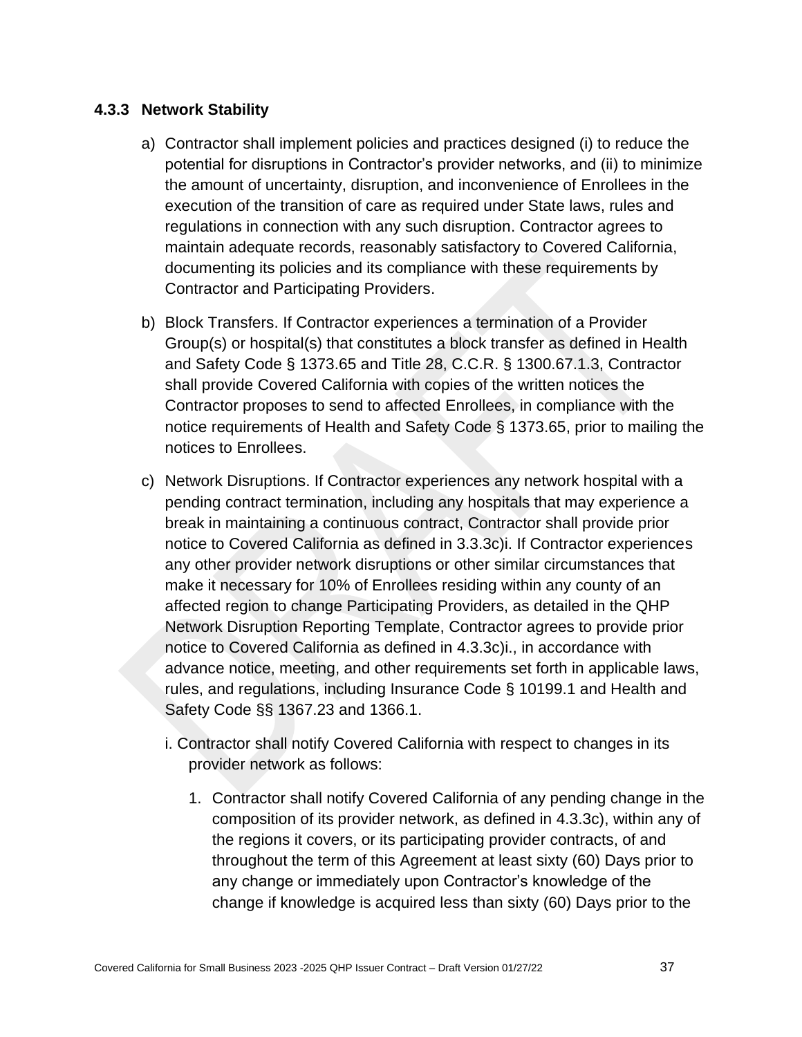### 4.3.3 Network Stability

a) Contractor shall implement policies and practices designed (i) to reduce the potential for disruptions in Contractor's provider networks, and (ii) to minimize the amount of uncertainty, disruption, and inconvenience of Enrollees in the execution of the transition of care as required under State laws, rules and regulations in connection with any such disruption. Contractor agrees to maintain adequate records, reasonably satisfactory to Covered California, documenting its policies and its compliance with these requirements by Contractor and Participating Providers.

b) Block Transfers. If Contractor experiences a termination of a Provider Group(s) or hospital(s) that constitutes a block transfer as defined in Health and Safety Code § 1373.65 and Title 28, C.C.R. § 1300.67.1.3, Contractor shall provide Covered California with copies of the written notices the Contractor proposes to send to affected Enrollees, in compliance with the notice requirements of Health and Safety Code § 1373.65, prior to mailing the notices to Enrollees.

c) Network Disruptions. If Contractor experiences any network hospital with a pending contract termination, including any hospitals that may experience a break in maintaining a continuous contract, Contractor shall provide prior notice to Covered California as defined in 3.3.3c)i. If Contractor experiences any other provider network disruptions or other similar circumstances that make it necessary for 10% of Enrollees residing within any county of an affected region to change Participating Providers, as detailed in the QHP Network Disruption Reporting Template, Contractor agrees to provide prior notice to Covered California as defined in 4.3.3c)i., in accordance with advance notice, meeting, and other requirements set forth in applicable laws, rules, and regulations, including Insurance Code § 10199.1 and Health and Safety Code §§ 1367.23 and 1366.1.

   i. Contractor shall notify Covered California with respect to changes in its provider network as follows:

      1. Contractor shall notify Covered California of any pending change in the composition of its provider network, as defined in 4.3.3c), within any of the regions it covers, or its participating provider contracts, of and throughout the term of this Agreement at least sixty (60) Days prior to any change or immediately upon Contractor's knowledge of the change if knowledge is acquired less than sixty (60) Days prior to the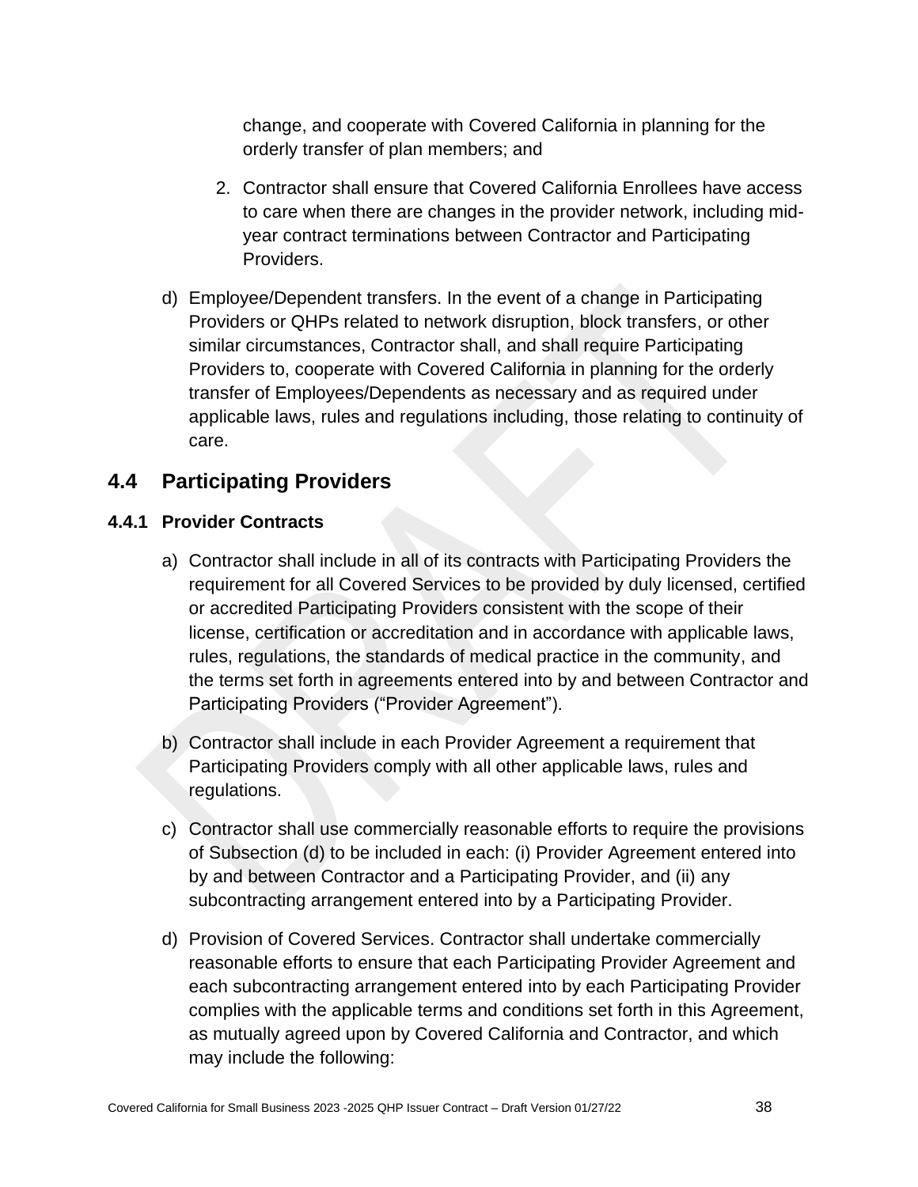change, and cooperate with Covered California in planning for the orderly transfer of plan members; and

2. Contractor shall ensure that Covered California Enrollees have access to care when there are changes in the provider network, including mid-year contract terminations between Contractor and Participating Providers.

d) Employee/Dependent transfers. In the event of a change in Participating Providers or QHPs related to network disruption, block transfers, or other similar circumstances, Contractor shall, and shall require Participating Providers to, cooperate with Covered California in planning for the orderly transfer of Employees/Dependents as necessary and as required under applicable laws, rules and regulations including, those relating to continuity of care.

## 4.4 Participating Providers

### 4.4.1 Provider Contracts

a) Contractor shall include in all of its contracts with Participating Providers the requirement for all Covered Services to be provided by duly licensed, certified or accredited Participating Providers consistent with the scope of their license, certification or accreditation and in accordance with applicable laws, rules, regulations, the standards of medical practice in the community, and the terms set forth in agreements entered into by and between Contractor and Participating Providers ("Provider Agreement").

b) Contractor shall include in each Provider Agreement a requirement that Participating Providers comply with all other applicable laws, rules and regulations.

c) Contractor shall use commercially reasonable efforts to require the provisions of Subsection (d) to be included in each: (i) Provider Agreement entered into by and between Contractor and a Participating Provider, and (ii) any subcontracting arrangement entered into by a Participating Provider.

d) Provision of Covered Services. Contractor shall undertake commercially reasonable efforts to ensure that each Participating Provider Agreement and each subcontracting arrangement entered into by each Participating Provider complies with the applicable terms and conditions set forth in this Agreement, as mutually agreed upon by Covered California and Contractor, and which may include the following: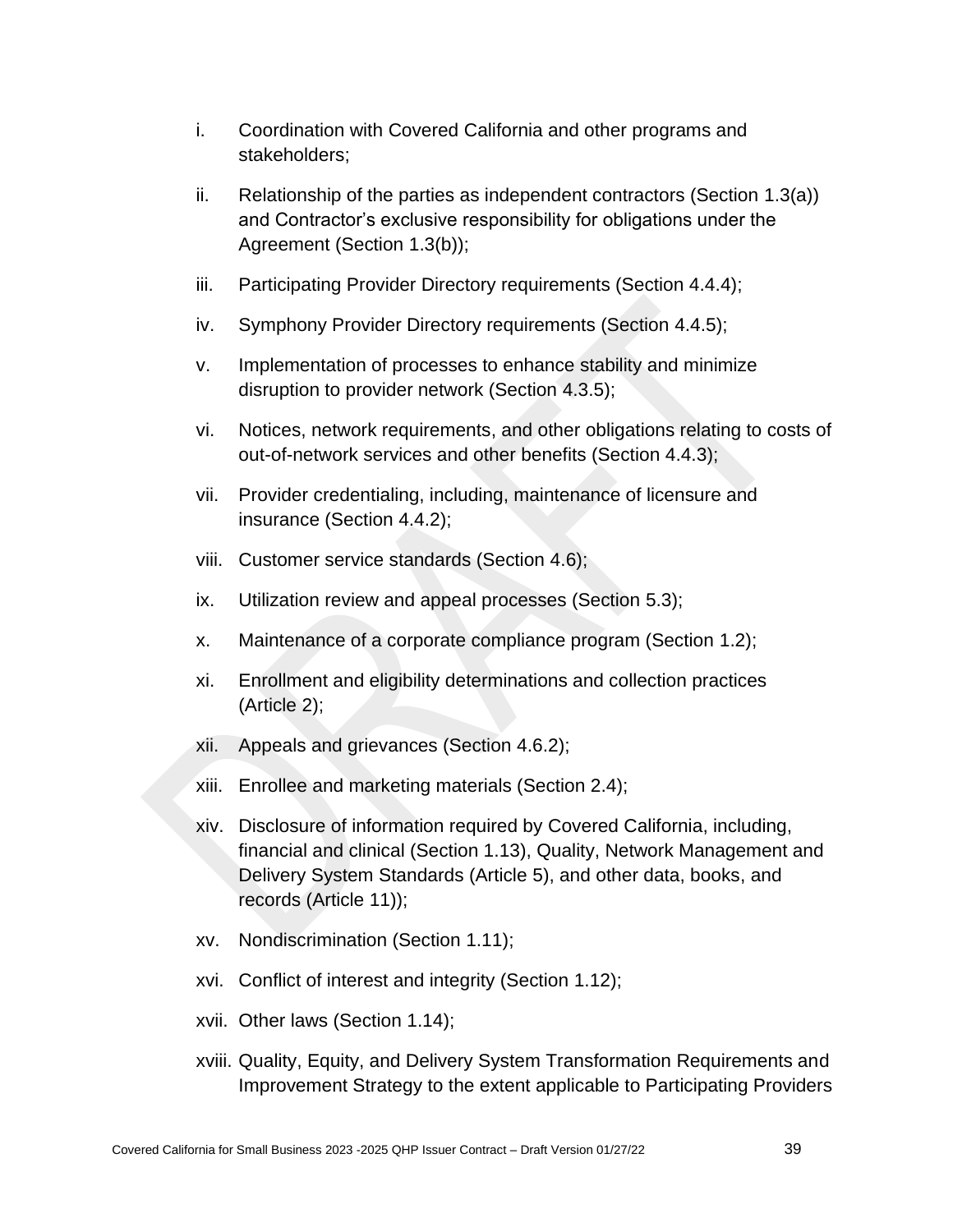i. Coordination with Covered California and other programs and stakeholders;

ii. Relationship of the parties as independent contractors (Section 1.3(a)) and Contractor's exclusive responsibility for obligations under the Agreement (Section 1.3(b));

iii. Participating Provider Directory requirements (Section 4.4.4);

iv. Symphony Provider Directory requirements (Section 4.4.5);

v. Implementation of processes to enhance stability and minimize disruption to provider network (Section 4.3.5);

vi. Notices, network requirements, and other obligations relating to costs of out-of-network services and other benefits (Section 4.4.3);

vii. Provider credentialing, including, maintenance of licensure and insurance (Section 4.4.2);

viii. Customer service standards (Section 4.6);

ix. Utilization review and appeal processes (Section 5.3);

x. Maintenance of a corporate compliance program (Section 1.2);

xi. Enrollment and eligibility determinations and collection practices (Article 2);

xii. Appeals and grievances (Section 4.6.2);

xiii. Enrollee and marketing materials (Section 2.4);

xiv. Disclosure of information required by Covered California, including, financial and clinical (Section 1.13), Quality, Network Management and Delivery System Standards (Article 5), and other data, books, and records (Article 11));

xv. Nondiscrimination (Section 1.11);

xvi. Conflict of interest and integrity (Section 1.12);

xvii. Other laws (Section 1.14);

xviii. Quality, Equity, and Delivery System Transformation Requirements and Improvement Strategy to the extent applicable to Participating Providers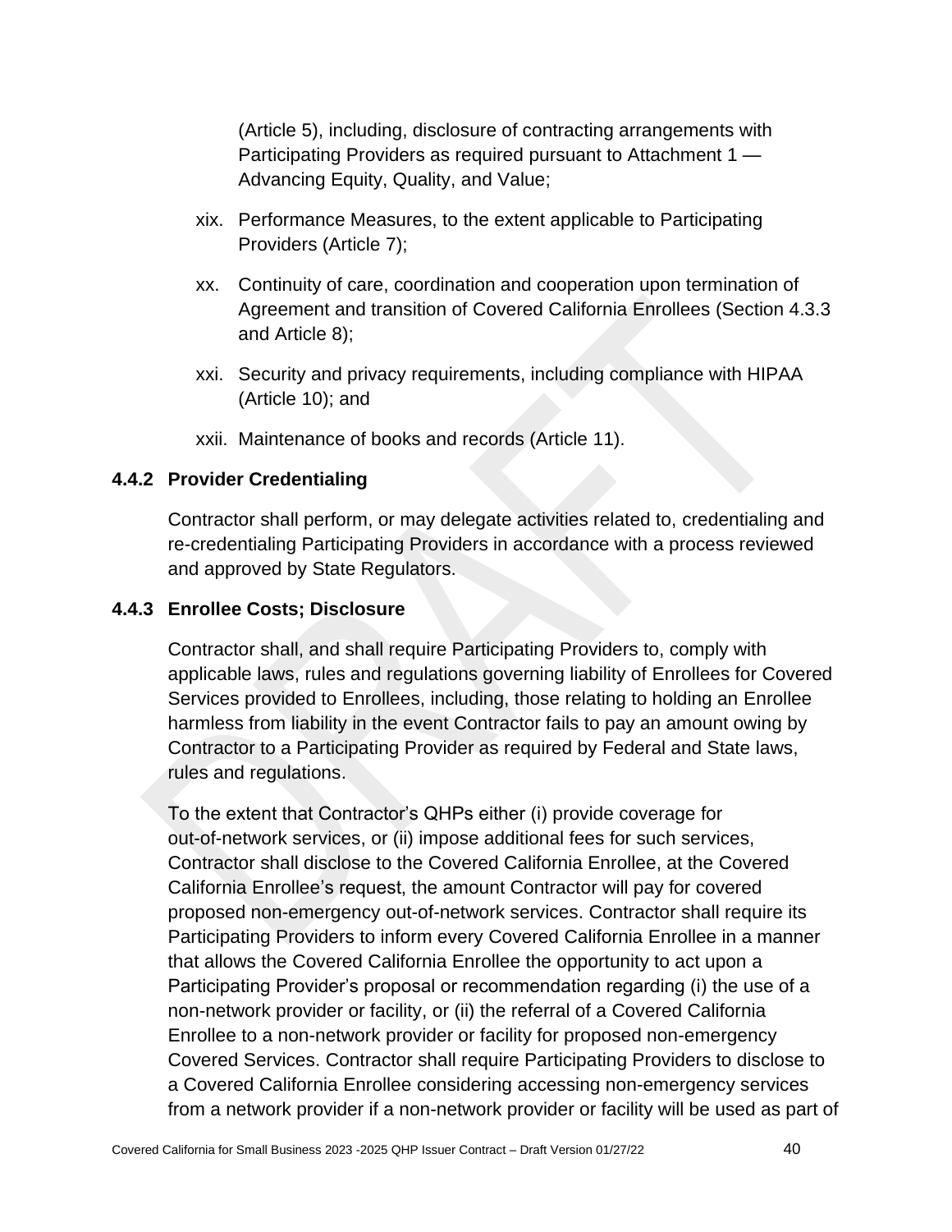(Article 5), including, disclosure of contracting arrangements with Participating Providers as required pursuant to Attachment 1 — Advancing Equity, Quality, and Value;

xix. Performance Measures, to the extent applicable to Participating Providers (Article 7);

xx. Continuity of care, coordination and cooperation upon termination of Agreement and transition of Covered California Enrollees (Section 4.3.3 and Article 8);

xxi. Security and privacy requirements, including compliance with HIPAA (Article 10); and

xxii. Maintenance of books and records (Article 11).

### 4.4.2 Provider Credentialing

Contractor shall perform, or may delegate activities related to, credentialing and re-credentialing Participating Providers in accordance with a process reviewed and approved by State Regulators.

### 4.4.3 Enrollee Costs; Disclosure

Contractor shall, and shall require Participating Providers to, comply with applicable laws, rules and regulations governing liability of Enrollees for Covered Services provided to Enrollees, including, those relating to holding an Enrollee harmless from liability in the event Contractor fails to pay an amount owing by Contractor to a Participating Provider as required by Federal and State laws, rules and regulations.

To the extent that Contractor's QHPs either (i) provide coverage for out-of-network services, or (ii) impose additional fees for such services, Contractor shall disclose to the Covered California Enrollee, at the Covered California Enrollee's request, the amount Contractor will pay for covered proposed non-emergency out-of-network services. Contractor shall require its Participating Providers to inform every Covered California Enrollee in a manner that allows the Covered California Enrollee the opportunity to act upon a Participating Provider's proposal or recommendation regarding (i) the use of a non-network provider or facility, or (ii) the referral of a Covered California Enrollee to a non-network provider or facility for proposed non-emergency Covered Services. Contractor shall require Participating Providers to disclose to a Covered California Enrollee considering accessing non-emergency services from a network provider if a non-network provider or facility will be used as part of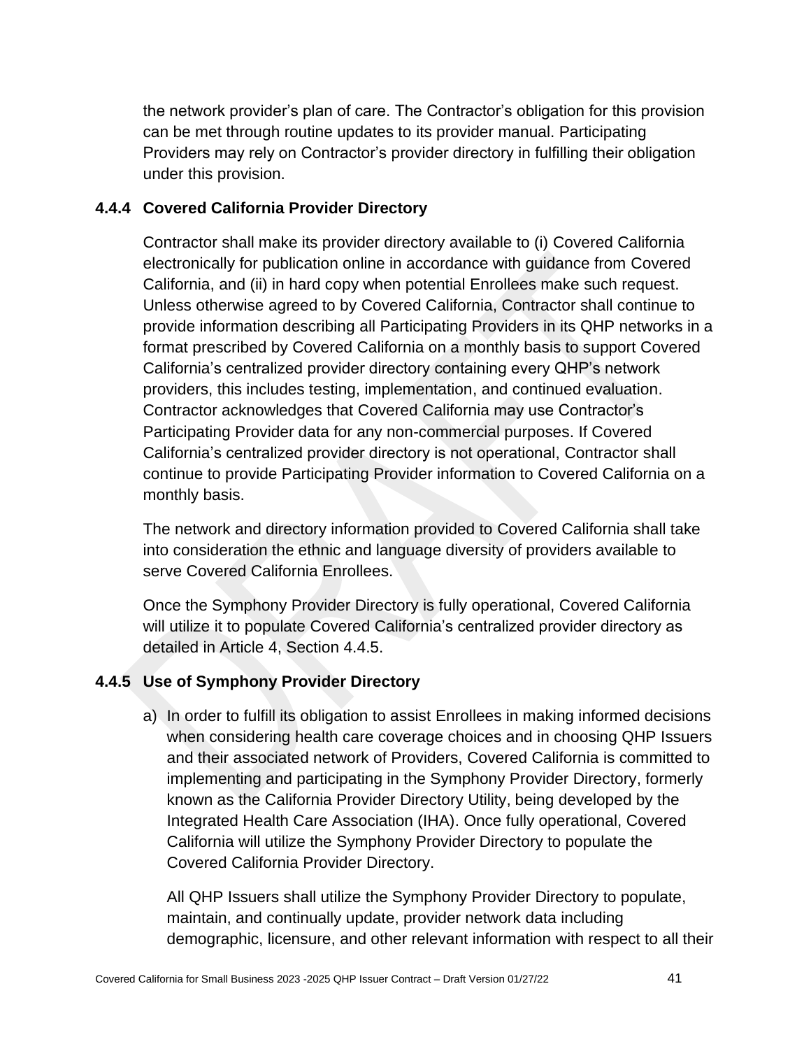the network provider's plan of care. The Contractor's obligation for this provision can be met through routine updates to its provider manual. Participating Providers may rely on Contractor's provider directory in fulfilling their obligation under this provision.

### 4.4.4 Covered California Provider Directory

Contractor shall make its provider directory available to (i) Covered California electronically for publication online in accordance with guidance from Covered California, and (ii) in hard copy when potential Enrollees make such request. Unless otherwise agreed to by Covered California, Contractor shall continue to provide information describing all Participating Providers in its QHP networks in a format prescribed by Covered California on a monthly basis to support Covered California's centralized provider directory containing every QHP's network providers, this includes testing, implementation, and continued evaluation. Contractor acknowledges that Covered California may use Contractor's Participating Provider data for any non-commercial purposes. If Covered California's centralized provider directory is not operational, Contractor shall continue to provide Participating Provider information to Covered California on a monthly basis.

The network and directory information provided to Covered California shall take into consideration the ethnic and language diversity of providers available to serve Covered California Enrollees.

Once the Symphony Provider Directory is fully operational, Covered California will utilize it to populate Covered California's centralized provider directory as detailed in Article 4, Section 4.4.5.

### 4.4.5 Use of Symphony Provider Directory

a) In order to fulfill its obligation to assist Enrollees in making informed decisions when considering health care coverage choices and in choosing QHP Issuers and their associated network of Providers, Covered California is committed to implementing and participating in the Symphony Provider Directory, formerly known as the California Provider Directory Utility, being developed by the Integrated Health Care Association (IHA). Once fully operational, Covered California will utilize the Symphony Provider Directory to populate the Covered California Provider Directory.

   All QHP Issuers shall utilize the Symphony Provider Directory to populate, maintain, and continually update, provider network data including demographic, licensure, and other relevant information with respect to all their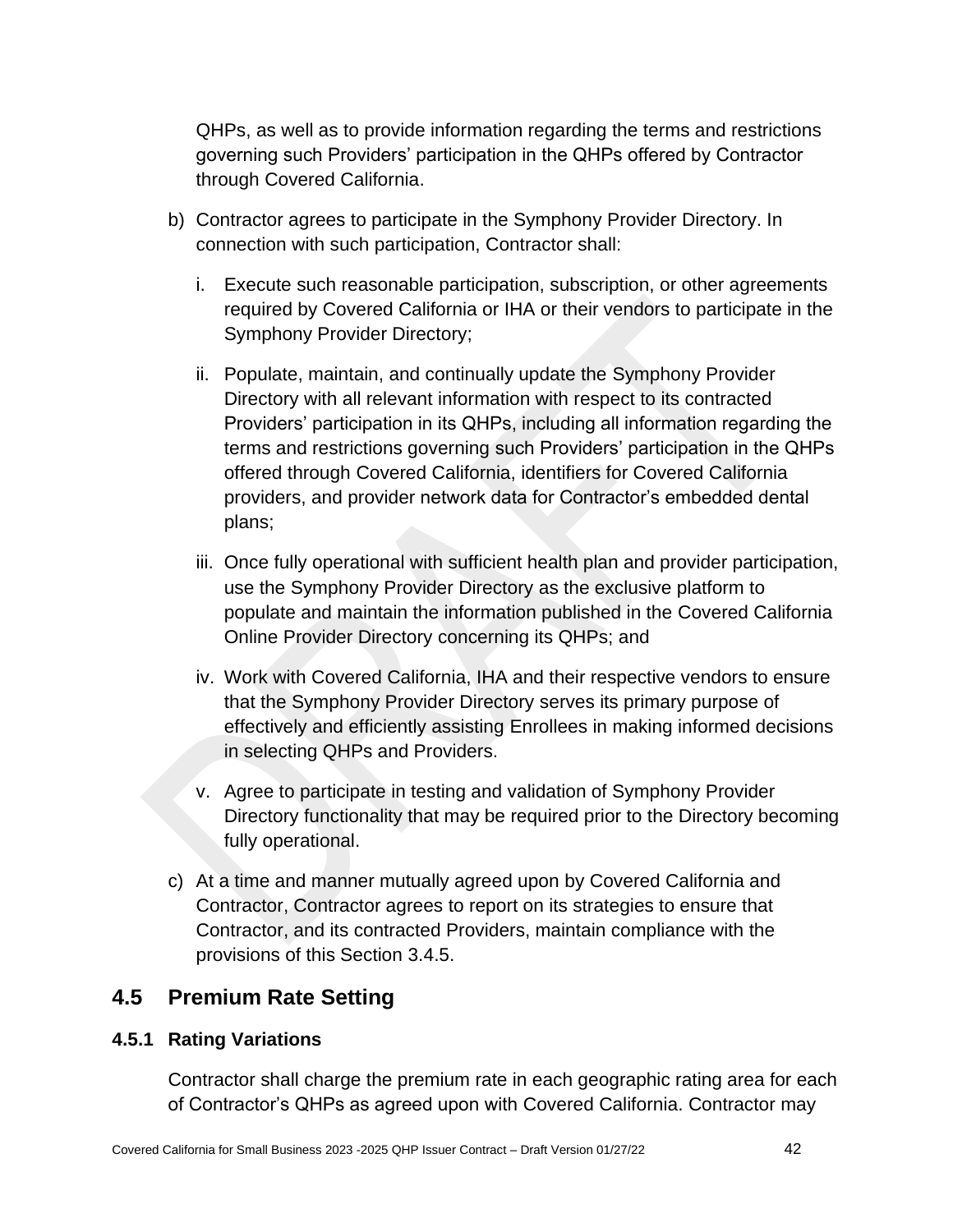QHPs, as well as to provide information regarding the terms and restrictions governing such Providers' participation in the QHPs offered by Contractor through Covered California.

b) Contractor agrees to participate in the Symphony Provider Directory. In connection with such participation, Contractor shall:

   i. Execute such reasonable participation, subscription, or other agreements required by Covered California or IHA or their vendors to participate in the Symphony Provider Directory;

   ii. Populate, maintain, and continually update the Symphony Provider Directory with all relevant information with respect to its contracted Providers' participation in its QHPs, including all information regarding the terms and restrictions governing such Providers' participation in the QHPs offered through Covered California, identifiers for Covered California providers, and provider network data for Contractor's embedded dental plans;

   iii. Once fully operational with sufficient health plan and provider participation, use the Symphony Provider Directory as the exclusive platform to populate and maintain the information published in the Covered California Online Provider Directory concerning its QHPs; and

   iv. Work with Covered California, IHA and their respective vendors to ensure that the Symphony Provider Directory serves its primary purpose of effectively and efficiently assisting Enrollees in making informed decisions in selecting QHPs and Providers.

   v. Agree to participate in testing and validation of Symphony Provider Directory functionality that may be required prior to the Directory becoming fully operational.

c) At a time and manner mutually agreed upon by Covered California and Contractor, Contractor agrees to report on its strategies to ensure that Contractor, and its contracted Providers, maintain compliance with the provisions of this Section 3.4.5.

## 4.5 Premium Rate Setting

### 4.5.1 Rating Variations

Contractor shall charge the premium rate in each geographic rating area for each of Contractor's QHPs as agreed upon with Covered California. Contractor may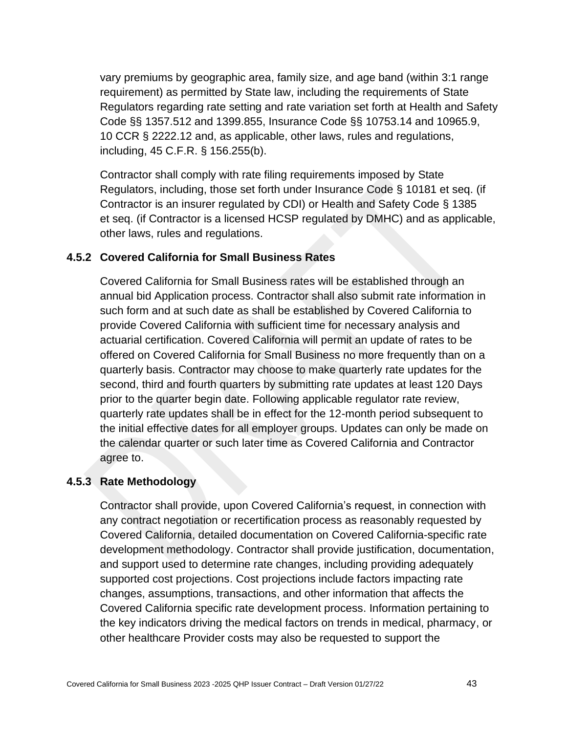vary premiums by geographic area, family size, and age band (within 3:1 range requirement) as permitted by State law, including the requirements of State Regulators regarding rate setting and rate variation set forth at Health and Safety Code §§ 1357.512 and 1399.855, Insurance Code §§ 10753.14 and 10965.9, 10 CCR § 2222.12 and, as applicable, other laws, rules and regulations, including, 45 C.F.R. § 156.255(b).

Contractor shall comply with rate filing requirements imposed by State Regulators, including, those set forth under Insurance Code § 10181 et seq. (if Contractor is an insurer regulated by CDI) or Health and Safety Code § 1385 et seq. (if Contractor is a licensed HCSP regulated by DMHC) and as applicable, other laws, rules and regulations.

### 4.5.2 Covered California for Small Business Rates

Covered California for Small Business rates will be established through an annual bid Application process. Contractor shall also submit rate information in such form and at such date as shall be established by Covered California to provide Covered California with sufficient time for necessary analysis and actuarial certification. Covered California will permit an update of rates to be offered on Covered California for Small Business no more frequently than on a quarterly basis. Contractor may choose to make quarterly rate updates for the second, third and fourth quarters by submitting rate updates at least 120 Days prior to the quarter begin date. Following applicable regulator rate review, quarterly rate updates shall be in effect for the 12-month period subsequent to the initial effective dates for all employer groups. Updates can only be made on the calendar quarter or such later time as Covered California and Contractor agree to.

### 4.5.3 Rate Methodology

Contractor shall provide, upon Covered California's request, in connection with any contract negotiation or recertification process as reasonably requested by Covered California, detailed documentation on Covered California-specific rate development methodology. Contractor shall provide justification, documentation, and support used to determine rate changes, including providing adequately supported cost projections. Cost projections include factors impacting rate changes, assumptions, transactions, and other information that affects the Covered California specific rate development process. Information pertaining to the key indicators driving the medical factors on trends in medical, pharmacy, or other healthcare Provider costs may also be requested to support the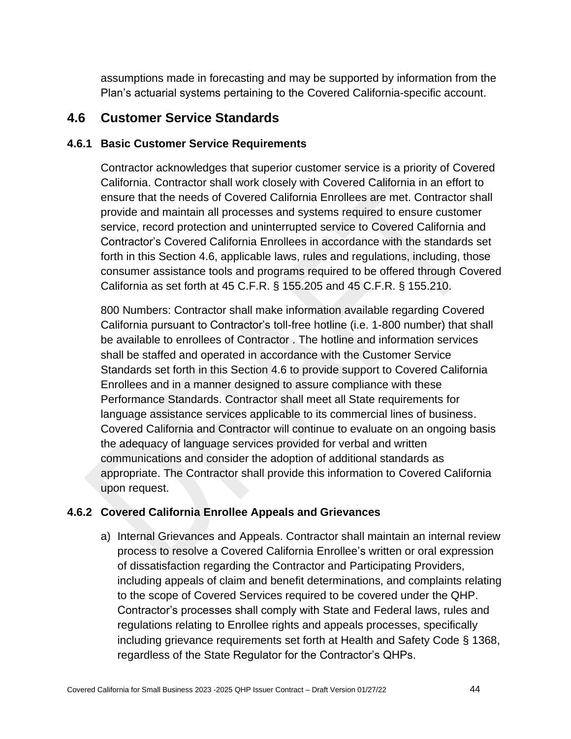assumptions made in forecasting and may be supported by information from the Plan's actuarial systems pertaining to the Covered California-specific account.

## 4.6 Customer Service Standards

### 4.6.1 Basic Customer Service Requirements

Contractor acknowledges that superior customer service is a priority of Covered California. Contractor shall work closely with Covered California in an effort to ensure that the needs of Covered California Enrollees are met. Contractor shall provide and maintain all processes and systems required to ensure customer service, record protection and uninterrupted service to Covered California and Contractor's Covered California Enrollees in accordance with the standards set forth in this Section 4.6, applicable laws, rules and regulations, including, those consumer assistance tools and programs required to be offered through Covered California as set forth at 45 C.F.R. § 155.205 and 45 C.F.R. § 155.210.

800 Numbers: Contractor shall make information available regarding Covered California pursuant to Contractor's toll-free hotline (i.e. 1-800 number) that shall be available to enrollees of Contractor . The hotline and information services shall be staffed and operated in accordance with the Customer Service Standards set forth in this Section 4.6 to provide support to Covered California Enrollees and in a manner designed to assure compliance with these Performance Standards. Contractor shall meet all State requirements for language assistance services applicable to its commercial lines of business. Covered California and Contractor will continue to evaluate on an ongoing basis the adequacy of language services provided for verbal and written communications and consider the adoption of additional standards as appropriate. The Contractor shall provide this information to Covered California upon request.

### 4.6.2 Covered California Enrollee Appeals and Grievances

a) Internal Grievances and Appeals. Contractor shall maintain an internal review process to resolve a Covered California Enrollee's written or oral expression of dissatisfaction regarding the Contractor and Participating Providers, including appeals of claim and benefit determinations, and complaints relating to the scope of Covered Services required to be covered under the QHP. Contractor's processes shall comply with State and Federal laws, rules and regulations relating to Enrollee rights and appeals processes, specifically including grievance requirements set forth at Health and Safety Code § 1368, regardless of the State Regulator for the Contractor's QHPs.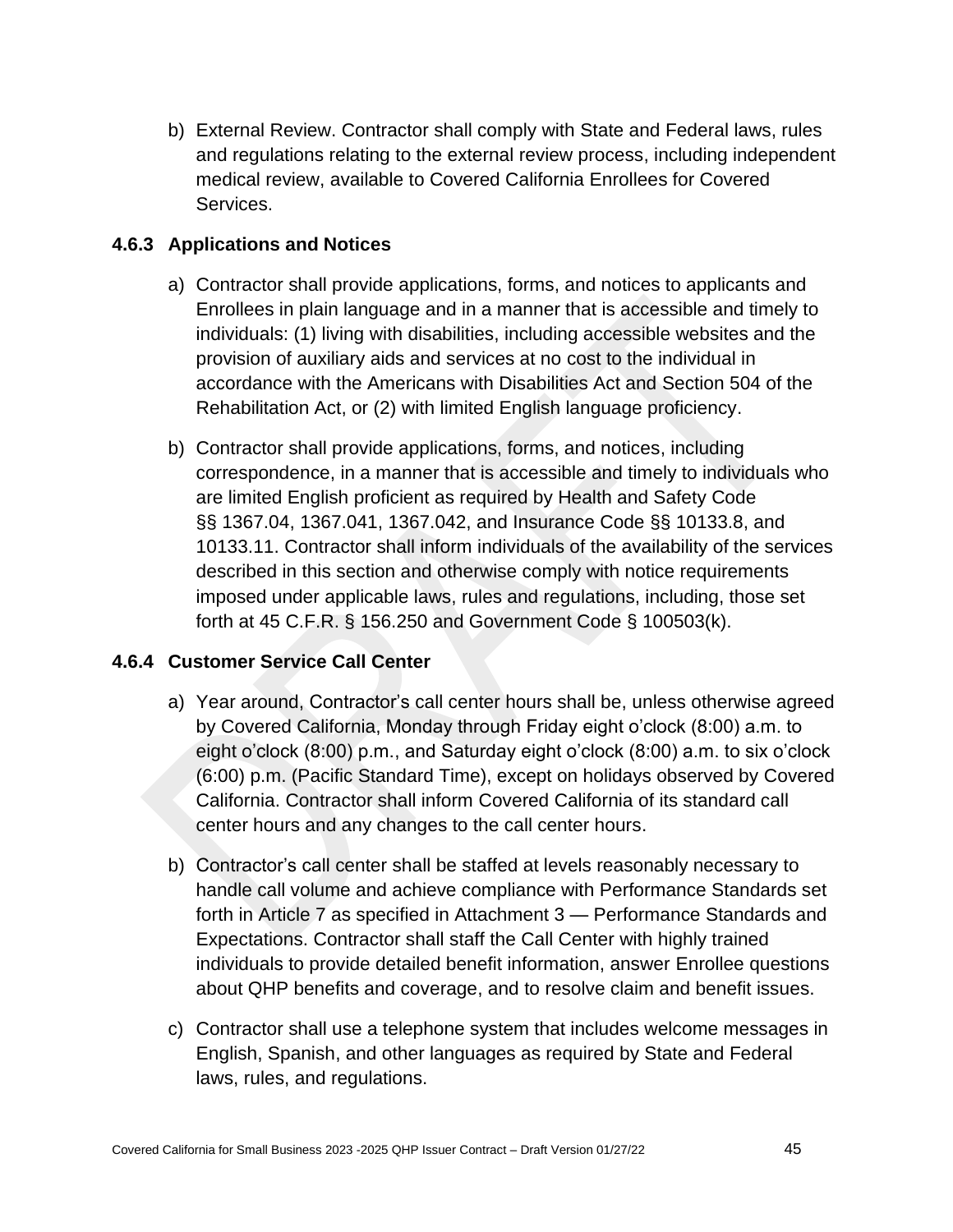b) External Review. Contractor shall comply with State and Federal laws, rules and regulations relating to the external review process, including independent medical review, available to Covered California Enrollees for Covered Services.

### 4.6.3 Applications and Notices

a) Contractor shall provide applications, forms, and notices to applicants and Enrollees in plain language and in a manner that is accessible and timely to individuals: (1) living with disabilities, including accessible websites and the provision of auxiliary aids and services at no cost to the individual in accordance with the Americans with Disabilities Act and Section 504 of the Rehabilitation Act, or (2) with limited English language proficiency.

b) Contractor shall provide applications, forms, and notices, including correspondence, in a manner that is accessible and timely to individuals who are limited English proficient as required by Health and Safety Code §§ 1367.04, 1367.041, 1367.042, and Insurance Code §§ 10133.8, and 10133.11. Contractor shall inform individuals of the availability of the services described in this section and otherwise comply with notice requirements imposed under applicable laws, rules and regulations, including, those set forth at 45 C.F.R. § 156.250 and Government Code § 100503(k).

### 4.6.4 Customer Service Call Center

a) Year around, Contractor's call center hours shall be, unless otherwise agreed by Covered California, Monday through Friday eight o'clock (8:00) a.m. to eight o'clock (8:00) p.m., and Saturday eight o'clock (8:00) a.m. to six o'clock (6:00) p.m. (Pacific Standard Time), except on holidays observed by Covered California. Contractor shall inform Covered California of its standard call center hours and any changes to the call center hours.

b) Contractor's call center shall be staffed at levels reasonably necessary to handle call volume and achieve compliance with Performance Standards set forth in Article 7 as specified in Attachment 3 — Performance Standards and Expectations. Contractor shall staff the Call Center with highly trained individuals to provide detailed benefit information, answer Enrollee questions about QHP benefits and coverage, and to resolve claim and benefit issues.

c) Contractor shall use a telephone system that includes welcome messages in English, Spanish, and other languages as required by State and Federal laws, rules, and regulations.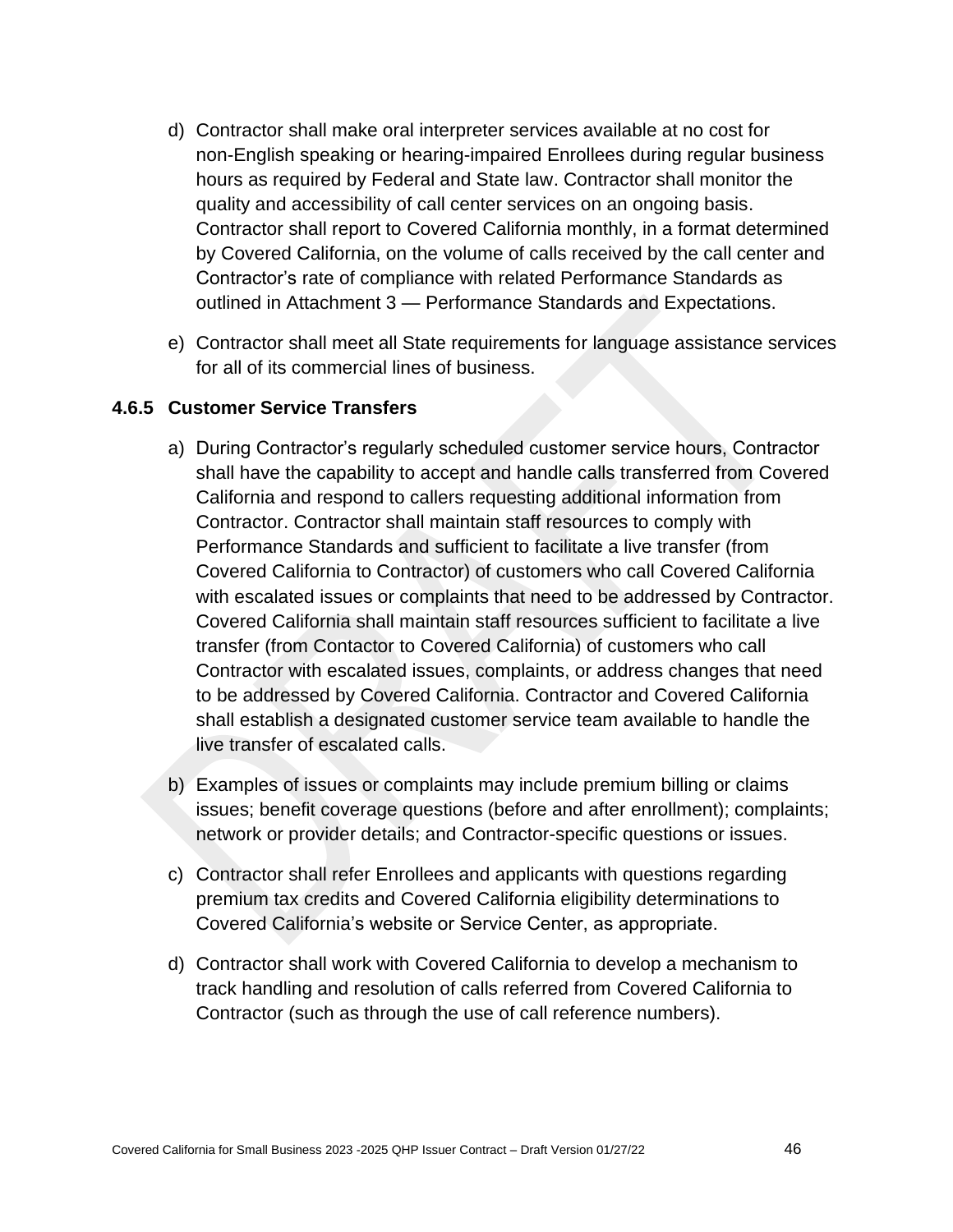d) Contractor shall make oral interpreter services available at no cost for non-English speaking or hearing-impaired Enrollees during regular business hours as required by Federal and State law. Contractor shall monitor the quality and accessibility of call center services on an ongoing basis. Contractor shall report to Covered California monthly, in a format determined by Covered California, on the volume of calls received by the call center and Contractor's rate of compliance with related Performance Standards as outlined in Attachment 3 — Performance Standards and Expectations.

e) Contractor shall meet all State requirements for language assistance services for all of its commercial lines of business.

### 4.6.5 Customer Service Transfers

a) During Contractor's regularly scheduled customer service hours, Contractor shall have the capability to accept and handle calls transferred from Covered California and respond to callers requesting additional information from Contractor. Contractor shall maintain staff resources to comply with Performance Standards and sufficient to facilitate a live transfer (from Covered California to Contractor) of customers who call Covered California with escalated issues or complaints that need to be addressed by Contractor. Covered California shall maintain staff resources sufficient to facilitate a live transfer (from Contactor to Covered California) of customers who call Contractor with escalated issues, complaints, or address changes that need to be addressed by Covered California. Contractor and Covered California shall establish a designated customer service team available to handle the live transfer of escalated calls.

b) Examples of issues or complaints may include premium billing or claims issues; benefit coverage questions (before and after enrollment); complaints; network or provider details; and Contractor-specific questions or issues.

c) Contractor shall refer Enrollees and applicants with questions regarding premium tax credits and Covered California eligibility determinations to Covered California's website or Service Center, as appropriate.

d) Contractor shall work with Covered California to develop a mechanism to track handling and resolution of calls referred from Covered California to Contractor (such as through the use of call reference numbers).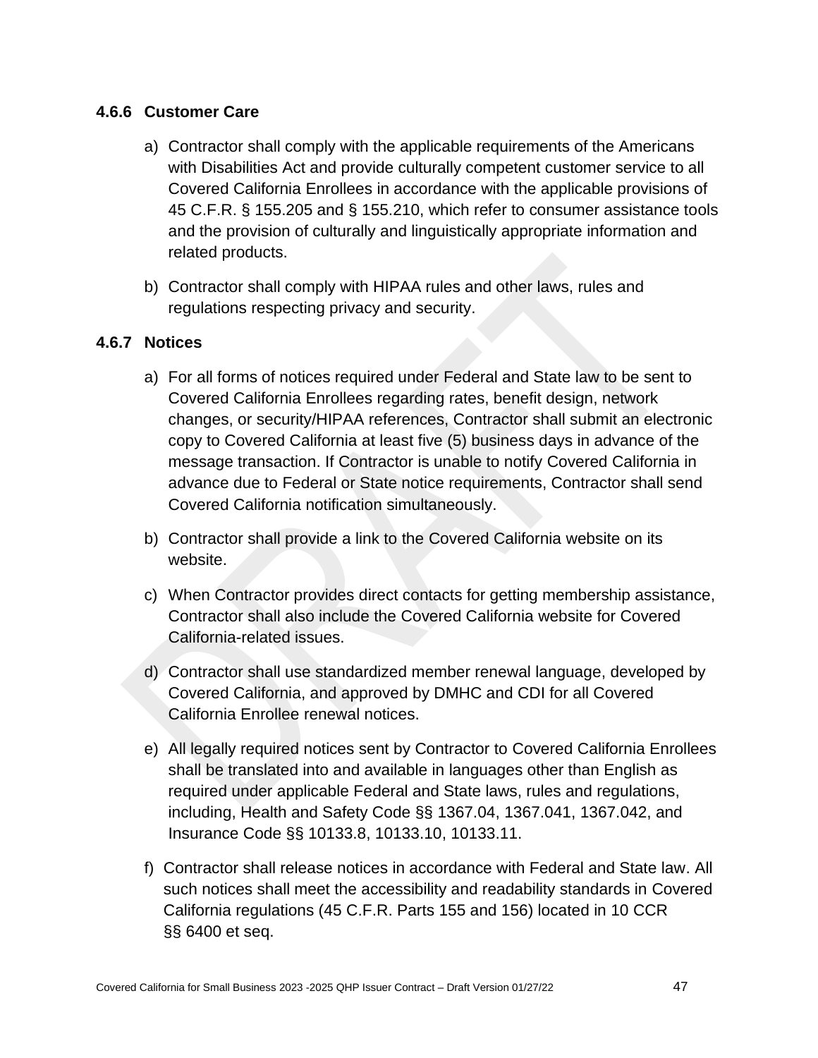### 4.6.6 Customer Care

a) Contractor shall comply with the applicable requirements of the Americans with Disabilities Act and provide culturally competent customer service to all Covered California Enrollees in accordance with the applicable provisions of 45 C.F.R. § 155.205 and § 155.210, which refer to consumer assistance tools and the provision of culturally and linguistically appropriate information and related products.

b) Contractor shall comply with HIPAA rules and other laws, rules and regulations respecting privacy and security.

### 4.6.7 Notices

a) For all forms of notices required under Federal and State law to be sent to Covered California Enrollees regarding rates, benefit design, network changes, or security/HIPAA references, Contractor shall submit an electronic copy to Covered California at least five (5) business days in advance of the message transaction. If Contractor is unable to notify Covered California in advance due to Federal or State notice requirements, Contractor shall send Covered California notification simultaneously.

b) Contractor shall provide a link to the Covered California website on its website.

c) When Contractor provides direct contacts for getting membership assistance, Contractor shall also include the Covered California website for Covered California-related issues.

d) Contractor shall use standardized member renewal language, developed by Covered California, and approved by DMHC and CDI for all Covered California Enrollee renewal notices.

e) All legally required notices sent by Contractor to Covered California Enrollees shall be translated into and available in languages other than English as required under applicable Federal and State laws, rules and regulations, including, Health and Safety Code §§ 1367.04, 1367.041, 1367.042, and Insurance Code §§ 10133.8, 10133.10, 10133.11.

f) Contractor shall release notices in accordance with Federal and State law. All such notices shall meet the accessibility and readability standards in Covered California regulations (45 C.F.R. Parts 155 and 156) located in 10 CCR §§ 6400 et seq.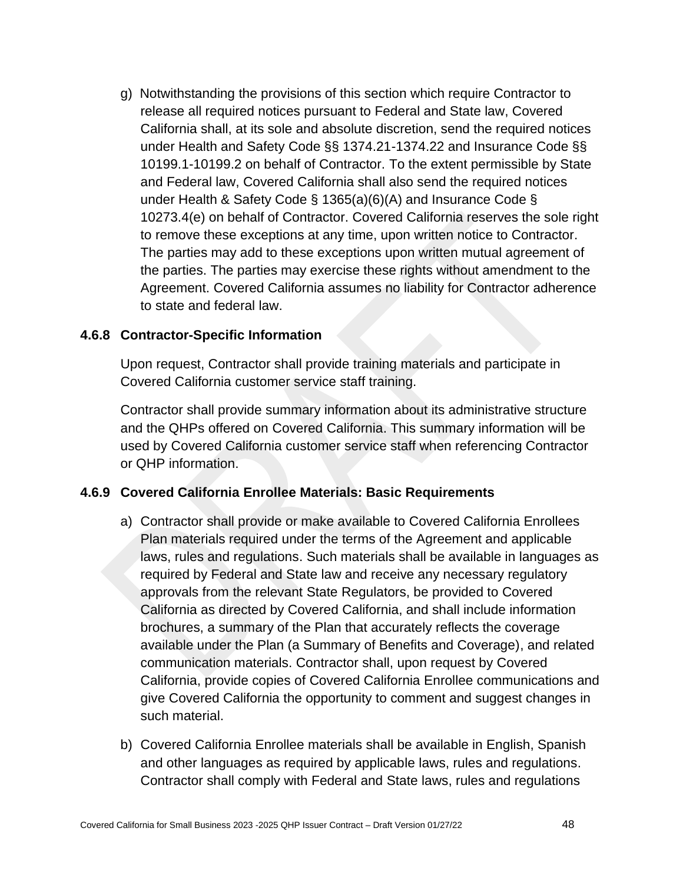g) Notwithstanding the provisions of this section which require Contractor to release all required notices pursuant to Federal and State law, Covered California shall, at its sole and absolute discretion, send the required notices under Health and Safety Code §§ 1374.21-1374.22 and Insurance Code §§ 10199.1-10199.2 on behalf of Contractor. To the extent permissible by State and Federal law, Covered California shall also send the required notices under Health & Safety Code § 1365(a)(6)(A) and Insurance Code § 10273.4(e) on behalf of Contractor. Covered California reserves the sole right to remove these exceptions at any time, upon written notice to Contractor. The parties may add to these exceptions upon written mutual agreement of the parties. The parties may exercise these rights without amendment to the Agreement. Covered California assumes no liability for Contractor adherence to state and federal law.

### 4.6.8 Contractor-Specific Information

Upon request, Contractor shall provide training materials and participate in Covered California customer service staff training.

Contractor shall provide summary information about its administrative structure and the QHPs offered on Covered California. This summary information will be used by Covered California customer service staff when referencing Contractor or QHP information.

### 4.6.9 Covered California Enrollee Materials: Basic Requirements

a) Contractor shall provide or make available to Covered California Enrollees Plan materials required under the terms of the Agreement and applicable laws, rules and regulations. Such materials shall be available in languages as required by Federal and State law and receive any necessary regulatory approvals from the relevant State Regulators, be provided to Covered California as directed by Covered California, and shall include information brochures, a summary of the Plan that accurately reflects the coverage available under the Plan (a Summary of Benefits and Coverage), and related communication materials. Contractor shall, upon request by Covered California, provide copies of Covered California Enrollee communications and give Covered California the opportunity to comment and suggest changes in such material.

b) Covered California Enrollee materials shall be available in English, Spanish and other languages as required by applicable laws, rules and regulations. Contractor shall comply with Federal and State laws, rules and regulations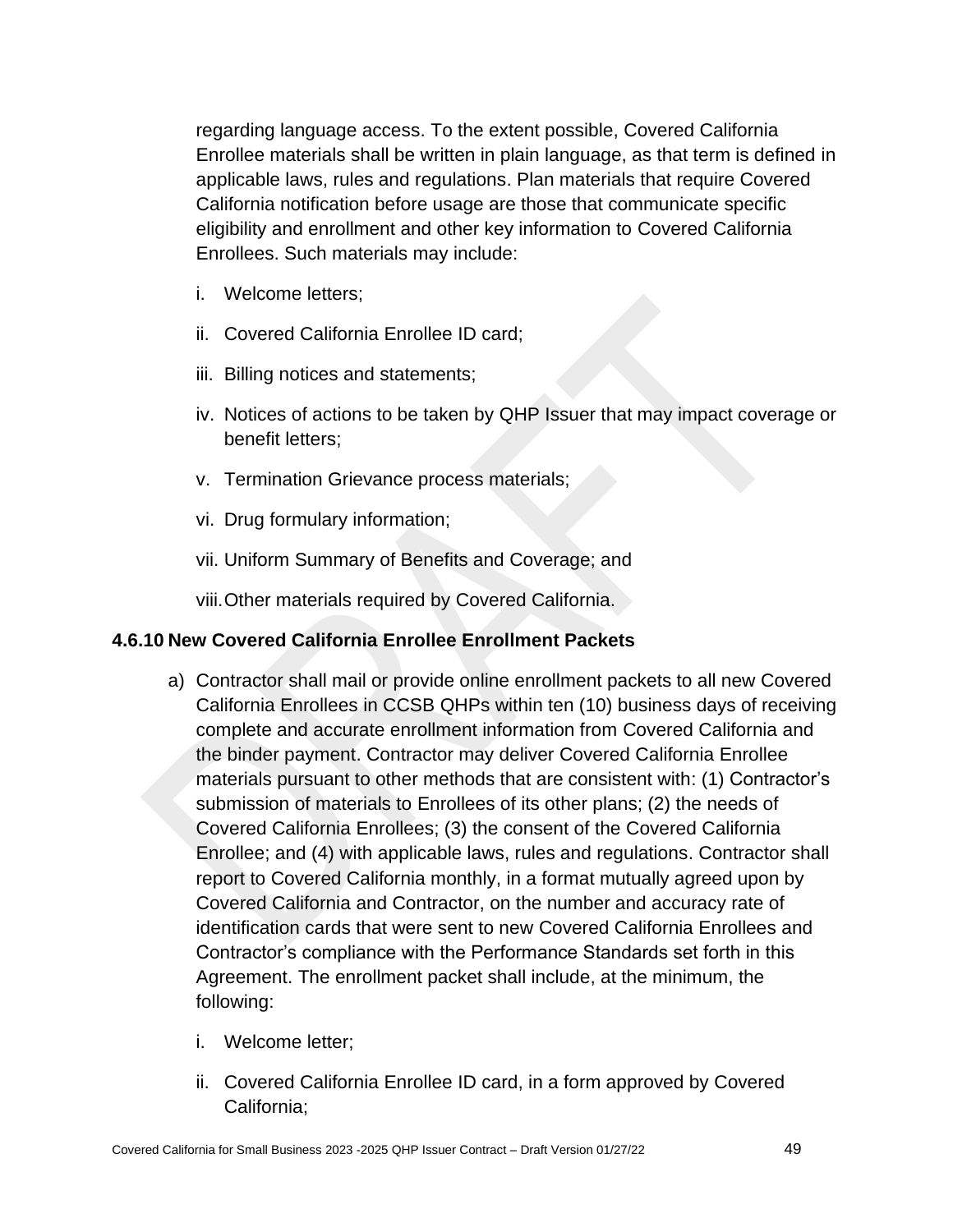regarding language access. To the extent possible, Covered California Enrollee materials shall be written in plain language, as that term is defined in applicable laws, rules and regulations. Plan materials that require Covered California notification before usage are those that communicate specific eligibility and enrollment and other key information to Covered California Enrollees. Such materials may include:

i. Welcome letters;

ii. Covered California Enrollee ID card;

iii. Billing notices and statements;

iv. Notices of actions to be taken by QHP Issuer that may impact coverage or benefit letters;

v. Termination Grievance process materials;

vi. Drug formulary information;

vii. Uniform Summary of Benefits and Coverage; and

viii. Other materials required by Covered California.

### 4.6.10 New Covered California Enrollee Enrollment Packets

a) Contractor shall mail or provide online enrollment packets to all new Covered California Enrollees in CCSB QHPs within ten (10) business days of receiving complete and accurate enrollment information from Covered California and the binder payment. Contractor may deliver Covered California Enrollee materials pursuant to other methods that are consistent with: (1) Contractor's submission of materials to Enrollees of its other plans; (2) the needs of Covered California Enrollees; (3) the consent of the Covered California Enrollee; and (4) with applicable laws, rules and regulations. Contractor shall report to Covered California monthly, in a format mutually agreed upon by Covered California and Contractor, on the number and accuracy rate of identification cards that were sent to new Covered California Enrollees and Contractor's compliance with the Performance Standards set forth in this Agreement. The enrollment packet shall include, at the minimum, the following:

   i. Welcome letter;

   ii. Covered California Enrollee ID card, in a form approved by Covered California;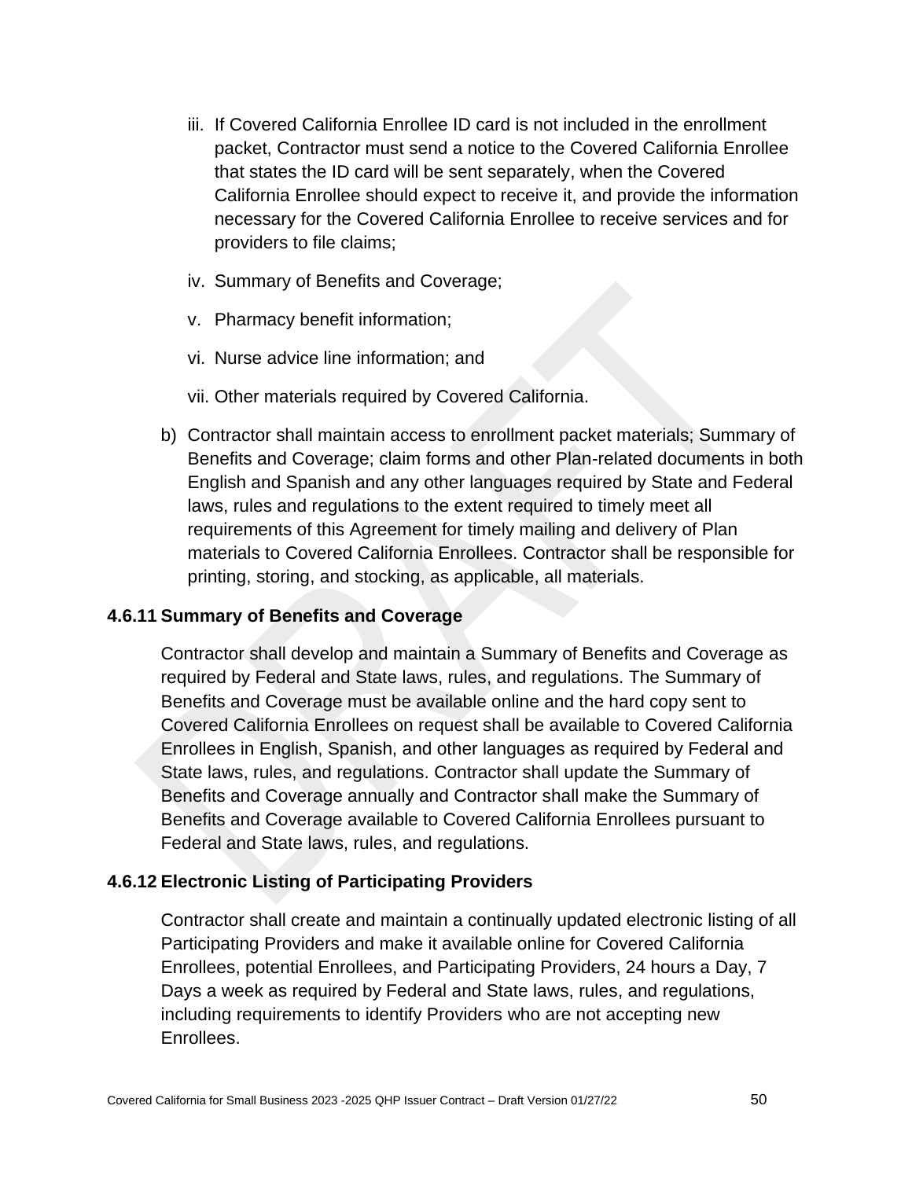iii. If Covered California Enrollee ID card is not included in the enrollment packet, Contractor must send a notice to the Covered California Enrollee that states the ID card will be sent separately, when the Covered California Enrollee should expect to receive it, and provide the information necessary for the Covered California Enrollee to receive services and for providers to file claims;

iv. Summary of Benefits and Coverage;

v. Pharmacy benefit information;

vi. Nurse advice line information; and

vii. Other materials required by Covered California.

b) Contractor shall maintain access to enrollment packet materials; Summary of Benefits and Coverage; claim forms and other Plan-related documents in both English and Spanish and any other languages required by State and Federal laws, rules and regulations to the extent required to timely meet all requirements of this Agreement for timely mailing and delivery of Plan materials to Covered California Enrollees. Contractor shall be responsible for printing, storing, and stocking, as applicable, all materials.

### 4.6.11 Summary of Benefits and Coverage

Contractor shall develop and maintain a Summary of Benefits and Coverage as required by Federal and State laws, rules, and regulations. The Summary of Benefits and Coverage must be available online and the hard copy sent to Covered California Enrollees on request shall be available to Covered California Enrollees in English, Spanish, and other languages as required by Federal and State laws, rules, and regulations. Contractor shall update the Summary of Benefits and Coverage annually and Contractor shall make the Summary of Benefits and Coverage available to Covered California Enrollees pursuant to Federal and State laws, rules, and regulations.

### 4.6.12 Electronic Listing of Participating Providers

Contractor shall create and maintain a continually updated electronic listing of all Participating Providers and make it available online for Covered California Enrollees, potential Enrollees, and Participating Providers, 24 hours a Day, 7 Days a week as required by Federal and State laws, rules, and regulations, including requirements to identify Providers who are not accepting new Enrollees.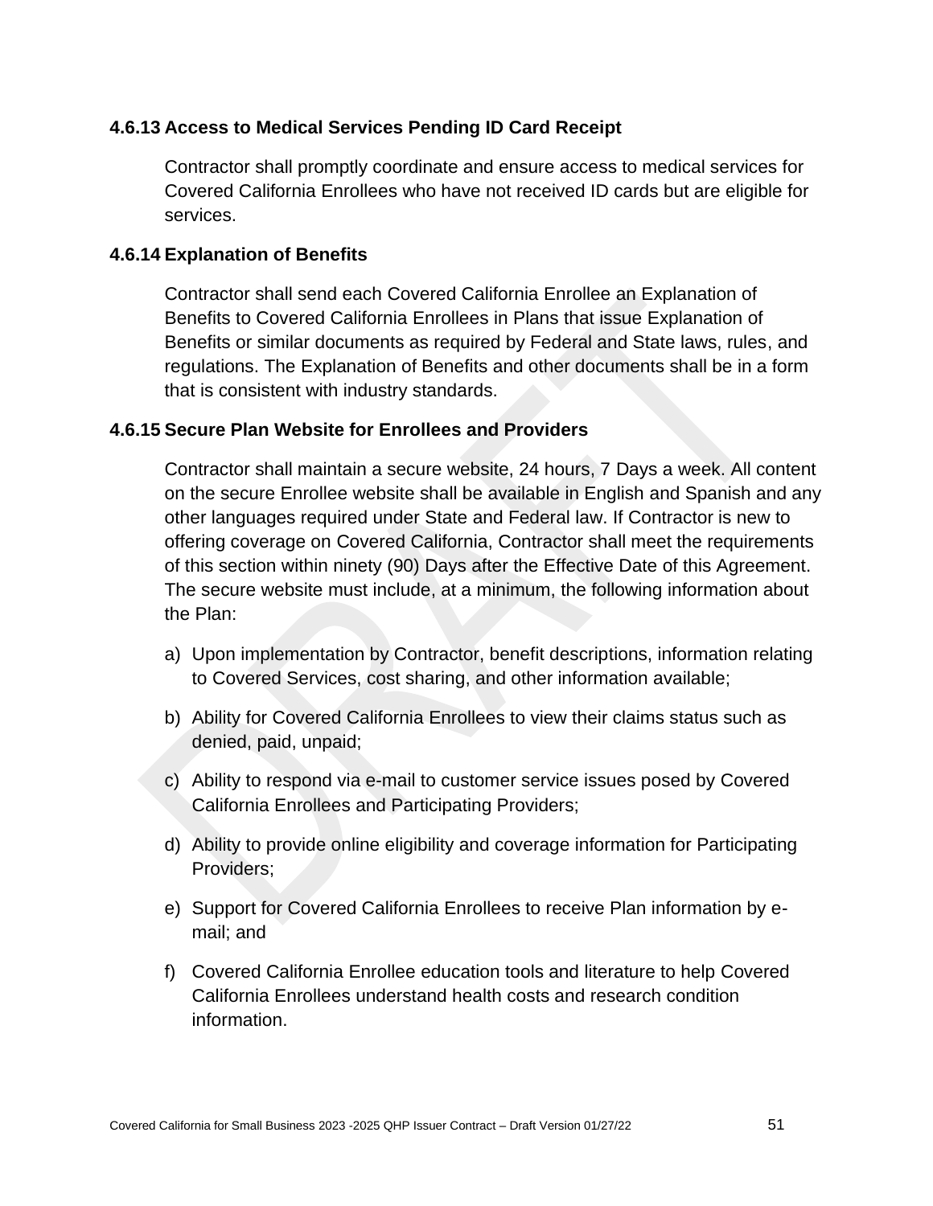### 4.6.13 Access to Medical Services Pending ID Card Receipt

Contractor shall promptly coordinate and ensure access to medical services for Covered California Enrollees who have not received ID cards but are eligible for services.

### 4.6.14 Explanation of Benefits

Contractor shall send each Covered California Enrollee an Explanation of Benefits to Covered California Enrollees in Plans that issue Explanation of Benefits or similar documents as required by Federal and State laws, rules, and regulations. The Explanation of Benefits and other documents shall be in a form that is consistent with industry standards.

### 4.6.15 Secure Plan Website for Enrollees and Providers

Contractor shall maintain a secure website, 24 hours, 7 Days a week. All content on the secure Enrollee website shall be available in English and Spanish and any other languages required under State and Federal law. If Contractor is new to offering coverage on Covered California, Contractor shall meet the requirements of this section within ninety (90) Days after the Effective Date of this Agreement. The secure website must include, at a minimum, the following information about the Plan:

a) Upon implementation by Contractor, benefit descriptions, information relating to Covered Services, cost sharing, and other information available;

b) Ability for Covered California Enrollees to view their claims status such as denied, paid, unpaid;

c) Ability to respond via e-mail to customer service issues posed by Covered California Enrollees and Participating Providers;

d) Ability to provide online eligibility and coverage information for Participating Providers;

e) Support for Covered California Enrollees to receive Plan information by e-mail; and

f) Covered California Enrollee education tools and literature to help Covered California Enrollees understand health costs and research condition information.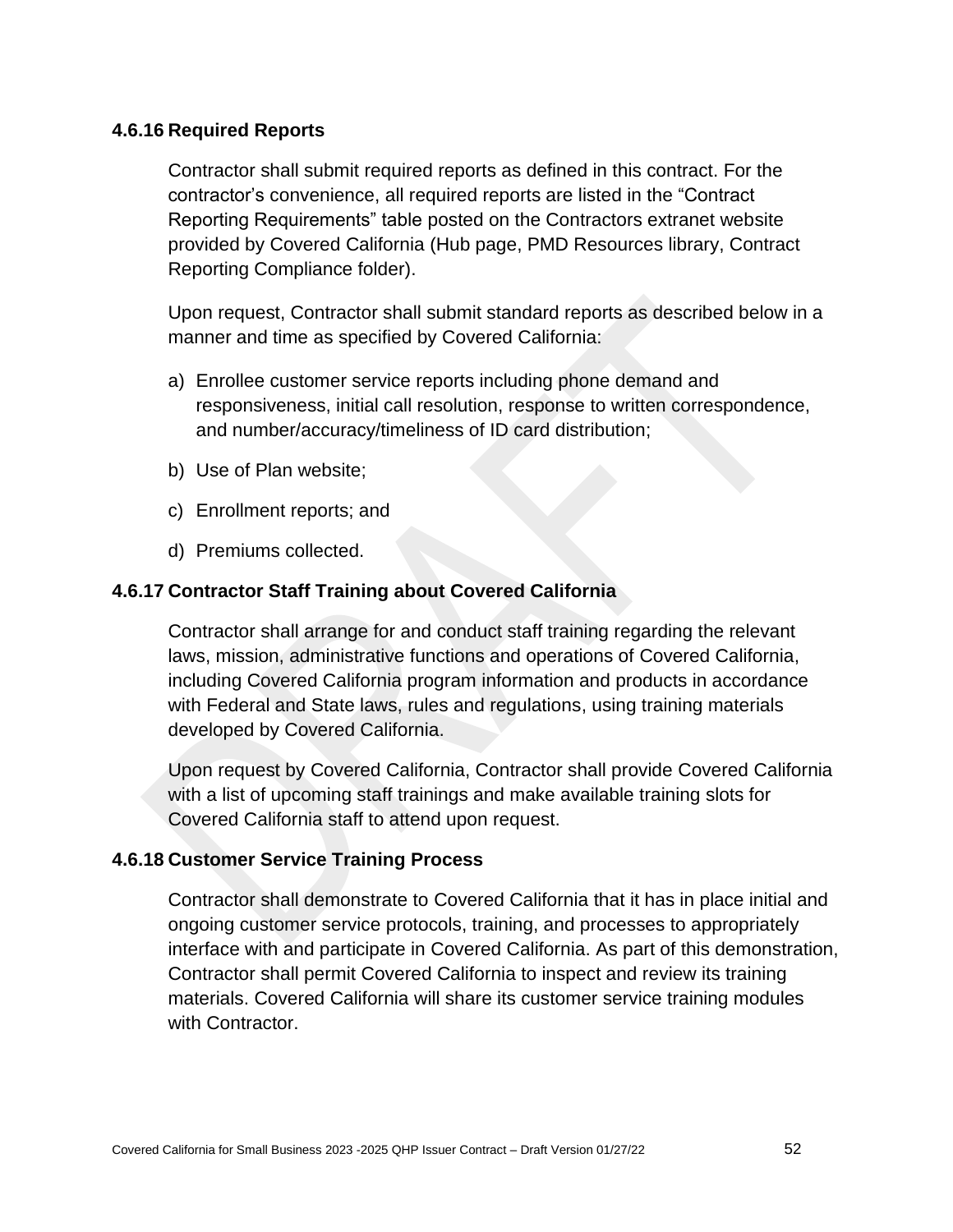### 4.6.16 Required Reports

Contractor shall submit required reports as defined in this contract. For the contractor's convenience, all required reports are listed in the "Contract Reporting Requirements" table posted on the Contractors extranet website provided by Covered California (Hub page, PMD Resources library, Contract Reporting Compliance folder).

Upon request, Contractor shall submit standard reports as described below in a manner and time as specified by Covered California:

a) Enrollee customer service reports including phone demand and responsiveness, initial call resolution, response to written correspondence, and number/accuracy/timeliness of ID card distribution;

b) Use of Plan website;

c) Enrollment reports; and

d) Premiums collected.

### 4.6.17 Contractor Staff Training about Covered California

Contractor shall arrange for and conduct staff training regarding the relevant laws, mission, administrative functions and operations of Covered California, including Covered California program information and products in accordance with Federal and State laws, rules and regulations, using training materials developed by Covered California.

Upon request by Covered California, Contractor shall provide Covered California with a list of upcoming staff trainings and make available training slots for Covered California staff to attend upon request.

### 4.6.18 Customer Service Training Process

Contractor shall demonstrate to Covered California that it has in place initial and ongoing customer service protocols, training, and processes to appropriately interface with and participate in Covered California. As part of this demonstration, Contractor shall permit Covered California to inspect and review its training materials. Covered California will share its customer service training modules with Contractor.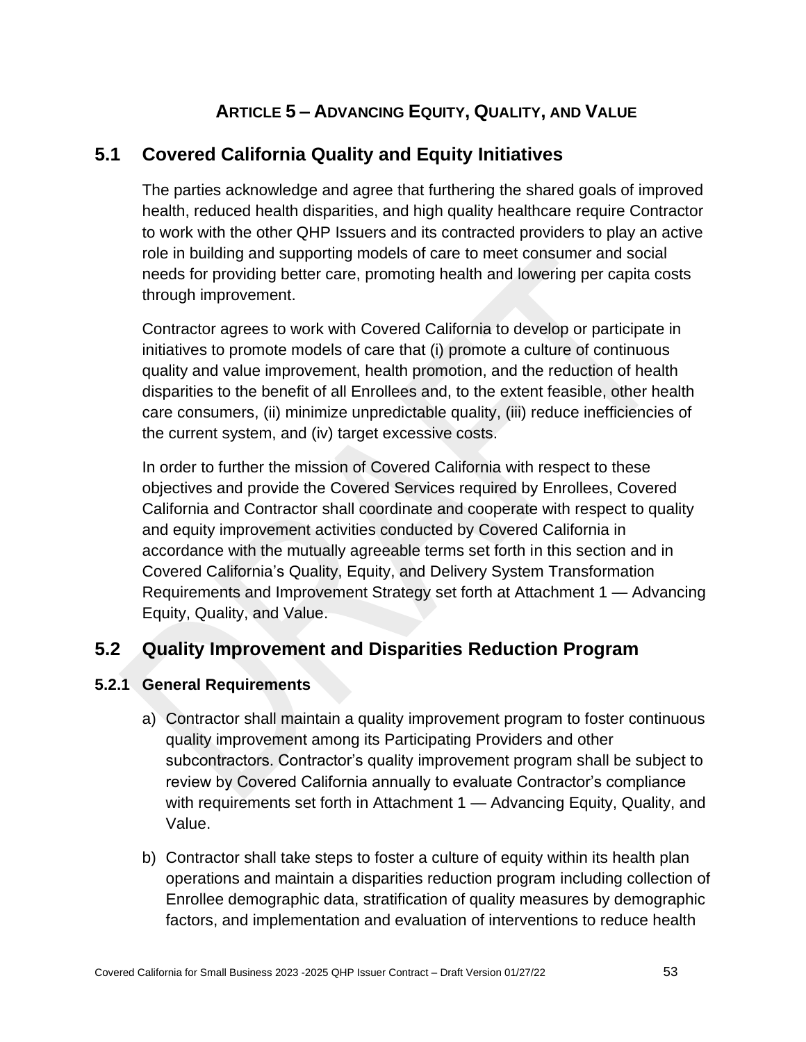# Article 5 – Advancing Equity, Quality, and Value

## 5.1 Covered California Quality and Equity Initiatives

The parties acknowledge and agree that furthering the shared goals of improved health, reduced health disparities, and high quality healthcare require Contractor to work with the other QHP Issuers and its contracted providers to play an active role in building and supporting models of care to meet consumer and social needs for providing better care, promoting health and lowering per capita costs through improvement.

Contractor agrees to work with Covered California to develop or participate in initiatives to promote models of care that (i) promote a culture of continuous quality and value improvement, health promotion, and the reduction of health disparities to the benefit of all Enrollees and, to the extent feasible, other health care consumers, (ii) minimize unpredictable quality, (iii) reduce inefficiencies of the current system, and (iv) target excessive costs.

In order to further the mission of Covered California with respect to these objectives and provide the Covered Services required by Enrollees, Covered California and Contractor shall coordinate and cooperate with respect to quality and equity improvement activities conducted by Covered California in accordance with the mutually agreeable terms set forth in this section and in Covered California's Quality, Equity, and Delivery System Transformation Requirements and Improvement Strategy set forth at Attachment 1 — Advancing Equity, Quality, and Value.

## 5.2 Quality Improvement and Disparities Reduction Program

### 5.2.1 General Requirements

a) Contractor shall maintain a quality improvement program to foster continuous quality improvement among its Participating Providers and other subcontractors. Contractor's quality improvement program shall be subject to review by Covered California annually to evaluate Contractor's compliance with requirements set forth in Attachment 1 — Advancing Equity, Quality, and Value.

b) Contractor shall take steps to foster a culture of equity within its health plan operations and maintain a disparities reduction program including collection of Enrollee demographic data, stratification of quality measures by demographic factors, and implementation and evaluation of interventions to reduce health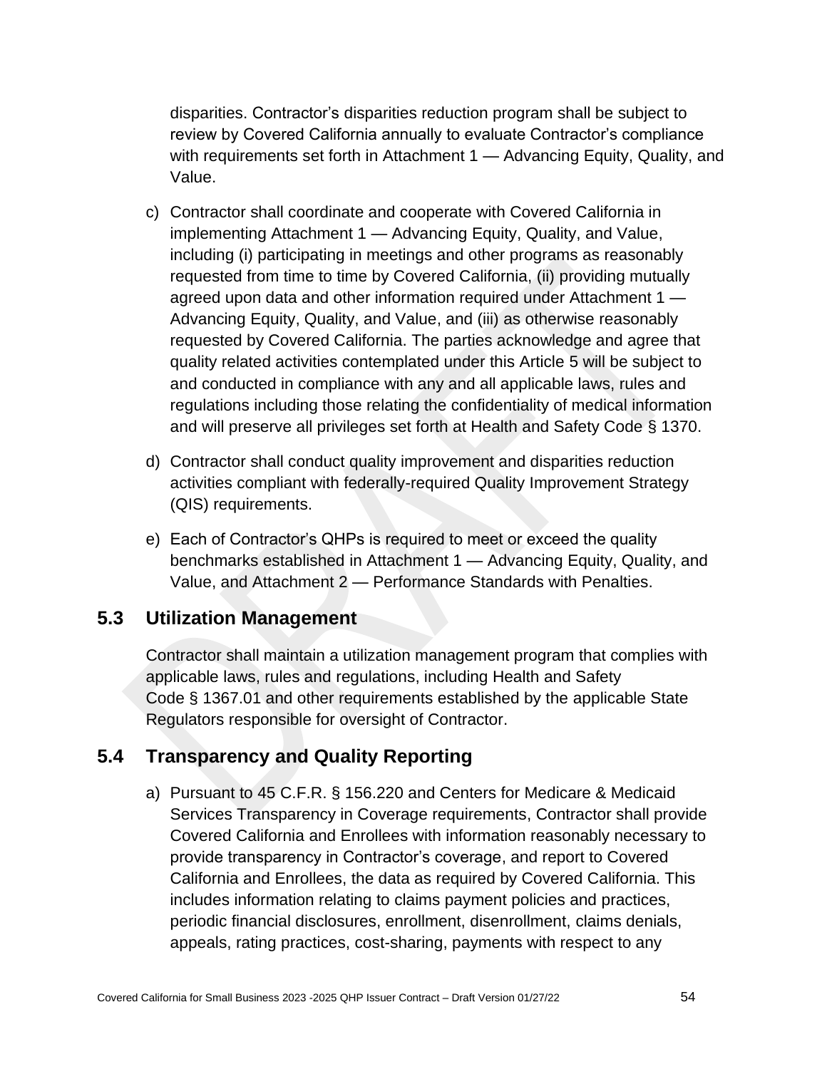disparities. Contractor's disparities reduction program shall be subject to review by Covered California annually to evaluate Contractor's compliance with requirements set forth in Attachment 1 — Advancing Equity, Quality, and Value.

c) Contractor shall coordinate and cooperate with Covered California in implementing Attachment 1 — Advancing Equity, Quality, and Value, including (i) participating in meetings and other programs as reasonably requested from time to time by Covered California, (ii) providing mutually agreed upon data and other information required under Attachment 1 — Advancing Equity, Quality, and Value, and (iii) as otherwise reasonably requested by Covered California. The parties acknowledge and agree that quality related activities contemplated under this Article 5 will be subject to and conducted in compliance with any and all applicable laws, rules and regulations including those relating the confidentiality of medical information and will preserve all privileges set forth at Health and Safety Code § 1370.

d) Contractor shall conduct quality improvement and disparities reduction activities compliant with federally-required Quality Improvement Strategy (QIS) requirements.

e) Each of Contractor's QHPs is required to meet or exceed the quality benchmarks established in Attachment 1 — Advancing Equity, Quality, and Value, and Attachment 2 — Performance Standards with Penalties.

## 5.3 Utilization Management

Contractor shall maintain a utilization management program that complies with applicable laws, rules and regulations, including Health and Safety Code § 1367.01 and other requirements established by the applicable State Regulators responsible for oversight of Contractor.

## 5.4 Transparency and Quality Reporting

a) Pursuant to 45 C.F.R. § 156.220 and Centers for Medicare & Medicaid Services Transparency in Coverage requirements, Contractor shall provide Covered California and Enrollees with information reasonably necessary to provide transparency in Contractor's coverage, and report to Covered California and Enrollees, the data as required by Covered California. This includes information relating to claims payment policies and practices, periodic financial disclosures, enrollment, disenrollment, claims denials, appeals, rating practices, cost-sharing, payments with respect to any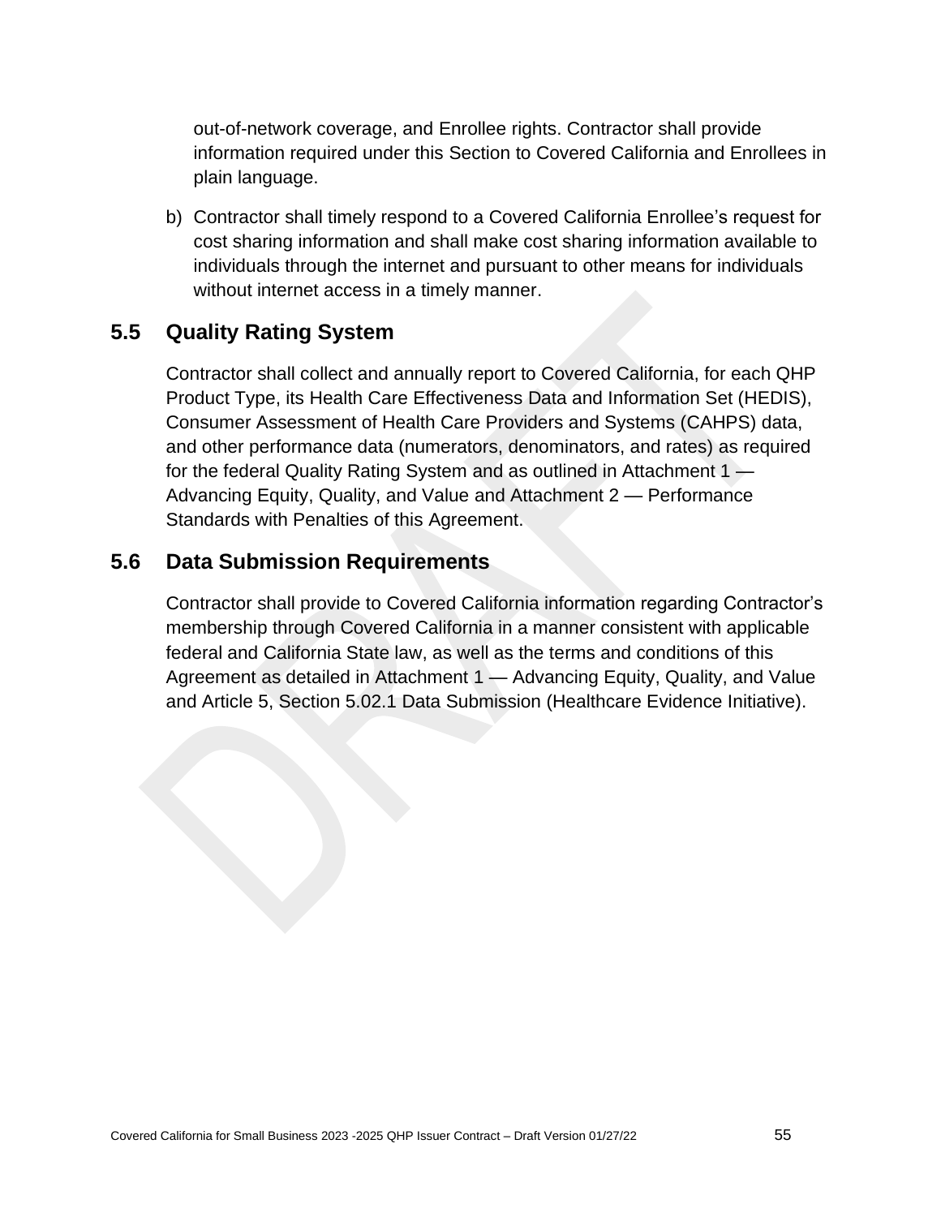out-of-network coverage, and Enrollee rights. Contractor shall provide information required under this Section to Covered California and Enrollees in plain language.

b) Contractor shall timely respond to a Covered California Enrollee's request for cost sharing information and shall make cost sharing information available to individuals through the internet and pursuant to other means for individuals without internet access in a timely manner.

## 5.5 Quality Rating System

Contractor shall collect and annually report to Covered California, for each QHP Product Type, its Health Care Effectiveness Data and Information Set (HEDIS), Consumer Assessment of Health Care Providers and Systems (CAHPS) data, and other performance data (numerators, denominators, and rates) as required for the federal Quality Rating System and as outlined in Attachment 1 — Advancing Equity, Quality, and Value and Attachment 2 — Performance Standards with Penalties of this Agreement.

## 5.6 Data Submission Requirements

Contractor shall provide to Covered California information regarding Contractor's membership through Covered California in a manner consistent with applicable federal and California State law, as well as the terms and conditions of this Agreement as detailed in Attachment 1 — Advancing Equity, Quality, and Value and Article 5, Section 5.02.1 Data Submission (Healthcare Evidence Initiative).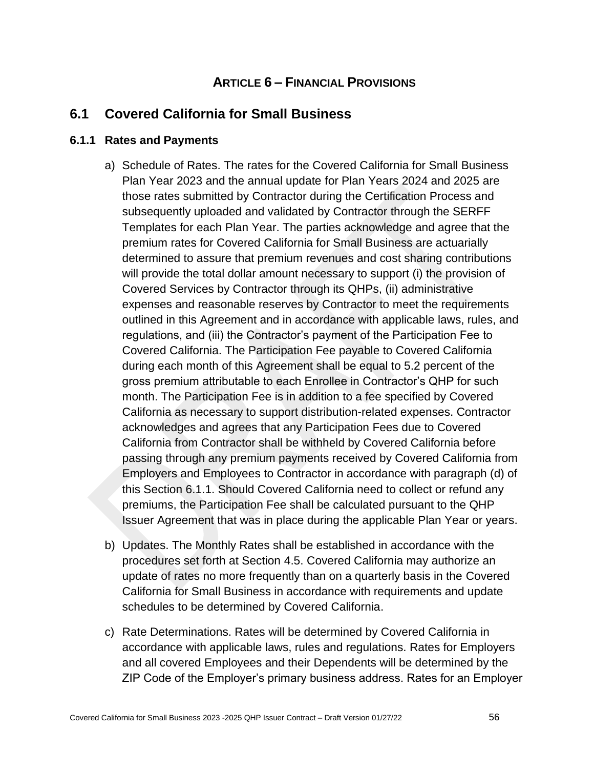## Article 6 – Financial Provisions

## 6.1 Covered California for Small Business

### 6.1.1 Rates and Payments

a) Schedule of Rates. The rates for the Covered California for Small Business Plan Year 2023 and the annual update for Plan Years 2024 and 2025 are those rates submitted by Contractor during the Certification Process and subsequently uploaded and validated by Contractor through the SERFF Templates for each Plan Year. The parties acknowledge and agree that the premium rates for Covered California for Small Business are actuarially determined to assure that premium revenues and cost sharing contributions will provide the total dollar amount necessary to support (i) the provision of Covered Services by Contractor through its QHPs, (ii) administrative expenses and reasonable reserves by Contractor to meet the requirements outlined in this Agreement and in accordance with applicable laws, rules, and regulations, and (iii) the Contractor's payment of the Participation Fee to Covered California. The Participation Fee payable to Covered California during each month of this Agreement shall be equal to 5.2 percent of the gross premium attributable to each Enrollee in Contractor's QHP for such month. The Participation Fee is in addition to a fee specified by Covered California as necessary to support distribution-related expenses. Contractor acknowledges and agrees that any Participation Fees due to Covered California from Contractor shall be withheld by Covered California before passing through any premium payments received by Covered California from Employers and Employees to Contractor in accordance with paragraph (d) of this Section 6.1.1. Should Covered California need to collect or refund any premiums, the Participation Fee shall be calculated pursuant to the QHP Issuer Agreement that was in place during the applicable Plan Year or years.

b) Updates. The Monthly Rates shall be established in accordance with the procedures set forth at Section 4.5. Covered California may authorize an update of rates no more frequently than on a quarterly basis in the Covered California for Small Business in accordance with requirements and update schedules to be determined by Covered California.

c) Rate Determinations. Rates will be determined by Covered California in accordance with applicable laws, rules and regulations. Rates for Employers and all covered Employees and their Dependents will be determined by the ZIP Code of the Employer's primary business address. Rates for an Employer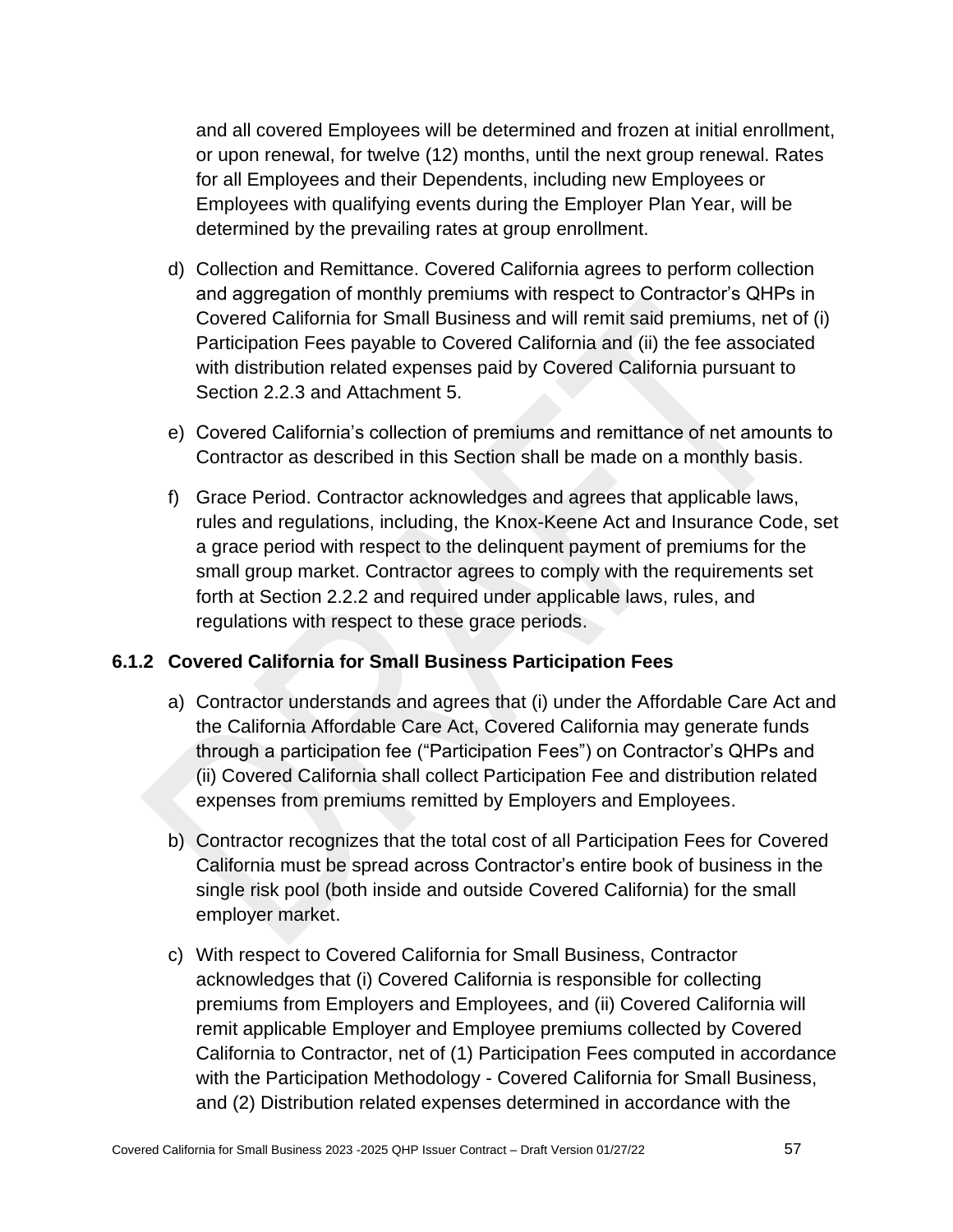and all covered Employees will be determined and frozen at initial enrollment, or upon renewal, for twelve (12) months, until the next group renewal. Rates for all Employees and their Dependents, including new Employees or Employees with qualifying events during the Employer Plan Year, will be determined by the prevailing rates at group enrollment.

d) Collection and Remittance. Covered California agrees to perform collection and aggregation of monthly premiums with respect to Contractor's QHPs in Covered California for Small Business and will remit said premiums, net of (i) Participation Fees payable to Covered California and (ii) the fee associated with distribution related expenses paid by Covered California pursuant to Section 2.2.3 and Attachment 5.

e) Covered California's collection of premiums and remittance of net amounts to Contractor as described in this Section shall be made on a monthly basis.

f) Grace Period. Contractor acknowledges and agrees that applicable laws, rules and regulations, including, the Knox-Keene Act and Insurance Code, set a grace period with respect to the delinquent payment of premiums for the small group market. Contractor agrees to comply with the requirements set forth at Section 2.2.2 and required under applicable laws, rules, and regulations with respect to these grace periods.

### 6.1.2 Covered California for Small Business Participation Fees

a) Contractor understands and agrees that (i) under the Affordable Care Act and the California Affordable Care Act, Covered California may generate funds through a participation fee ("Participation Fees") on Contractor's QHPs and (ii) Covered California shall collect Participation Fee and distribution related expenses from premiums remitted by Employers and Employees.

b) Contractor recognizes that the total cost of all Participation Fees for Covered California must be spread across Contractor's entire book of business in the single risk pool (both inside and outside Covered California) for the small employer market.

c) With respect to Covered California for Small Business, Contractor acknowledges that (i) Covered California is responsible for collecting premiums from Employers and Employees, and (ii) Covered California will remit applicable Employer and Employee premiums collected by Covered California to Contractor, net of (1) Participation Fees computed in accordance with the Participation Methodology - Covered California for Small Business, and (2) Distribution related expenses determined in accordance with the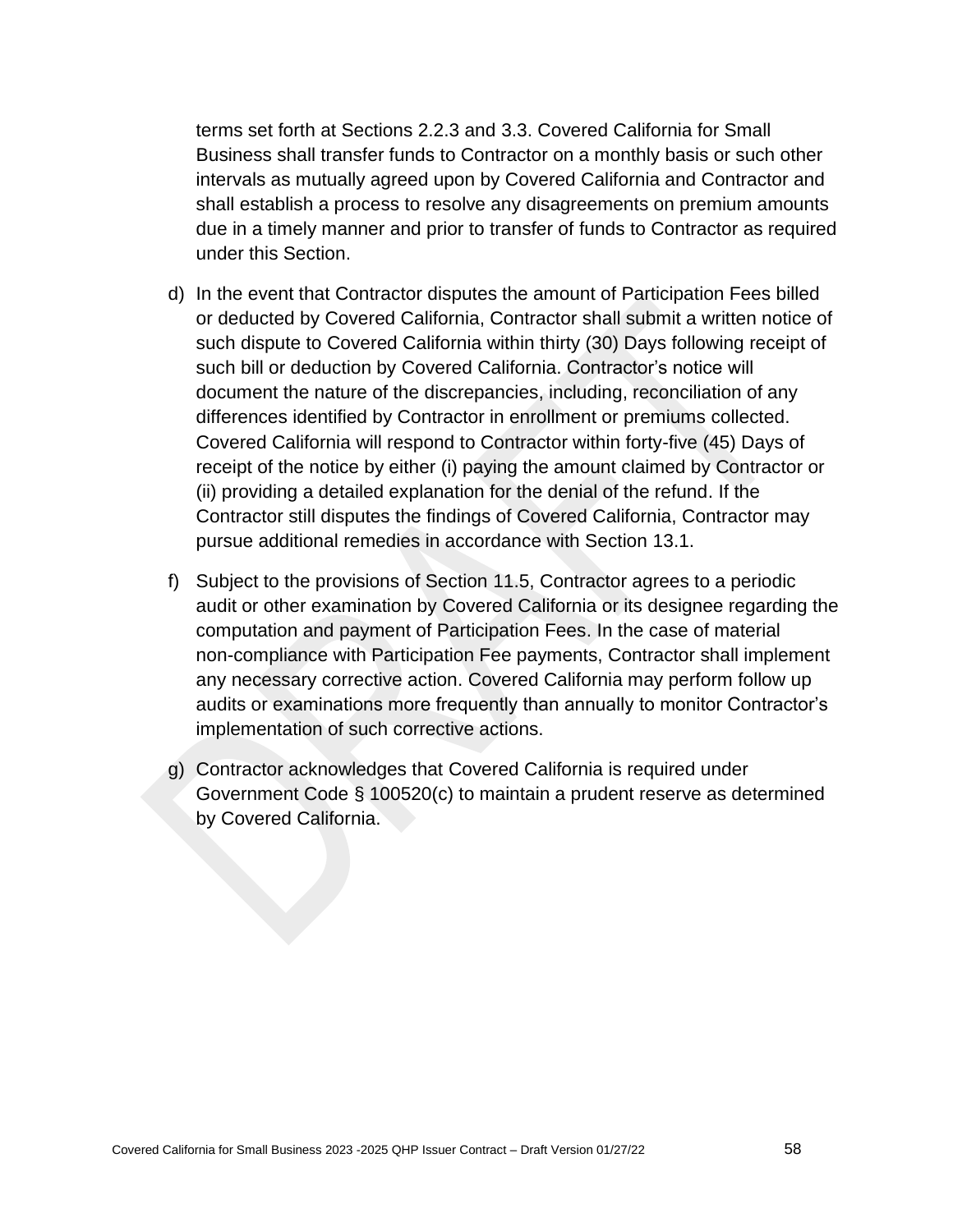terms set forth at Sections 2.2.3 and 3.3. Covered California for Small Business shall transfer funds to Contractor on a monthly basis or such other intervals as mutually agreed upon by Covered California and Contractor and shall establish a process to resolve any disagreements on premium amounts due in a timely manner and prior to transfer of funds to Contractor as required under this Section.

d) In the event that Contractor disputes the amount of Participation Fees billed or deducted by Covered California, Contractor shall submit a written notice of such dispute to Covered California within thirty (30) Days following receipt of such bill or deduction by Covered California. Contractor's notice will document the nature of the discrepancies, including, reconciliation of any differences identified by Contractor in enrollment or premiums collected. Covered California will respond to Contractor within forty-five (45) Days of receipt of the notice by either (i) paying the amount claimed by Contractor or (ii) providing a detailed explanation for the denial of the refund. If the Contractor still disputes the findings of Covered California, Contractor may pursue additional remedies in accordance with Section 13.1.

f) Subject to the provisions of Section 11.5, Contractor agrees to a periodic audit or other examination by Covered California or its designee regarding the computation and payment of Participation Fees. In the case of material non-compliance with Participation Fee payments, Contractor shall implement any necessary corrective action. Covered California may perform follow up audits or examinations more frequently than annually to monitor Contractor's implementation of such corrective actions.

g) Contractor acknowledges that Covered California is required under Government Code § 100520(c) to maintain a prudent reserve as determined by Covered California.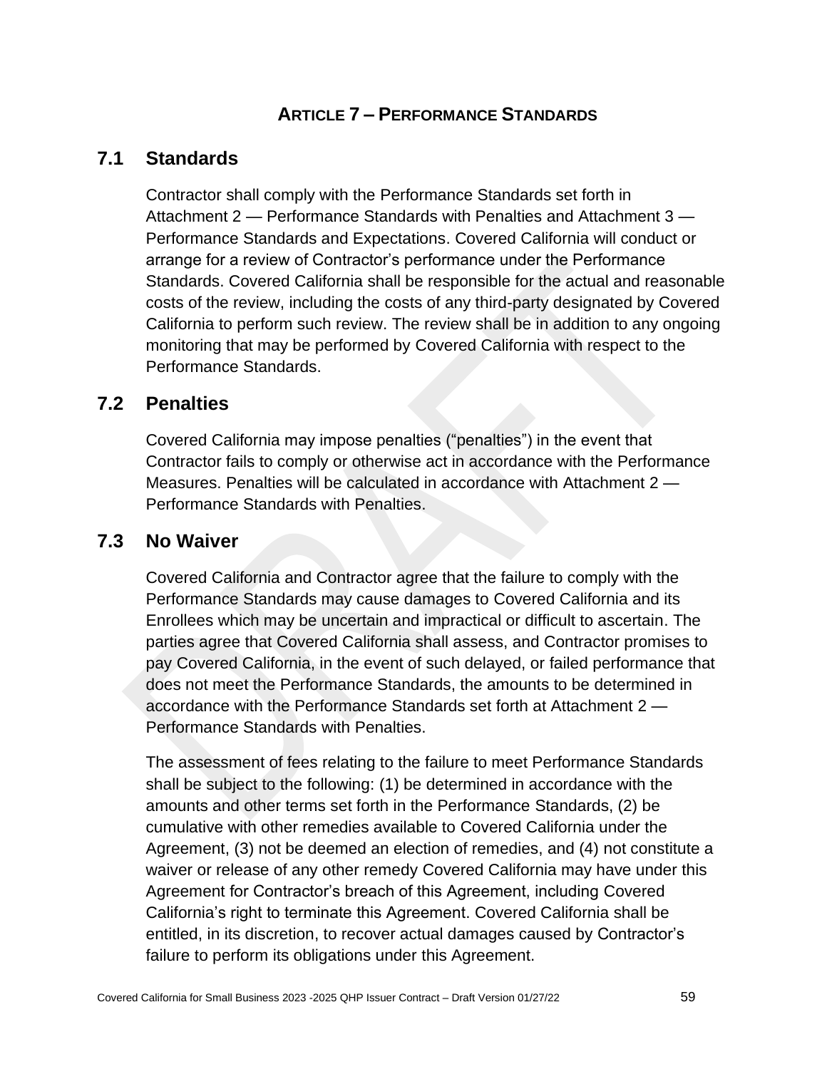# Article 7 – Performance Standards

## 7.1 Standards

Contractor shall comply with the Performance Standards set forth in Attachment 2 — Performance Standards with Penalties and Attachment 3 — Performance Standards and Expectations. Covered California will conduct or arrange for a review of Contractor's performance under the Performance Standards. Covered California shall be responsible for the actual and reasonable costs of the review, including the costs of any third-party designated by Covered California to perform such review. The review shall be in addition to any ongoing monitoring that may be performed by Covered California with respect to the Performance Standards.

## 7.2 Penalties

Covered California may impose penalties ("penalties") in the event that Contractor fails to comply or otherwise act in accordance with the Performance Measures. Penalties will be calculated in accordance with Attachment 2 — Performance Standards with Penalties.

## 7.3 No Waiver

Covered California and Contractor agree that the failure to comply with the Performance Standards may cause damages to Covered California and its Enrollees which may be uncertain and impractical or difficult to ascertain. The parties agree that Covered California shall assess, and Contractor promises to pay Covered California, in the event of such delayed, or failed performance that does not meet the Performance Standards, the amounts to be determined in accordance with the Performance Standards set forth at Attachment 2 — Performance Standards with Penalties.

The assessment of fees relating to the failure to meet Performance Standards shall be subject to the following: (1) be determined in accordance with the amounts and other terms set forth in the Performance Standards, (2) be cumulative with other remedies available to Covered California under the Agreement, (3) not be deemed an election of remedies, and (4) not constitute a waiver or release of any other remedy Covered California may have under this Agreement for Contractor's breach of this Agreement, including Covered California's right to terminate this Agreement. Covered California shall be entitled, in its discretion, to recover actual damages caused by Contractor's failure to perform its obligations under this Agreement.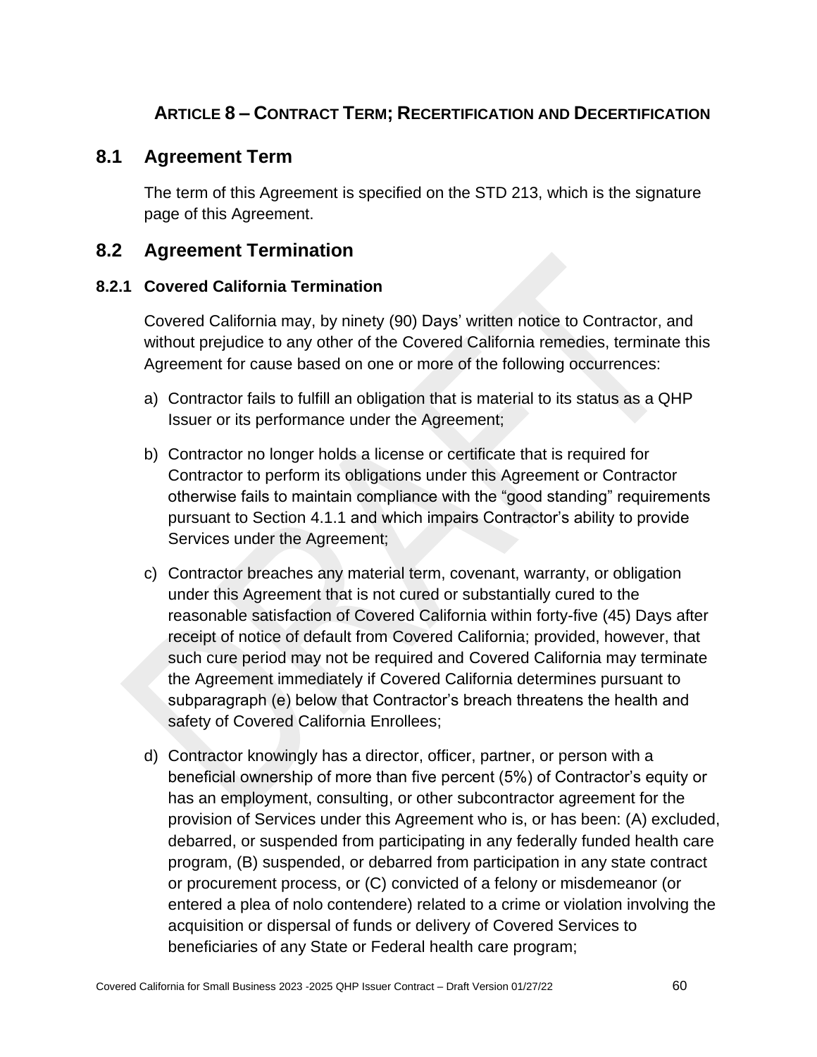## ARTICLE 8 – CONTRACT TERM; RECERTIFICATION AND DECERTIFICATION

## 8.1 Agreement Term

The term of this Agreement is specified on the STD 213, which is the signature page of this Agreement.

## 8.2 Agreement Termination

### 8.2.1 Covered California Termination

Covered California may, by ninety (90) Days' written notice to Contractor, and without prejudice to any other of the Covered California remedies, terminate this Agreement for cause based on one or more of the following occurrences:

a) Contractor fails to fulfill an obligation that is material to its status as a QHP Issuer or its performance under the Agreement;

b) Contractor no longer holds a license or certificate that is required for Contractor to perform its obligations under this Agreement or Contractor otherwise fails to maintain compliance with the "good standing" requirements pursuant to Section 4.1.1 and which impairs Contractor's ability to provide Services under the Agreement;

c) Contractor breaches any material term, covenant, warranty, or obligation under this Agreement that is not cured or substantially cured to the reasonable satisfaction of Covered California within forty-five (45) Days after receipt of notice of default from Covered California; provided, however, that such cure period may not be required and Covered California may terminate the Agreement immediately if Covered California determines pursuant to subparagraph (e) below that Contractor's breach threatens the health and safety of Covered California Enrollees;

d) Contractor knowingly has a director, officer, partner, or person with a beneficial ownership of more than five percent (5%) of Contractor's equity or has an employment, consulting, or other subcontractor agreement for the provision of Services under this Agreement who is, or has been: (A) excluded, debarred, or suspended from participating in any federally funded health care program, (B) suspended, or debarred from participation in any state contract or procurement process, or (C) convicted of a felony or misdemeanor (or entered a plea of nolo contendere) related to a crime or violation involving the acquisition or dispersal of funds or delivery of Covered Services to beneficiaries of any State or Federal health care program;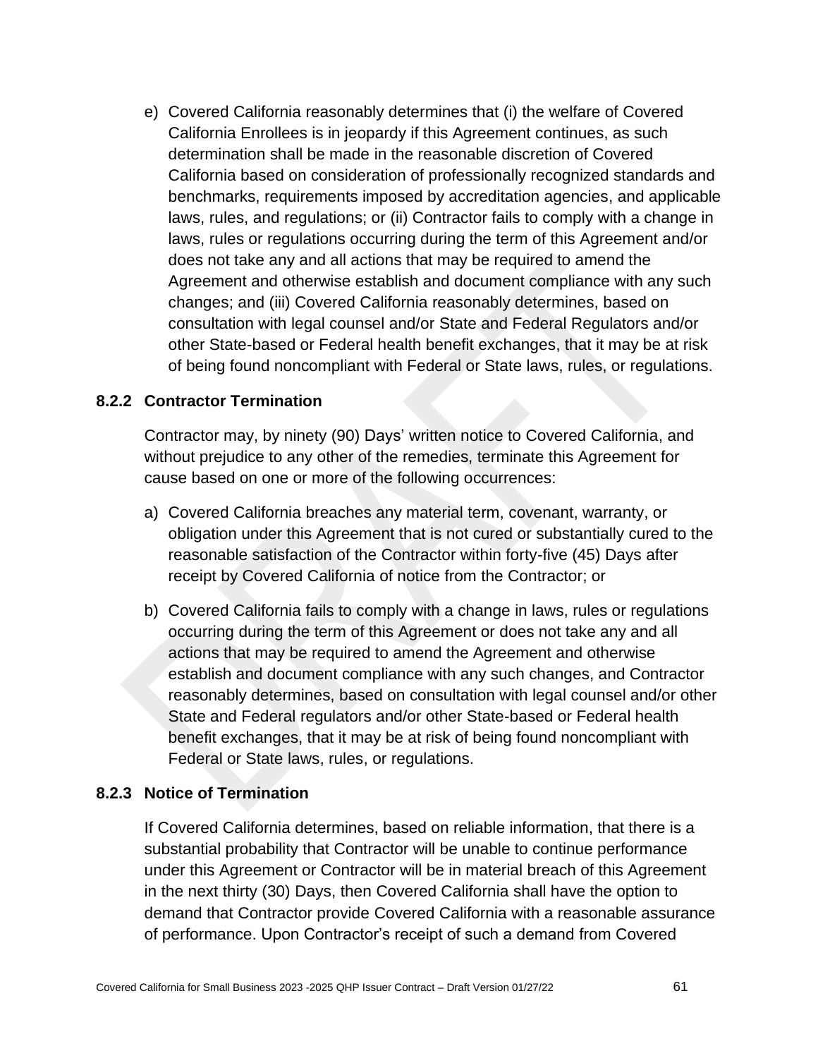e) Covered California reasonably determines that (i) the welfare of Covered California Enrollees is in jeopardy if this Agreement continues, as such determination shall be made in the reasonable discretion of Covered California based on consideration of professionally recognized standards and benchmarks, requirements imposed by accreditation agencies, and applicable laws, rules, and regulations; or (ii) Contractor fails to comply with a change in laws, rules or regulations occurring during the term of this Agreement and/or does not take any and all actions that may be required to amend the Agreement and otherwise establish and document compliance with any such changes; and (iii) Covered California reasonably determines, based on consultation with legal counsel and/or State and Federal Regulators and/or other State-based or Federal health benefit exchanges, that it may be at risk of being found noncompliant with Federal or State laws, rules, or regulations.

### 8.2.2 Contractor Termination

Contractor may, by ninety (90) Days' written notice to Covered California, and without prejudice to any other of the remedies, terminate this Agreement for cause based on one or more of the following occurrences:

a) Covered California breaches any material term, covenant, warranty, or obligation under this Agreement that is not cured or substantially cured to the reasonable satisfaction of the Contractor within forty-five (45) Days after receipt by Covered California of notice from the Contractor; or

b) Covered California fails to comply with a change in laws, rules or regulations occurring during the term of this Agreement or does not take any and all actions that may be required to amend the Agreement and otherwise establish and document compliance with any such changes, and Contractor reasonably determines, based on consultation with legal counsel and/or other State and Federal regulators and/or other State-based or Federal health benefit exchanges, that it may be at risk of being found noncompliant with Federal or State laws, rules, or regulations.

### 8.2.3 Notice of Termination

If Covered California determines, based on reliable information, that there is a substantial probability that Contractor will be unable to continue performance under this Agreement or Contractor will be in material breach of this Agreement in the next thirty (30) Days, then Covered California shall have the option to demand that Contractor provide Covered California with a reasonable assurance of performance. Upon Contractor's receipt of such a demand from Covered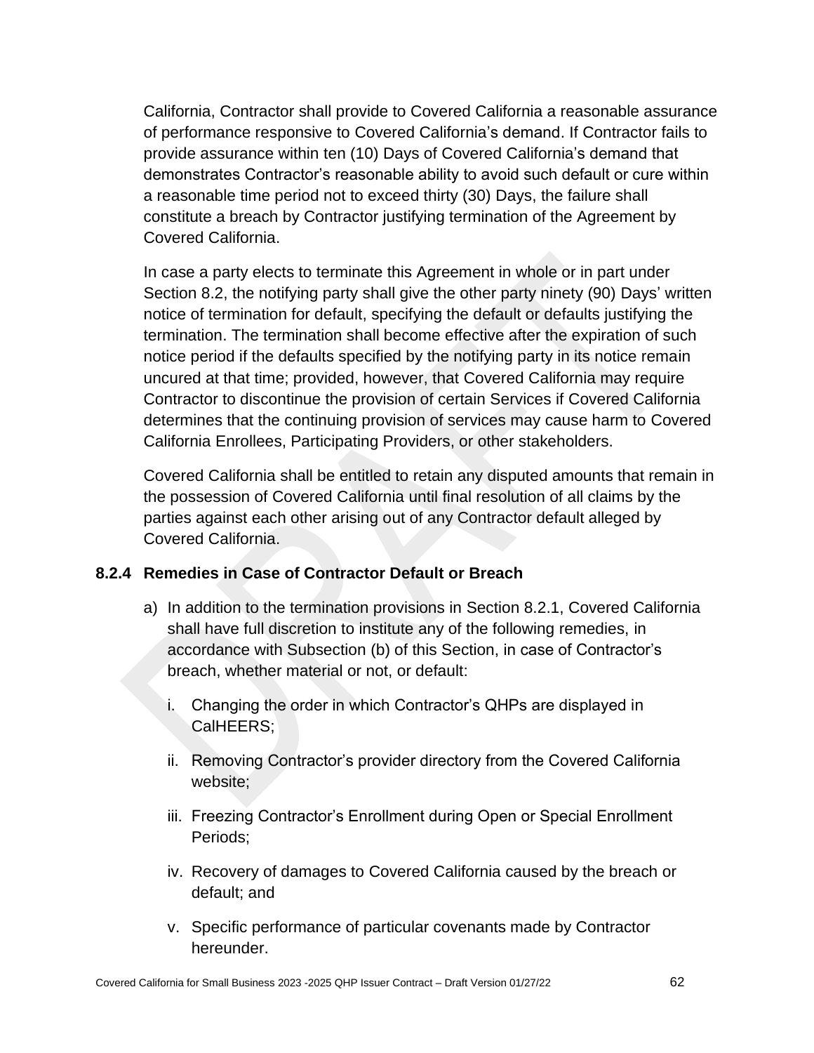California, Contractor shall provide to Covered California a reasonable assurance of performance responsive to Covered California's demand. If Contractor fails to provide assurance within ten (10) Days of Covered California's demand that demonstrates Contractor's reasonable ability to avoid such default or cure within a reasonable time period not to exceed thirty (30) Days, the failure shall constitute a breach by Contractor justifying termination of the Agreement by Covered California.

In case a party elects to terminate this Agreement in whole or in part under Section 8.2, the notifying party shall give the other party ninety (90) Days' written notice of termination for default, specifying the default or defaults justifying the termination. The termination shall become effective after the expiration of such notice period if the defaults specified by the notifying party in its notice remain uncured at that time; provided, however, that Covered California may require Contractor to discontinue the provision of certain Services if Covered California determines that the continuing provision of services may cause harm to Covered California Enrollees, Participating Providers, or other stakeholders.

Covered California shall be entitled to retain any disputed amounts that remain in the possession of Covered California until final resolution of all claims by the parties against each other arising out of any Contractor default alleged by Covered California.

### 8.2.4 Remedies in Case of Contractor Default or Breach

a) In addition to the termination provisions in Section 8.2.1, Covered California shall have full discretion to institute any of the following remedies, in accordance with Subsection (b) of this Section, in case of Contractor's breach, whether material or not, or default:

   i. Changing the order in which Contractor's QHPs are displayed in CalHEERS;

   ii. Removing Contractor's provider directory from the Covered California website;

   iii. Freezing Contractor's Enrollment during Open or Special Enrollment Periods;

   iv. Recovery of damages to Covered California caused by the breach or default; and

   v. Specific performance of particular covenants made by Contractor hereunder.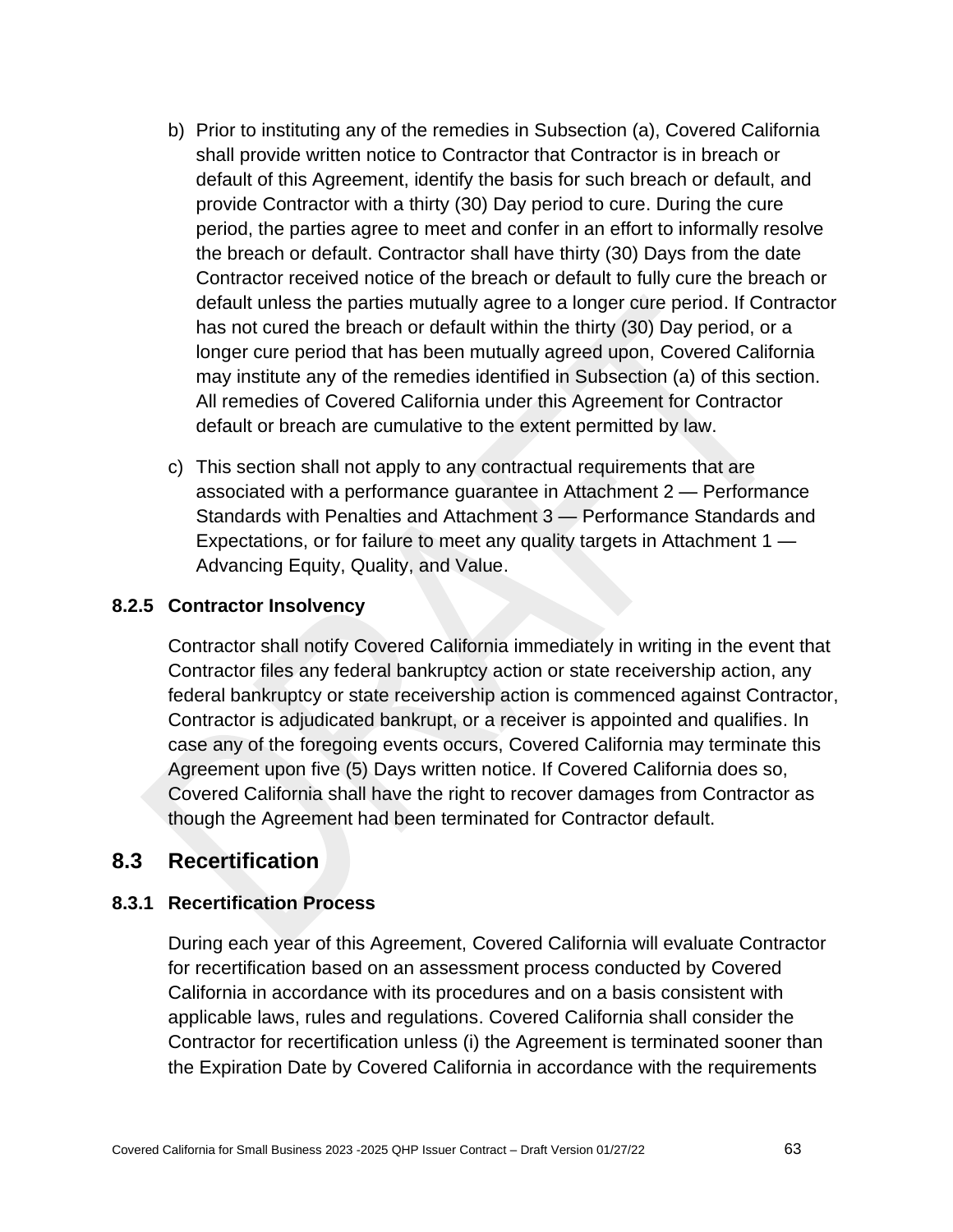b) Prior to instituting any of the remedies in Subsection (a), Covered California shall provide written notice to Contractor that Contractor is in breach or default of this Agreement, identify the basis for such breach or default, and provide Contractor with a thirty (30) Day period to cure. During the cure period, the parties agree to meet and confer in an effort to informally resolve the breach or default. Contractor shall have thirty (30) Days from the date Contractor received notice of the breach or default to fully cure the breach or default unless the parties mutually agree to a longer cure period. If Contractor has not cured the breach or default within the thirty (30) Day period, or a longer cure period that has been mutually agreed upon, Covered California may institute any of the remedies identified in Subsection (a) of this section. All remedies of Covered California under this Agreement for Contractor default or breach are cumulative to the extent permitted by law.

c) This section shall not apply to any contractual requirements that are associated with a performance guarantee in Attachment 2 — Performance Standards with Penalties and Attachment 3 — Performance Standards and Expectations, or for failure to meet any quality targets in Attachment 1 — Advancing Equity, Quality, and Value.

### 8.2.5 Contractor Insolvency

Contractor shall notify Covered California immediately in writing in the event that Contractor files any federal bankruptcy action or state receivership action, any federal bankruptcy or state receivership action is commenced against Contractor, Contractor is adjudicated bankrupt, or a receiver is appointed and qualifies. In case any of the foregoing events occurs, Covered California may terminate this Agreement upon five (5) Days written notice. If Covered California does so, Covered California shall have the right to recover damages from Contractor as though the Agreement had been terminated for Contractor default.

## 8.3 Recertification

### 8.3.1 Recertification Process

During each year of this Agreement, Covered California will evaluate Contractor for recertification based on an assessment process conducted by Covered California in accordance with its procedures and on a basis consistent with applicable laws, rules and regulations. Covered California shall consider the Contractor for recertification unless (i) the Agreement is terminated sooner than the Expiration Date by Covered California in accordance with the requirements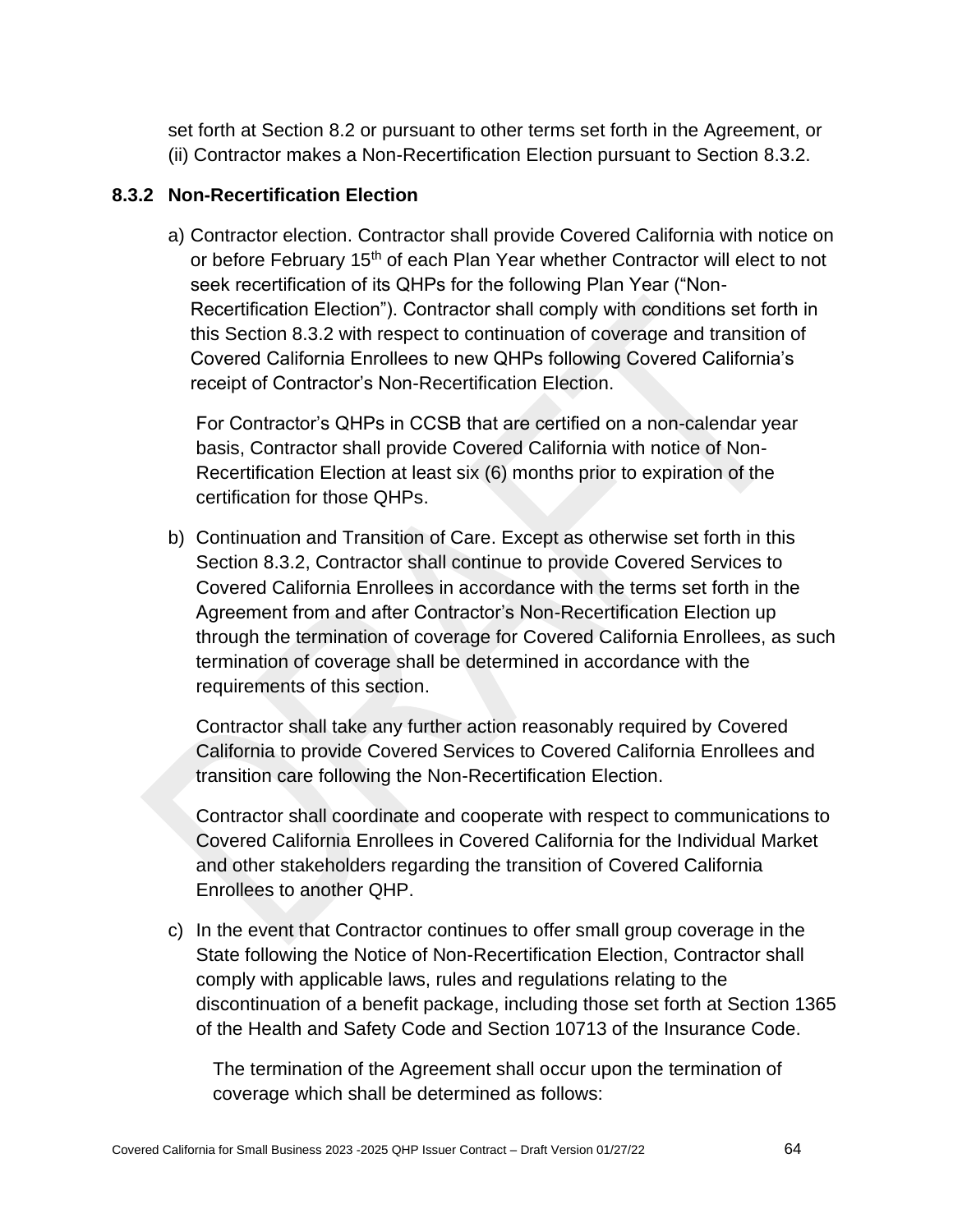set forth at Section 8.2 or pursuant to other terms set forth in the Agreement, or (ii) Contractor makes a Non-Recertification Election pursuant to Section 8.3.2.

### 8.3.2 Non-Recertification Election

a) Contractor election. Contractor shall provide Covered California with notice on or before February 15th of each Plan Year whether Contractor will elect to not seek recertification of its QHPs for the following Plan Year ("Non-Recertification Election"). Contractor shall comply with conditions set forth in this Section 8.3.2 with respect to continuation of coverage and transition of Covered California Enrollees to new QHPs following Covered California's receipt of Contractor's Non-Recertification Election.

   For Contractor's QHPs in CCSB that are certified on a non-calendar year basis, Contractor shall provide Covered California with notice of Non-Recertification Election at least six (6) months prior to expiration of the certification for those QHPs.

b) Continuation and Transition of Care. Except as otherwise set forth in this Section 8.3.2, Contractor shall continue to provide Covered Services to Covered California Enrollees in accordance with the terms set forth in the Agreement from and after Contractor's Non-Recertification Election up through the termination of coverage for Covered California Enrollees, as such termination of coverage shall be determined in accordance with the requirements of this section.

   Contractor shall take any further action reasonably required by Covered California to provide Covered Services to Covered California Enrollees and transition care following the Non-Recertification Election.

   Contractor shall coordinate and cooperate with respect to communications to Covered California Enrollees in Covered California for the Individual Market and other stakeholders regarding the transition of Covered California Enrollees to another QHP.

c) In the event that Contractor continues to offer small group coverage in the State following the Notice of Non-Recertification Election, Contractor shall comply with applicable laws, rules and regulations relating to the discontinuation of a benefit package, including those set forth at Section 1365 of the Health and Safety Code and Section 10713 of the Insurance Code.

   The termination of the Agreement shall occur upon the termination of coverage which shall be determined as follows: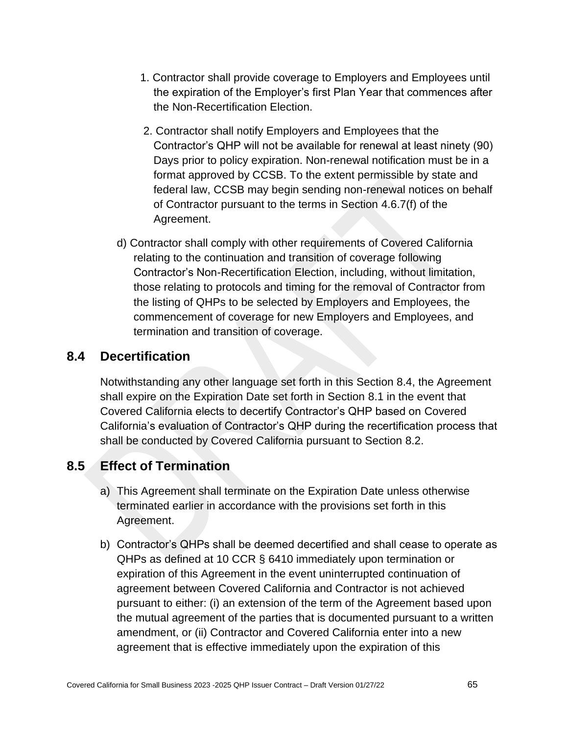1. Contractor shall provide coverage to Employers and Employees until the expiration of the Employer's first Plan Year that commences after the Non-Recertification Election.

2. Contractor shall notify Employers and Employees that the Contractor's QHP will not be available for renewal at least ninety (90) Days prior to policy expiration. Non-renewal notification must be in a format approved by CCSB. To the extent permissible by state and federal law, CCSB may begin sending non-renewal notices on behalf of Contractor pursuant to the terms in Section 4.6.7(f) of the Agreement.

d) Contractor shall comply with other requirements of Covered California relating to the continuation and transition of coverage following Contractor's Non-Recertification Election, including, without limitation, those relating to protocols and timing for the removal of Contractor from the listing of QHPs to be selected by Employers and Employees, the commencement of coverage for new Employers and Employees, and termination and transition of coverage.

## 8.4 Decertification

Notwithstanding any other language set forth in this Section 8.4, the Agreement shall expire on the Expiration Date set forth in Section 8.1 in the event that Covered California elects to decertify Contractor's QHP based on Covered California's evaluation of Contractor's QHP during the recertification process that shall be conducted by Covered California pursuant to Section 8.2.

## 8.5 Effect of Termination

a) This Agreement shall terminate on the Expiration Date unless otherwise terminated earlier in accordance with the provisions set forth in this Agreement.

b) Contractor's QHPs shall be deemed decertified and shall cease to operate as QHPs as defined at 10 CCR § 6410 immediately upon termination or expiration of this Agreement in the event uninterrupted continuation of agreement between Covered California and Contractor is not achieved pursuant to either: (i) an extension of the term of the Agreement based upon the mutual agreement of the parties that is documented pursuant to a written amendment, or (ii) Contractor and Covered California enter into a new agreement that is effective immediately upon the expiration of this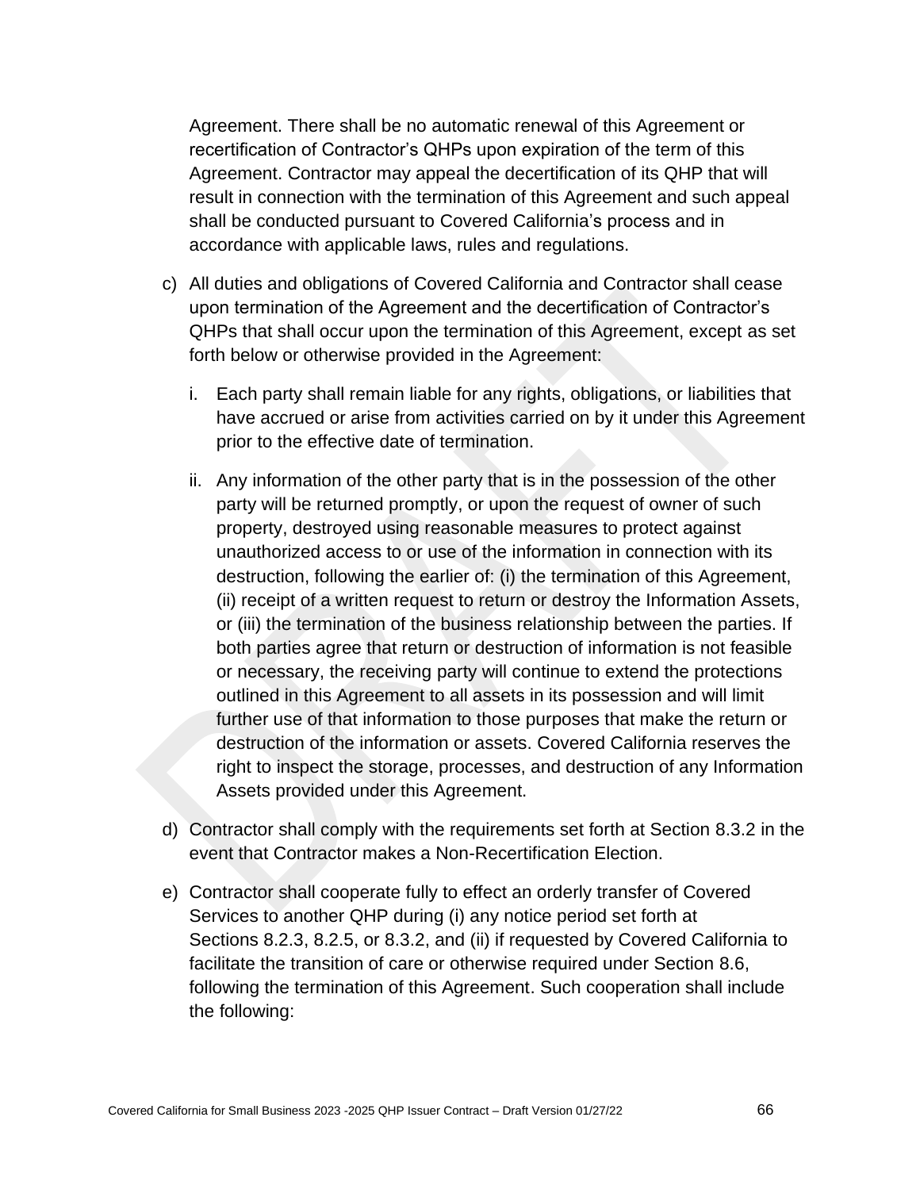Agreement. There shall be no automatic renewal of this Agreement or recertification of Contractor's QHPs upon expiration of the term of this Agreement. Contractor may appeal the decertification of its QHP that will result in connection with the termination of this Agreement and such appeal shall be conducted pursuant to Covered California's process and in accordance with applicable laws, rules and regulations.

c) All duties and obligations of Covered California and Contractor shall cease upon termination of the Agreement and the decertification of Contractor's QHPs that shall occur upon the termination of this Agreement, except as set forth below or otherwise provided in the Agreement:

   i. Each party shall remain liable for any rights, obligations, or liabilities that have accrued or arise from activities carried on by it under this Agreement prior to the effective date of termination.

   ii. Any information of the other party that is in the possession of the other party will be returned promptly, or upon the request of owner of such property, destroyed using reasonable measures to protect against unauthorized access to or use of the information in connection with its destruction, following the earlier of: (i) the termination of this Agreement, (ii) receipt of a written request to return or destroy the Information Assets, or (iii) the termination of the business relationship between the parties. If both parties agree that return or destruction of information is not feasible or necessary, the receiving party will continue to extend the protections outlined in this Agreement to all assets in its possession and will limit further use of that information to those purposes that make the return or destruction of the information or assets. Covered California reserves the right to inspect the storage, processes, and destruction of any Information Assets provided under this Agreement.

d) Contractor shall comply with the requirements set forth at Section 8.3.2 in the event that Contractor makes a Non-Recertification Election.

e) Contractor shall cooperate fully to effect an orderly transfer of Covered Services to another QHP during (i) any notice period set forth at Sections 8.2.3, 8.2.5, or 8.3.2, and (ii) if requested by Covered California to facilitate the transition of care or otherwise required under Section 8.6, following the termination of this Agreement. Such cooperation shall include the following: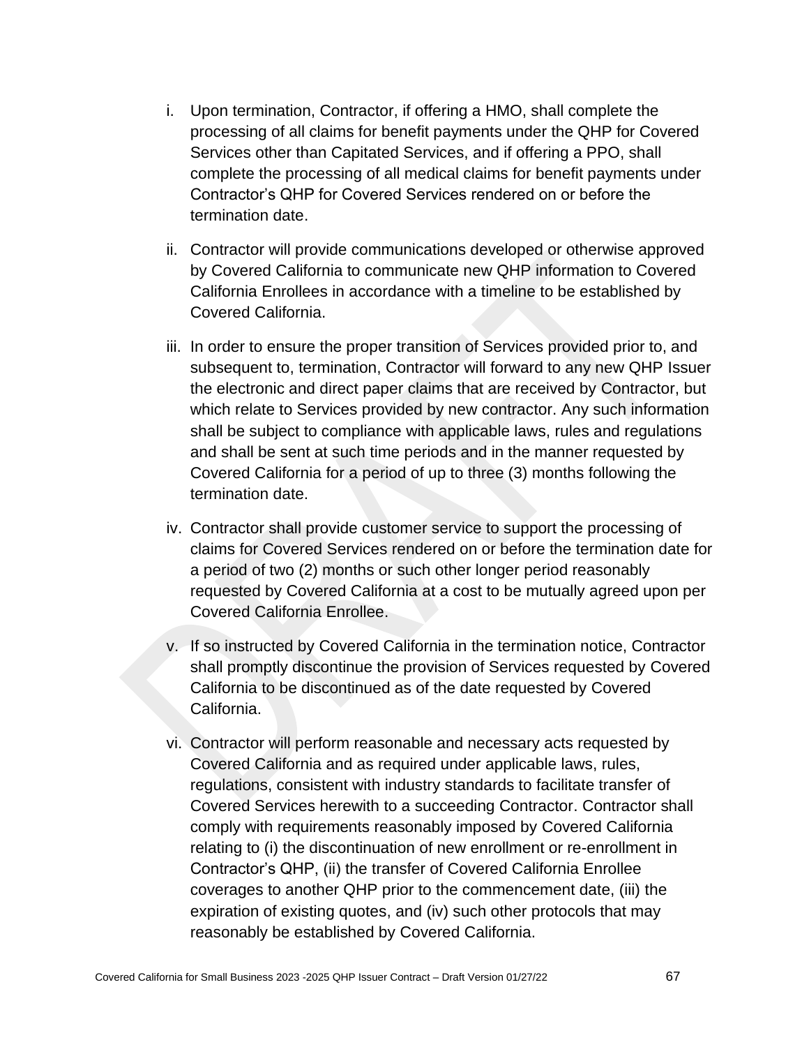i. Upon termination, Contractor, if offering a HMO, shall complete the processing of all claims for benefit payments under the QHP for Covered Services other than Capitated Services, and if offering a PPO, shall complete the processing of all medical claims for benefit payments under Contractor's QHP for Covered Services rendered on or before the termination date.

ii. Contractor will provide communications developed or otherwise approved by Covered California to communicate new QHP information to Covered California Enrollees in accordance with a timeline to be established by Covered California.

iii. In order to ensure the proper transition of Services provided prior to, and subsequent to, termination, Contractor will forward to any new QHP Issuer the electronic and direct paper claims that are received by Contractor, but which relate to Services provided by new contractor. Any such information shall be subject to compliance with applicable laws, rules and regulations and shall be sent at such time periods and in the manner requested by Covered California for a period of up to three (3) months following the termination date.

iv. Contractor shall provide customer service to support the processing of claims for Covered Services rendered on or before the termination date for a period of two (2) months or such other longer period reasonably requested by Covered California at a cost to be mutually agreed upon per Covered California Enrollee.

v. If so instructed by Covered California in the termination notice, Contractor shall promptly discontinue the provision of Services requested by Covered California to be discontinued as of the date requested by Covered California.

vi. Contractor will perform reasonable and necessary acts requested by Covered California and as required under applicable laws, rules, regulations, consistent with industry standards to facilitate transfer of Covered Services herewith to a succeeding Contractor. Contractor shall comply with requirements reasonably imposed by Covered California relating to (i) the discontinuation of new enrollment or re-enrollment in Contractor's QHP, (ii) the transfer of Covered California Enrollee coverages to another QHP prior to the commencement date, (iii) the expiration of existing quotes, and (iv) such other protocols that may reasonably be established by Covered California.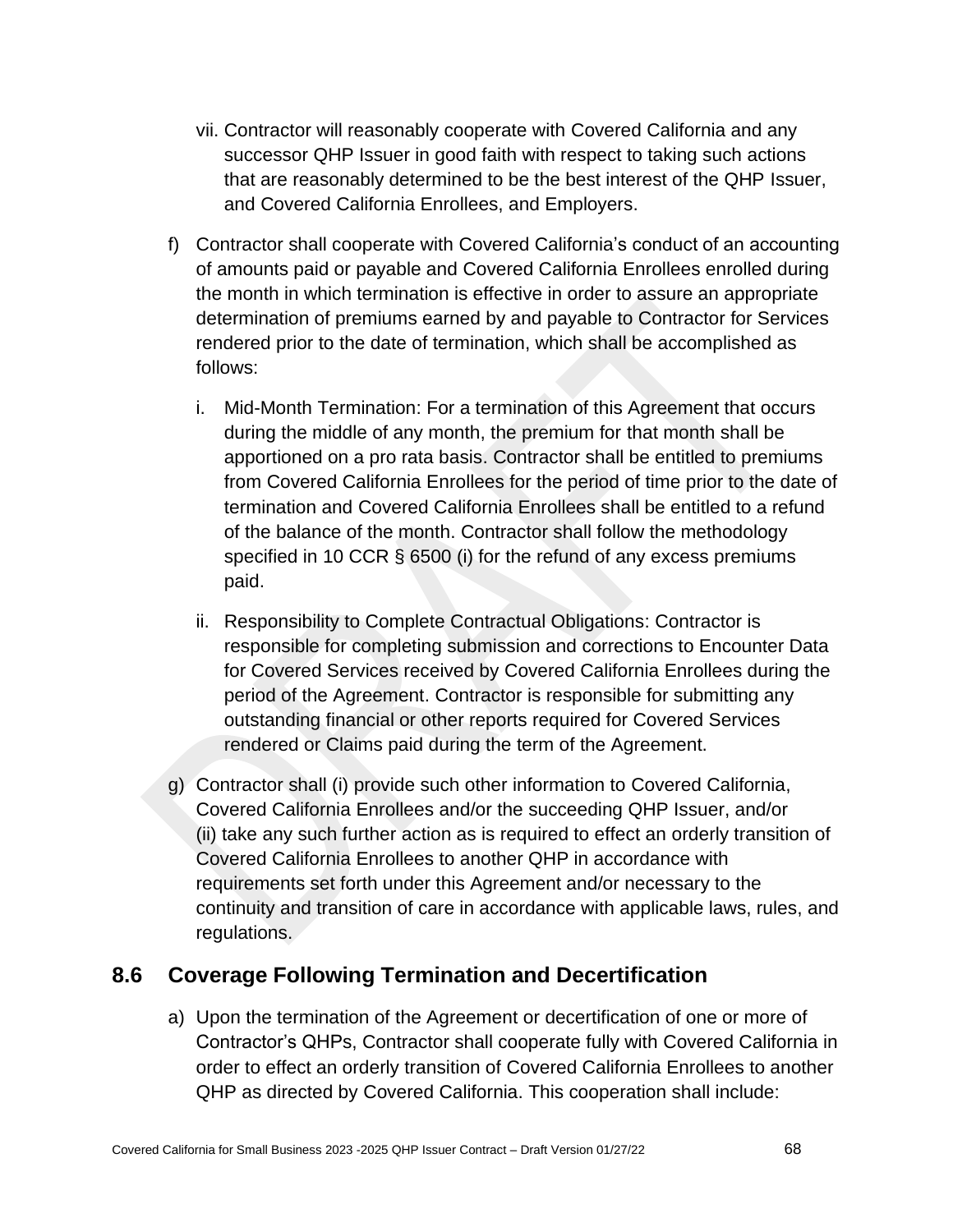vii. Contractor will reasonably cooperate with Covered California and any successor QHP Issuer in good faith with respect to taking such actions that are reasonably determined to be the best interest of the QHP Issuer, and Covered California Enrollees, and Employers.

f) Contractor shall cooperate with Covered California's conduct of an accounting of amounts paid or payable and Covered California Enrollees enrolled during the month in which termination is effective in order to assure an appropriate determination of premiums earned by and payable to Contractor for Services rendered prior to the date of termination, which shall be accomplished as follows:

   i. Mid-Month Termination: For a termination of this Agreement that occurs during the middle of any month, the premium for that month shall be apportioned on a pro rata basis. Contractor shall be entitled to premiums from Covered California Enrollees for the period of time prior to the date of termination and Covered California Enrollees shall be entitled to a refund of the balance of the month. Contractor shall follow the methodology specified in 10 CCR § 6500 (i) for the refund of any excess premiums paid.

   ii. Responsibility to Complete Contractual Obligations: Contractor is responsible for completing submission and corrections to Encounter Data for Covered Services received by Covered California Enrollees during the period of the Agreement. Contractor is responsible for submitting any outstanding financial or other reports required for Covered Services rendered or Claims paid during the term of the Agreement.

g) Contractor shall (i) provide such other information to Covered California, Covered California Enrollees and/or the succeeding QHP Issuer, and/or (ii) take any such further action as is required to effect an orderly transition of Covered California Enrollees to another QHP in accordance with requirements set forth under this Agreement and/or necessary to the continuity and transition of care in accordance with applicable laws, rules, and regulations.

## 8.6 Coverage Following Termination and Decertification

a) Upon the termination of the Agreement or decertification of one or more of Contractor's QHPs, Contractor shall cooperate fully with Covered California in order to effect an orderly transition of Covered California Enrollees to another QHP as directed by Covered California. This cooperation shall include: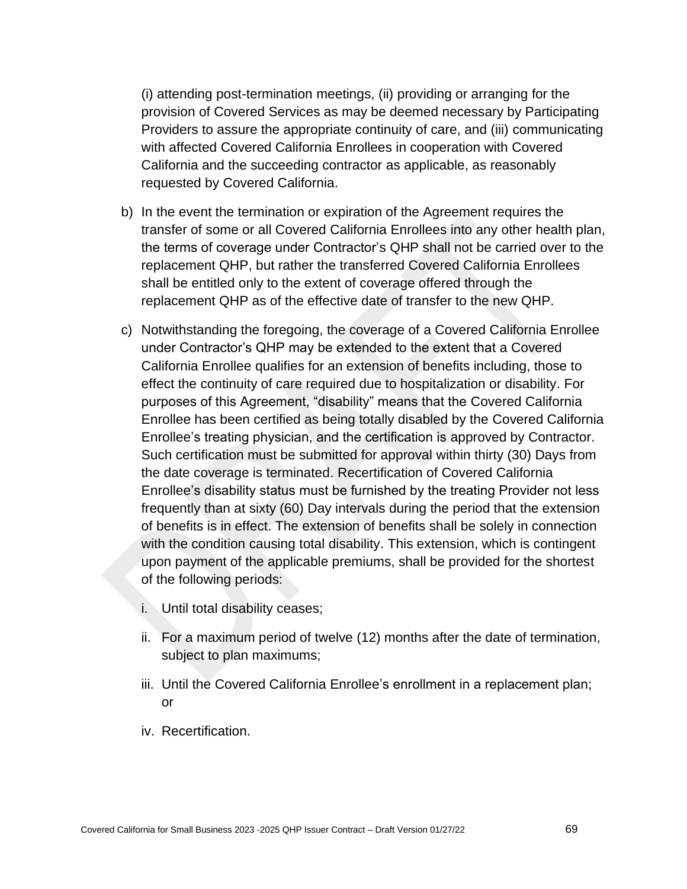(i) attending post-termination meetings, (ii) providing or arranging for the provision of Covered Services as may be deemed necessary by Participating Providers to assure the appropriate continuity of care, and (iii) communicating with affected Covered California Enrollees in cooperation with Covered California and the succeeding contractor as applicable, as reasonably requested by Covered California.

b) In the event the termination or expiration of the Agreement requires the transfer of some or all Covered California Enrollees into any other health plan, the terms of coverage under Contractor's QHP shall not be carried over to the replacement QHP, but rather the transferred Covered California Enrollees shall be entitled only to the extent of coverage offered through the replacement QHP as of the effective date of transfer to the new QHP.

c) Notwithstanding the foregoing, the coverage of a Covered California Enrollee under Contractor's QHP may be extended to the extent that a Covered California Enrollee qualifies for an extension of benefits including, those to effect the continuity of care required due to hospitalization or disability. For purposes of this Agreement, "disability" means that the Covered California Enrollee has been certified as being totally disabled by the Covered California Enrollee's treating physician, and the certification is approved by Contractor. Such certification must be submitted for approval within thirty (30) Days from the date coverage is terminated. Recertification of Covered California Enrollee's disability status must be furnished by the treating Provider not less frequently than at sixty (60) Day intervals during the period that the extension of benefits is in effect. The extension of benefits shall be solely in connection with the condition causing total disability. This extension, which is contingent upon payment of the applicable premiums, shall be provided for the shortest of the following periods:

   i. Until total disability ceases;

   ii. For a maximum period of twelve (12) months after the date of termination, subject to plan maximums;

   iii. Until the Covered California Enrollee's enrollment in a replacement plan; or

   iv. Recertification.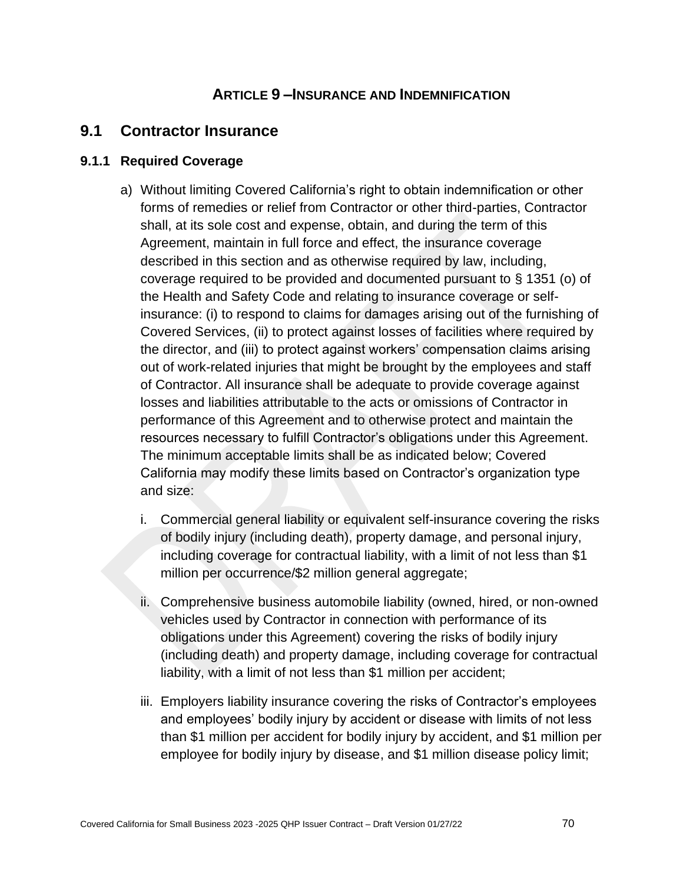## ARTICLE 9 –INSURANCE AND INDEMNIFICATION

## 9.1 Contractor Insurance

### 9.1.1 Required Coverage

a) Without limiting Covered California's right to obtain indemnification or other forms of remedies or relief from Contractor or other third-parties, Contractor shall, at its sole cost and expense, obtain, and during the term of this Agreement, maintain in full force and effect, the insurance coverage described in this section and as otherwise required by law, including, coverage required to be provided and documented pursuant to § 1351 (o) of the Health and Safety Code and relating to insurance coverage or self-insurance: (i) to respond to claims for damages arising out of the furnishing of Covered Services, (ii) to protect against losses of facilities where required by the director, and (iii) to protect against workers' compensation claims arising out of work-related injuries that might be brought by the employees and staff of Contractor. All insurance shall be adequate to provide coverage against losses and liabilities attributable to the acts or omissions of Contractor in performance of this Agreement and to otherwise protect and maintain the resources necessary to fulfill Contractor's obligations under this Agreement. The minimum acceptable limits shall be as indicated below; Covered California may modify these limits based on Contractor's organization type and size:

   i. Commercial general liability or equivalent self-insurance covering the risks of bodily injury (including death), property damage, and personal injury, including coverage for contractual liability, with a limit of not less than $1 million per occurrence/$2 million general aggregate;

   ii. Comprehensive business automobile liability (owned, hired, or non-owned vehicles used by Contractor in connection with performance of its obligations under this Agreement) covering the risks of bodily injury (including death) and property damage, including coverage for contractual liability, with a limit of not less than $1 million per accident;

   iii. Employers liability insurance covering the risks of Contractor's employees and employees' bodily injury by accident or disease with limits of not less than $1 million per accident for bodily injury by accident, and $1 million per employee for bodily injury by disease, and $1 million disease policy limit;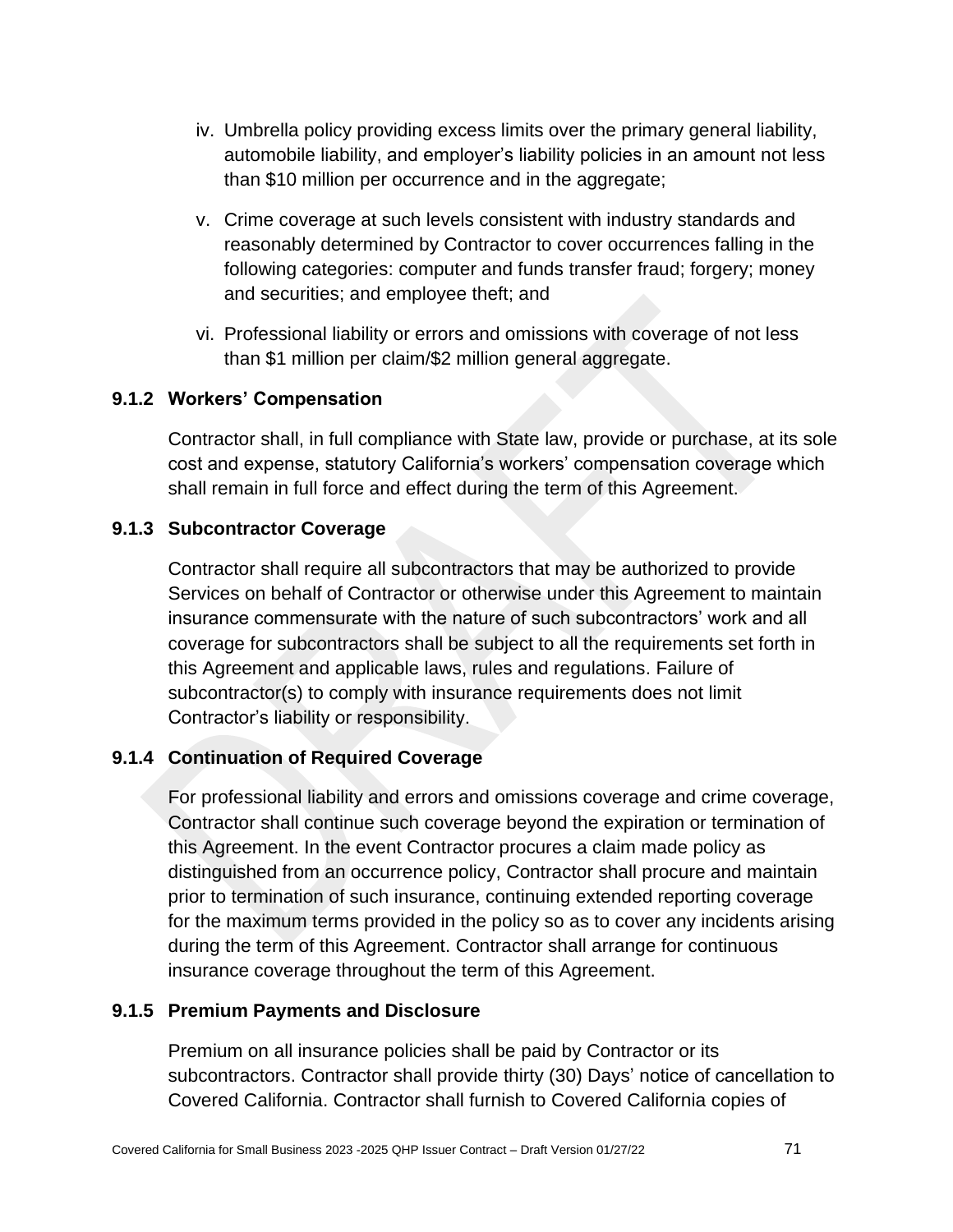iv. Umbrella policy providing excess limits over the primary general liability, automobile liability, and employer's liability policies in an amount not less than $10 million per occurrence and in the aggregate;

v. Crime coverage at such levels consistent with industry standards and reasonably determined by Contractor to cover occurrences falling in the following categories: computer and funds transfer fraud; forgery; money and securities; and employee theft; and

vi. Professional liability or errors and omissions with coverage of not less than $1 million per claim/$2 million general aggregate.

### 9.1.2 Workers' Compensation

Contractor shall, in full compliance with State law, provide or purchase, at its sole cost and expense, statutory California's workers' compensation coverage which shall remain in full force and effect during the term of this Agreement.

### 9.1.3 Subcontractor Coverage

Contractor shall require all subcontractors that may be authorized to provide Services on behalf of Contractor or otherwise under this Agreement to maintain insurance commensurate with the nature of such subcontractors' work and all coverage for subcontractors shall be subject to all the requirements set forth in this Agreement and applicable laws, rules and regulations. Failure of subcontractor(s) to comply with insurance requirements does not limit Contractor's liability or responsibility.

### 9.1.4 Continuation of Required Coverage

For professional liability and errors and omissions coverage and crime coverage, Contractor shall continue such coverage beyond the expiration or termination of this Agreement. In the event Contractor procures a claim made policy as distinguished from an occurrence policy, Contractor shall procure and maintain prior to termination of such insurance, continuing extended reporting coverage for the maximum terms provided in the policy so as to cover any incidents arising during the term of this Agreement. Contractor shall arrange for continuous insurance coverage throughout the term of this Agreement.

### 9.1.5 Premium Payments and Disclosure

Premium on all insurance policies shall be paid by Contractor or its subcontractors. Contractor shall provide thirty (30) Days' notice of cancellation to Covered California. Contractor shall furnish to Covered California copies of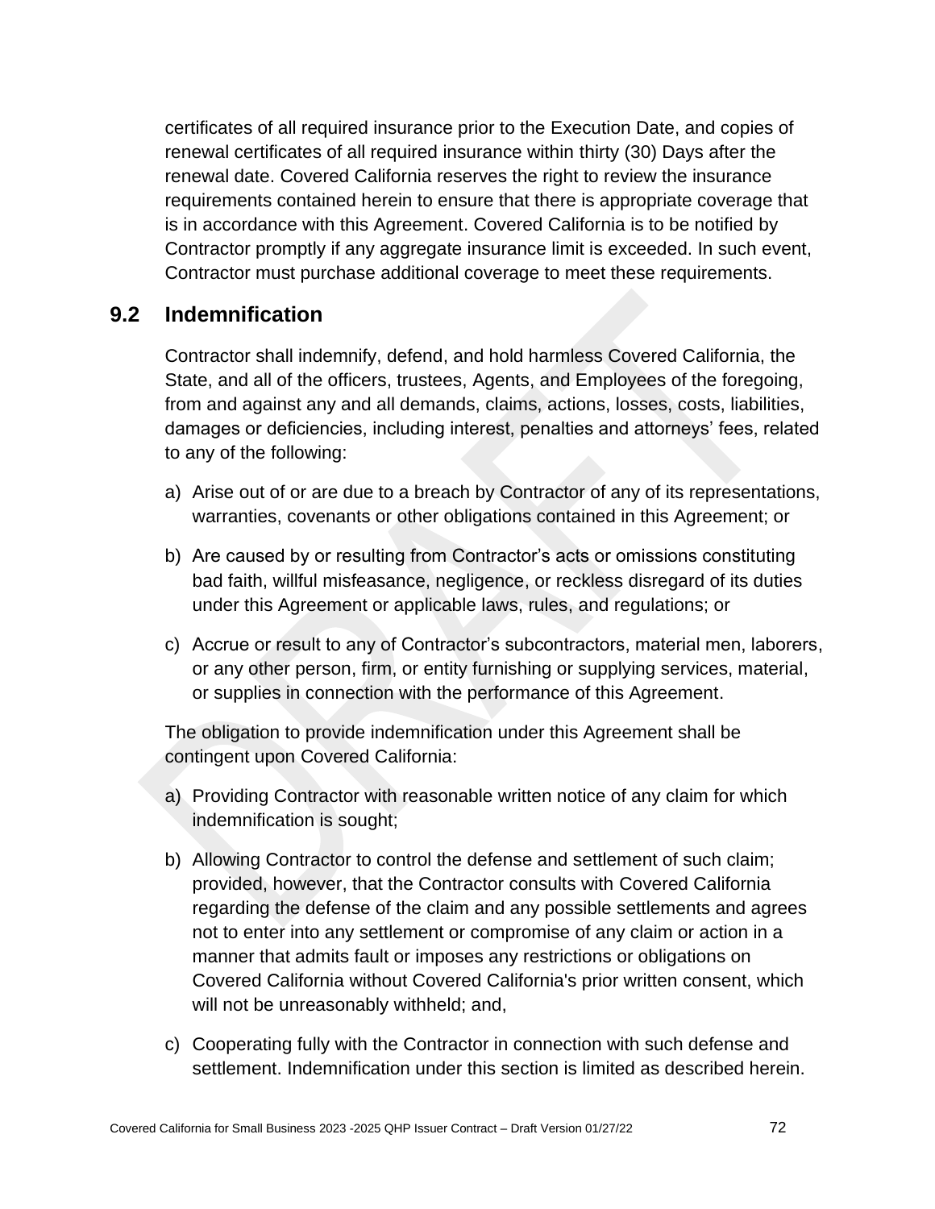certificates of all required insurance prior to the Execution Date, and copies of renewal certificates of all required insurance within thirty (30) Days after the renewal date. Covered California reserves the right to review the insurance requirements contained herein to ensure that there is appropriate coverage that is in accordance with this Agreement. Covered California is to be notified by Contractor promptly if any aggregate insurance limit is exceeded. In such event, Contractor must purchase additional coverage to meet these requirements.

## 9.2 Indemnification

Contractor shall indemnify, defend, and hold harmless Covered California, the State, and all of the officers, trustees, Agents, and Employees of the foregoing, from and against any and all demands, claims, actions, losses, costs, liabilities, damages or deficiencies, including interest, penalties and attorneys' fees, related to any of the following:

a) Arise out of or are due to a breach by Contractor of any of its representations, warranties, covenants or other obligations contained in this Agreement; or

b) Are caused by or resulting from Contractor's acts or omissions constituting bad faith, willful misfeasance, negligence, or reckless disregard of its duties under this Agreement or applicable laws, rules, and regulations; or

c) Accrue or result to any of Contractor's subcontractors, material men, laborers, or any other person, firm, or entity furnishing or supplying services, material, or supplies in connection with the performance of this Agreement.

The obligation to provide indemnification under this Agreement shall be contingent upon Covered California:

a) Providing Contractor with reasonable written notice of any claim for which indemnification is sought;

b) Allowing Contractor to control the defense and settlement of such claim; provided, however, that the Contractor consults with Covered California regarding the defense of the claim and any possible settlements and agrees not to enter into any settlement or compromise of any claim or action in a manner that admits fault or imposes any restrictions or obligations on Covered California without Covered California's prior written consent, which will not be unreasonably withheld; and,

c) Cooperating fully with the Contractor in connection with such defense and settlement. Indemnification under this section is limited as described herein.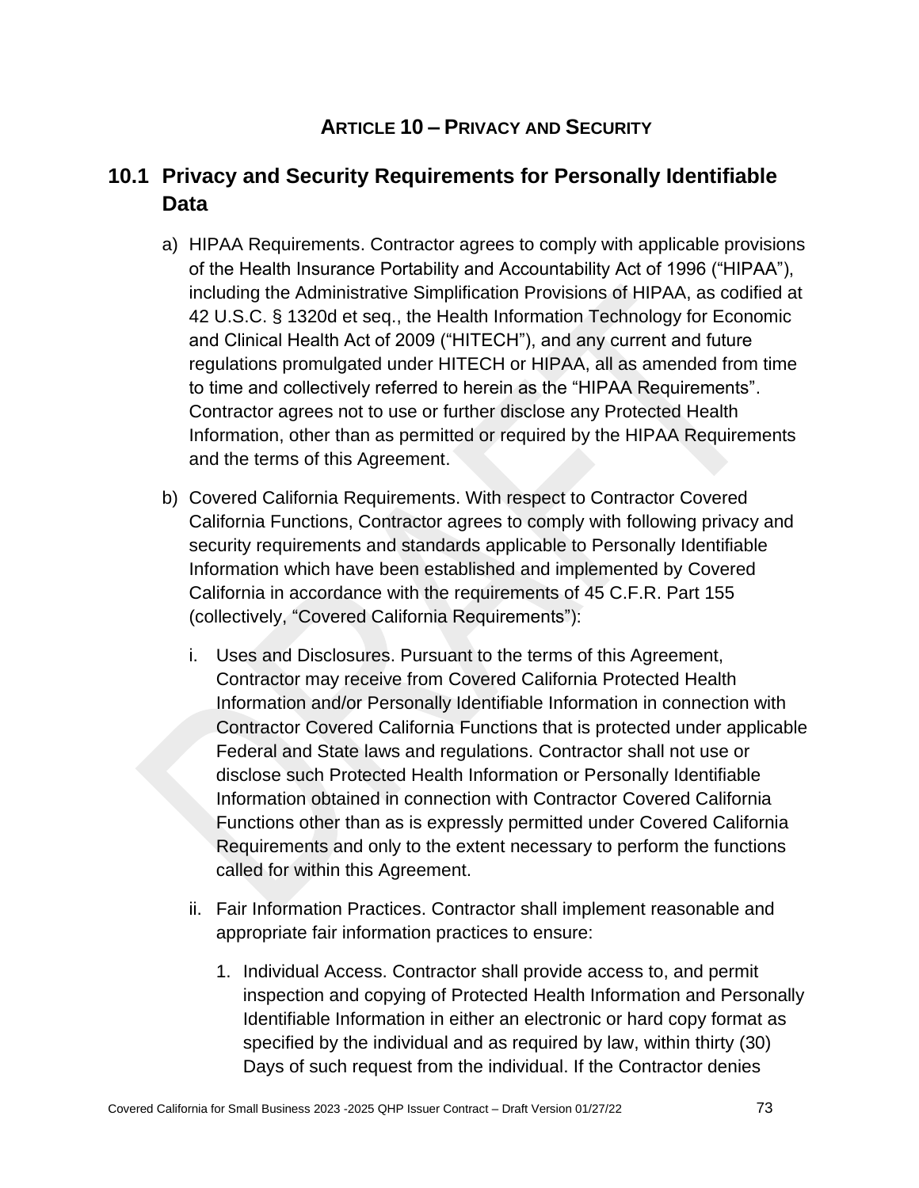# ARTICLE 10 – PRIVACY AND SECURITY

## 10.1 Privacy and Security Requirements for Personally Identifiable Data

a) HIPAA Requirements. Contractor agrees to comply with applicable provisions of the Health Insurance Portability and Accountability Act of 1996 ("HIPAA"), including the Administrative Simplification Provisions of HIPAA, as codified at 42 U.S.C. § 1320d et seq., the Health Information Technology for Economic and Clinical Health Act of 2009 ("HITECH"), and any current and future regulations promulgated under HITECH or HIPAA, all as amended from time to time and collectively referred to herein as the "HIPAA Requirements". Contractor agrees not to use or further disclose any Protected Health Information, other than as permitted or required by the HIPAA Requirements and the terms of this Agreement.

b) Covered California Requirements. With respect to Contractor Covered California Functions, Contractor agrees to comply with following privacy and security requirements and standards applicable to Personally Identifiable Information which have been established and implemented by Covered California in accordance with the requirements of 45 C.F.R. Part 155 (collectively, "Covered California Requirements"):

   i. Uses and Disclosures. Pursuant to the terms of this Agreement, Contractor may receive from Covered California Protected Health Information and/or Personally Identifiable Information in connection with Contractor Covered California Functions that is protected under applicable Federal and State laws and regulations. Contractor shall not use or disclose such Protected Health Information or Personally Identifiable Information obtained in connection with Contractor Covered California Functions other than as is expressly permitted under Covered California Requirements and only to the extent necessary to perform the functions called for within this Agreement.

   ii. Fair Information Practices. Contractor shall implement reasonable and appropriate fair information practices to ensure:

      1. Individual Access. Contractor shall provide access to, and permit inspection and copying of Protected Health Information and Personally Identifiable Information in either an electronic or hard copy format as specified by the individual and as required by law, within thirty (30) Days of such request from the individual. If the Contractor denies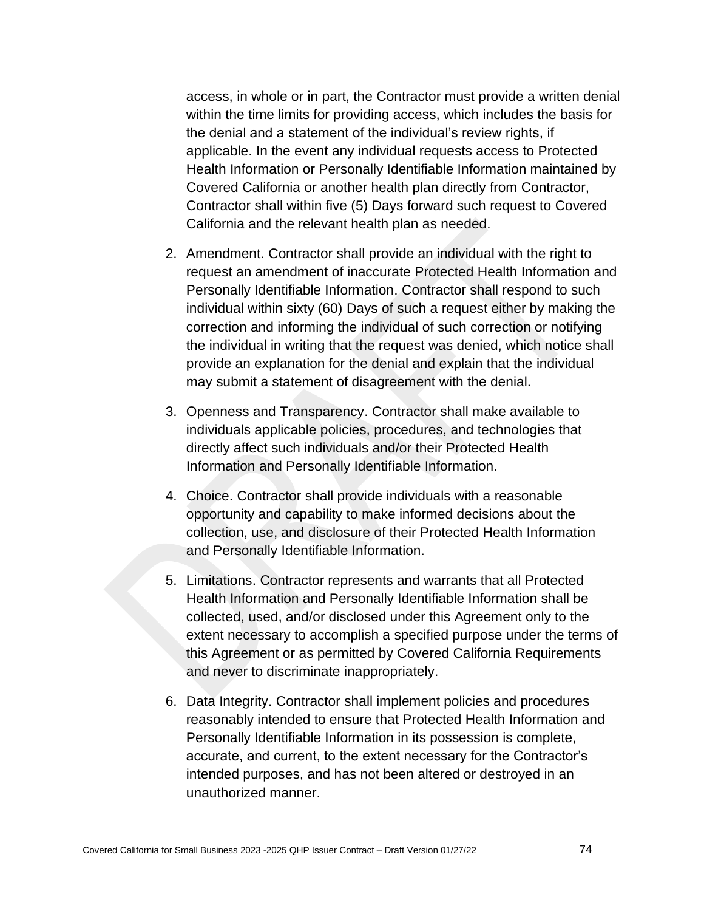access, in whole or in part, the Contractor must provide a written denial within the time limits for providing access, which includes the basis for the denial and a statement of the individual's review rights, if applicable. In the event any individual requests access to Protected Health Information or Personally Identifiable Information maintained by Covered California or another health plan directly from Contractor, Contractor shall within five (5) Days forward such request to Covered California and the relevant health plan as needed.

2. Amendment. Contractor shall provide an individual with the right to request an amendment of inaccurate Protected Health Information and Personally Identifiable Information. Contractor shall respond to such individual within sixty (60) Days of such a request either by making the correction and informing the individual of such correction or notifying the individual in writing that the request was denied, which notice shall provide an explanation for the denial and explain that the individual may submit a statement of disagreement with the denial.

3. Openness and Transparency. Contractor shall make available to individuals applicable policies, procedures, and technologies that directly affect such individuals and/or their Protected Health Information and Personally Identifiable Information.

4. Choice. Contractor shall provide individuals with a reasonable opportunity and capability to make informed decisions about the collection, use, and disclosure of their Protected Health Information and Personally Identifiable Information.

5. Limitations. Contractor represents and warrants that all Protected Health Information and Personally Identifiable Information shall be collected, used, and/or disclosed under this Agreement only to the extent necessary to accomplish a specified purpose under the terms of this Agreement or as permitted by Covered California Requirements and never to discriminate inappropriately.

6. Data Integrity. Contractor shall implement policies and procedures reasonably intended to ensure that Protected Health Information and Personally Identifiable Information in its possession is complete, accurate, and current, to the extent necessary for the Contractor's intended purposes, and has not been altered or destroyed in an unauthorized manner.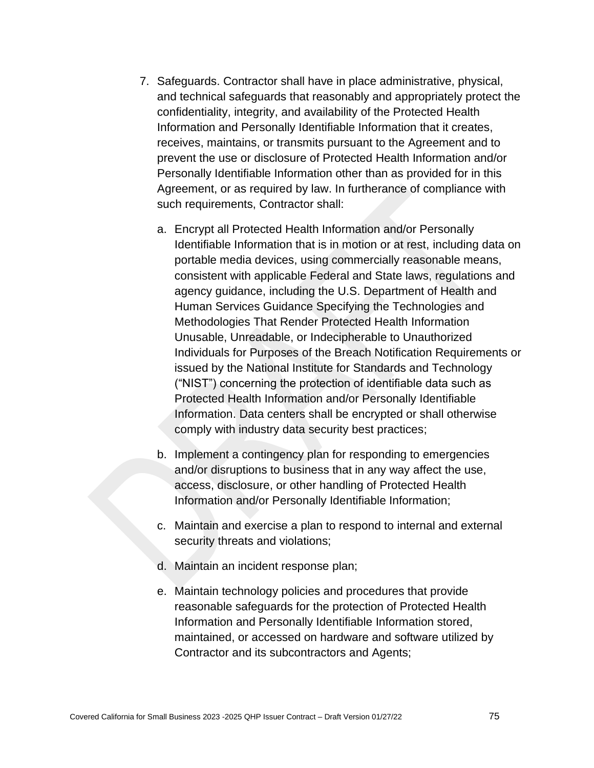7. Safeguards. Contractor shall have in place administrative, physical, and technical safeguards that reasonably and appropriately protect the confidentiality, integrity, and availability of the Protected Health Information and Personally Identifiable Information that it creates, receives, maintains, or transmits pursuant to the Agreement and to prevent the use or disclosure of Protected Health Information and/or Personally Identifiable Information other than as provided for in this Agreement, or as required by law. In furtherance of compliance with such requirements, Contractor shall:

   a. Encrypt all Protected Health Information and/or Personally Identifiable Information that is in motion or at rest, including data on portable media devices, using commercially reasonable means, consistent with applicable Federal and State laws, regulations and agency guidance, including the U.S. Department of Health and Human Services Guidance Specifying the Technologies and Methodologies That Render Protected Health Information Unusable, Unreadable, or Indecipherable to Unauthorized Individuals for Purposes of the Breach Notification Requirements or issued by the National Institute for Standards and Technology ("NIST") concerning the protection of identifiable data such as Protected Health Information and/or Personally Identifiable Information. Data centers shall be encrypted or shall otherwise comply with industry data security best practices;

   b. Implement a contingency plan for responding to emergencies and/or disruptions to business that in any way affect the use, access, disclosure, or other handling of Protected Health Information and/or Personally Identifiable Information;

   c. Maintain and exercise a plan to respond to internal and external security threats and violations;

   d. Maintain an incident response plan;

   e. Maintain technology policies and procedures that provide reasonable safeguards for the protection of Protected Health Information and Personally Identifiable Information stored, maintained, or accessed on hardware and software utilized by Contractor and its subcontractors and Agents;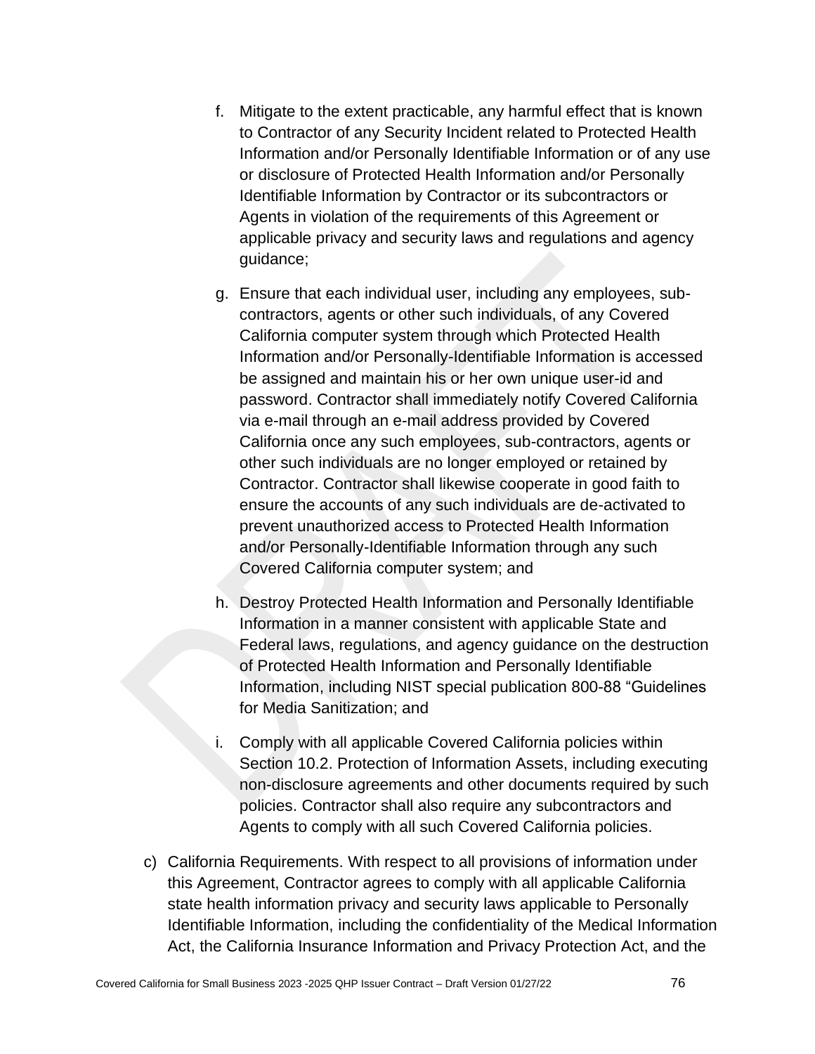f. Mitigate to the extent practicable, any harmful effect that is known to Contractor of any Security Incident related to Protected Health Information and/or Personally Identifiable Information or of any use or disclosure of Protected Health Information and/or Personally Identifiable Information by Contractor or its subcontractors or Agents in violation of the requirements of this Agreement or applicable privacy and security laws and regulations and agency guidance;

g. Ensure that each individual user, including any employees, sub-contractors, agents or other such individuals, of any Covered California computer system through which Protected Health Information and/or Personally-Identifiable Information is accessed be assigned and maintain his or her own unique user-id and password. Contractor shall immediately notify Covered California via e-mail through an e-mail address provided by Covered California once any such employees, sub-contractors, agents or other such individuals are no longer employed or retained by Contractor. Contractor shall likewise cooperate in good faith to ensure the accounts of any such individuals are de-activated to prevent unauthorized access to Protected Health Information and/or Personally-Identifiable Information through any such Covered California computer system; and

h. Destroy Protected Health Information and Personally Identifiable Information in a manner consistent with applicable State and Federal laws, regulations, and agency guidance on the destruction of Protected Health Information and Personally Identifiable Information, including NIST special publication 800-88 "Guidelines for Media Sanitization; and

i. Comply with all applicable Covered California policies within Section 10.2. Protection of Information Assets, including executing non-disclosure agreements and other documents required by such policies. Contractor shall also require any subcontractors and Agents to comply with all such Covered California policies.

c) California Requirements. With respect to all provisions of information under this Agreement, Contractor agrees to comply with all applicable California state health information privacy and security laws applicable to Personally Identifiable Information, including the confidentiality of the Medical Information Act, the California Insurance Information and Privacy Protection Act, and the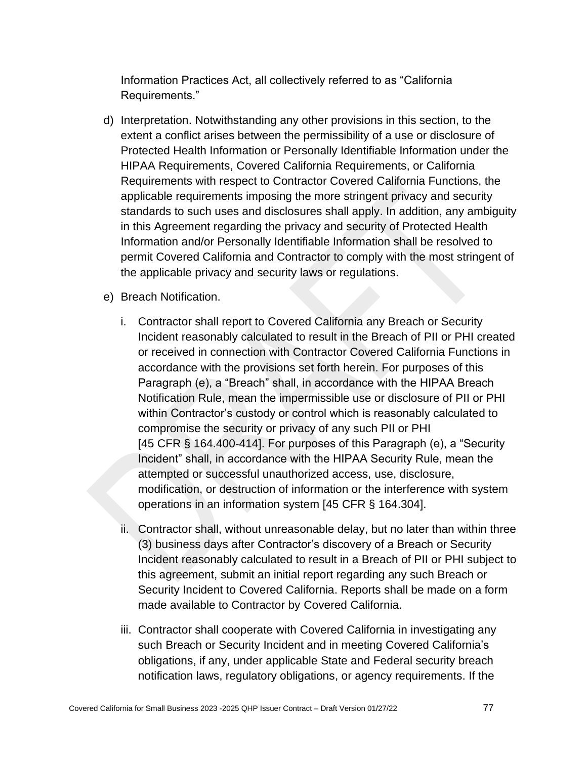Information Practices Act, all collectively referred to as “California Requirements.”

d) Interpretation. Notwithstanding any other provisions in this section, to the extent a conflict arises between the permissibility of a use or disclosure of Protected Health Information or Personally Identifiable Information under the HIPAA Requirements, Covered California Requirements, or California Requirements with respect to Contractor Covered California Functions, the applicable requirements imposing the more stringent privacy and security standards to such uses and disclosures shall apply. In addition, any ambiguity in this Agreement regarding the privacy and security of Protected Health Information and/or Personally Identifiable Information shall be resolved to permit Covered California and Contractor to comply with the most stringent of the applicable privacy and security laws or regulations.

e) Breach Notification.

   i. Contractor shall report to Covered California any Breach or Security Incident reasonably calculated to result in the Breach of PII or PHI created or received in connection with Contractor Covered California Functions in accordance with the provisions set forth herein. For purposes of this Paragraph (e), a “Breach” shall, in accordance with the HIPAA Breach Notification Rule, mean the impermissible use or disclosure of PII or PHI within Contractor’s custody or control which is reasonably calculated to compromise the security or privacy of any such PII or PHI [45 CFR § 164.400-414]. For purposes of this Paragraph (e), a “Security Incident” shall, in accordance with the HIPAA Security Rule, mean the attempted or successful unauthorized access, use, disclosure, modification, or destruction of information or the interference with system operations in an information system [45 CFR § 164.304].

   ii. Contractor shall, without unreasonable delay, but no later than within three (3) business days after Contractor’s discovery of a Breach or Security Incident reasonably calculated to result in a Breach of PII or PHI subject to this agreement, submit an initial report regarding any such Breach or Security Incident to Covered California. Reports shall be made on a form made available to Contractor by Covered California.

   iii. Contractor shall cooperate with Covered California in investigating any such Breach or Security Incident and in meeting Covered California’s obligations, if any, under applicable State and Federal security breach notification laws, regulatory obligations, or agency requirements. If the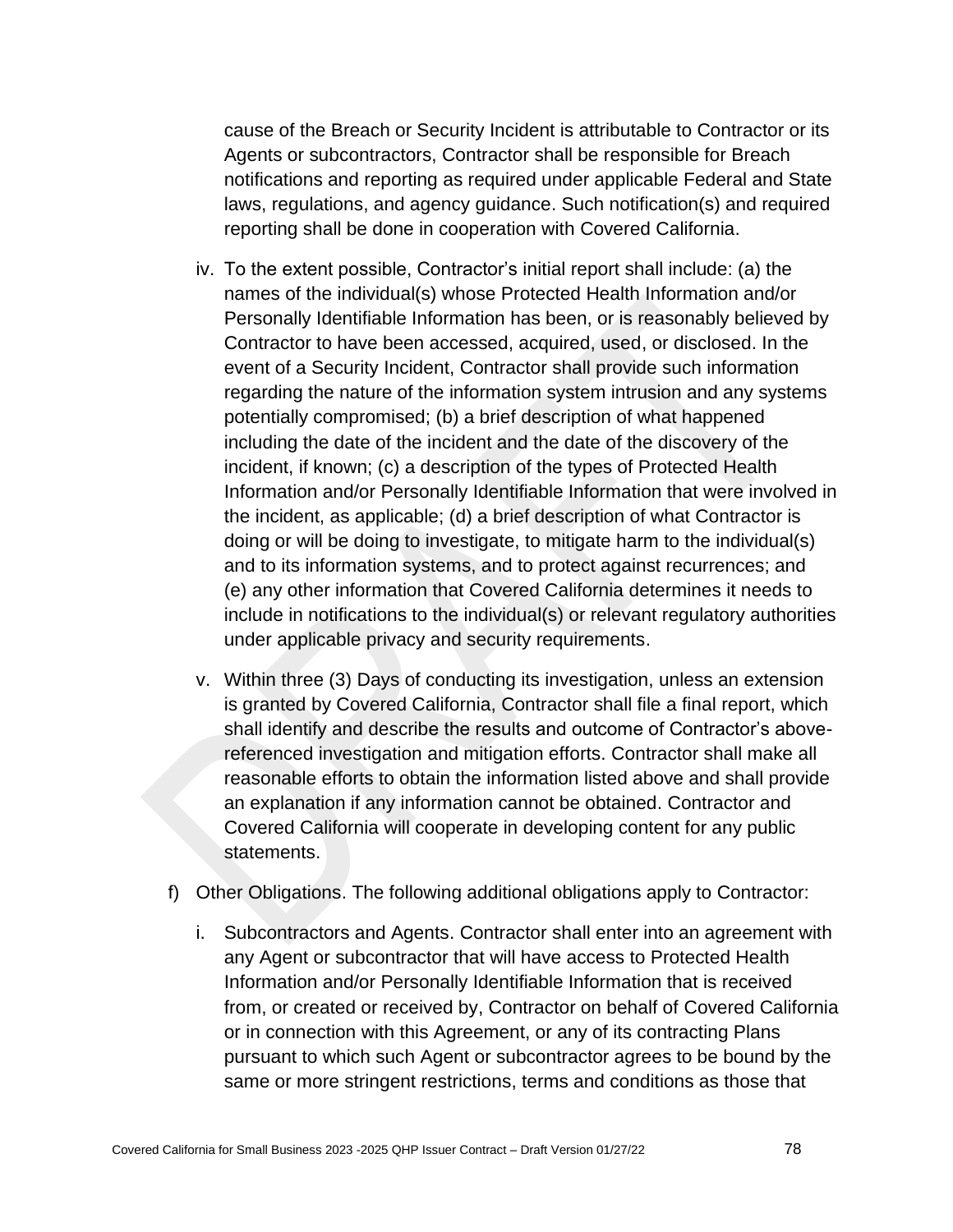cause of the Breach or Security Incident is attributable to Contractor or its Agents or subcontractors, Contractor shall be responsible for Breach notifications and reporting as required under applicable Federal and State laws, regulations, and agency guidance. Such notification(s) and required reporting shall be done in cooperation with Covered California.

iv. To the extent possible, Contractor's initial report shall include: (a) the names of the individual(s) whose Protected Health Information and/or Personally Identifiable Information has been, or is reasonably believed by Contractor to have been accessed, acquired, used, or disclosed. In the event of a Security Incident, Contractor shall provide such information regarding the nature of the information system intrusion and any systems potentially compromised; (b) a brief description of what happened including the date of the incident and the date of the discovery of the incident, if known; (c) a description of the types of Protected Health Information and/or Personally Identifiable Information that were involved in the incident, as applicable; (d) a brief description of what Contractor is doing or will be doing to investigate, to mitigate harm to the individual(s) and to its information systems, and to protect against recurrences; and (e) any other information that Covered California determines it needs to include in notifications to the individual(s) or relevant regulatory authorities under applicable privacy and security requirements.

v. Within three (3) Days of conducting its investigation, unless an extension is granted by Covered California, Contractor shall file a final report, which shall identify and describe the results and outcome of Contractor's above-referenced investigation and mitigation efforts. Contractor shall make all reasonable efforts to obtain the information listed above and shall provide an explanation if any information cannot be obtained. Contractor and Covered California will cooperate in developing content for any public statements.

f) Other Obligations. The following additional obligations apply to Contractor:

i. Subcontractors and Agents. Contractor shall enter into an agreement with any Agent or subcontractor that will have access to Protected Health Information and/or Personally Identifiable Information that is received from, or created or received by, Contractor on behalf of Covered California or in connection with this Agreement, or any of its contracting Plans pursuant to which such Agent or subcontractor agrees to be bound by the same or more stringent restrictions, terms and conditions as those that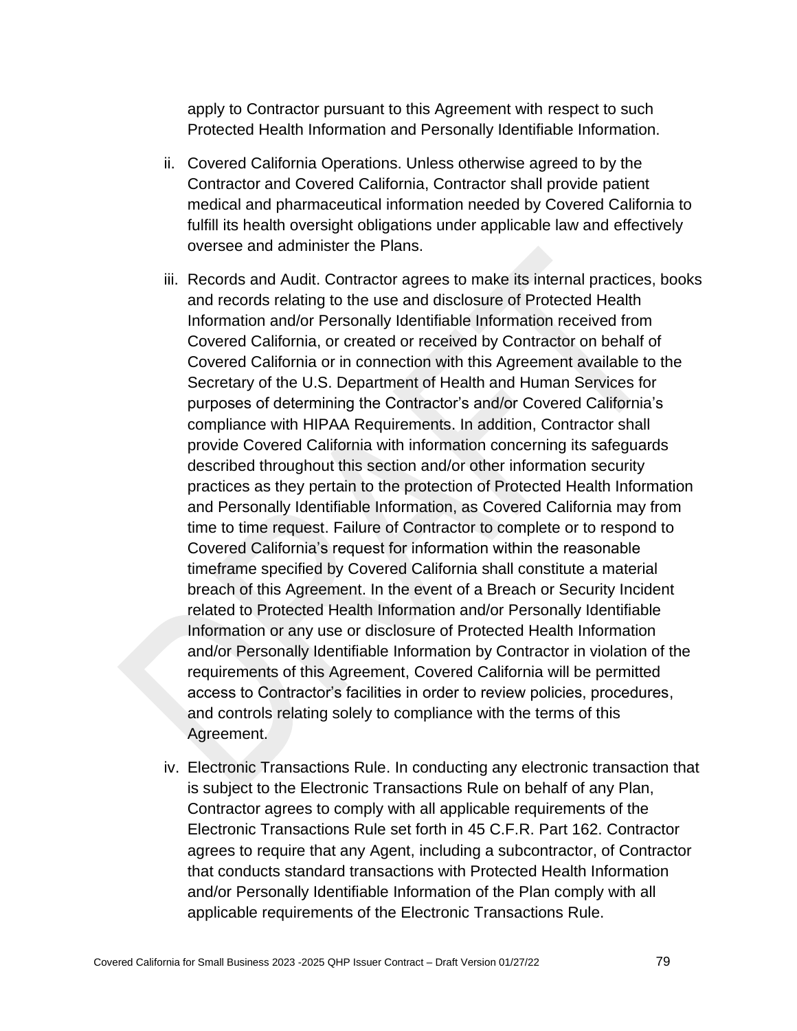apply to Contractor pursuant to this Agreement with respect to such Protected Health Information and Personally Identifiable Information.

ii. Covered California Operations. Unless otherwise agreed to by the Contractor and Covered California, Contractor shall provide patient medical and pharmaceutical information needed by Covered California to fulfill its health oversight obligations under applicable law and effectively oversee and administer the Plans.

iii. Records and Audit. Contractor agrees to make its internal practices, books and records relating to the use and disclosure of Protected Health Information and/or Personally Identifiable Information received from Covered California, or created or received by Contractor on behalf of Covered California or in connection with this Agreement available to the Secretary of the U.S. Department of Health and Human Services for purposes of determining the Contractor's and/or Covered California's compliance with HIPAA Requirements. In addition, Contractor shall provide Covered California with information concerning its safeguards described throughout this section and/or other information security practices as they pertain to the protection of Protected Health Information and Personally Identifiable Information, as Covered California may from time to time request. Failure of Contractor to complete or to respond to Covered California's request for information within the reasonable timeframe specified by Covered California shall constitute a material breach of this Agreement. In the event of a Breach or Security Incident related to Protected Health Information and/or Personally Identifiable Information or any use or disclosure of Protected Health Information and/or Personally Identifiable Information by Contractor in violation of the requirements of this Agreement, Covered California will be permitted access to Contractor's facilities in order to review policies, procedures, and controls relating solely to compliance with the terms of this Agreement.

iv. Electronic Transactions Rule. In conducting any electronic transaction that is subject to the Electronic Transactions Rule on behalf of any Plan, Contractor agrees to comply with all applicable requirements of the Electronic Transactions Rule set forth in 45 C.F.R. Part 162. Contractor agrees to require that any Agent, including a subcontractor, of Contractor that conducts standard transactions with Protected Health Information and/or Personally Identifiable Information of the Plan comply with all applicable requirements of the Electronic Transactions Rule.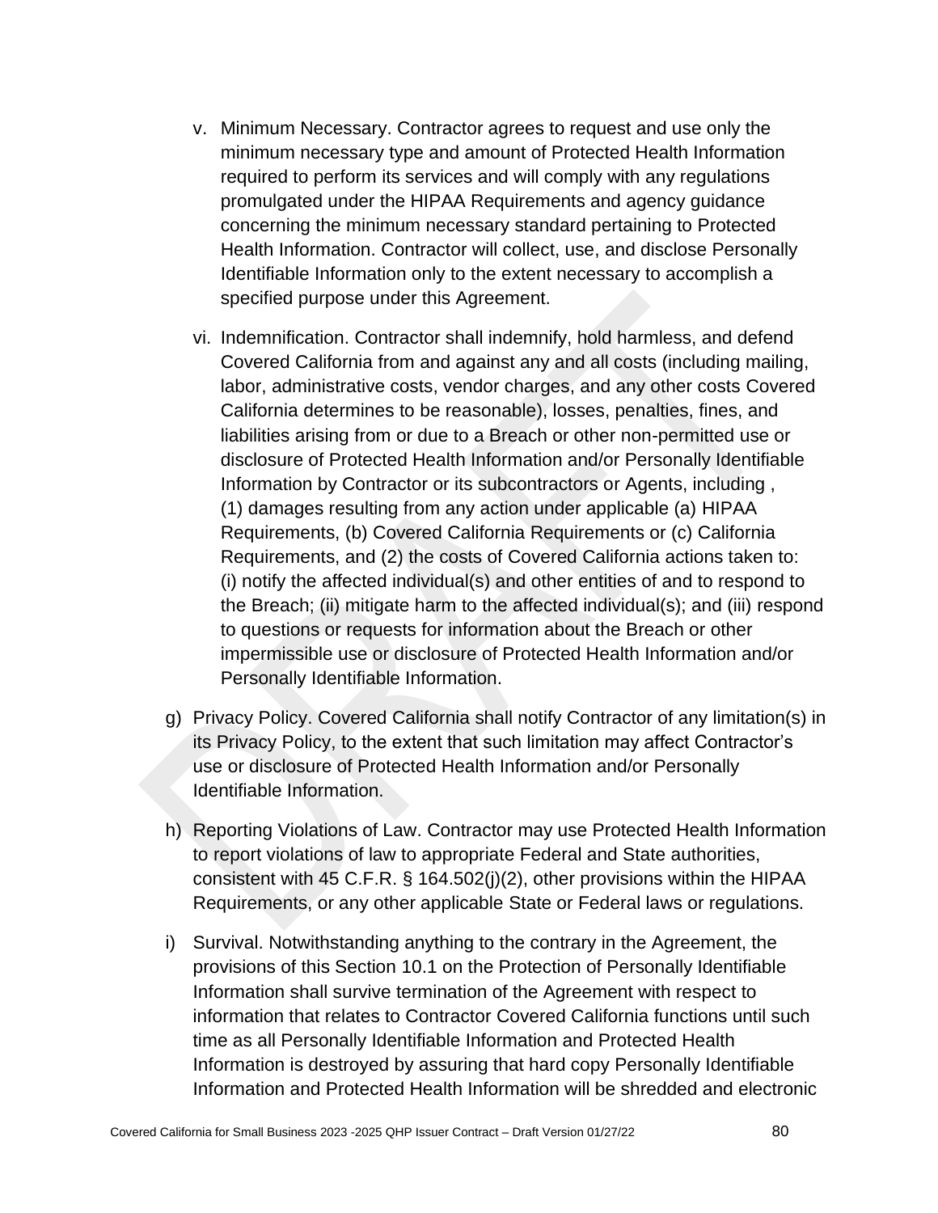v. Minimum Necessary. Contractor agrees to request and use only the minimum necessary type and amount of Protected Health Information required to perform its services and will comply with any regulations promulgated under the HIPAA Requirements and agency guidance concerning the minimum necessary standard pertaining to Protected Health Information. Contractor will collect, use, and disclose Personally Identifiable Information only to the extent necessary to accomplish a specified purpose under this Agreement.

vi. Indemnification. Contractor shall indemnify, hold harmless, and defend Covered California from and against any and all costs (including mailing, labor, administrative costs, vendor charges, and any other costs Covered California determines to be reasonable), losses, penalties, fines, and liabilities arising from or due to a Breach or other non-permitted use or disclosure of Protected Health Information and/or Personally Identifiable Information by Contractor or its subcontractors or Agents, including , (1) damages resulting from any action under applicable (a) HIPAA Requirements, (b) Covered California Requirements or (c) California Requirements, and (2) the costs of Covered California actions taken to: (i) notify the affected individual(s) and other entities of and to respond to the Breach; (ii) mitigate harm to the affected individual(s); and (iii) respond to questions or requests for information about the Breach or other impermissible use or disclosure of Protected Health Information and/or Personally Identifiable Information.

g) Privacy Policy. Covered California shall notify Contractor of any limitation(s) in its Privacy Policy, to the extent that such limitation may affect Contractor's use or disclosure of Protected Health Information and/or Personally Identifiable Information.

h) Reporting Violations of Law. Contractor may use Protected Health Information to report violations of law to appropriate Federal and State authorities, consistent with 45 C.F.R. § 164.502(j)(2), other provisions within the HIPAA Requirements, or any other applicable State or Federal laws or regulations.

i) Survival. Notwithstanding anything to the contrary in the Agreement, the provisions of this Section 10.1 on the Protection of Personally Identifiable Information shall survive termination of the Agreement with respect to information that relates to Contractor Covered California functions until such time as all Personally Identifiable Information and Protected Health Information is destroyed by assuring that hard copy Personally Identifiable Information and Protected Health Information will be shredded and electronic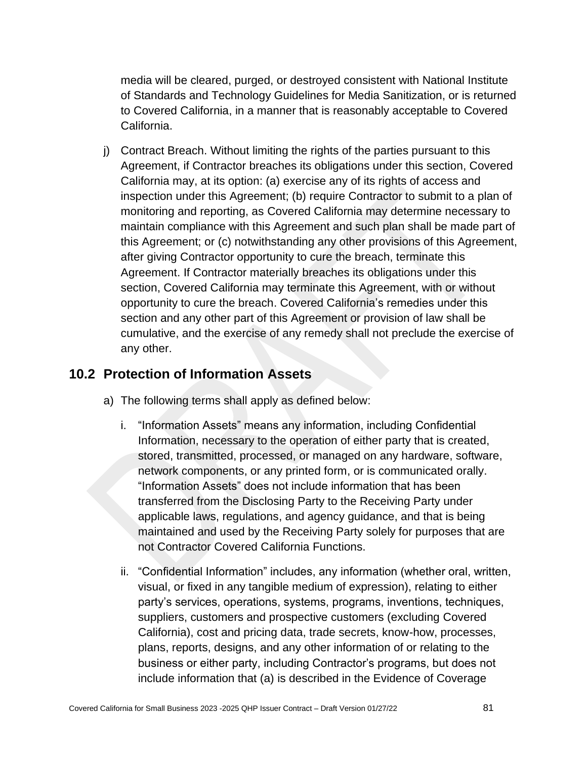media will be cleared, purged, or destroyed consistent with National Institute of Standards and Technology Guidelines for Media Sanitization, or is returned to Covered California, in a manner that is reasonably acceptable to Covered California.

j) Contract Breach. Without limiting the rights of the parties pursuant to this Agreement, if Contractor breaches its obligations under this section, Covered California may, at its option: (a) exercise any of its rights of access and inspection under this Agreement; (b) require Contractor to submit to a plan of monitoring and reporting, as Covered California may determine necessary to maintain compliance with this Agreement and such plan shall be made part of this Agreement; or (c) notwithstanding any other provisions of this Agreement, after giving Contractor opportunity to cure the breach, terminate this Agreement. If Contractor materially breaches its obligations under this section, Covered California may terminate this Agreement, with or without opportunity to cure the breach. Covered California's remedies under this section and any other part of this Agreement or provision of law shall be cumulative, and the exercise of any remedy shall not preclude the exercise of any other.

## 10.2 Protection of Information Assets

a) The following terms shall apply as defined below:

   i. "Information Assets" means any information, including Confidential Information, necessary to the operation of either party that is created, stored, transmitted, processed, or managed on any hardware, software, network components, or any printed form, or is communicated orally. "Information Assets" does not include information that has been transferred from the Disclosing Party to the Receiving Party under applicable laws, regulations, and agency guidance, and that is being maintained and used by the Receiving Party solely for purposes that are not Contractor Covered California Functions.

   ii. "Confidential Information" includes, any information (whether oral, written, visual, or fixed in any tangible medium of expression), relating to either party's services, operations, systems, programs, inventions, techniques, suppliers, customers and prospective customers (excluding Covered California), cost and pricing data, trade secrets, know-how, processes, plans, reports, designs, and any other information of or relating to the business or either party, including Contractor's programs, but does not include information that (a) is described in the Evidence of Coverage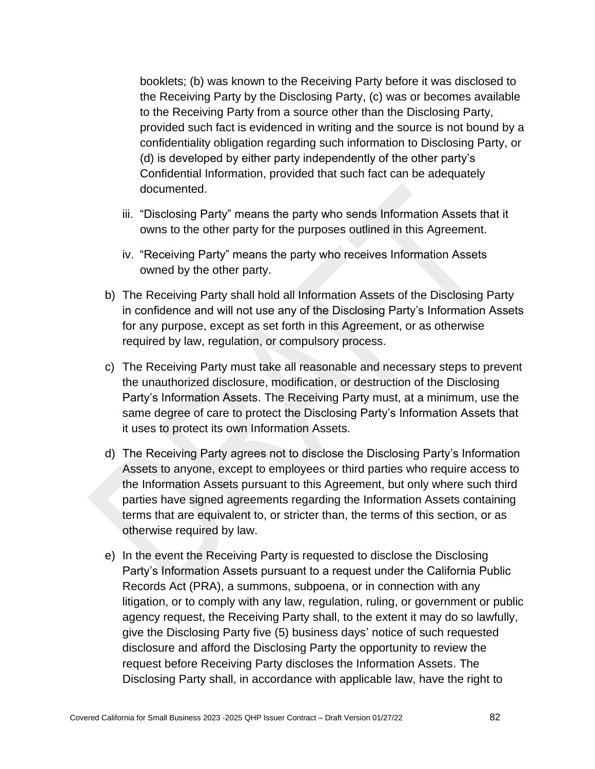booklets; (b) was known to the Receiving Party before it was disclosed to the Receiving Party by the Disclosing Party, (c) was or becomes available to the Receiving Party from a source other than the Disclosing Party, provided such fact is evidenced in writing and the source is not bound by a confidentiality obligation regarding such information to Disclosing Party, or (d) is developed by either party independently of the other party's Confidential Information, provided that such fact can be adequately documented.

iii. "Disclosing Party" means the party who sends Information Assets that it owns to the other party for the purposes outlined in this Agreement.

iv. "Receiving Party" means the party who receives Information Assets owned by the other party.

b) The Receiving Party shall hold all Information Assets of the Disclosing Party in confidence and will not use any of the Disclosing Party's Information Assets for any purpose, except as set forth in this Agreement, or as otherwise required by law, regulation, or compulsory process.

c) The Receiving Party must take all reasonable and necessary steps to prevent the unauthorized disclosure, modification, or destruction of the Disclosing Party's Information Assets. The Receiving Party must, at a minimum, use the same degree of care to protect the Disclosing Party's Information Assets that it uses to protect its own Information Assets.

d) The Receiving Party agrees not to disclose the Disclosing Party's Information Assets to anyone, except to employees or third parties who require access to the Information Assets pursuant to this Agreement, but only where such third parties have signed agreements regarding the Information Assets containing terms that are equivalent to, or stricter than, the terms of this section, or as otherwise required by law.

e) In the event the Receiving Party is requested to disclose the Disclosing Party's Information Assets pursuant to a request under the California Public Records Act (PRA), a summons, subpoena, or in connection with any litigation, or to comply with any law, regulation, ruling, or government or public agency request, the Receiving Party shall, to the extent it may do so lawfully, give the Disclosing Party five (5) business days' notice of such requested disclosure and afford the Disclosing Party the opportunity to review the request before Receiving Party discloses the Information Assets. The Disclosing Party shall, in accordance with applicable law, have the right to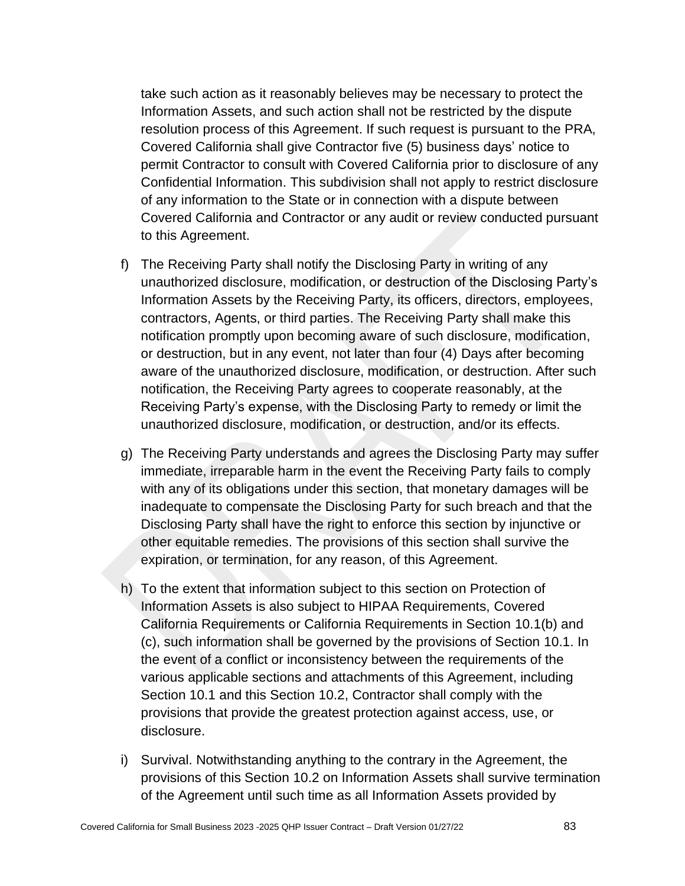take such action as it reasonably believes may be necessary to protect the Information Assets, and such action shall not be restricted by the dispute resolution process of this Agreement. If such request is pursuant to the PRA, Covered California shall give Contractor five (5) business days' notice to permit Contractor to consult with Covered California prior to disclosure of any Confidential Information. This subdivision shall not apply to restrict disclosure of any information to the State or in connection with a dispute between Covered California and Contractor or any audit or review conducted pursuant to this Agreement.

f) The Receiving Party shall notify the Disclosing Party in writing of any unauthorized disclosure, modification, or destruction of the Disclosing Party's Information Assets by the Receiving Party, its officers, directors, employees, contractors, Agents, or third parties. The Receiving Party shall make this notification promptly upon becoming aware of such disclosure, modification, or destruction, but in any event, not later than four (4) Days after becoming aware of the unauthorized disclosure, modification, or destruction. After such notification, the Receiving Party agrees to cooperate reasonably, at the Receiving Party's expense, with the Disclosing Party to remedy or limit the unauthorized disclosure, modification, or destruction, and/or its effects.

g) The Receiving Party understands and agrees the Disclosing Party may suffer immediate, irreparable harm in the event the Receiving Party fails to comply with any of its obligations under this section, that monetary damages will be inadequate to compensate the Disclosing Party for such breach and that the Disclosing Party shall have the right to enforce this section by injunctive or other equitable remedies. The provisions of this section shall survive the expiration, or termination, for any reason, of this Agreement.

h) To the extent that information subject to this section on Protection of Information Assets is also subject to HIPAA Requirements, Covered California Requirements or California Requirements in Section 10.1(b) and (c), such information shall be governed by the provisions of Section 10.1. In the event of a conflict or inconsistency between the requirements of the various applicable sections and attachments of this Agreement, including Section 10.1 and this Section 10.2, Contractor shall comply with the provisions that provide the greatest protection against access, use, or disclosure.

i) Survival. Notwithstanding anything to the contrary in the Agreement, the provisions of this Section 10.2 on Information Assets shall survive termination of the Agreement until such time as all Information Assets provided by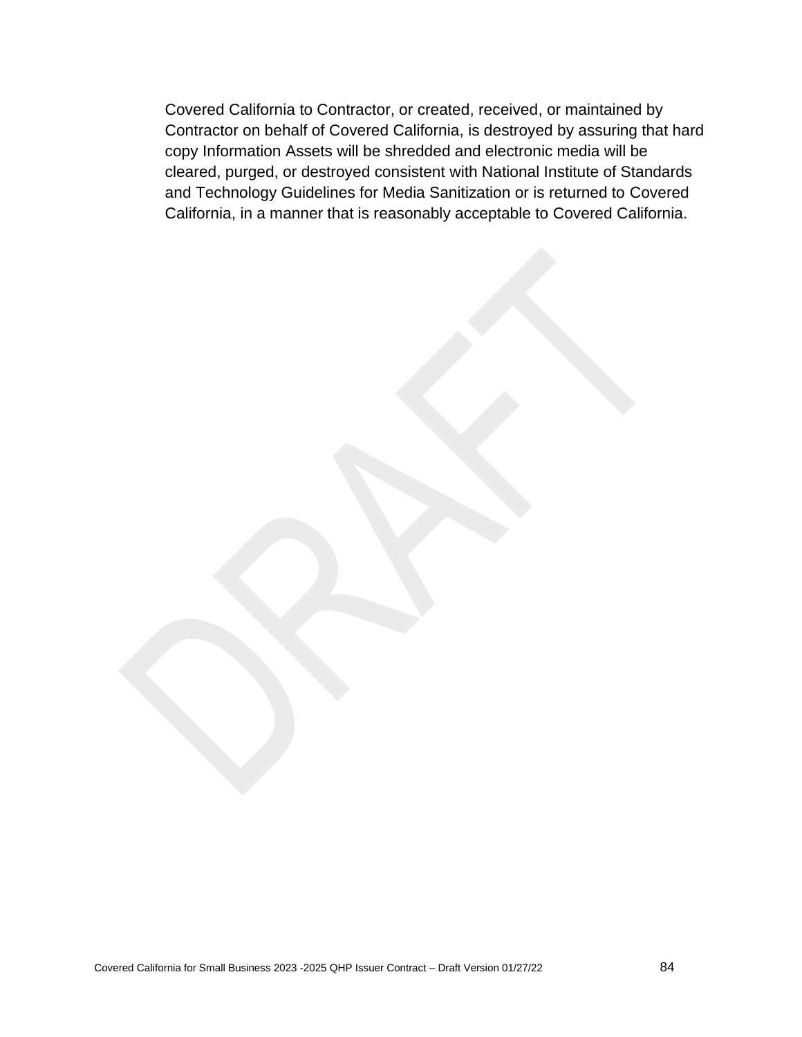Covered California to Contractor, or created, received, or maintained by Contractor on behalf of Covered California, is destroyed by assuring that hard copy Information Assets will be shredded and electronic media will be cleared, purged, or destroyed consistent with National Institute of Standards and Technology Guidelines for Media Sanitization or is returned to Covered California, in a manner that is reasonably acceptable to Covered California.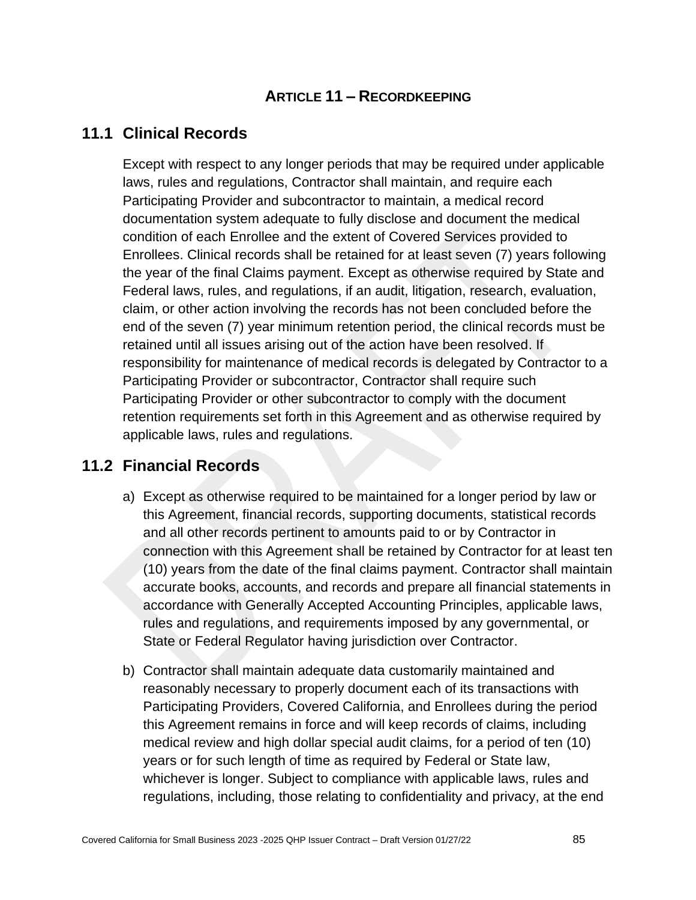# ARTICLE 11 – RECORDKEEPING

## 11.1 Clinical Records

Except with respect to any longer periods that may be required under applicable laws, rules and regulations, Contractor shall maintain, and require each Participating Provider and subcontractor to maintain, a medical record documentation system adequate to fully disclose and document the medical condition of each Enrollee and the extent of Covered Services provided to Enrollees. Clinical records shall be retained for at least seven (7) years following the year of the final Claims payment. Except as otherwise required by State and Federal laws, rules, and regulations, if an audit, litigation, research, evaluation, claim, or other action involving the records has not been concluded before the end of the seven (7) year minimum retention period, the clinical records must be retained until all issues arising out of the action have been resolved. If responsibility for maintenance of medical records is delegated by Contractor to a Participating Provider or subcontractor, Contractor shall require such Participating Provider or other subcontractor to comply with the document retention requirements set forth in this Agreement and as otherwise required by applicable laws, rules and regulations.

## 11.2 Financial Records

a) Except as otherwise required to be maintained for a longer period by law or this Agreement, financial records, supporting documents, statistical records and all other records pertinent to amounts paid to or by Contractor in connection with this Agreement shall be retained by Contractor for at least ten (10) years from the date of the final claims payment. Contractor shall maintain accurate books, accounts, and records and prepare all financial statements in accordance with Generally Accepted Accounting Principles, applicable laws, rules and regulations, and requirements imposed by any governmental, or State or Federal Regulator having jurisdiction over Contractor.

b) Contractor shall maintain adequate data customarily maintained and reasonably necessary to properly document each of its transactions with Participating Providers, Covered California, and Enrollees during the period this Agreement remains in force and will keep records of claims, including medical review and high dollar special audit claims, for a period of ten (10) years or for such length of time as required by Federal or State law, whichever is longer. Subject to compliance with applicable laws, rules and regulations, including, those relating to confidentiality and privacy, at the end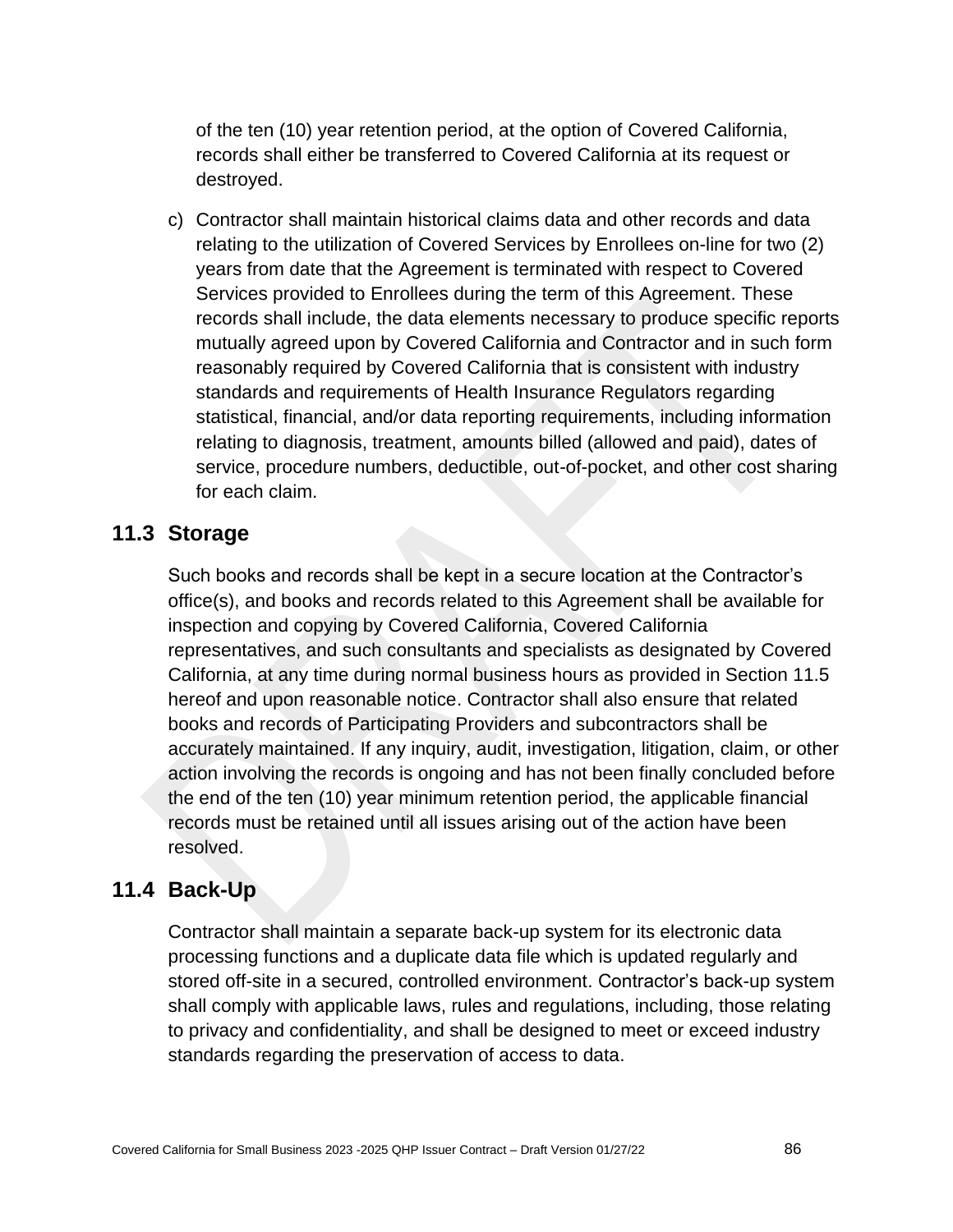of the ten (10) year retention period, at the option of Covered California, records shall either be transferred to Covered California at its request or destroyed.

c) Contractor shall maintain historical claims data and other records and data relating to the utilization of Covered Services by Enrollees on-line for two (2) years from date that the Agreement is terminated with respect to Covered Services provided to Enrollees during the term of this Agreement. These records shall include, the data elements necessary to produce specific reports mutually agreed upon by Covered California and Contractor and in such form reasonably required by Covered California that is consistent with industry standards and requirements of Health Insurance Regulators regarding statistical, financial, and/or data reporting requirements, including information relating to diagnosis, treatment, amounts billed (allowed and paid), dates of service, procedure numbers, deductible, out-of-pocket, and other cost sharing for each claim.

## 11.3 Storage

Such books and records shall be kept in a secure location at the Contractor's office(s), and books and records related to this Agreement shall be available for inspection and copying by Covered California, Covered California representatives, and such consultants and specialists as designated by Covered California, at any time during normal business hours as provided in Section 11.5 hereof and upon reasonable notice. Contractor shall also ensure that related books and records of Participating Providers and subcontractors shall be accurately maintained. If any inquiry, audit, investigation, litigation, claim, or other action involving the records is ongoing and has not been finally concluded before the end of the ten (10) year minimum retention period, the applicable financial records must be retained until all issues arising out of the action have been resolved.

## 11.4 Back-Up

Contractor shall maintain a separate back-up system for its electronic data processing functions and a duplicate data file which is updated regularly and stored off-site in a secured, controlled environment. Contractor's back-up system shall comply with applicable laws, rules and regulations, including, those relating to privacy and confidentiality, and shall be designed to meet or exceed industry standards regarding the preservation of access to data.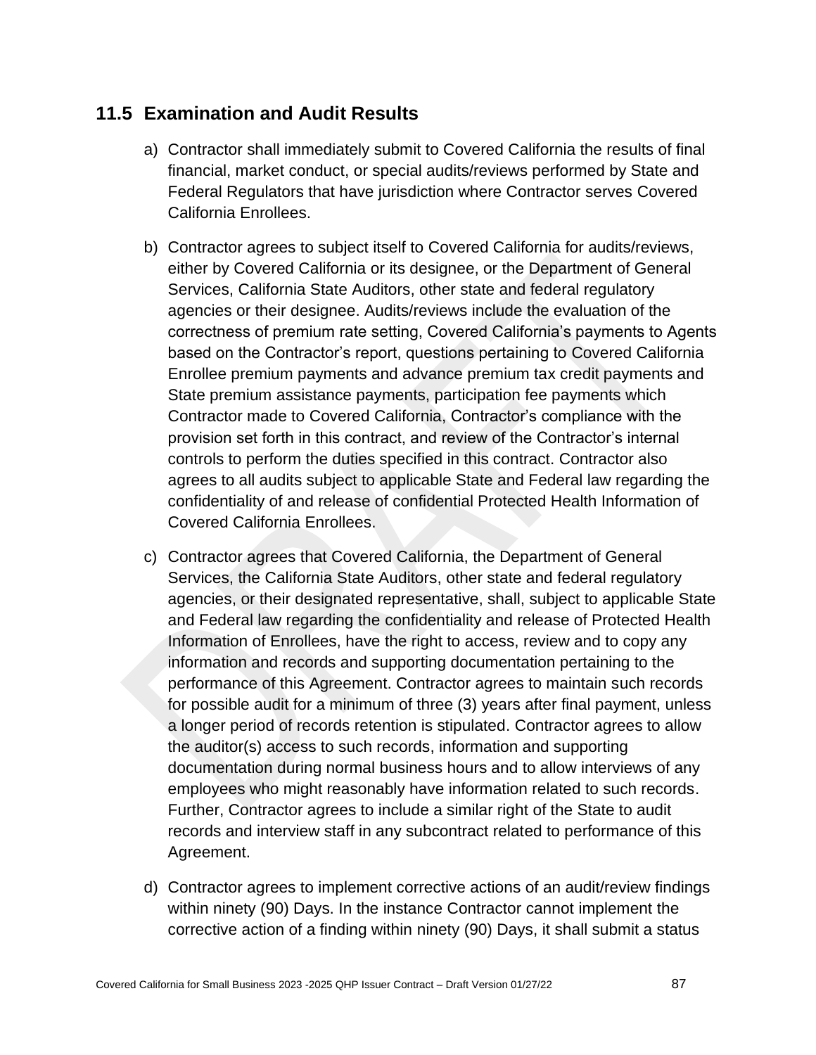## 11.5 Examination and Audit Results

a) Contractor shall immediately submit to Covered California the results of final financial, market conduct, or special audits/reviews performed by State and Federal Regulators that have jurisdiction where Contractor serves Covered California Enrollees.

b) Contractor agrees to subject itself to Covered California for audits/reviews, either by Covered California or its designee, or the Department of General Services, California State Auditors, other state and federal regulatory agencies or their designee. Audits/reviews include the evaluation of the correctness of premium rate setting, Covered California's payments to Agents based on the Contractor's report, questions pertaining to Covered California Enrollee premium payments and advance premium tax credit payments and State premium assistance payments, participation fee payments which Contractor made to Covered California, Contractor's compliance with the provision set forth in this contract, and review of the Contractor's internal controls to perform the duties specified in this contract. Contractor also agrees to all audits subject to applicable State and Federal law regarding the confidentiality of and release of confidential Protected Health Information of Covered California Enrollees.

c) Contractor agrees that Covered California, the Department of General Services, the California State Auditors, other state and federal regulatory agencies, or their designated representative, shall, subject to applicable State and Federal law regarding the confidentiality and release of Protected Health Information of Enrollees, have the right to access, review and to copy any information and records and supporting documentation pertaining to the performance of this Agreement. Contractor agrees to maintain such records for possible audit for a minimum of three (3) years after final payment, unless a longer period of records retention is stipulated. Contractor agrees to allow the auditor(s) access to such records, information and supporting documentation during normal business hours and to allow interviews of any employees who might reasonably have information related to such records. Further, Contractor agrees to include a similar right of the State to audit records and interview staff in any subcontract related to performance of this Agreement.

d) Contractor agrees to implement corrective actions of an audit/review findings within ninety (90) Days. In the instance Contractor cannot implement the corrective action of a finding within ninety (90) Days, it shall submit a status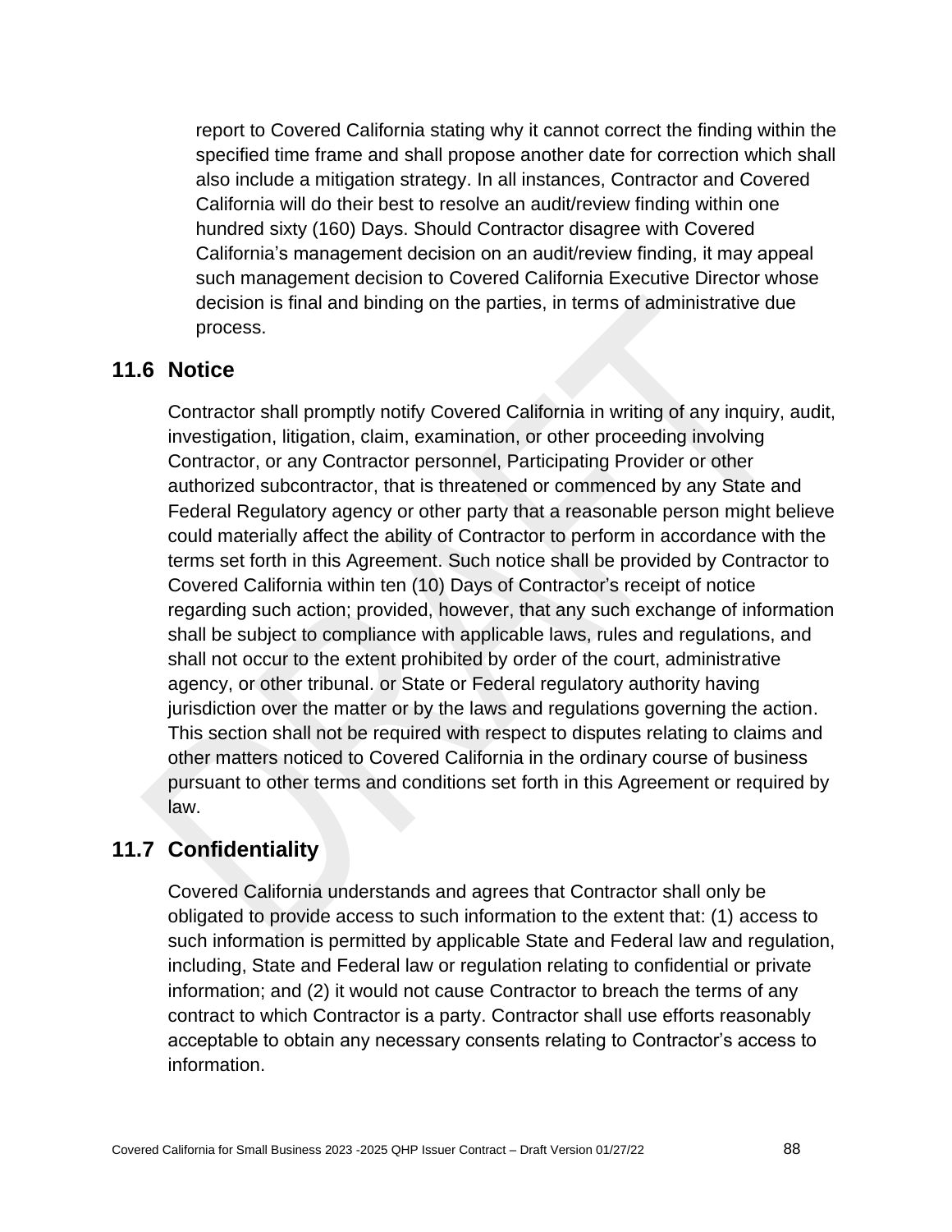report to Covered California stating why it cannot correct the finding within the specified time frame and shall propose another date for correction which shall also include a mitigation strategy. In all instances, Contractor and Covered California will do their best to resolve an audit/review finding within one hundred sixty (160) Days. Should Contractor disagree with Covered California's management decision on an audit/review finding, it may appeal such management decision to Covered California Executive Director whose decision is final and binding on the parties, in terms of administrative due process.

## 11.6 Notice

Contractor shall promptly notify Covered California in writing of any inquiry, audit, investigation, litigation, claim, examination, or other proceeding involving Contractor, or any Contractor personnel, Participating Provider or other authorized subcontractor, that is threatened or commenced by any State and Federal Regulatory agency or other party that a reasonable person might believe could materially affect the ability of Contractor to perform in accordance with the terms set forth in this Agreement. Such notice shall be provided by Contractor to Covered California within ten (10) Days of Contractor's receipt of notice regarding such action; provided, however, that any such exchange of information shall be subject to compliance with applicable laws, rules and regulations, and shall not occur to the extent prohibited by order of the court, administrative agency, or other tribunal. or State or Federal regulatory authority having jurisdiction over the matter or by the laws and regulations governing the action. This section shall not be required with respect to disputes relating to claims and other matters noticed to Covered California in the ordinary course of business pursuant to other terms and conditions set forth in this Agreement or required by law.

## 11.7 Confidentiality

Covered California understands and agrees that Contractor shall only be obligated to provide access to such information to the extent that: (1) access to such information is permitted by applicable State and Federal law and regulation, including, State and Federal law or regulation relating to confidential or private information; and (2) it would not cause Contractor to breach the terms of any contract to which Contractor is a party. Contractor shall use efforts reasonably acceptable to obtain any necessary consents relating to Contractor's access to information.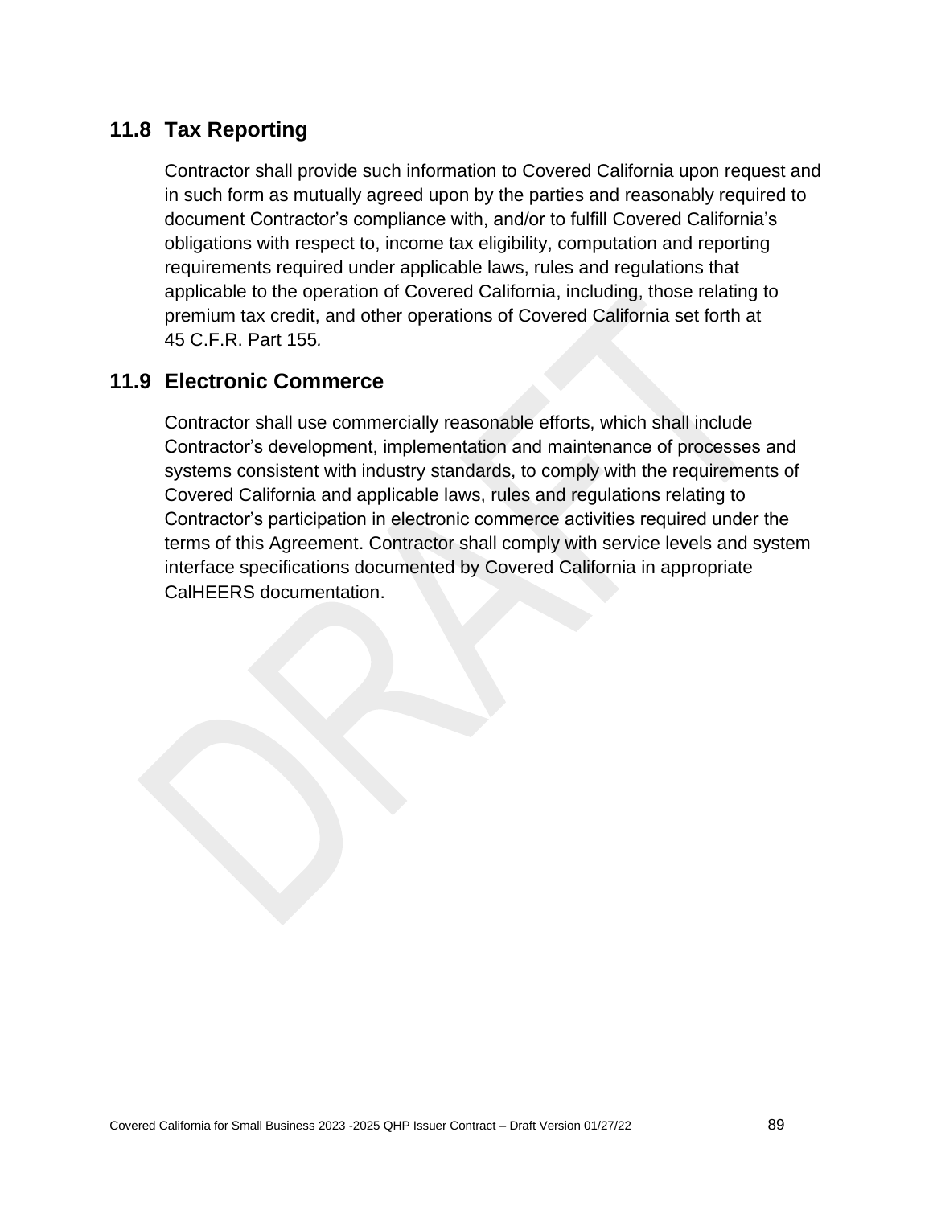## 11.8 Tax Reporting

Contractor shall provide such information to Covered California upon request and in such form as mutually agreed upon by the parties and reasonably required to document Contractor's compliance with, and/or to fulfill Covered California's obligations with respect to, income tax eligibility, computation and reporting requirements required under applicable laws, rules and regulations that applicable to the operation of Covered California, including, those relating to premium tax credit, and other operations of Covered California set forth at 45 C.F.R. Part 155*.*

## 11.9 Electronic Commerce

Contractor shall use commercially reasonable efforts, which shall include Contractor's development, implementation and maintenance of processes and systems consistent with industry standards, to comply with the requirements of Covered California and applicable laws, rules and regulations relating to Contractor's participation in electronic commerce activities required under the terms of this Agreement. Contractor shall comply with service levels and system interface specifications documented by Covered California in appropriate CalHEERS documentation.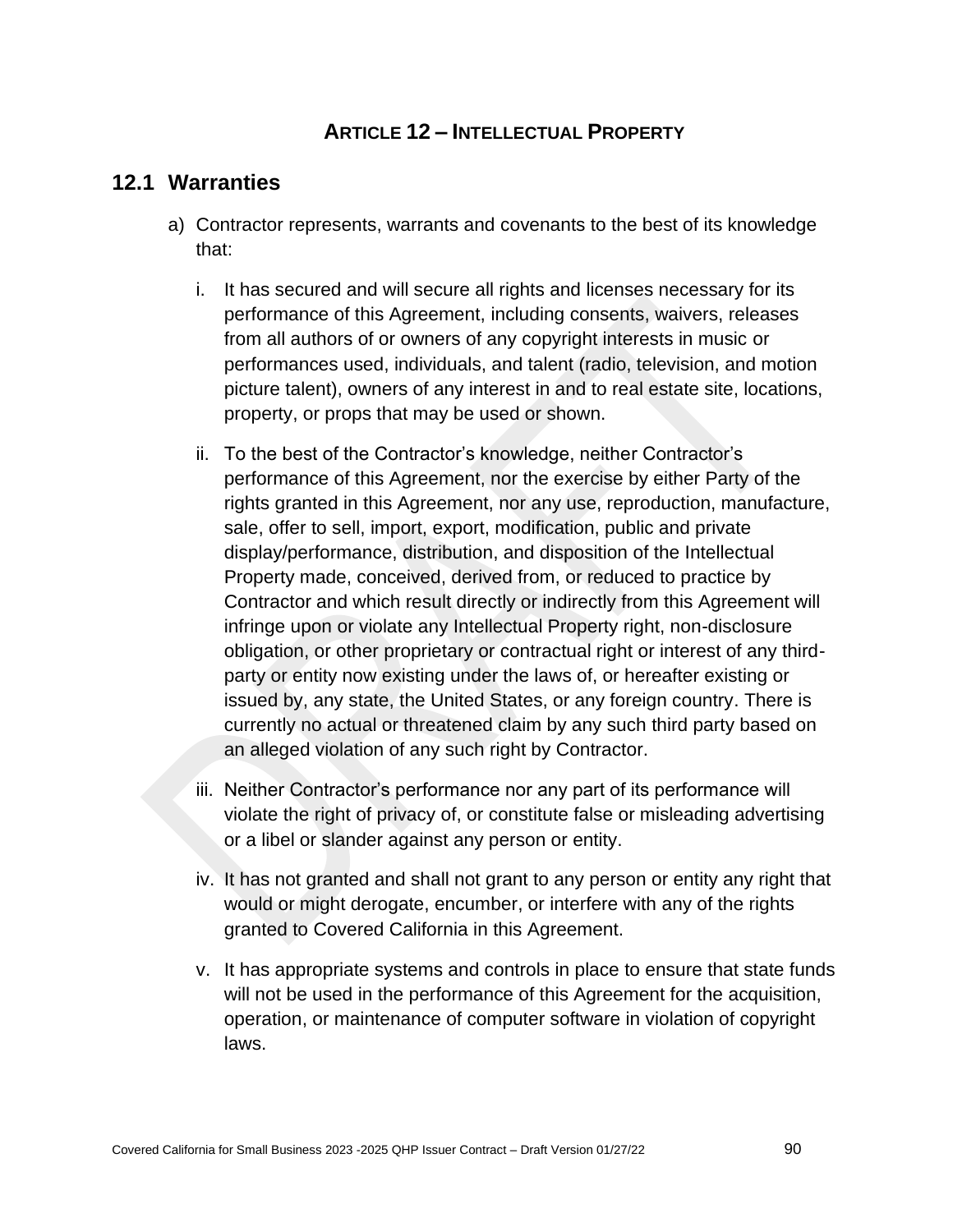# ARTICLE 12 – INTELLECTUAL PROPERTY

## 12.1 Warranties

a) Contractor represents, warrants and covenants to the best of its knowledge that:

   i. It has secured and will secure all rights and licenses necessary for its performance of this Agreement, including consents, waivers, releases from all authors of or owners of any copyright interests in music or performances used, individuals, and talent (radio, television, and motion picture talent), owners of any interest in and to real estate site, locations, property, or props that may be used or shown.

   ii. To the best of the Contractor's knowledge, neither Contractor's performance of this Agreement, nor the exercise by either Party of the rights granted in this Agreement, nor any use, reproduction, manufacture, sale, offer to sell, import, export, modification, public and private display/performance, distribution, and disposition of the Intellectual Property made, conceived, derived from, or reduced to practice by Contractor and which result directly or indirectly from this Agreement will infringe upon or violate any Intellectual Property right, non-disclosure obligation, or other proprietary or contractual right or interest of any third-party or entity now existing under the laws of, or hereafter existing or issued by, any state, the United States, or any foreign country. There is currently no actual or threatened claim by any such third party based on an alleged violation of any such right by Contractor.

   iii. Neither Contractor's performance nor any part of its performance will violate the right of privacy of, or constitute false or misleading advertising or a libel or slander against any person or entity.

   iv. It has not granted and shall not grant to any person or entity any right that would or might derogate, encumber, or interfere with any of the rights granted to Covered California in this Agreement.

   v. It has appropriate systems and controls in place to ensure that state funds will not be used in the performance of this Agreement for the acquisition, operation, or maintenance of computer software in violation of copyright laws.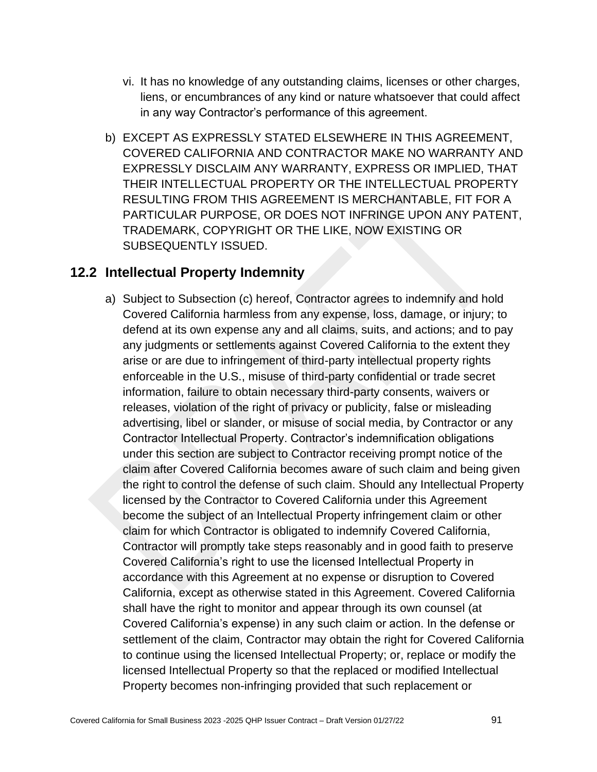vi. It has no knowledge of any outstanding claims, licenses or other charges, liens, or encumbrances of any kind or nature whatsoever that could affect in any way Contractor's performance of this agreement.

b) EXCEPT AS EXPRESSLY STATED ELSEWHERE IN THIS AGREEMENT, COVERED CALIFORNIA AND CONTRACTOR MAKE NO WARRANTY AND EXPRESSLY DISCLAIM ANY WARRANTY, EXPRESS OR IMPLIED, THAT THEIR INTELLECTUAL PROPERTY OR THE INTELLECTUAL PROPERTY RESULTING FROM THIS AGREEMENT IS MERCHANTABLE, FIT FOR A PARTICULAR PURPOSE, OR DOES NOT INFRINGE UPON ANY PATENT, TRADEMARK, COPYRIGHT OR THE LIKE, NOW EXISTING OR SUBSEQUENTLY ISSUED.

## 12.2 Intellectual Property Indemnity

a) Subject to Subsection (c) hereof, Contractor agrees to indemnify and hold Covered California harmless from any expense, loss, damage, or injury; to defend at its own expense any and all claims, suits, and actions; and to pay any judgments or settlements against Covered California to the extent they arise or are due to infringement of third-party intellectual property rights enforceable in the U.S., misuse of third-party confidential or trade secret information, failure to obtain necessary third-party consents, waivers or releases, violation of the right of privacy or publicity, false or misleading advertising, libel or slander, or misuse of social media, by Contractor or any Contractor Intellectual Property. Contractor's indemnification obligations under this section are subject to Contractor receiving prompt notice of the claim after Covered California becomes aware of such claim and being given the right to control the defense of such claim. Should any Intellectual Property licensed by the Contractor to Covered California under this Agreement become the subject of an Intellectual Property infringement claim or other claim for which Contractor is obligated to indemnify Covered California, Contractor will promptly take steps reasonably and in good faith to preserve Covered California's right to use the licensed Intellectual Property in accordance with this Agreement at no expense or disruption to Covered California, except as otherwise stated in this Agreement. Covered California shall have the right to monitor and appear through its own counsel (at Covered California's expense) in any such claim or action. In the defense or settlement of the claim, Contractor may obtain the right for Covered California to continue using the licensed Intellectual Property; or, replace or modify the licensed Intellectual Property so that the replaced or modified Intellectual Property becomes non-infringing provided that such replacement or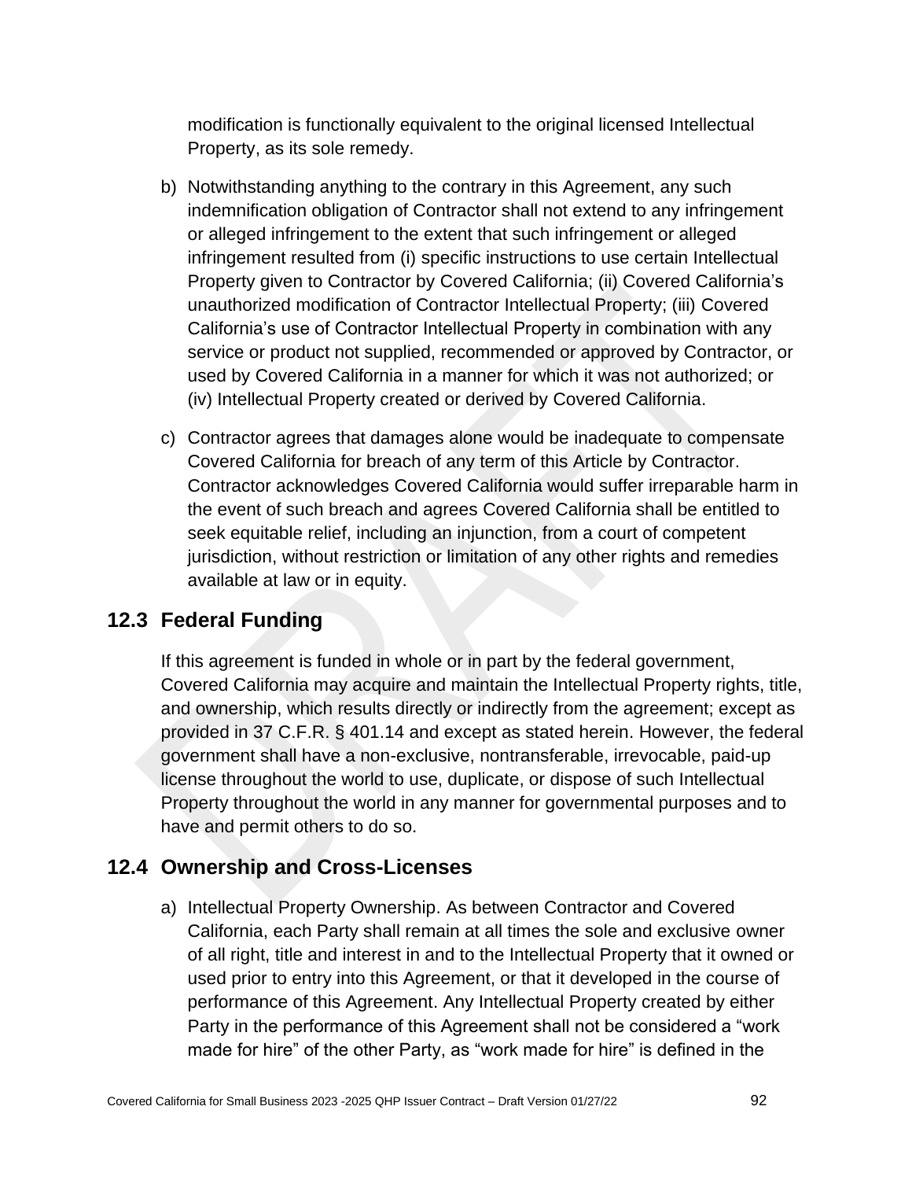modification is functionally equivalent to the original licensed Intellectual Property, as its sole remedy.

b) Notwithstanding anything to the contrary in this Agreement, any such indemnification obligation of Contractor shall not extend to any infringement or alleged infringement to the extent that such infringement or alleged infringement resulted from (i) specific instructions to use certain Intellectual Property given to Contractor by Covered California; (ii) Covered California's unauthorized modification of Contractor Intellectual Property; (iii) Covered California's use of Contractor Intellectual Property in combination with any service or product not supplied, recommended or approved by Contractor, or used by Covered California in a manner for which it was not authorized; or (iv) Intellectual Property created or derived by Covered California.

c) Contractor agrees that damages alone would be inadequate to compensate Covered California for breach of any term of this Article by Contractor. Contractor acknowledges Covered California would suffer irreparable harm in the event of such breach and agrees Covered California shall be entitled to seek equitable relief, including an injunction, from a court of competent jurisdiction, without restriction or limitation of any other rights and remedies available at law or in equity.

## 12.3 Federal Funding

If this agreement is funded in whole or in part by the federal government, Covered California may acquire and maintain the Intellectual Property rights, title, and ownership, which results directly or indirectly from the agreement; except as provided in 37 C.F.R. § 401.14 and except as stated herein. However, the federal government shall have a non-exclusive, nontransferable, irrevocable, paid-up license throughout the world to use, duplicate, or dispose of such Intellectual Property throughout the world in any manner for governmental purposes and to have and permit others to do so.

## 12.4 Ownership and Cross-Licenses

a) Intellectual Property Ownership. As between Contractor and Covered California, each Party shall remain at all times the sole and exclusive owner of all right, title and interest in and to the Intellectual Property that it owned or used prior to entry into this Agreement, or that it developed in the course of performance of this Agreement. Any Intellectual Property created by either Party in the performance of this Agreement shall not be considered a "work made for hire" of the other Party, as "work made for hire" is defined in the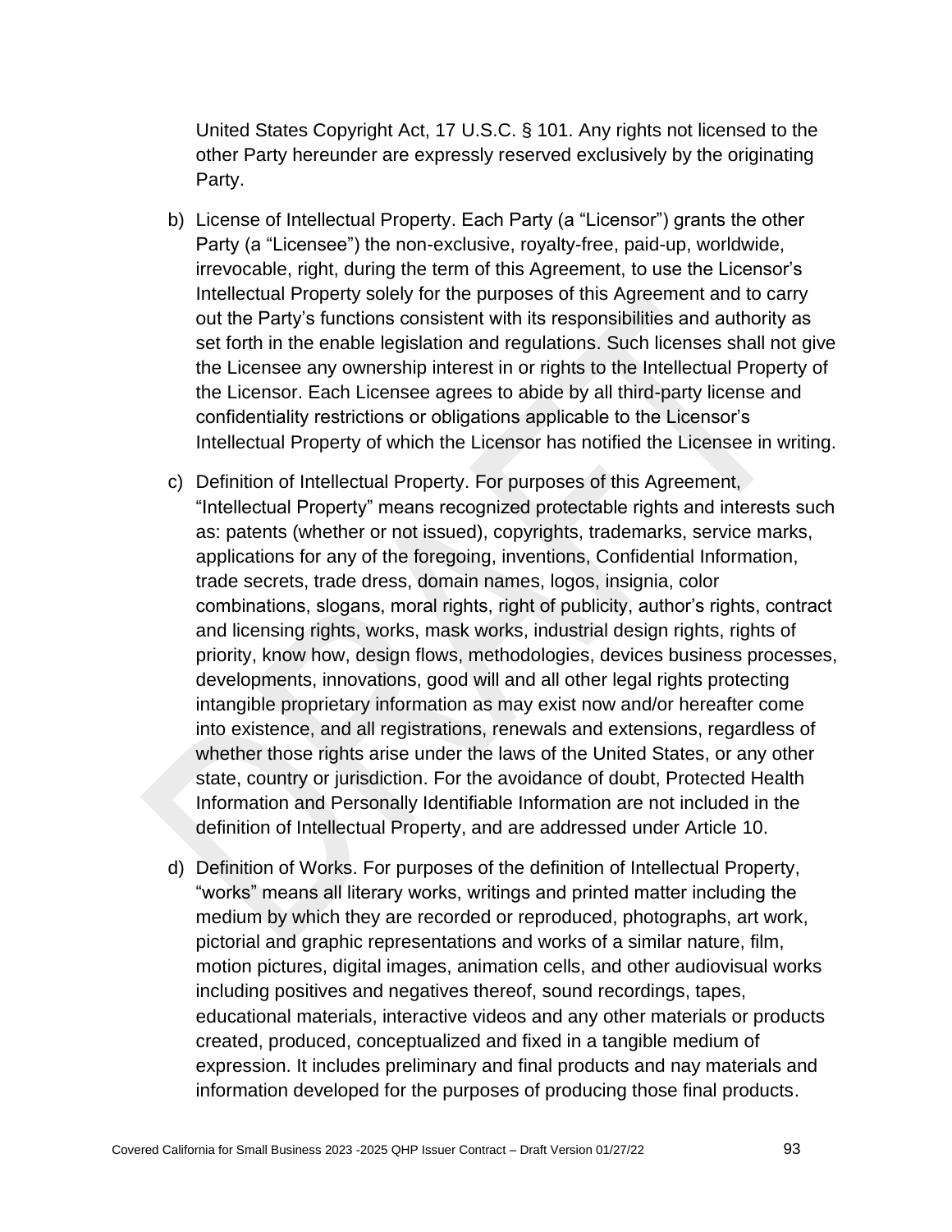United States Copyright Act, 17 U.S.C. § 101. Any rights not licensed to the other Party hereunder are expressly reserved exclusively by the originating Party.

b) License of Intellectual Property. Each Party (a "Licensor") grants the other Party (a "Licensee") the non-exclusive, royalty-free, paid-up, worldwide, irrevocable, right, during the term of this Agreement, to use the Licensor's Intellectual Property solely for the purposes of this Agreement and to carry out the Party's functions consistent with its responsibilities and authority as set forth in the enable legislation and regulations. Such licenses shall not give the Licensee any ownership interest in or rights to the Intellectual Property of the Licensor. Each Licensee agrees to abide by all third-party license and confidentiality restrictions or obligations applicable to the Licensor's Intellectual Property of which the Licensor has notified the Licensee in writing.

c) Definition of Intellectual Property. For purposes of this Agreement, "Intellectual Property" means recognized protectable rights and interests such as: patents (whether or not issued), copyrights, trademarks, service marks, applications for any of the foregoing, inventions, Confidential Information, trade secrets, trade dress, domain names, logos, insignia, color combinations, slogans, moral rights, right of publicity, author's rights, contract and licensing rights, works, mask works, industrial design rights, rights of priority, know how, design flows, methodologies, devices business processes, developments, innovations, good will and all other legal rights protecting intangible proprietary information as may exist now and/or hereafter come into existence, and all registrations, renewals and extensions, regardless of whether those rights arise under the laws of the United States, or any other state, country or jurisdiction. For the avoidance of doubt, Protected Health Information and Personally Identifiable Information are not included in the definition of Intellectual Property, and are addressed under Article 10.

d) Definition of Works. For purposes of the definition of Intellectual Property, "works" means all literary works, writings and printed matter including the medium by which they are recorded or reproduced, photographs, art work, pictorial and graphic representations and works of a similar nature, film, motion pictures, digital images, animation cells, and other audiovisual works including positives and negatives thereof, sound recordings, tapes, educational materials, interactive videos and any other materials or products created, produced, conceptualized and fixed in a tangible medium of expression. It includes preliminary and final products and nay materials and information developed for the purposes of producing those final products.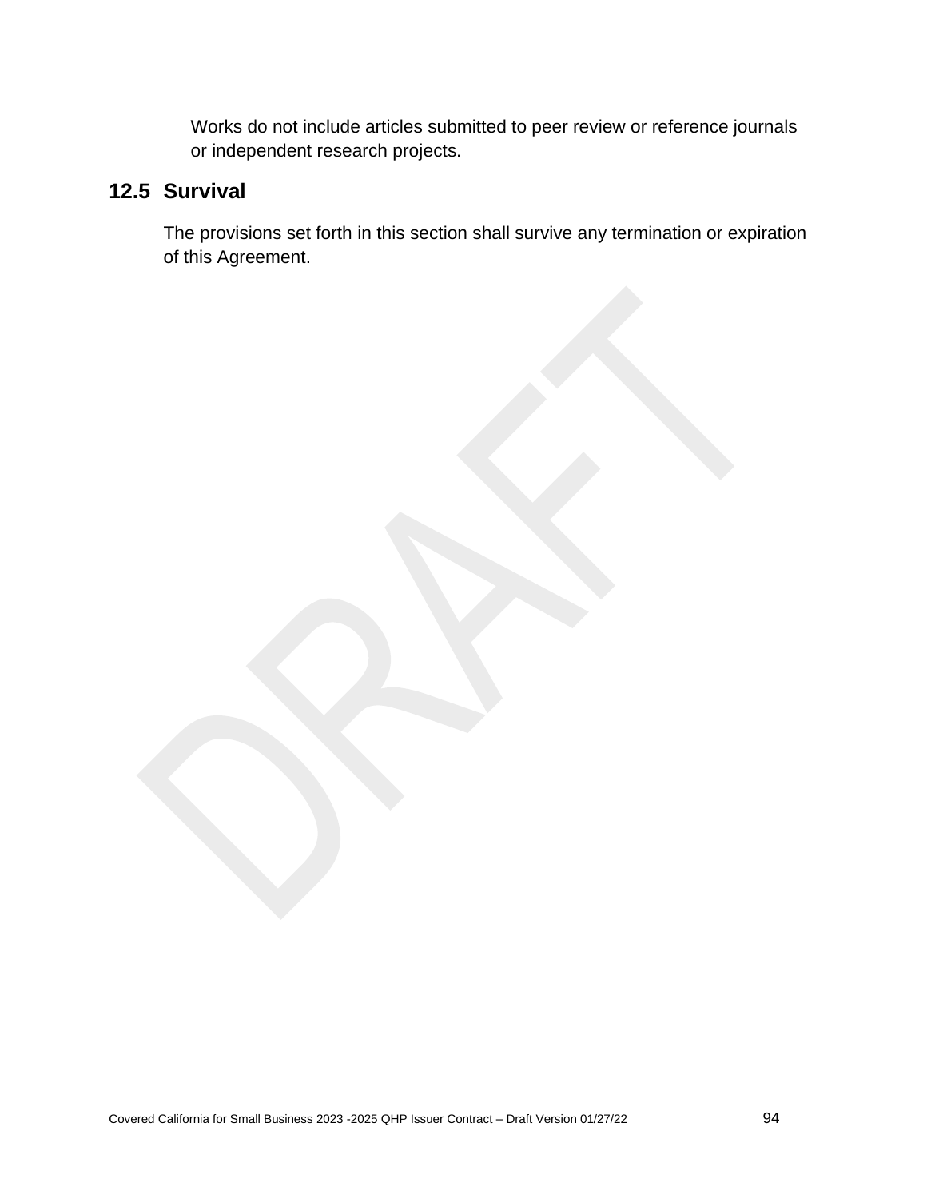Works do not include articles submitted to peer review or reference journals or independent research projects.

## 12.5 Survival

The provisions set forth in this section shall survive any termination or expiration of this Agreement.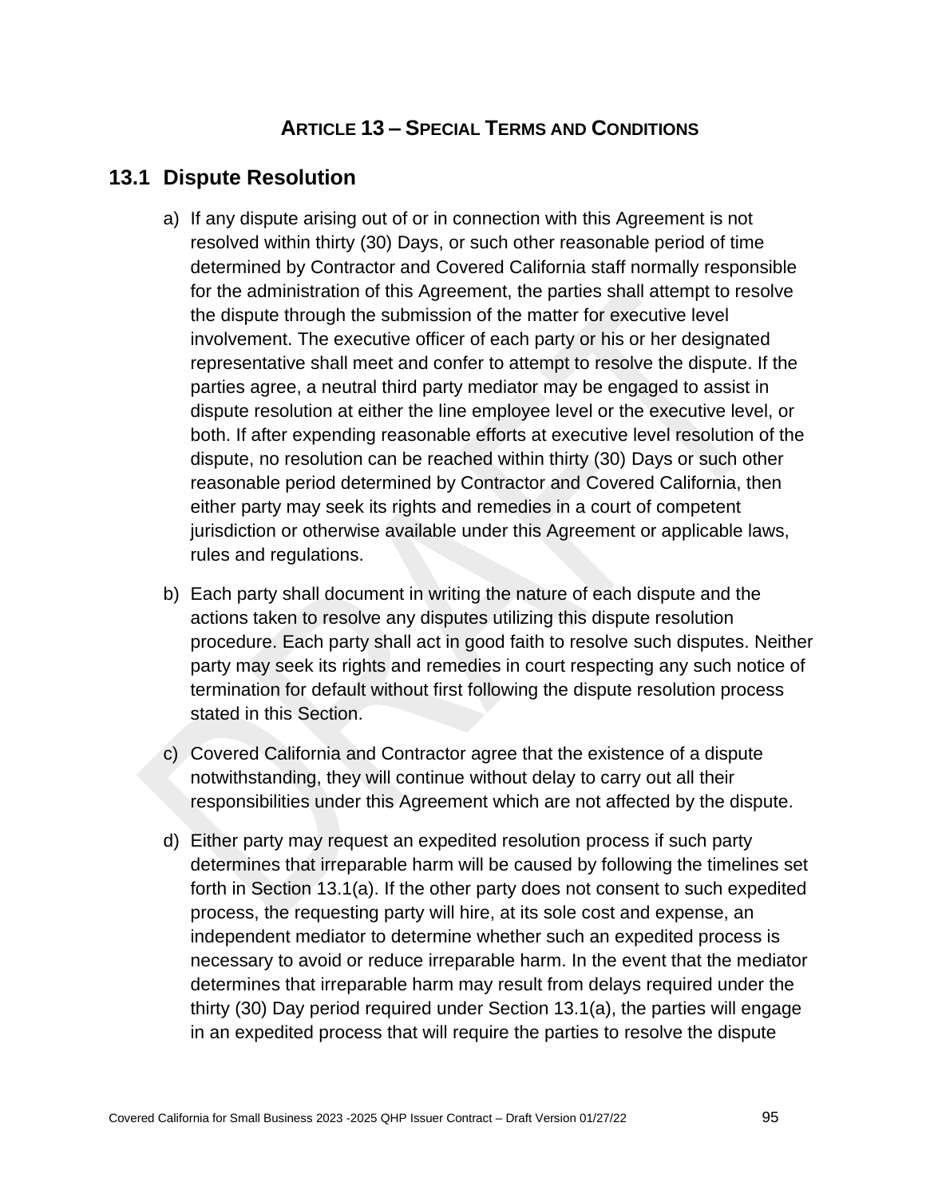## Article 13 – Special Terms and Conditions

## 13.1 Dispute Resolution

a) If any dispute arising out of or in connection with this Agreement is not resolved within thirty (30) Days, or such other reasonable period of time determined by Contractor and Covered California staff normally responsible for the administration of this Agreement, the parties shall attempt to resolve the dispute through the submission of the matter for executive level involvement. The executive officer of each party or his or her designated representative shall meet and confer to attempt to resolve the dispute. If the parties agree, a neutral third party mediator may be engaged to assist in dispute resolution at either the line employee level or the executive level, or both. If after expending reasonable efforts at executive level resolution of the dispute, no resolution can be reached within thirty (30) Days or such other reasonable period determined by Contractor and Covered California, then either party may seek its rights and remedies in a court of competent jurisdiction or otherwise available under this Agreement or applicable laws, rules and regulations.

b) Each party shall document in writing the nature of each dispute and the actions taken to resolve any disputes utilizing this dispute resolution procedure. Each party shall act in good faith to resolve such disputes. Neither party may seek its rights and remedies in court respecting any such notice of termination for default without first following the dispute resolution process stated in this Section.

c) Covered California and Contractor agree that the existence of a dispute notwithstanding, they will continue without delay to carry out all their responsibilities under this Agreement which are not affected by the dispute.

d) Either party may request an expedited resolution process if such party determines that irreparable harm will be caused by following the timelines set forth in Section 13.1(a). If the other party does not consent to such expedited process, the requesting party will hire, at its sole cost and expense, an independent mediator to determine whether such an expedited process is necessary to avoid or reduce irreparable harm. In the event that the mediator determines that irreparable harm may result from delays required under the thirty (30) Day period required under Section 13.1(a), the parties will engage in an expedited process that will require the parties to resolve the dispute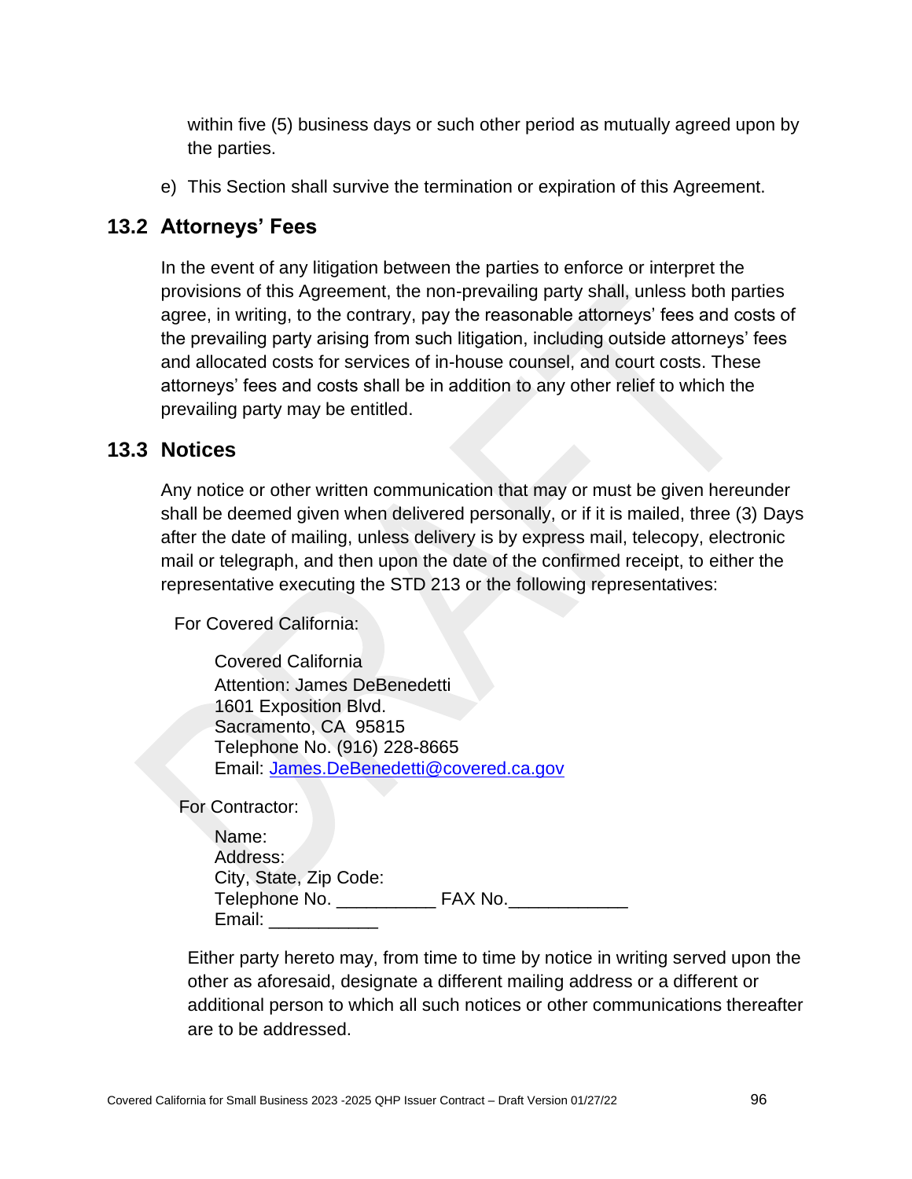within five (5) business days or such other period as mutually agreed upon by the parties.

e) This Section shall survive the termination or expiration of this Agreement.

## 13.2 Attorneys' Fees

In the event of any litigation between the parties to enforce or interpret the provisions of this Agreement, the non-prevailing party shall, unless both parties agree, in writing, to the contrary, pay the reasonable attorneys' fees and costs of the prevailing party arising from such litigation, including outside attorneys' fees and allocated costs for services of in-house counsel, and court costs. These attorneys' fees and costs shall be in addition to any other relief to which the prevailing party may be entitled.

## 13.3 Notices

Any notice or other written communication that may or must be given hereunder shall be deemed given when delivered personally, or if it is mailed, three (3) Days after the date of mailing, unless delivery is by express mail, telecopy, electronic mail or telegraph, and then upon the date of the confirmed receipt, to either the representative executing the STD 213 or the following representatives:

For Covered California:

Covered California  
Attention: James DeBenedetti  
1601 Exposition Blvd.  
Sacramento, CA 95815  
Telephone No. (916) 228-8665  
Email: [James.DeBenedetti@covered.ca.gov](mailto:James.DeBenedetti@covered.ca.gov)

For Contractor:

Name:  
Address:  
City, State, Zip Code:  
Telephone No. __________ FAX No.____________  
Email: ___________

Either party hereto may, from time to time by notice in writing served upon the other as aforesaid, designate a different mailing address or a different or additional person to which all such notices or other communications thereafter are to be addressed.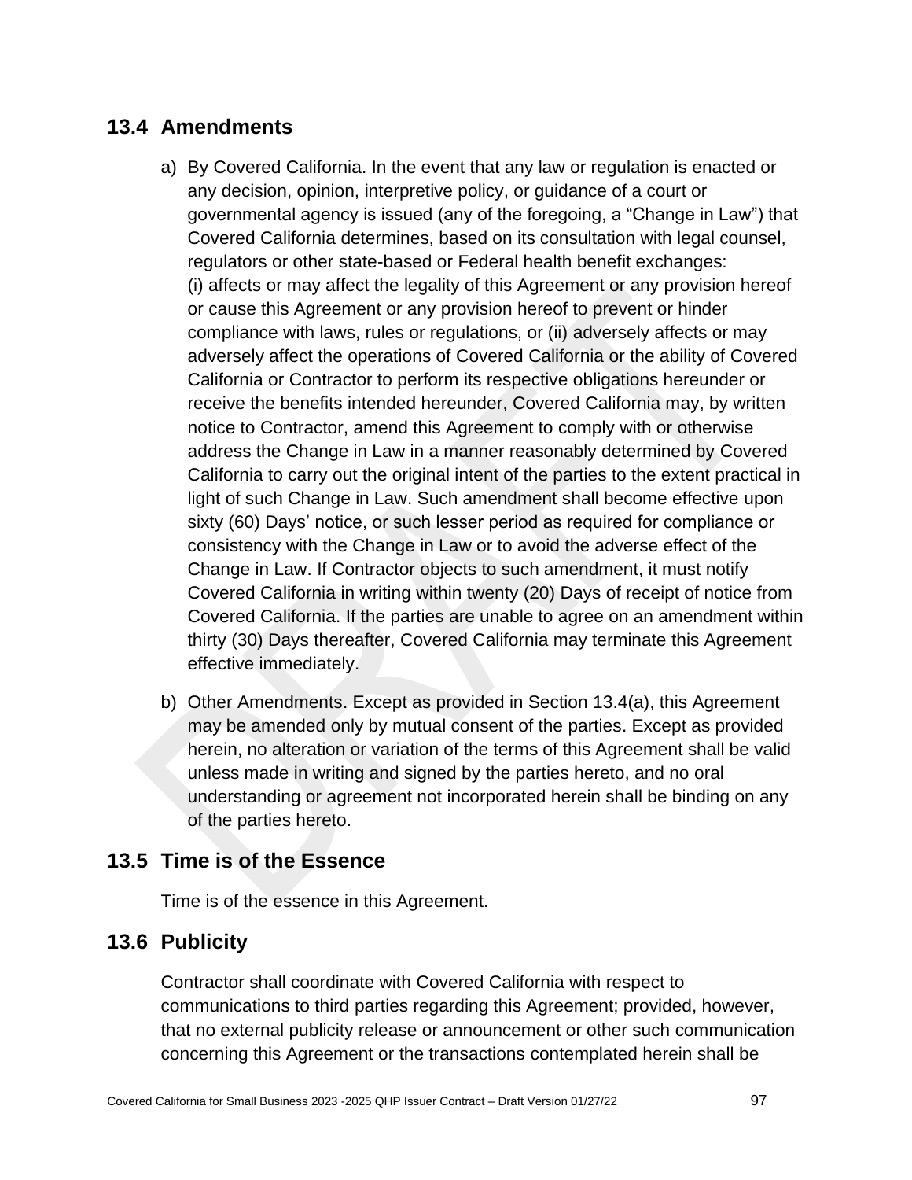## 13.4 Amendments

a) By Covered California. In the event that any law or regulation is enacted or any decision, opinion, interpretive policy, or guidance of a court or governmental agency is issued (any of the foregoing, a "Change in Law") that Covered California determines, based on its consultation with legal counsel, regulators or other state-based or Federal health benefit exchanges: (i) affects or may affect the legality of this Agreement or any provision hereof or cause this Agreement or any provision hereof to prevent or hinder compliance with laws, rules or regulations, or (ii) adversely affects or may adversely affect the operations of Covered California or the ability of Covered California or Contractor to perform its respective obligations hereunder or receive the benefits intended hereunder, Covered California may, by written notice to Contractor, amend this Agreement to comply with or otherwise address the Change in Law in a manner reasonably determined by Covered California to carry out the original intent of the parties to the extent practical in light of such Change in Law. Such amendment shall become effective upon sixty (60) Days' notice, or such lesser period as required for compliance or consistency with the Change in Law or to avoid the adverse effect of the Change in Law. If Contractor objects to such amendment, it must notify Covered California in writing within twenty (20) Days of receipt of notice from Covered California. If the parties are unable to agree on an amendment within thirty (30) Days thereafter, Covered California may terminate this Agreement effective immediately.

b) Other Amendments. Except as provided in Section 13.4(a), this Agreement may be amended only by mutual consent of the parties. Except as provided herein, no alteration or variation of the terms of this Agreement shall be valid unless made in writing and signed by the parties hereto, and no oral understanding or agreement not incorporated herein shall be binding on any of the parties hereto.

## 13.5 Time is of the Essence

Time is of the essence in this Agreement.

## 13.6 Publicity

Contractor shall coordinate with Covered California with respect to communications to third parties regarding this Agreement; provided, however, that no external publicity release or announcement or other such communication concerning this Agreement or the transactions contemplated herein shall be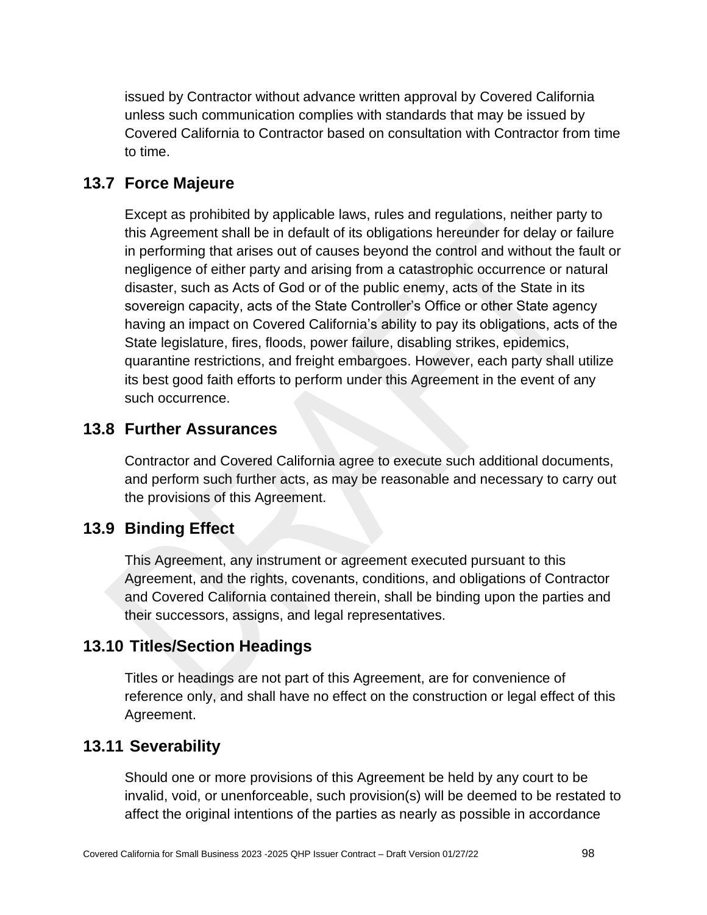issued by Contractor without advance written approval by Covered California unless such communication complies with standards that may be issued by Covered California to Contractor based on consultation with Contractor from time to time.

## 13.7 Force Majeure

Except as prohibited by applicable laws, rules and regulations, neither party to this Agreement shall be in default of its obligations hereunder for delay or failure in performing that arises out of causes beyond the control and without the fault or negligence of either party and arising from a catastrophic occurrence or natural disaster, such as Acts of God or of the public enemy, acts of the State in its sovereign capacity, acts of the State Controller's Office or other State agency having an impact on Covered California's ability to pay its obligations, acts of the State legislature, fires, floods, power failure, disabling strikes, epidemics, quarantine restrictions, and freight embargoes. However, each party shall utilize its best good faith efforts to perform under this Agreement in the event of any such occurrence.

## 13.8 Further Assurances

Contractor and Covered California agree to execute such additional documents, and perform such further acts, as may be reasonable and necessary to carry out the provisions of this Agreement.

## 13.9 Binding Effect

This Agreement, any instrument or agreement executed pursuant to this Agreement, and the rights, covenants, conditions, and obligations of Contractor and Covered California contained therein, shall be binding upon the parties and their successors, assigns, and legal representatives.

## 13.10 Titles/Section Headings

Titles or headings are not part of this Agreement, are for convenience of reference only, and shall have no effect on the construction or legal effect of this Agreement.

## 13.11 Severability

Should one or more provisions of this Agreement be held by any court to be invalid, void, or unenforceable, such provision(s) will be deemed to be restated to affect the original intentions of the parties as nearly as possible in accordance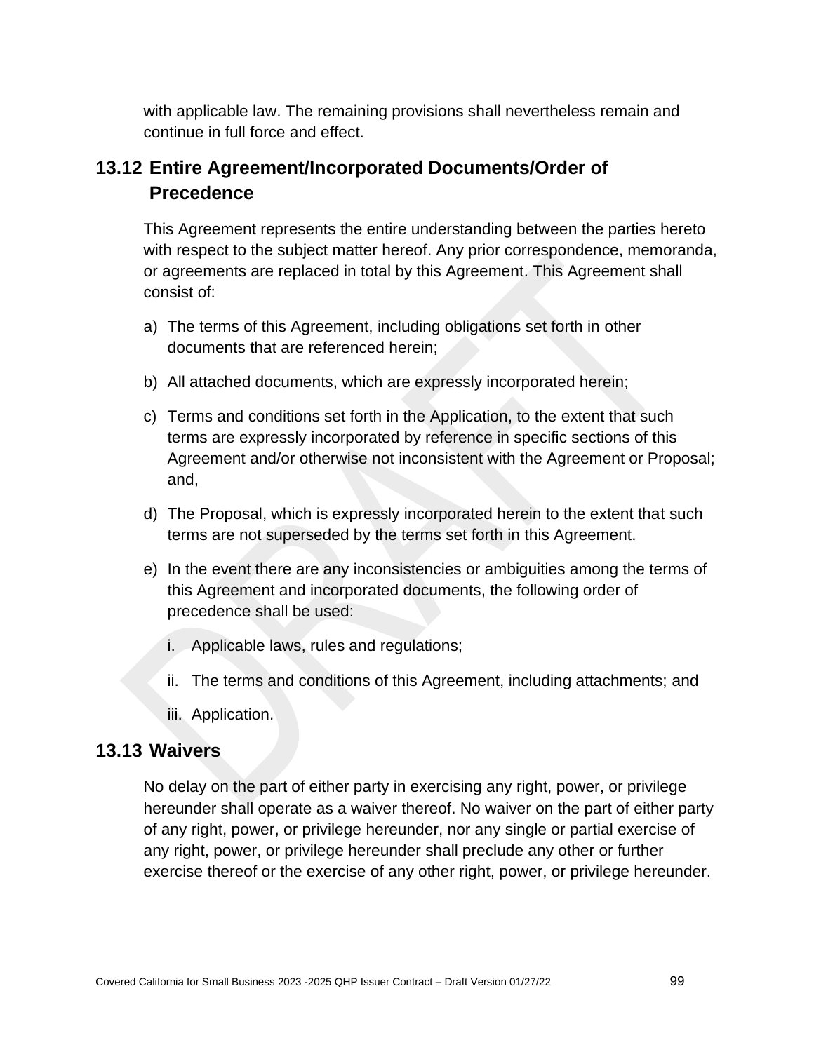with applicable law. The remaining provisions shall nevertheless remain and continue in full force and effect.

## 13.12 Entire Agreement/Incorporated Documents/Order of Precedence

This Agreement represents the entire understanding between the parties hereto with respect to the subject matter hereof. Any prior correspondence, memoranda, or agreements are replaced in total by this Agreement. This Agreement shall consist of:

a) The terms of this Agreement, including obligations set forth in other documents that are referenced herein;

b) All attached documents, which are expressly incorporated herein;

c) Terms and conditions set forth in the Application, to the extent that such terms are expressly incorporated by reference in specific sections of this Agreement and/or otherwise not inconsistent with the Agreement or Proposal; and,

d) The Proposal, which is expressly incorporated herein to the extent that such terms are not superseded by the terms set forth in this Agreement.

e) In the event there are any inconsistencies or ambiguities among the terms of this Agreement and incorporated documents, the following order of precedence shall be used:

   i. Applicable laws, rules and regulations;

   ii. The terms and conditions of this Agreement, including attachments; and

   iii. Application.

## 13.13 Waivers

No delay on the part of either party in exercising any right, power, or privilege hereunder shall operate as a waiver thereof. No waiver on the part of either party of any right, power, or privilege hereunder, nor any single or partial exercise of any right, power, or privilege hereunder shall preclude any other or further exercise thereof or the exercise of any other right, power, or privilege hereunder.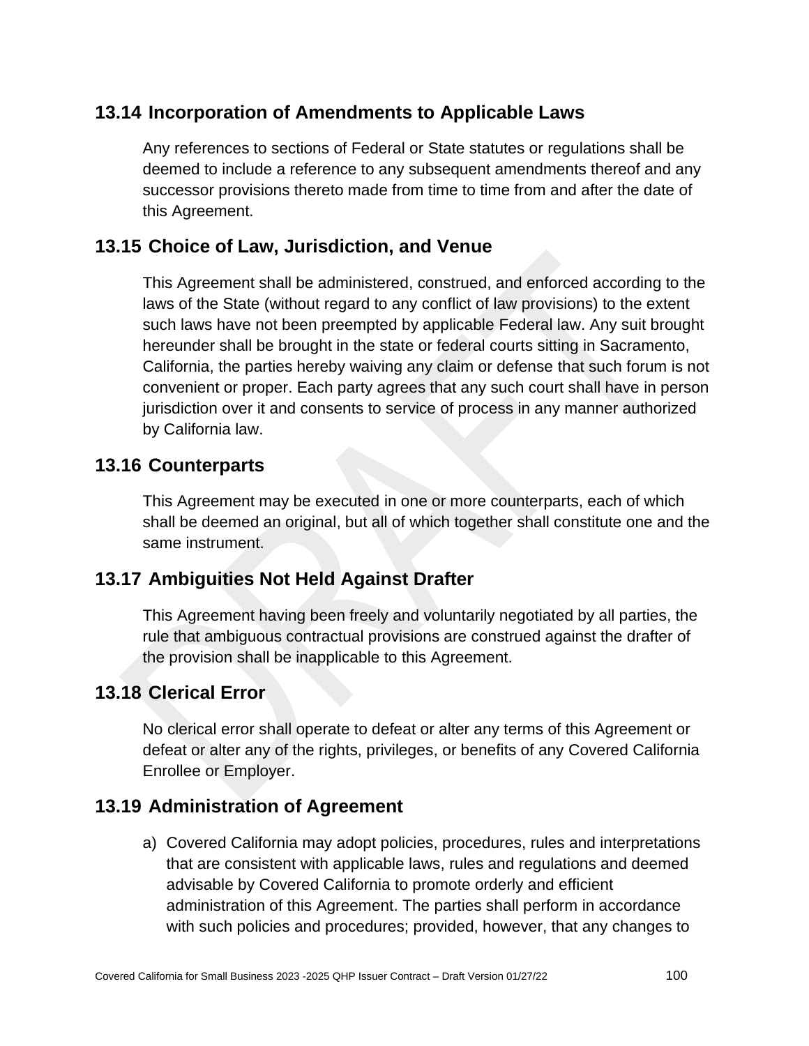## 13.14 Incorporation of Amendments to Applicable Laws

Any references to sections of Federal or State statutes or regulations shall be deemed to include a reference to any subsequent amendments thereof and any successor provisions thereto made from time to time from and after the date of this Agreement.

## 13.15 Choice of Law, Jurisdiction, and Venue

This Agreement shall be administered, construed, and enforced according to the laws of the State (without regard to any conflict of law provisions) to the extent such laws have not been preempted by applicable Federal law. Any suit brought hereunder shall be brought in the state or federal courts sitting in Sacramento, California, the parties hereby waiving any claim or defense that such forum is not convenient or proper. Each party agrees that any such court shall have in person jurisdiction over it and consents to service of process in any manner authorized by California law.

## 13.16 Counterparts

This Agreement may be executed in one or more counterparts, each of which shall be deemed an original, but all of which together shall constitute one and the same instrument.

## 13.17 Ambiguities Not Held Against Drafter

This Agreement having been freely and voluntarily negotiated by all parties, the rule that ambiguous contractual provisions are construed against the drafter of the provision shall be inapplicable to this Agreement.

## 13.18 Clerical Error

No clerical error shall operate to defeat or alter any terms of this Agreement or defeat or alter any of the rights, privileges, or benefits of any Covered California Enrollee or Employer.

## 13.19 Administration of Agreement

a) Covered California may adopt policies, procedures, rules and interpretations that are consistent with applicable laws, rules and regulations and deemed advisable by Covered California to promote orderly and efficient administration of this Agreement. The parties shall perform in accordance with such policies and procedures; provided, however, that any changes to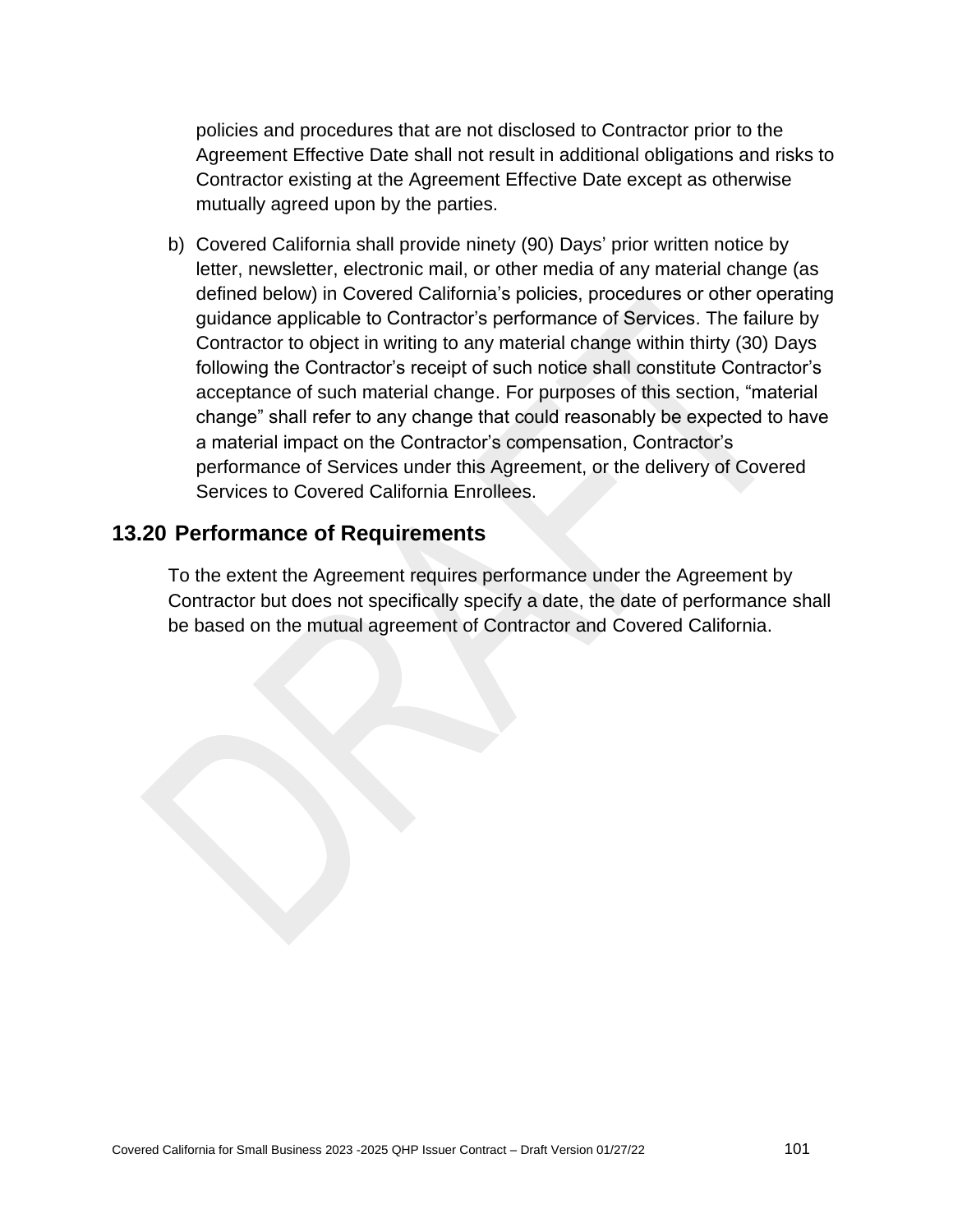policies and procedures that are not disclosed to Contractor prior to the Agreement Effective Date shall not result in additional obligations and risks to Contractor existing at the Agreement Effective Date except as otherwise mutually agreed upon by the parties.

b) Covered California shall provide ninety (90) Days' prior written notice by letter, newsletter, electronic mail, or other media of any material change (as defined below) in Covered California's policies, procedures or other operating guidance applicable to Contractor's performance of Services. The failure by Contractor to object in writing to any material change within thirty (30) Days following the Contractor's receipt of such notice shall constitute Contractor's acceptance of such material change. For purposes of this section, "material change" shall refer to any change that could reasonably be expected to have a material impact on the Contractor's compensation, Contractor's performance of Services under this Agreement, or the delivery of Covered Services to Covered California Enrollees.

## 13.20 Performance of Requirements

To the extent the Agreement requires performance under the Agreement by Contractor but does not specifically specify a date, the date of performance shall be based on the mutual agreement of Contractor and Covered California.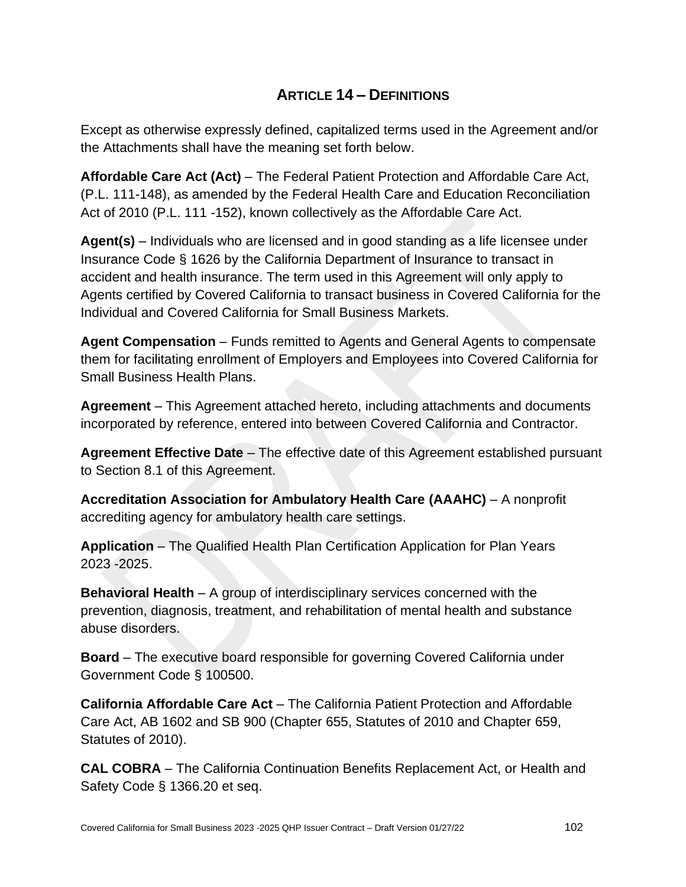## ARTICLE 14 – DEFINITIONS

Except as otherwise expressly defined, capitalized terms used in the Agreement and/or the Attachments shall have the meaning set forth below.

**Affordable Care Act (Act)** – The Federal Patient Protection and Affordable Care Act, (P.L. 111-148), as amended by the Federal Health Care and Education Reconciliation Act of 2010 (P.L. 111 -152), known collectively as the Affordable Care Act.

**Agent(s)** – Individuals who are licensed and in good standing as a life licensee under Insurance Code § 1626 by the California Department of Insurance to transact in accident and health insurance. The term used in this Agreement will only apply to Agents certified by Covered California to transact business in Covered California for the Individual and Covered California for Small Business Markets.

**Agent Compensation** – Funds remitted to Agents and General Agents to compensate them for facilitating enrollment of Employers and Employees into Covered California for Small Business Health Plans.

**Agreement** – This Agreement attached hereto, including attachments and documents incorporated by reference, entered into between Covered California and Contractor.

**Agreement Effective Date** – The effective date of this Agreement established pursuant to Section 8.1 of this Agreement.

**Accreditation Association for Ambulatory Health Care (AAAHC)** – A nonprofit accrediting agency for ambulatory health care settings.

**Application** – The Qualified Health Plan Certification Application for Plan Years 2023 -2025.

**Behavioral Health** – A group of interdisciplinary services concerned with the prevention, diagnosis, treatment, and rehabilitation of mental health and substance abuse disorders.

**Board** – The executive board responsible for governing Covered California under Government Code § 100500.

**California Affordable Care Act** – The California Patient Protection and Affordable Care Act, AB 1602 and SB 900 (Chapter 655, Statutes of 2010 and Chapter 659, Statutes of 2010).

**CAL COBRA** – The California Continuation Benefits Replacement Act, or Health and Safety Code § 1366.20 et seq.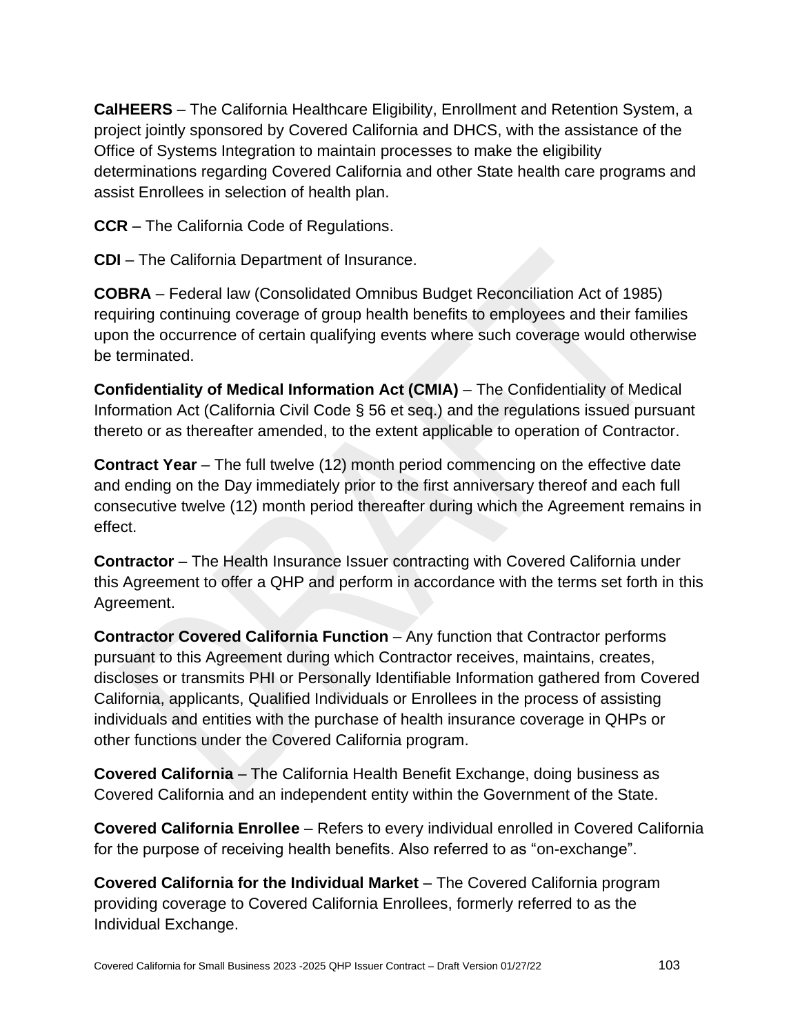**CalHEERS** – The California Healthcare Eligibility, Enrollment and Retention System, a project jointly sponsored by Covered California and DHCS, with the assistance of the Office of Systems Integration to maintain processes to make the eligibility determinations regarding Covered California and other State health care programs and assist Enrollees in selection of health plan.

**CCR** – The California Code of Regulations.

**CDI** – The California Department of Insurance.

**COBRA** – Federal law (Consolidated Omnibus Budget Reconciliation Act of 1985) requiring continuing coverage of group health benefits to employees and their families upon the occurrence of certain qualifying events where such coverage would otherwise be terminated.

**Confidentiality of Medical Information Act (CMIA)** – The Confidentiality of Medical Information Act (California Civil Code § 56 et seq.) and the regulations issued pursuant thereto or as thereafter amended, to the extent applicable to operation of Contractor.

**Contract Year** – The full twelve (12) month period commencing on the effective date and ending on the Day immediately prior to the first anniversary thereof and each full consecutive twelve (12) month period thereafter during which the Agreement remains in effect.

**Contractor** – The Health Insurance Issuer contracting with Covered California under this Agreement to offer a QHP and perform in accordance with the terms set forth in this Agreement.

**Contractor Covered California Function** – Any function that Contractor performs pursuant to this Agreement during which Contractor receives, maintains, creates, discloses or transmits PHI or Personally Identifiable Information gathered from Covered California, applicants, Qualified Individuals or Enrollees in the process of assisting individuals and entities with the purchase of health insurance coverage in QHPs or other functions under the Covered California program.

**Covered California** – The California Health Benefit Exchange, doing business as Covered California and an independent entity within the Government of the State.

**Covered California Enrollee** – Refers to every individual enrolled in Covered California for the purpose of receiving health benefits. Also referred to as "on-exchange".

**Covered California for the Individual Market** – The Covered California program providing coverage to Covered California Enrollees, formerly referred to as the Individual Exchange.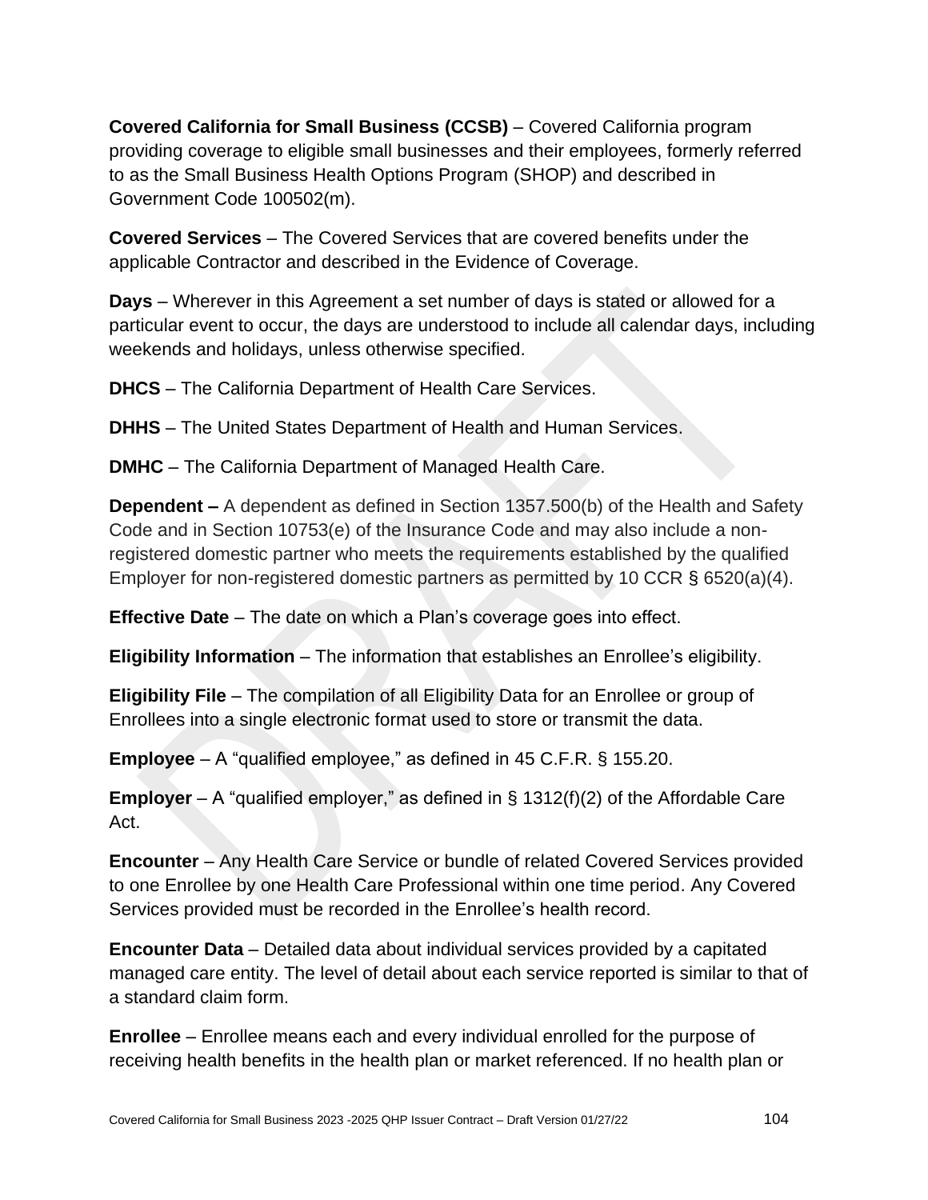**Covered California for Small Business (CCSB)** – Covered California program providing coverage to eligible small businesses and their employees, formerly referred to as the Small Business Health Options Program (SHOP) and described in Government Code 100502(m).

**Covered Services** – The Covered Services that are covered benefits under the applicable Contractor and described in the Evidence of Coverage.

**Days** – Wherever in this Agreement a set number of days is stated or allowed for a particular event to occur, the days are understood to include all calendar days, including weekends and holidays, unless otherwise specified.

**DHCS** – The California Department of Health Care Services.

**DHHS** – The United States Department of Health and Human Services.

**DMHC** – The California Department of Managed Health Care.

**Dependent –** A dependent as defined in Section 1357.500(b) of the Health and Safety Code and in Section 10753(e) of the Insurance Code and may also include a non-registered domestic partner who meets the requirements established by the qualified Employer for non-registered domestic partners as permitted by 10 CCR § 6520(a)(4).

**Effective Date** – The date on which a Plan's coverage goes into effect.

**Eligibility Information** – The information that establishes an Enrollee's eligibility.

**Eligibility File** – The compilation of all Eligibility Data for an Enrollee or group of Enrollees into a single electronic format used to store or transmit the data.

**Employee** – A "qualified employee," as defined in 45 C.F.R. § 155.20.

**Employer** – A "qualified employer," as defined in § 1312(f)(2) of the Affordable Care Act.

**Encounter** – Any Health Care Service or bundle of related Covered Services provided to one Enrollee by one Health Care Professional within one time period. Any Covered Services provided must be recorded in the Enrollee's health record.

**Encounter Data** – Detailed data about individual services provided by a capitated managed care entity. The level of detail about each service reported is similar to that of a standard claim form.

**Enrollee** – Enrollee means each and every individual enrolled for the purpose of receiving health benefits in the health plan or market referenced. If no health plan or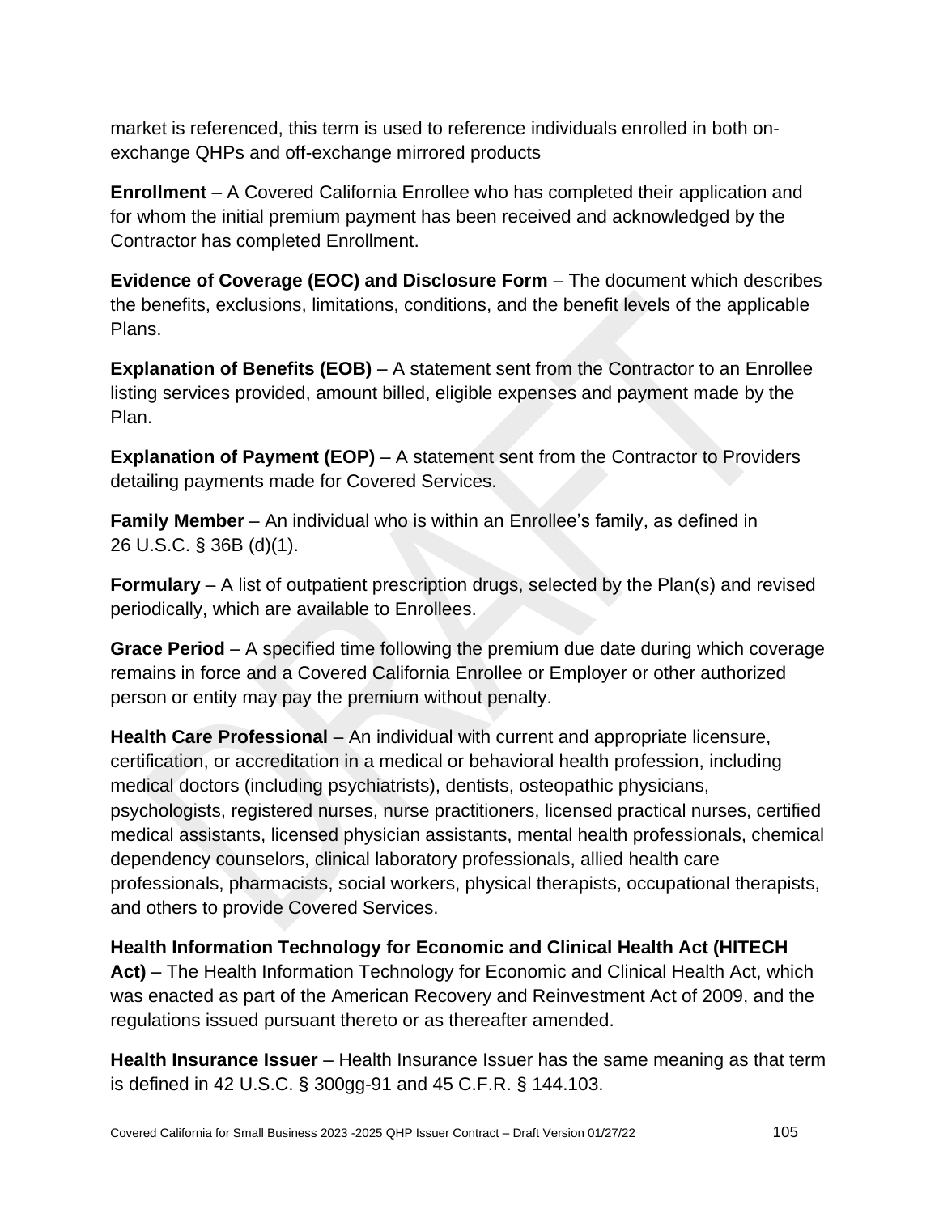market is referenced, this term is used to reference individuals enrolled in both on-exchange QHPs and off-exchange mirrored products

**Enrollment** – A Covered California Enrollee who has completed their application and for whom the initial premium payment has been received and acknowledged by the Contractor has completed Enrollment.

**Evidence of Coverage (EOC) and Disclosure Form** – The document which describes the benefits, exclusions, limitations, conditions, and the benefit levels of the applicable Plans.

**Explanation of Benefits (EOB)** – A statement sent from the Contractor to an Enrollee listing services provided, amount billed, eligible expenses and payment made by the Plan.

**Explanation of Payment (EOP)** – A statement sent from the Contractor to Providers detailing payments made for Covered Services.

**Family Member** – An individual who is within an Enrollee's family, as defined in 26 U.S.C. § 36B (d)(1).

**Formulary** – A list of outpatient prescription drugs, selected by the Plan(s) and revised periodically, which are available to Enrollees.

**Grace Period** – A specified time following the premium due date during which coverage remains in force and a Covered California Enrollee or Employer or other authorized person or entity may pay the premium without penalty.

**Health Care Professional** – An individual with current and appropriate licensure, certification, or accreditation in a medical or behavioral health profession, including medical doctors (including psychiatrists), dentists, osteopathic physicians, psychologists, registered nurses, nurse practitioners, licensed practical nurses, certified medical assistants, licensed physician assistants, mental health professionals, chemical dependency counselors, clinical laboratory professionals, allied health care professionals, pharmacists, social workers, physical therapists, occupational therapists, and others to provide Covered Services.

**Health Information Technology for Economic and Clinical Health Act (HITECH Act)** – The Health Information Technology for Economic and Clinical Health Act, which was enacted as part of the American Recovery and Reinvestment Act of 2009, and the regulations issued pursuant thereto or as thereafter amended.

**Health Insurance Issuer** – Health Insurance Issuer has the same meaning as that term is defined in 42 U.S.C. § 300gg-91 and 45 C.F.R. § 144.103.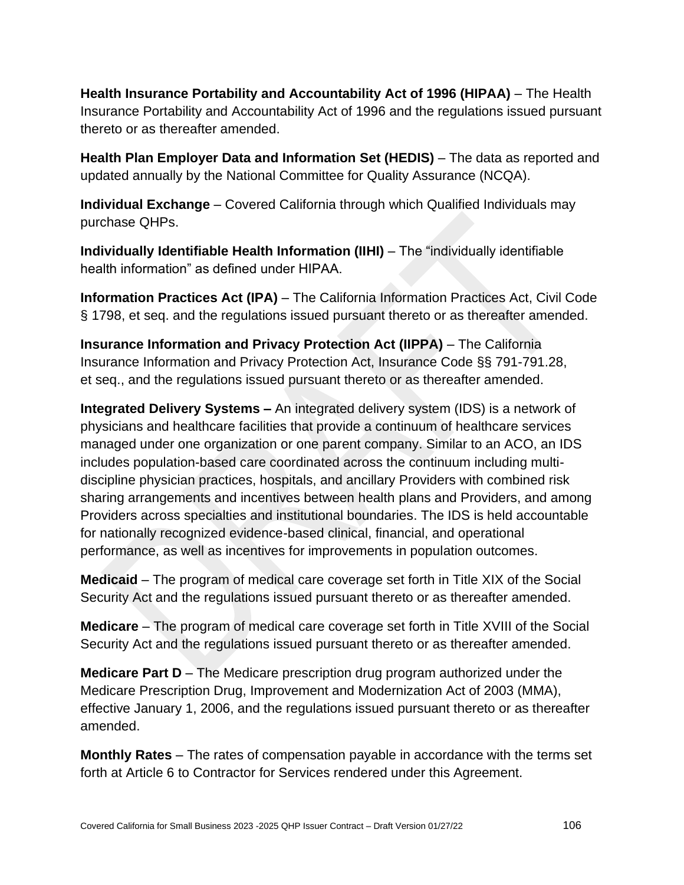**Health Insurance Portability and Accountability Act of 1996 (HIPAA)** – The Health Insurance Portability and Accountability Act of 1996 and the regulations issued pursuant thereto or as thereafter amended.

**Health Plan Employer Data and Information Set (HEDIS)** – The data as reported and updated annually by the National Committee for Quality Assurance (NCQA).

**Individual Exchange** – Covered California through which Qualified Individuals may purchase QHPs.

**Individually Identifiable Health Information (IIHI)** – The "individually identifiable health information" as defined under HIPAA.

**Information Practices Act (IPA)** – The California Information Practices Act, Civil Code § 1798, et seq. and the regulations issued pursuant thereto or as thereafter amended.

**Insurance Information and Privacy Protection Act (IIPPA)** – The California Insurance Information and Privacy Protection Act, Insurance Code §§ 791-791.28, et seq., and the regulations issued pursuant thereto or as thereafter amended.

**Integrated Delivery Systems –** An integrated delivery system (IDS) is a network of physicians and healthcare facilities that provide a continuum of healthcare services managed under one organization or one parent company. Similar to an ACO, an IDS includes population-based care coordinated across the continuum including multi-discipline physician practices, hospitals, and ancillary Providers with combined risk sharing arrangements and incentives between health plans and Providers, and among Providers across specialties and institutional boundaries. The IDS is held accountable for nationally recognized evidence-based clinical, financial, and operational performance, as well as incentives for improvements in population outcomes.

**Medicaid** – The program of medical care coverage set forth in Title XIX of the Social Security Act and the regulations issued pursuant thereto or as thereafter amended.

**Medicare** – The program of medical care coverage set forth in Title XVIII of the Social Security Act and the regulations issued pursuant thereto or as thereafter amended.

**Medicare Part D** – The Medicare prescription drug program authorized under the Medicare Prescription Drug, Improvement and Modernization Act of 2003 (MMA), effective January 1, 2006, and the regulations issued pursuant thereto or as thereafter amended.

**Monthly Rates** – The rates of compensation payable in accordance with the terms set forth at Article 6 to Contractor for Services rendered under this Agreement.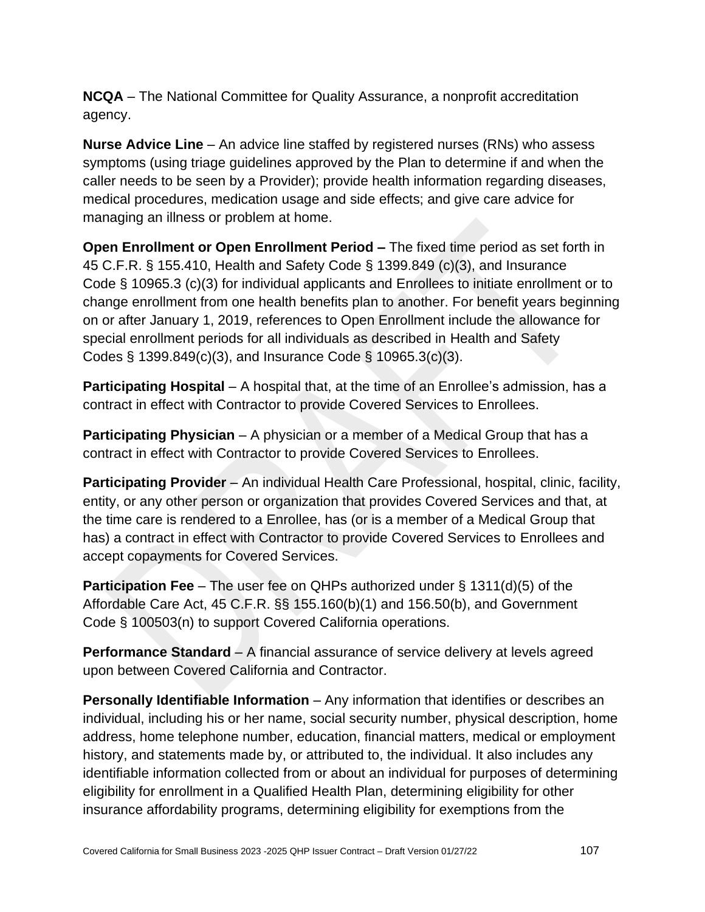**NCQA** – The National Committee for Quality Assurance, a nonprofit accreditation agency.

**Nurse Advice Line** – An advice line staffed by registered nurses (RNs) who assess symptoms (using triage guidelines approved by the Plan to determine if and when the caller needs to be seen by a Provider); provide health information regarding diseases, medical procedures, medication usage and side effects; and give care advice for managing an illness or problem at home.

**Open Enrollment or Open Enrollment Period –** The fixed time period as set forth in 45 C.F.R. § 155.410, Health and Safety Code § 1399.849 (c)(3), and Insurance Code § 10965.3 (c)(3) for individual applicants and Enrollees to initiate enrollment or to change enrollment from one health benefits plan to another. For benefit years beginning on or after January 1, 2019, references to Open Enrollment include the allowance for special enrollment periods for all individuals as described in Health and Safety Codes § 1399.849(c)(3), and Insurance Code § 10965.3(c)(3).

**Participating Hospital** – A hospital that, at the time of an Enrollee's admission, has a contract in effect with Contractor to provide Covered Services to Enrollees.

**Participating Physician** – A physician or a member of a Medical Group that has a contract in effect with Contractor to provide Covered Services to Enrollees.

**Participating Provider** – An individual Health Care Professional, hospital, clinic, facility, entity, or any other person or organization that provides Covered Services and that, at the time care is rendered to a Enrollee, has (or is a member of a Medical Group that has) a contract in effect with Contractor to provide Covered Services to Enrollees and accept copayments for Covered Services.

**Participation Fee** – The user fee on QHPs authorized under § 1311(d)(5) of the Affordable Care Act, 45 C.F.R. §§ 155.160(b)(1) and 156.50(b), and Government Code § 100503(n) to support Covered California operations.

**Performance Standard** – A financial assurance of service delivery at levels agreed upon between Covered California and Contractor.

**Personally Identifiable Information** – Any information that identifies or describes an individual, including his or her name, social security number, physical description, home address, home telephone number, education, financial matters, medical or employment history, and statements made by, or attributed to, the individual. It also includes any identifiable information collected from or about an individual for purposes of determining eligibility for enrollment in a Qualified Health Plan, determining eligibility for other insurance affordability programs, determining eligibility for exemptions from the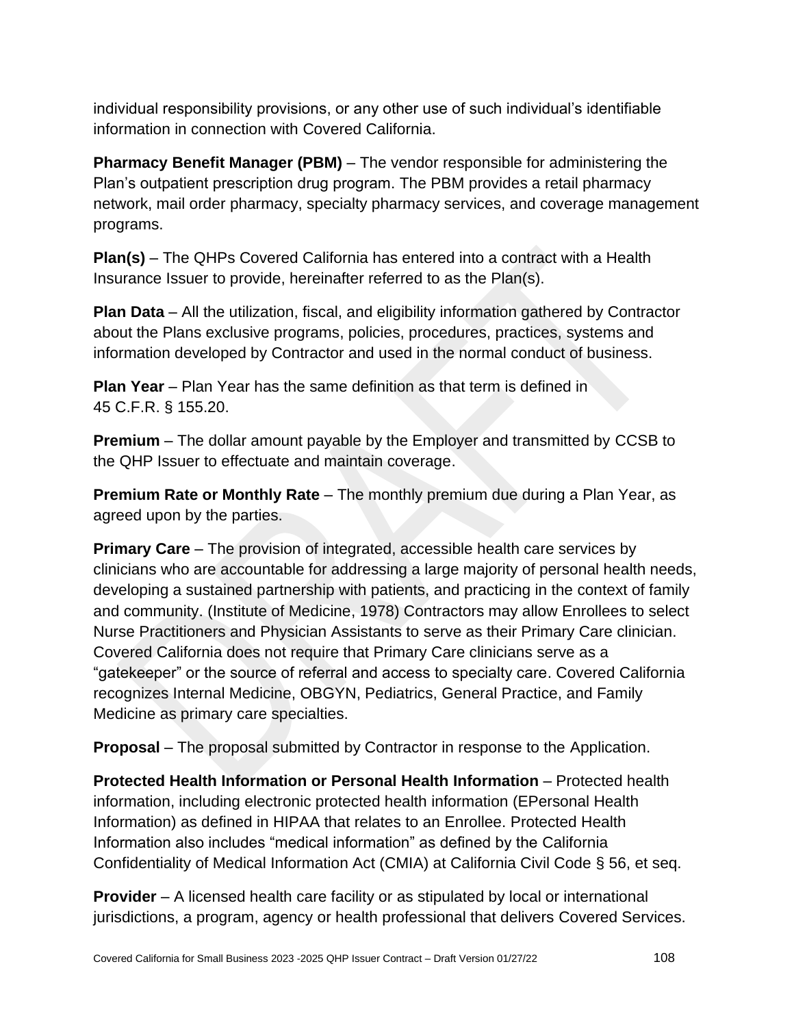individual responsibility provisions, or any other use of such individual's identifiable information in connection with Covered California.

**Pharmacy Benefit Manager (PBM)** – The vendor responsible for administering the Plan's outpatient prescription drug program. The PBM provides a retail pharmacy network, mail order pharmacy, specialty pharmacy services, and coverage management programs.

**Plan(s)** – The QHPs Covered California has entered into a contract with a Health Insurance Issuer to provide, hereinafter referred to as the Plan(s).

**Plan Data** – All the utilization, fiscal, and eligibility information gathered by Contractor about the Plans exclusive programs, policies, procedures, practices, systems and information developed by Contractor and used in the normal conduct of business.

**Plan Year** – Plan Year has the same definition as that term is defined in 45 C.F.R. § 155.20.

**Premium** – The dollar amount payable by the Employer and transmitted by CCSB to the QHP Issuer to effectuate and maintain coverage.

**Premium Rate or Monthly Rate** – The monthly premium due during a Plan Year, as agreed upon by the parties.

**Primary Care** – The provision of integrated, accessible health care services by clinicians who are accountable for addressing a large majority of personal health needs, developing a sustained partnership with patients, and practicing in the context of family and community. (Institute of Medicine, 1978) Contractors may allow Enrollees to select Nurse Practitioners and Physician Assistants to serve as their Primary Care clinician. Covered California does not require that Primary Care clinicians serve as a "gatekeeper" or the source of referral and access to specialty care. Covered California recognizes Internal Medicine, OBGYN, Pediatrics, General Practice, and Family Medicine as primary care specialties.

**Proposal** – The proposal submitted by Contractor in response to the Application.

**Protected Health Information or Personal Health Information** – Protected health information, including electronic protected health information (EPersonal Health Information) as defined in HIPAA that relates to an Enrollee. Protected Health Information also includes "medical information" as defined by the California Confidentiality of Medical Information Act (CMIA) at California Civil Code § 56, et seq.

**Provider** – A licensed health care facility or as stipulated by local or international jurisdictions, a program, agency or health professional that delivers Covered Services.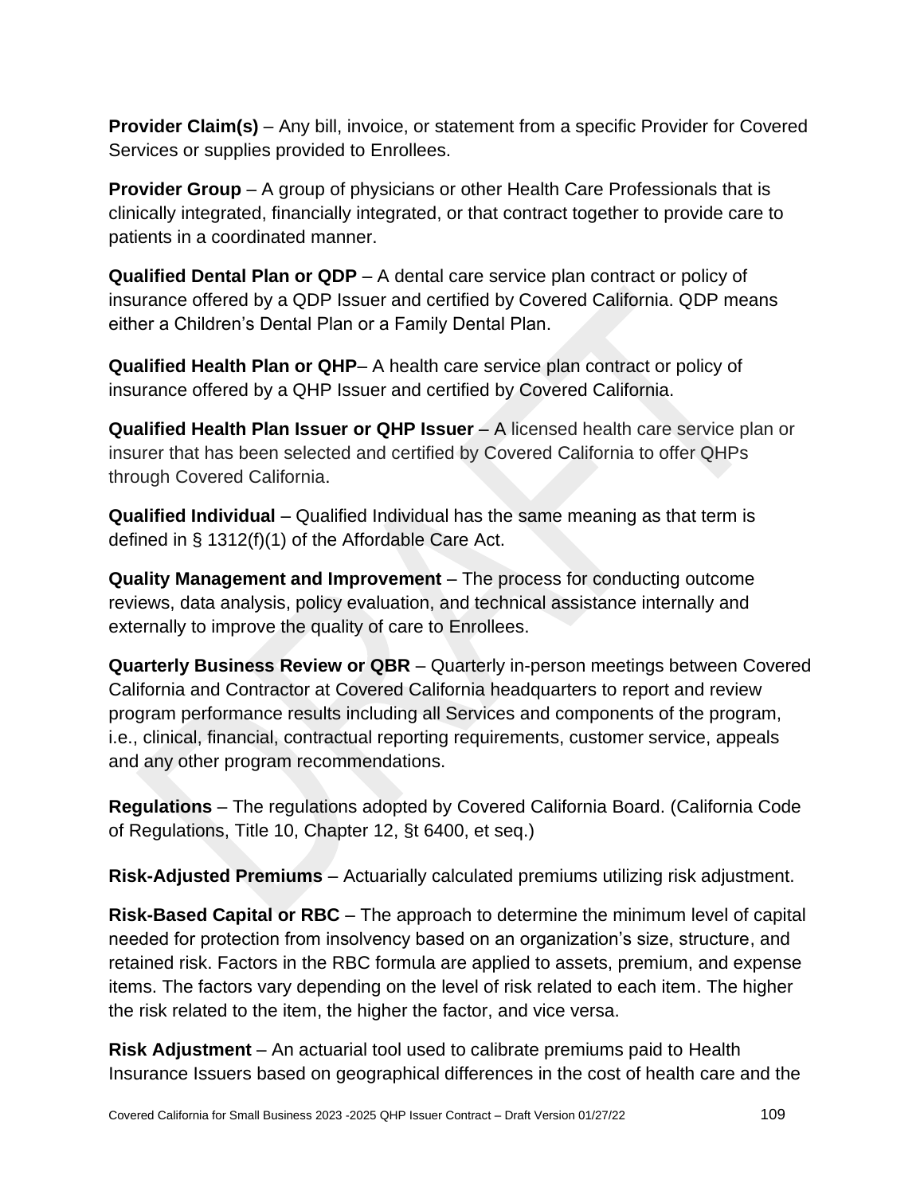**Provider Claim(s)** – Any bill, invoice, or statement from a specific Provider for Covered Services or supplies provided to Enrollees.

**Provider Group** – A group of physicians or other Health Care Professionals that is clinically integrated, financially integrated, or that contract together to provide care to patients in a coordinated manner.

**Qualified Dental Plan or QDP** – A dental care service plan contract or policy of insurance offered by a QDP Issuer and certified by Covered California. QDP means either a Children's Dental Plan or a Family Dental Plan.

**Qualified Health Plan or QHP**– A health care service plan contract or policy of insurance offered by a QHP Issuer and certified by Covered California.

**Qualified Health Plan Issuer or QHP Issuer** – A licensed health care service plan or insurer that has been selected and certified by Covered California to offer QHPs through Covered California.

**Qualified Individual** – Qualified Individual has the same meaning as that term is defined in § 1312(f)(1) of the Affordable Care Act.

**Quality Management and Improvement** – The process for conducting outcome reviews, data analysis, policy evaluation, and technical assistance internally and externally to improve the quality of care to Enrollees.

**Quarterly Business Review or QBR** – Quarterly in-person meetings between Covered California and Contractor at Covered California headquarters to report and review program performance results including all Services and components of the program, i.e., clinical, financial, contractual reporting requirements, customer service, appeals and any other program recommendations.

**Regulations** – The regulations adopted by Covered California Board. (California Code of Regulations, Title 10, Chapter 12, §t 6400, et seq.)

**Risk-Adjusted Premiums** – Actuarially calculated premiums utilizing risk adjustment.

**Risk-Based Capital or RBC** – The approach to determine the minimum level of capital needed for protection from insolvency based on an organization's size, structure, and retained risk. Factors in the RBC formula are applied to assets, premium, and expense items. The factors vary depending on the level of risk related to each item. The higher the risk related to the item, the higher the factor, and vice versa.

**Risk Adjustment** – An actuarial tool used to calibrate premiums paid to Health Insurance Issuers based on geographical differences in the cost of health care and the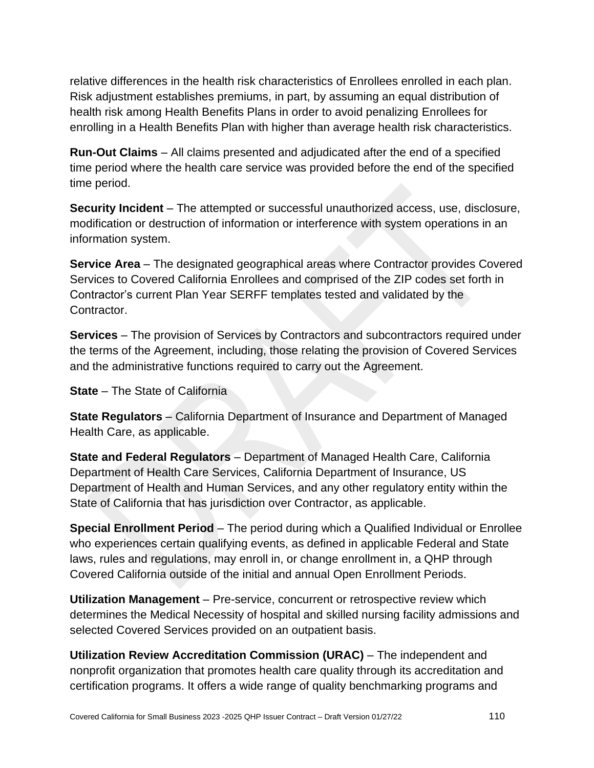relative differences in the health risk characteristics of Enrollees enrolled in each plan. Risk adjustment establishes premiums, in part, by assuming an equal distribution of health risk among Health Benefits Plans in order to avoid penalizing Enrollees for enrolling in a Health Benefits Plan with higher than average health risk characteristics.

**Run-Out Claims** – All claims presented and adjudicated after the end of a specified time period where the health care service was provided before the end of the specified time period.

**Security Incident** – The attempted or successful unauthorized access, use, disclosure, modification or destruction of information or interference with system operations in an information system.

**Service Area** – The designated geographical areas where Contractor provides Covered Services to Covered California Enrollees and comprised of the ZIP codes set forth in Contractor's current Plan Year SERFF templates tested and validated by the Contractor.

**Services** – The provision of Services by Contractors and subcontractors required under the terms of the Agreement, including, those relating the provision of Covered Services and the administrative functions required to carry out the Agreement.

**State** – The State of California

**State Regulators** – California Department of Insurance and Department of Managed Health Care, as applicable.

**State and Federal Regulators** – Department of Managed Health Care, California Department of Health Care Services, California Department of Insurance, US Department of Health and Human Services, and any other regulatory entity within the State of California that has jurisdiction over Contractor, as applicable.

**Special Enrollment Period** – The period during which a Qualified Individual or Enrollee who experiences certain qualifying events, as defined in applicable Federal and State laws, rules and regulations, may enroll in, or change enrollment in, a QHP through Covered California outside of the initial and annual Open Enrollment Periods.

**Utilization Management** – Pre-service, concurrent or retrospective review which determines the Medical Necessity of hospital and skilled nursing facility admissions and selected Covered Services provided on an outpatient basis.

**Utilization Review Accreditation Commission (URAC)** – The independent and nonprofit organization that promotes health care quality through its accreditation and certification programs. It offers a wide range of quality benchmarking programs and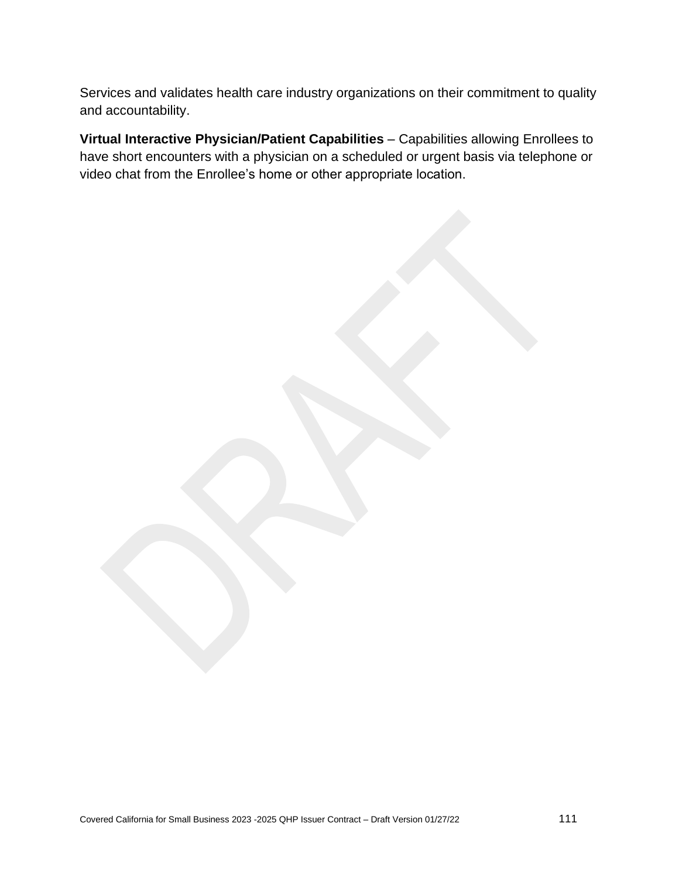Services and validates health care industry organizations on their commitment to quality and accountability.

**Virtual Interactive Physician/Patient Capabilities** – Capabilities allowing Enrollees to have short encounters with a physician on a scheduled or urgent basis via telephone or video chat from the Enrollee's home or other appropriate location.